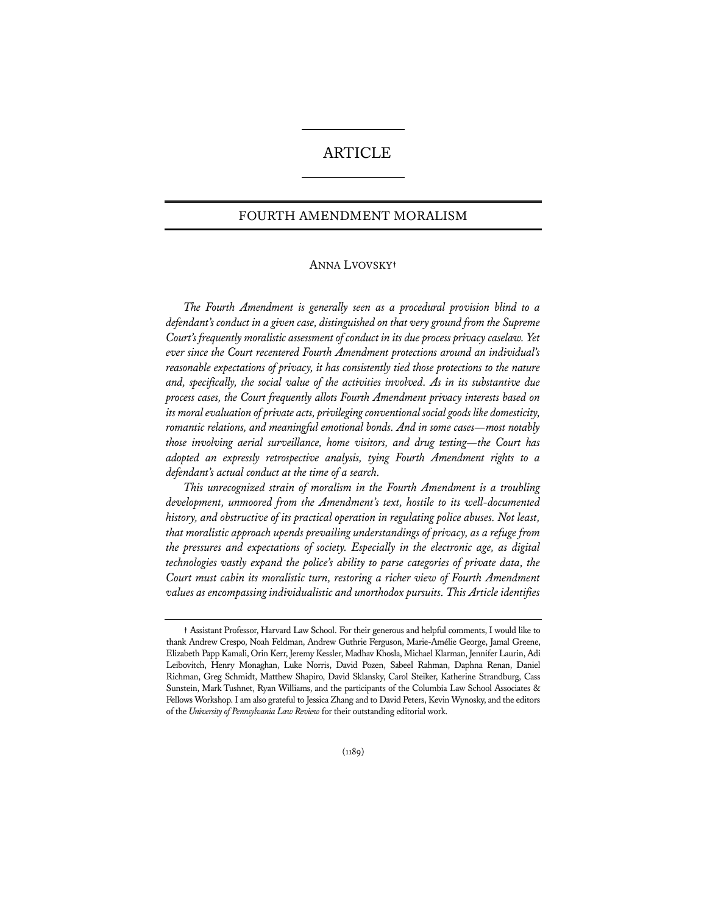# ARTICLE

## FOURTH AMENDMENT MORALISM

ANNA LVOVSKY†

*The Fourth Amendment is generally seen as a procedural provision blind to a defendant's conduct in a given case, distinguished on that very ground from the Supreme Court's frequently moralistic assessment of conduct in its due process privacy caselaw. Yet ever since the Court recentered Fourth Amendment protections around an individual's reasonable expectations of privacy, it has consistently tied those protections to the nature and, specifically, the social value of the activities involved. As in its substantive due process cases, the Court frequently allots Fourth Amendment privacy interests based on its moral evaluation of private acts, privileging conventional social goods like domesticity, romantic relations, and meaningful emotional bonds. And in some cases—most notably those involving aerial surveillance, home visitors, and drug testing—the Court has adopted an expressly retrospective analysis, tying Fourth Amendment rights to a defendant's actual conduct at the time of a search.*

*This unrecognized strain of moralism in the Fourth Amendment is a troubling development, unmoored from the Amendment's text, hostile to its well-documented history, and obstructive of its practical operation in regulating police abuses. Not least, that moralistic approach upends prevailing understandings of privacy, as a refuge from the pressures and expectations of society. Especially in the electronic age, as digital technologies vastly expand the police's ability to parse categories of private data, the Court must cabin its moralistic turn, restoring a richer view of Fourth Amendment values as encompassing individualistic and unorthodox pursuits. This Article identifies*

---

† Assistant Professor, Harvard Law School. For their generous and helpful comments, I would like to thank Andrew Crespo, Noah Feldman, Andrew Guthrie Ferguson, Marie-Amélie George, Jamal Greene, Elizabeth Papp Kamali, Orin Kerr, Jeremy Kessler, Madhav Khosla, Michael Klarman, Jennifer Laurin, Adi Leibovitch, Henry Monaghan, Luke Norris, David Pozen, Sabeel Rahman, Daphna Renan, Daniel Richman, Greg Schmidt, Matthew Shapiro, David Sklansky, Carol Steiker, Katherine Strandburg, Cass Sunstein, Mark Tushnet, Ryan Williams, and the participants of the Columbia Law School Associates & Fellows Workshop. I am also grateful to Jessica Zhang and to David Peters, Kevin Wynosky, and the editors of the *University of Pennsylvania Law Review* for their outstanding editorial work.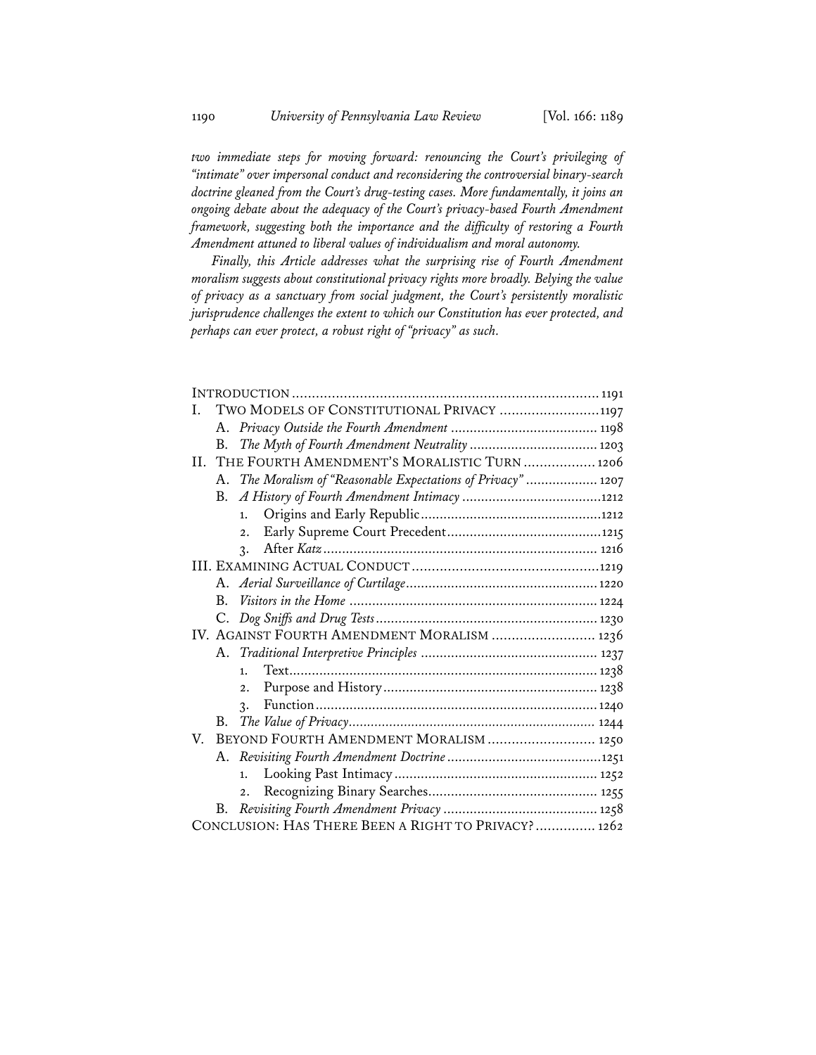*two immediate steps for moving forward: renouncing the Court's privileging of "intimate" over impersonal conduct and reconsidering the controversial binary-search doctrine gleaned from the Court's drug-testing cases. More fundamentally, it joins an ongoing debate about the adequacy of the Court's privacy-based Fourth Amendment framework, suggesting both the importance and the difficulty of restoring a Fourth Amendment attuned to liberal values of individualism and moral autonomy.*

*Finally, this Article addresses what the surprising rise of Fourth Amendment moralism suggests about constitutional privacy rights more broadly. Belying the value of privacy as a sanctuary from social judgment, the Court's persistently moralistic jurisprudence challenges the extent to which our Constitution has ever protected, and perhaps can ever protect, a robust right of "privacy" as such.*

INTRODUCTION ........................................................................ 1191

I. TWO MODELS OF CONSTITUTIONAL PRIVACY ........................ 1197
  - A. *Privacy Outside the Fourth Amendment* ........................ 1198
  - B. *The Myth of Fourth Amendment Neutrality* .................... 1203

II. THE FOURTH AMENDMENT'S MORALISTIC TURN ................. 1206
  - A. *The Moralism of "Reasonable Expectations of Privacy"* ................ 1207
  - B. *A History of Fourth Amendment Intimacy* ........................ 1212
    1. Origins and Early Republic ........................................ 1212
    2. Early Supreme Court Precedent .................................. 1215
    3. After *Katz* ................................................................ 1216

III. EXAMINING ACTUAL CONDUCT ............................................ 1219
  - A. *Aerial Surveillance of Curtilage* .................................. 1220
  - B. *Visitors in the Home* .................................................. 1224
  - C. *Dog Sniffs and Drug Tests* .......................................... 1230

IV. AGAINST FOURTH AMENDMENT MORALISM .......................... 1236
  - A. *Traditional Interpretive Principles* .............................. 1237
    1. Text ......................................................................... 1238
    2. Purpose and History ................................................... 1238
    3. Function ................................................................... 1240
  - B. *The Value of Privacy* .................................................. 1244

V. BEYOND FOURTH AMENDMENT MORALISM ........................... 1250
  - A. *Revisiting Fourth Amendment Doctrine* ........................ 1251
    1. Looking Past Intimacy ................................................ 1252
    2. Recognizing Binary Searches ........................................ 1255
  - B. *Revisiting Fourth Amendment Privacy* ........................... 1258

CONCLUSION: HAS THERE BEEN A RIGHT TO PRIVACY? ............... 1262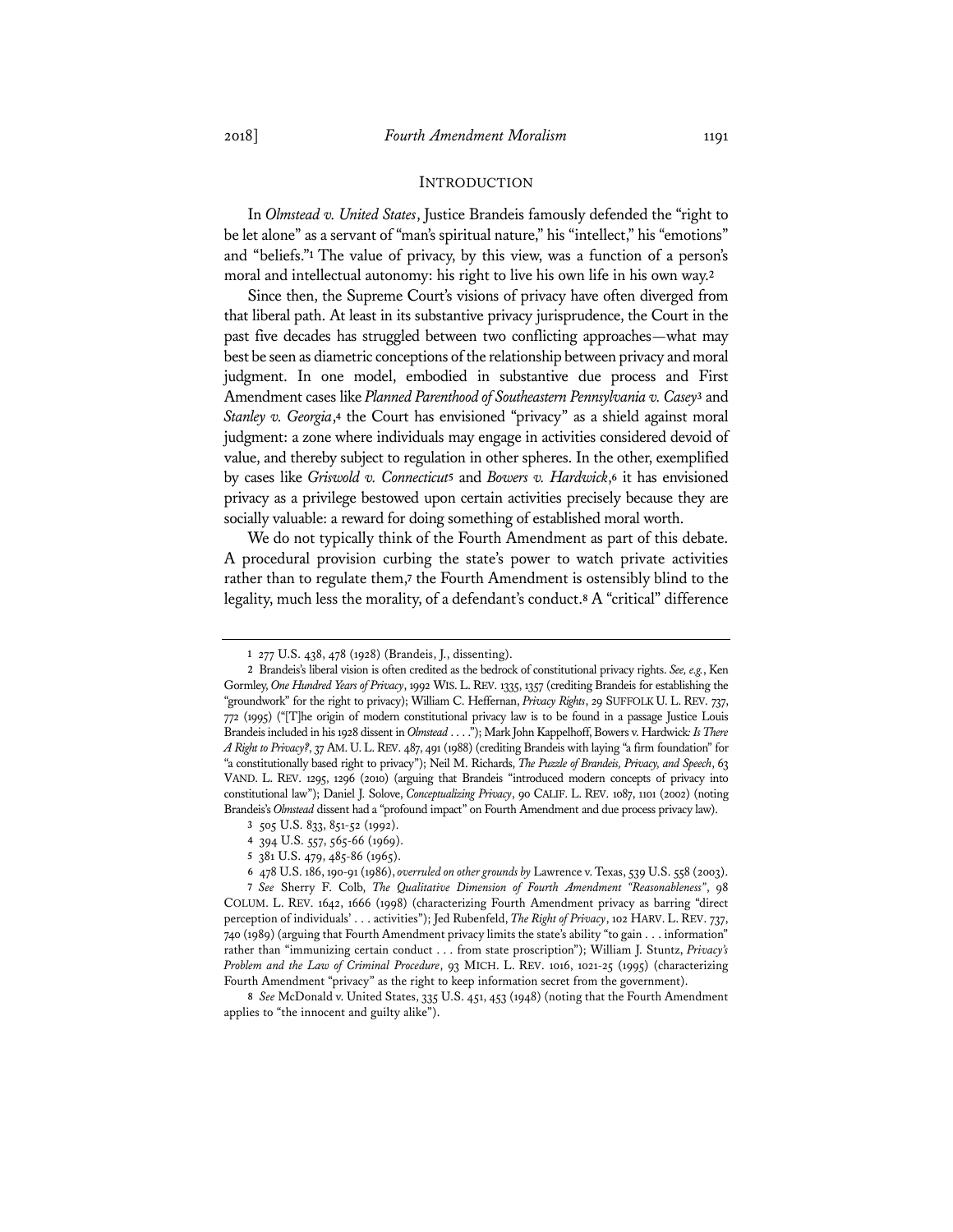## INTRODUCTION

In *Olmstead v. United States*, Justice Brandeis famously defended the "right to be let alone" as a servant of "man's spiritual nature," his "intellect," his "emotions" and "beliefs."[1] The value of privacy, by this view, was a function of a person's moral and intellectual autonomy: his right to live his own life in his own way.[2]

Since then, the Supreme Court's visions of privacy have often diverged from that liberal path. At least in its substantive privacy jurisprudence, the Court in the past five decades has struggled between two conflicting approaches—what may best be seen as diametric conceptions of the relationship between privacy and moral judgment. In one model, embodied in substantive due process and First Amendment cases like *Planned Parenthood of Southeastern Pennsylvania v. Casey*[3] and *Stanley v. Georgia*,[4] the Court has envisioned "privacy" as a shield against moral judgment: a zone where individuals may engage in activities considered devoid of value, and thereby subject to regulation in other spheres. In the other, exemplified by cases like *Griswold v. Connecticut*[5] and *Bowers v. Hardwick*,[6] it has envisioned privacy as a privilege bestowed upon certain activities precisely because they are socially valuable: a reward for doing something of established moral worth.

We do not typically think of the Fourth Amendment as part of this debate. A procedural provision curbing the state's power to watch private activities rather than to regulate them,[7] the Fourth Amendment is ostensibly blind to the legality, much less the morality, of a defendant's conduct.[8] A "critical" difference

---

1 277 U.S. 438, 478 (1928) (Brandeis, J., dissenting).

2 Brandeis's liberal vision is often credited as the bedrock of constitutional privacy rights. *See, e.g.*, Ken Gormley, *One Hundred Years of Privacy*, 1992 WIS. L. REV. 1335, 1357 (crediting Brandeis for establishing the "groundwork" for the right to privacy); William C. Heffernan, *Privacy Rights*, 29 SUFFOLK U. L. REV. 737, 772 (1995) ("[T]he origin of modern constitutional privacy law is to be found in a passage Justice Louis Brandeis included in his 1928 dissent in *Olmstead* . . . ."); Mark John Kappelhoff, Bowers v. Hardwick*: Is There A Right to Privacy?*, 37 AM. U. L. REV. 487, 491 (1988) (crediting Brandeis with laying "a firm foundation" for "a constitutionally based right to privacy"); Neil M. Richards, *The Puzzle of Brandeis, Privacy, and Speech*, 63 VAND. L. REV. 1295, 1296 (2010) (arguing that Brandeis "introduced modern concepts of privacy into constitutional law"); Daniel J. Solove, *Conceptualizing Privacy*, 90 CALIF. L. REV. 1087, 1101 (2002) (noting Brandeis's *Olmstead* dissent had a "profound impact" on Fourth Amendment and due process privacy law).

3 505 U.S. 833, 851-52 (1992).

4 394 U.S. 557, 565-66 (1969).

5 381 U.S. 479, 485-86 (1965).

6 478 U.S. 186, 190-91 (1986), *overruled on other grounds by* Lawrence v. Texas, 539 U.S. 558 (2003).

7 *See* Sherry F. Colb, *The Qualitative Dimension of Fourth Amendment "Reasonableness"*, 98 COLUM. L. REV. 1642, 1666 (1998) (characterizing Fourth Amendment privacy as barring "direct perception of individuals' . . . activities"); Jed Rubenfeld, *The Right of Privacy*, 102 HARV. L. REV. 737, 740 (1989) (arguing that Fourth Amendment privacy limits the state's ability "to gain . . . information" rather than "immunizing certain conduct . . . from state proscription"); William J. Stuntz, *Privacy's Problem and the Law of Criminal Procedure*, 93 MICH. L. REV. 1016, 1021-25 (1995) (characterizing Fourth Amendment "privacy" as the right to keep information secret from the government).

8 *See* McDonald v. United States, 335 U.S. 451, 453 (1948) (noting that the Fourth Amendment applies to "the innocent and guilty alike").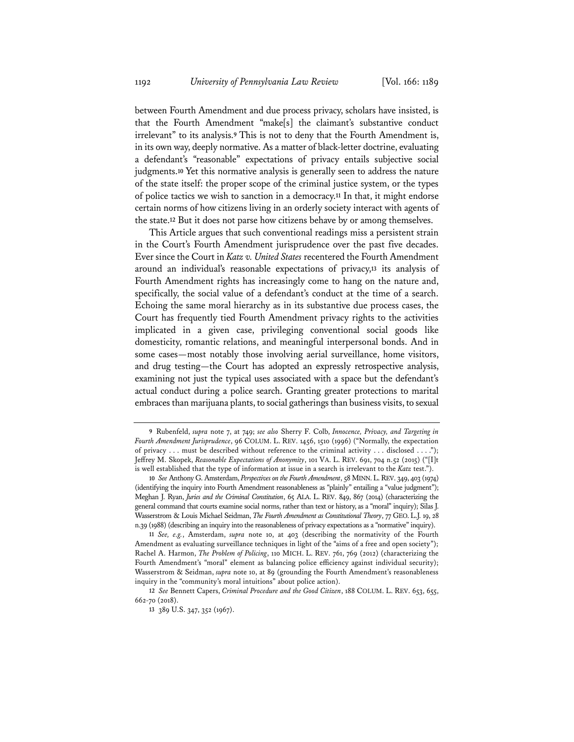between Fourth Amendment and due process privacy, scholars have insisted, is that the Fourth Amendment "make[s] the claimant's substantive conduct irrelevant" to its analysis.[9] This is not to deny that the Fourth Amendment is, in its own way, deeply normative. As a matter of black-letter doctrine, evaluating a defendant's "reasonable" expectations of privacy entails subjective social judgments.[10] Yet this normative analysis is generally seen to address the nature of the state itself: the proper scope of the criminal justice system, or the types of police tactics we wish to sanction in a democracy.[11] In that, it might endorse certain norms of how citizens living in an orderly society interact with agents of the state.[12] But it does not parse how citizens behave by or among themselves.

This Article argues that such conventional readings miss a persistent strain in the Court's Fourth Amendment jurisprudence over the past five decades. Ever since the Court in *Katz v. United States* recentered the Fourth Amendment around an individual's reasonable expectations of privacy,[13] its analysis of Fourth Amendment rights has increasingly come to hang on the nature and, specifically, the social value of a defendant's conduct at the time of a search. Echoing the same moral hierarchy as in its substantive due process cases, the Court has frequently tied Fourth Amendment privacy rights to the activities implicated in a given case, privileging conventional social goods like domesticity, romantic relations, and meaningful interpersonal bonds. And in some cases—most notably those involving aerial surveillance, home visitors, and drug testing—the Court has adopted an expressly retrospective analysis, examining not just the typical uses associated with a space but the defendant's actual conduct during a police search. Granting greater protections to marital embraces than marijuana plants, to social gatherings than business visits, to sexual

---

9 Rubenfeld, *supra* note 7, at 749; *see also* Sherry F. Colb, *Innocence, Privacy, and Targeting in Fourth Amendment Jurisprudence*, 96 COLUM. L. REV. 1456, 1510 (1996) ("Normally, the expectation of privacy . . . must be described without reference to the criminal activity . . . disclosed . . . ."); Jeffrey M. Skopek, *Reasonable Expectations of Anonymity*, 101 VA. L. REV. 691, 704 n.52 (2015) ("[I]t is well established that the type of information at issue in a search is irrelevant to the *Katz* test.").

10 *See* Anthony G. Amsterdam, *Perspectives on the Fourth Amendment*, 58 MINN. L. REV. 349, 403 (1974) (identifying the inquiry into Fourth Amendment reasonableness as "plainly" entailing a "value judgment"); Meghan J. Ryan, *Juries and the Criminal Constitution*, 65 ALA. L. REV. 849, 867 (2014) (characterizing the general command that courts examine social norms, rather than text or history, as a "moral" inquiry); Silas J. Wasserstrom & Louis Michael Seidman, *The Fourth Amendment as Constitutional Theory*, 77 GEO. L.J. 19, 28 n.39 (1988) (describing an inquiry into the reasonableness of privacy expectations as a "normative" inquiry).

11 *See, e.g.*, Amsterdam, *supra* note 10, at 403 (describing the normativity of the Fourth Amendment as evaluating surveillance techniques in light of the "aims of a free and open society"); Rachel A. Harmon, *The Problem of Policing*, 110 MICH. L. REV. 761, 769 (2012) (characterizing the Fourth Amendment's "moral" element as balancing police efficiency against individual security); Wasserstrom & Seidman, *supra* note 10, at 89 (grounding the Fourth Amendment's reasonableness inquiry in the "community's moral intuitions" about police action).

12 *See* Bennett Capers, *Criminal Procedure and the Good Citizen*, 188 COLUM. L. REV. 653, 655, 662-70 (2018).

13 389 U.S. 347, 352 (1967).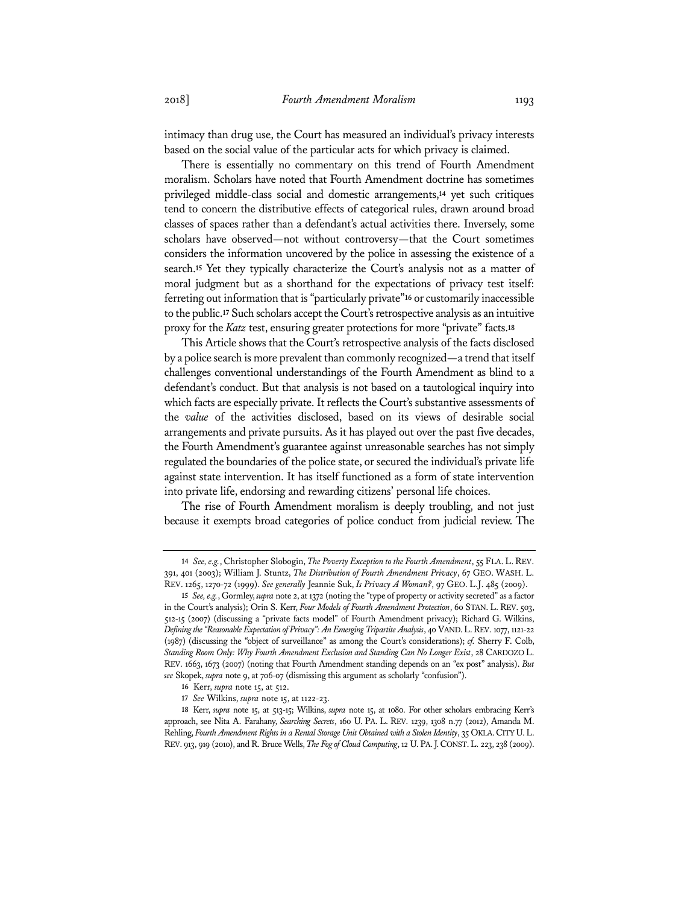intimacy than drug use, the Court has measured an individual's privacy interests based on the social value of the particular acts for which privacy is claimed.

There is essentially no commentary on this trend of Fourth Amendment moralism. Scholars have noted that Fourth Amendment doctrine has sometimes privileged middle-class social and domestic arrangements,[14] yet such critiques tend to concern the distributive effects of categorical rules, drawn around broad classes of spaces rather than a defendant's actual activities there. Inversely, some scholars have observed—not without controversy—that the Court sometimes considers the information uncovered by the police in assessing the existence of a search.[15] Yet they typically characterize the Court's analysis not as a matter of moral judgment but as a shorthand for the expectations of privacy test itself: ferreting out information that is "particularly private"[16] or customarily inaccessible to the public.[17] Such scholars accept the Court's retrospective analysis as an intuitive proxy for the *Katz* test, ensuring greater protections for more "private" facts.[18]

This Article shows that the Court's retrospective analysis of the facts disclosed by a police search is more prevalent than commonly recognized—a trend that itself challenges conventional understandings of the Fourth Amendment as blind to a defendant's conduct. But that analysis is not based on a tautological inquiry into which facts are especially private. It reflects the Court's substantive assessments of the *value* of the activities disclosed, based on its views of desirable social arrangements and private pursuits. As it has played out over the past five decades, the Fourth Amendment's guarantee against unreasonable searches has not simply regulated the boundaries of the police state, or secured the individual's private life against state intervention. It has itself functioned as a form of state intervention into private life, endorsing and rewarding citizens' personal life choices.

The rise of Fourth Amendment moralism is deeply troubling, and not just because it exempts broad categories of police conduct from judicial review. The

---

14 *See, e.g.*, Christopher Slobogin, *The Poverty Exception to the Fourth Amendment*, 55 FLA. L. REV. 391, 401 (2003); William J. Stuntz, *The Distribution of Fourth Amendment Privacy*, 67 GEO. WASH. L. REV. 1265, 1270-72 (1999). *See generally* Jeannie Suk, *Is Privacy A Woman?*, 97 GEO. L.J. 485 (2009).

15 *See, e.g.*, Gormley, *supra* note 2, at 1372 (noting the "type of property or activity secreted" as a factor in the Court's analysis); Orin S. Kerr, *Four Models of Fourth Amendment Protection*, 60 STAN. L. REV. 503, 512-15 (2007) (discussing a "private facts model" of Fourth Amendment privacy); Richard G. Wilkins, *Defining the "Reasonable Expectation of Privacy": An Emerging Tripartite Analysis*, 40 VAND. L. REV. 1077, 1121-22 (1987) (discussing the "object of surveillance" as among the Court's considerations); *cf.* Sherry F. Colb, *Standing Room Only: Why Fourth Amendment Exclusion and Standing Can No Longer Exist*, 28 CARDOZO L. REV. 1663, 1673 (2007) (noting that Fourth Amendment standing depends on an "ex post" analysis). *But see* Skopek, *supra* note 9, at 706-07 (dismissing this argument as scholarly "confusion").

16 Kerr, *supra* note 15, at 512.

17 *See* Wilkins, *supra* note 15, at 1122-23.

18 Kerr, *supra* note 15, at 513-15; Wilkins, *supra* note 15, at 1080. For other scholars embracing Kerr's approach, see Nita A. Farahany, *Searching Secrets*, 160 U. PA. L. REV. 1239, 1308 n.77 (2012), Amanda M. Rehling, *Fourth Amendment Rights in a Rental Storage Unit Obtained with a Stolen Identity*, 35 OKLA. CITY U. L. REV. 913, 919 (2010), and R. Bruce Wells, *The Fog of Cloud Computing*, 12 U. PA. J. CONST. L. 223, 238 (2009).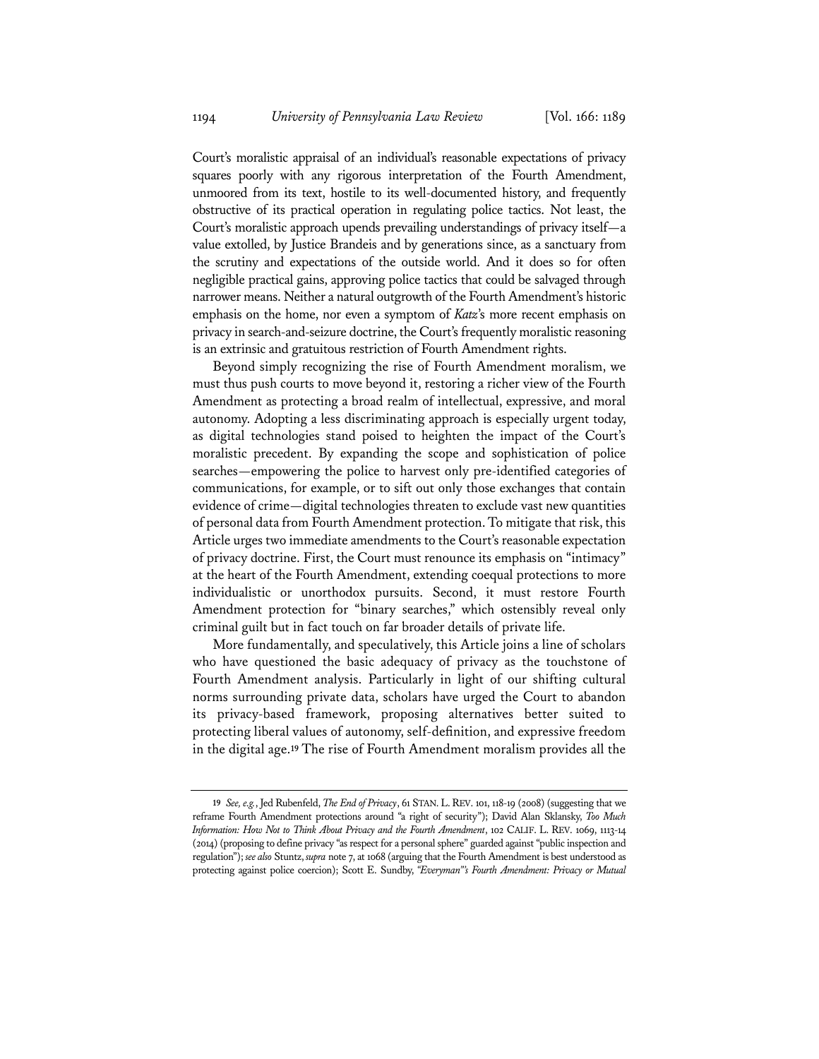Court's moralistic appraisal of an individual's reasonable expectations of privacy squares poorly with any rigorous interpretation of the Fourth Amendment, unmoored from its text, hostile to its well-documented history, and frequently obstructive of its practical operation in regulating police tactics. Not least, the Court's moralistic approach upends prevailing understandings of privacy itself—a value extolled, by Justice Brandeis and by generations since, as a sanctuary from the scrutiny and expectations of the outside world. And it does so for often negligible practical gains, approving police tactics that could be salvaged through narrower means. Neither a natural outgrowth of the Fourth Amendment's historic emphasis on the home, nor even a symptom of *Katz*'s more recent emphasis on privacy in search-and-seizure doctrine, the Court's frequently moralistic reasoning is an extrinsic and gratuitous restriction of Fourth Amendment rights.

Beyond simply recognizing the rise of Fourth Amendment moralism, we must thus push courts to move beyond it, restoring a richer view of the Fourth Amendment as protecting a broad realm of intellectual, expressive, and moral autonomy. Adopting a less discriminating approach is especially urgent today, as digital technologies stand poised to heighten the impact of the Court's moralistic precedent. By expanding the scope and sophistication of police searches—empowering the police to harvest only pre-identified categories of communications, for example, or to sift out only those exchanges that contain evidence of crime—digital technologies threaten to exclude vast new quantities of personal data from Fourth Amendment protection. To mitigate that risk, this Article urges two immediate amendments to the Court's reasonable expectation of privacy doctrine. First, the Court must renounce its emphasis on "intimacy" at the heart of the Fourth Amendment, extending coequal protections to more individualistic or unorthodox pursuits. Second, it must restore Fourth Amendment protection for "binary searches," which ostensibly reveal only criminal guilt but in fact touch on far broader details of private life.

More fundamentally, and speculatively, this Article joins a line of scholars who have questioned the basic adequacy of privacy as the touchstone of Fourth Amendment analysis. Particularly in light of our shifting cultural norms surrounding private data, scholars have urged the Court to abandon its privacy-based framework, proposing alternatives better suited to protecting liberal values of autonomy, self-definition, and expressive freedom in the digital age.[19] The rise of Fourth Amendment moralism provides all the

---

19 *See, e.g.*, Jed Rubenfeld, *The End of Privacy*, 61 STAN. L. REV. 101, 118-19 (2008) (suggesting that we reframe Fourth Amendment protections around "a right of security"); David Alan Sklansky, *Too Much Information: How Not to Think About Privacy and the Fourth Amendment*, 102 CALIF. L. REV. 1069, 1113-14 (2014) (proposing to define privacy "as respect for a personal sphere" guarded against "public inspection and regulation"); *see also* Stuntz, *supra* note 7, at 1068 (arguing that the Fourth Amendment is best understood as protecting against police coercion); Scott E. Sundby, *"Everyman"'s Fourth Amendment: Privacy or Mutual*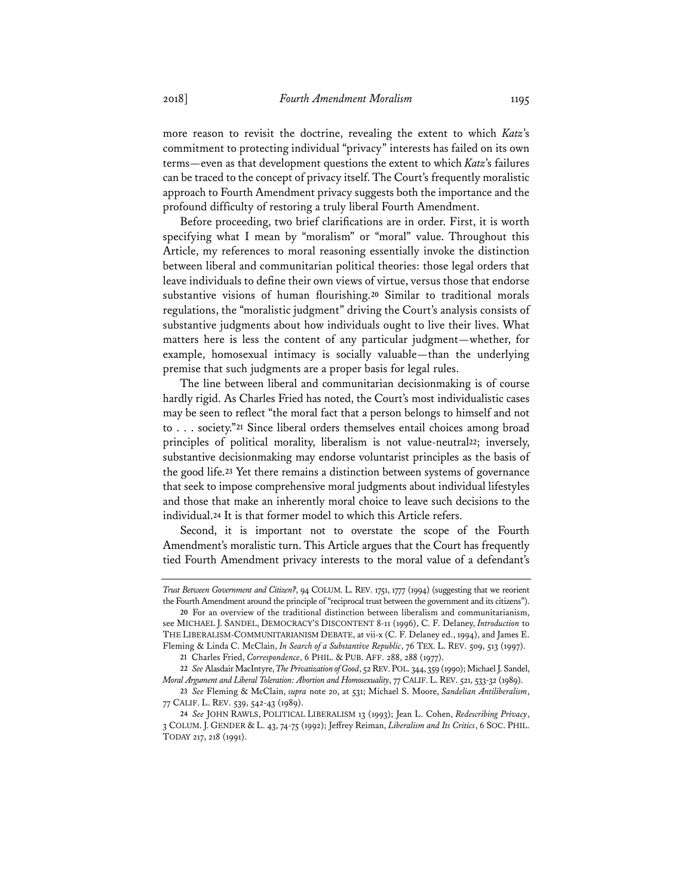more reason to revisit the doctrine, revealing the extent to which *Katz*'s commitment to protecting individual "privacy" interests has failed on its own terms—even as that development questions the extent to which *Katz*'s failures can be traced to the concept of privacy itself. The Court's frequently moralistic approach to Fourth Amendment privacy suggests both the importance and the profound difficulty of restoring a truly liberal Fourth Amendment.

Before proceeding, two brief clarifications are in order. First, it is worth specifying what I mean by "moralism" or "moral" value. Throughout this Article, my references to moral reasoning essentially invoke the distinction between liberal and communitarian political theories: those legal orders that leave individuals to define their own views of virtue, versus those that endorse substantive visions of human flourishing.[20] Similar to traditional morals regulations, the "moralistic judgment" driving the Court's analysis consists of substantive judgments about how individuals ought to live their lives. What matters here is less the content of any particular judgment—whether, for example, homosexual intimacy is socially valuable—than the underlying premise that such judgments are a proper basis for legal rules.

The line between liberal and communitarian decisionmaking is of course hardly rigid. As Charles Fried has noted, the Court's most individualistic cases may be seen to reflect "the moral fact that a person belongs to himself and not to . . . society."[21] Since liberal orders themselves entail choices among broad principles of political morality, liberalism is not value-neutral[22]; inversely, substantive decisionmaking may endorse voluntarist principles as the basis of the good life.[23] Yet there remains a distinction between systems of governance that seek to impose comprehensive moral judgments about individual lifestyles and those that make an inherently moral choice to leave such decisions to the individual.[24] It is that former model to which this Article refers.

Second, it is important not to overstate the scope of the Fourth Amendment's moralistic turn. This Article argues that the Court has frequently tied Fourth Amendment privacy interests to the moral value of a defendant's

---

*Trust Between Government and Citizen?*, 94 COLUM. L. REV. 1751, 1777 (1994) (suggesting that we reorient the Fourth Amendment around the principle of "reciprocal trust between the government and its citizens").

20 For an overview of the traditional distinction between liberalism and communitarianism, see MICHAEL J. SANDEL, DEMOCRACY'S DISCONTENT 8-11 (1996), C. F. Delaney, *Introduction* to THE LIBERALISM-COMMUNITARIANISM DEBATE, at vii-x (C. F. Delaney ed., 1994), and James E. Fleming & Linda C. McClain, *In Search of a Substantive Republic*, 76 TEX. L. REV. 509, 513 (1997).

21 Charles Fried, *Correspondence*, 6 PHIL. & PUB. AFF. 288, 288 (1977).

22 *See* Alasdair MacIntyre, *The Privatization of Good*, 52 REV. POL. 344, 359 (1990); Michael J. Sandel, *Moral Argument and Liberal Toleration: Abortion and Homosexuality*, 77 CALIF. L. REV. 521, 533-32 (1989).

23 *See* Fleming & McClain, *supra* note 20, at 531; Michael S. Moore, *Sandelian Antiliberalism*, 77 CALIF. L. REV. 539, 542-43 (1989).

24 *See* JOHN RAWLS, POLITICAL LIBERALISM 13 (1993); Jean L. Cohen, *Redescribing Privacy*, 3 COLUM. J. GENDER & L. 43, 74-75 (1992); Jeffrey Reiman, *Liberalism and Its Critics*, 6 SOC. PHIL. TODAY 217, 218 (1991).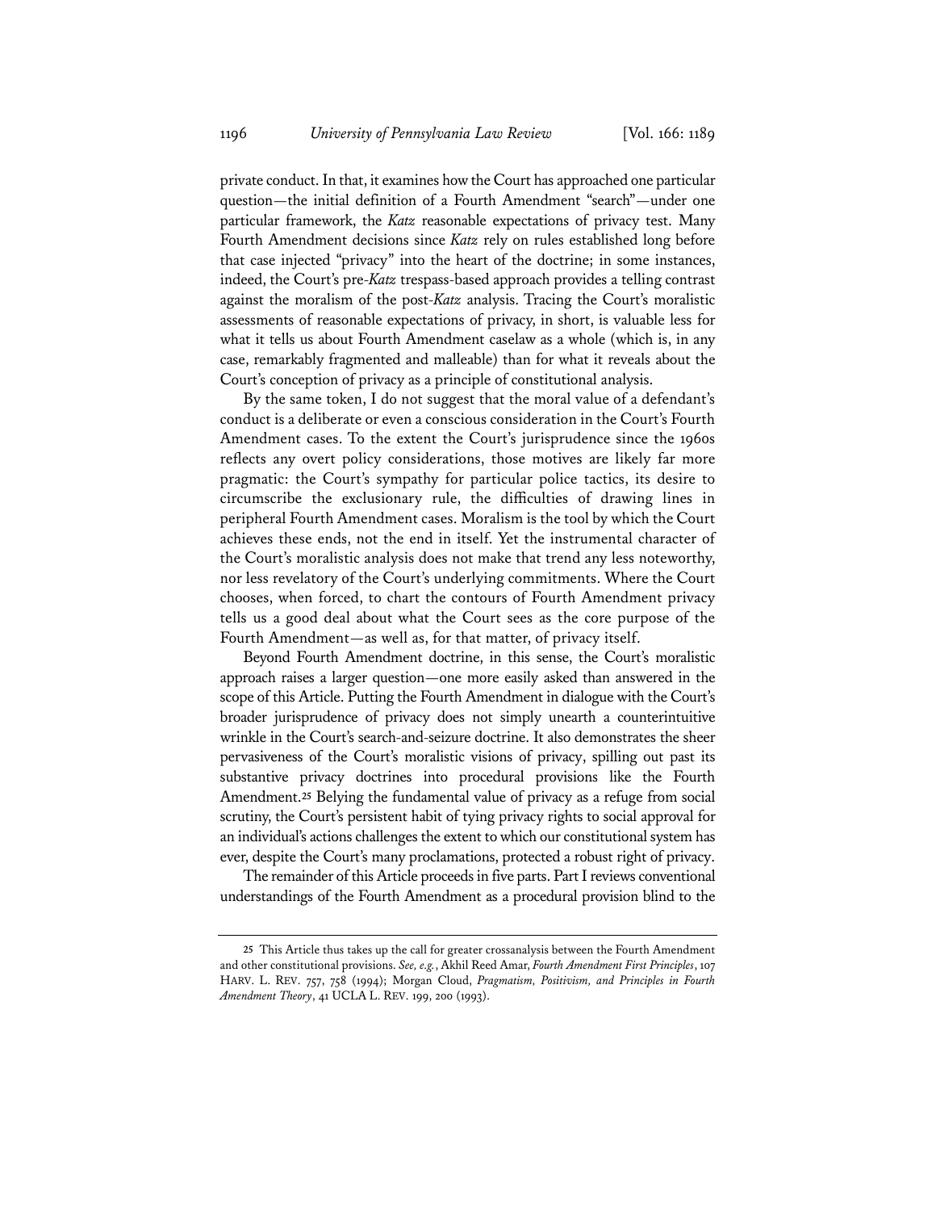private conduct. In that, it examines how the Court has approached one particular question—the initial definition of a Fourth Amendment "search"—under one particular framework, the *Katz* reasonable expectations of privacy test. Many Fourth Amendment decisions since *Katz* rely on rules established long before that case injected "privacy" into the heart of the doctrine; in some instances, indeed, the Court's pre-*Katz* trespass-based approach provides a telling contrast against the moralism of the post-*Katz* analysis. Tracing the Court's moralistic assessments of reasonable expectations of privacy, in short, is valuable less for what it tells us about Fourth Amendment caselaw as a whole (which is, in any case, remarkably fragmented and malleable) than for what it reveals about the Court's conception of privacy as a principle of constitutional analysis.

By the same token, I do not suggest that the moral value of a defendant's conduct is a deliberate or even a conscious consideration in the Court's Fourth Amendment cases. To the extent the Court's jurisprudence since the 1960s reflects any overt policy considerations, those motives are likely far more pragmatic: the Court's sympathy for particular police tactics, its desire to circumscribe the exclusionary rule, the difficulties of drawing lines in peripheral Fourth Amendment cases. Moralism is the tool by which the Court achieves these ends, not the end in itself. Yet the instrumental character of the Court's moralistic analysis does not make that trend any less noteworthy, nor less revelatory of the Court's underlying commitments. Where the Court chooses, when forced, to chart the contours of Fourth Amendment privacy tells us a good deal about what the Court sees as the core purpose of the Fourth Amendment—as well as, for that matter, of privacy itself.

Beyond Fourth Amendment doctrine, in this sense, the Court's moralistic approach raises a larger question—one more easily asked than answered in the scope of this Article. Putting the Fourth Amendment in dialogue with the Court's broader jurisprudence of privacy does not simply unearth a counterintuitive wrinkle in the Court's search-and-seizure doctrine. It also demonstrates the sheer pervasiveness of the Court's moralistic visions of privacy, spilling out past its substantive privacy doctrines into procedural provisions like the Fourth Amendment.[25] Belying the fundamental value of privacy as a refuge from social scrutiny, the Court's persistent habit of tying privacy rights to social approval for an individual's actions challenges the extent to which our constitutional system has ever, despite the Court's many proclamations, protected a robust right of privacy.

The remainder of this Article proceeds in five parts. Part I reviews conventional understandings of the Fourth Amendment as a procedural provision blind to the

---

[25] This Article thus takes up the call for greater crossanalysis between the Fourth Amendment and other constitutional provisions. *See, e.g.*, Akhil Reed Amar, *Fourth Amendment First Principles*, 107 HARV. L. REV. 757, 758 (1994); Morgan Cloud, *Pragmatism, Positivism, and Principles in Fourth Amendment Theory*, 41 UCLA L. REV. 199, 200 (1993).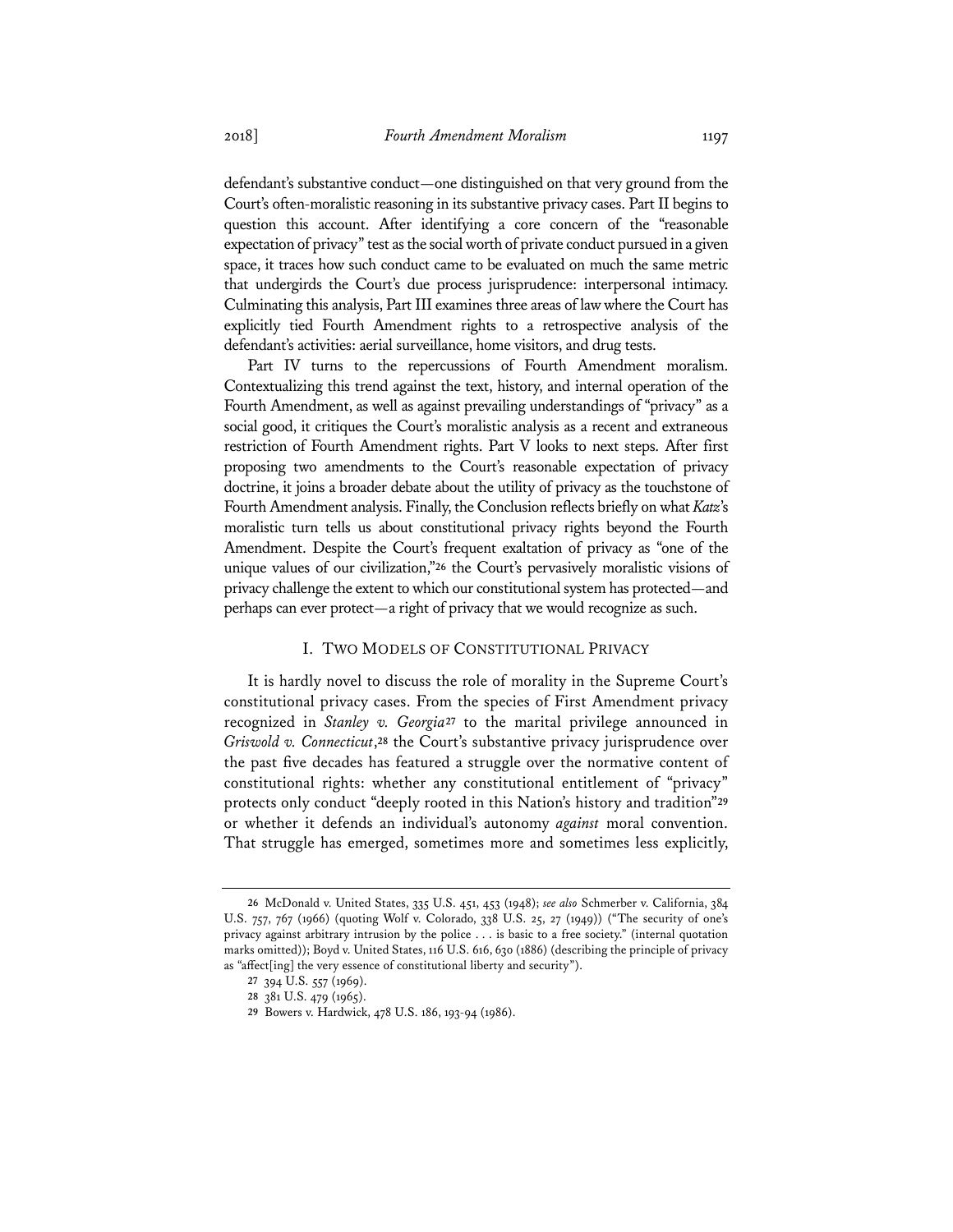defendant's substantive conduct—one distinguished on that very ground from the Court's often-moralistic reasoning in its substantive privacy cases. Part II begins to question this account. After identifying a core concern of the "reasonable expectation of privacy" test as the social worth of private conduct pursued in a given space, it traces how such conduct came to be evaluated on much the same metric that undergirds the Court's due process jurisprudence: interpersonal intimacy. Culminating this analysis, Part III examines three areas of law where the Court has explicitly tied Fourth Amendment rights to a retrospective analysis of the defendant's activities: aerial surveillance, home visitors, and drug tests.

Part IV turns to the repercussions of Fourth Amendment moralism. Contextualizing this trend against the text, history, and internal operation of the Fourth Amendment, as well as against prevailing understandings of "privacy" as a social good, it critiques the Court's moralistic analysis as a recent and extraneous restriction of Fourth Amendment rights. Part V looks to next steps. After first proposing two amendments to the Court's reasonable expectation of privacy doctrine, it joins a broader debate about the utility of privacy as the touchstone of Fourth Amendment analysis. Finally, the Conclusion reflects briefly on what *Katz*'s moralistic turn tells us about constitutional privacy rights beyond the Fourth Amendment. Despite the Court's frequent exaltation of privacy as "one of the unique values of our civilization,"[26] the Court's pervasively moralistic visions of privacy challenge the extent to which our constitutional system has protected—and perhaps can ever protect—a right of privacy that we would recognize as such.

## I. TWO MODELS OF CONSTITUTIONAL PRIVACY

It is hardly novel to discuss the role of morality in the Supreme Court's constitutional privacy cases. From the species of First Amendment privacy recognized in *Stanley v. Georgia*[27] to the marital privilege announced in *Griswold v. Connecticut*,[28] the Court's substantive privacy jurisprudence over the past five decades has featured a struggle over the normative content of constitutional rights: whether any constitutional entitlement of "privacy" protects only conduct "deeply rooted in this Nation's history and tradition"[29] or whether it defends an individual's autonomy *against* moral convention. That struggle has emerged, sometimes more and sometimes less explicitly,

---

26 McDonald v. United States, 335 U.S. 451, 453 (1948); *see also* Schmerber v. California, 384 U.S. 757, 767 (1966) (quoting Wolf v. Colorado, 338 U.S. 25, 27 (1949)) ("The security of one's privacy against arbitrary intrusion by the police . . . is basic to a free society." (internal quotation marks omitted)); Boyd v. United States, 116 U.S. 616, 630 (1886) (describing the principle of privacy as "affect[ing] the very essence of constitutional liberty and security").

27 394 U.S. 557 (1969).

28 381 U.S. 479 (1965).

29 Bowers v. Hardwick, 478 U.S. 186, 193-94 (1986).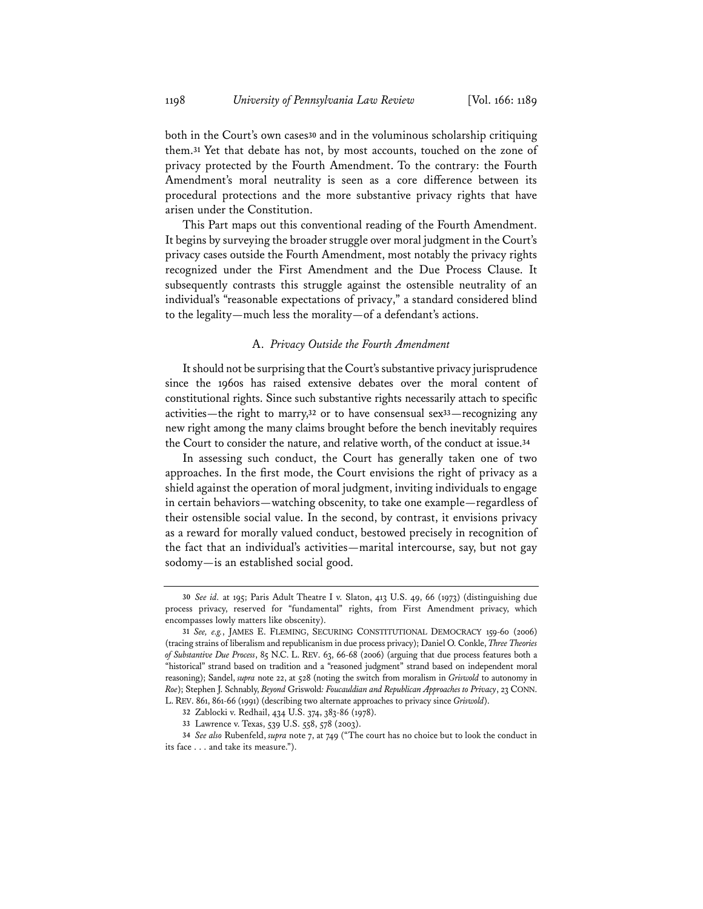both in the Court's own cases[30] and in the voluminous scholarship critiquing them.[31] Yet that debate has not, by most accounts, touched on the zone of privacy protected by the Fourth Amendment. To the contrary: the Fourth Amendment's moral neutrality is seen as a core difference between its procedural protections and the more substantive privacy rights that have arisen under the Constitution.

This Part maps out this conventional reading of the Fourth Amendment. It begins by surveying the broader struggle over moral judgment in the Court's privacy cases outside the Fourth Amendment, most notably the privacy rights recognized under the First Amendment and the Due Process Clause. It subsequently contrasts this struggle against the ostensible neutrality of an individual's "reasonable expectations of privacy," a standard considered blind to the legality—much less the morality—of a defendant's actions.

### A. *Privacy Outside the Fourth Amendment*

It should not be surprising that the Court's substantive privacy jurisprudence since the 1960s has raised extensive debates over the moral content of constitutional rights. Since such substantive rights necessarily attach to specific activities—the right to marry,[32] or to have consensual sex[33]—recognizing any new right among the many claims brought before the bench inevitably requires the Court to consider the nature, and relative worth, of the conduct at issue.[34]

In assessing such conduct, the Court has generally taken one of two approaches. In the first mode, the Court envisions the right of privacy as a shield against the operation of moral judgment, inviting individuals to engage in certain behaviors—watching obscenity, to take one example—regardless of their ostensible social value. In the second, by contrast, it envisions privacy as a reward for morally valued conduct, bestowed precisely in recognition of the fact that an individual's activities—marital intercourse, say, but not gay sodomy—is an established social good.

---

30 *See id.* at 195; Paris Adult Theatre I v. Slaton, 413 U.S. 49, 66 (1973) (distinguishing due process privacy, reserved for "fundamental" rights, from First Amendment privacy, which encompasses lowly matters like obscenity).

31 *See, e.g.*, JAMES E. FLEMING, SECURING CONSTITUTIONAL DEMOCRACY 159-60 (2006) (tracing strains of liberalism and republicanism in due process privacy); Daniel O. Conkle, *Three Theories of Substantive Due Process*, 85 N.C. L. REV. 63, 66-68 (2006) (arguing that due process features both a "historical" strand based on tradition and a "reasoned judgment" strand based on independent moral reasoning); Sandel, *supra* note 22, at 528 (noting the switch from moralism in *Griswold* to autonomy in *Roe*); Stephen J. Schnably, *Beyond* Griswold*: Foucauldian and Republican Approaches to Privacy*, 23 CONN. L. REV. 861, 861-66 (1991) (describing two alternate approaches to privacy since *Griswold*).

32 Zablocki v. Redhail, 434 U.S. 374, 383-86 (1978).

33 Lawrence v. Texas, 539 U.S. 558, 578 (2003).

34 *See also* Rubenfeld, *supra* note 7, at 749 ("The court has no choice but to look the conduct in its face . . . and take its measure.").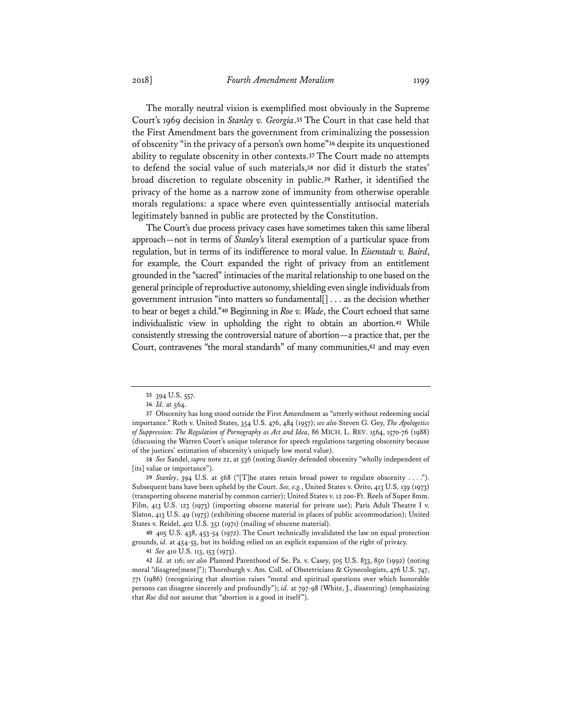The morally neutral vision is exemplified most obviously in the Supreme Court's 1969 decision in *Stanley v. Georgia*.[35] The Court in that case held that the First Amendment bars the government from criminalizing the possession of obscenity "in the privacy of a person's own home"[36] despite its unquestioned ability to regulate obscenity in other contexts.[37] The Court made no attempts to defend the social value of such materials,[38] nor did it disturb the states' broad discretion to regulate obscenity in public.[39] Rather, it identified the privacy of the home as a narrow zone of immunity from otherwise operable morals regulations: a space where even quintessentially antisocial materials legitimately banned in public are protected by the Constitution.

The Court's due process privacy cases have sometimes taken this same liberal approach—not in terms of *Stanley*'s literal exemption of a particular space from regulation, but in terms of its indifference to moral value. In *Eisenstadt v. Baird*, for example, the Court expanded the right of privacy from an entitlement grounded in the "sacred" intimacies of the marital relationship to one based on the general principle of reproductive autonomy, shielding even single individuals from government intrusion "into matters so fundamental[] . . . as the decision whether to bear or beget a child."[40] Beginning in *Roe v. Wade*, the Court echoed that same individualistic view in upholding the right to obtain an abortion.[41] While consistently stressing the controversial nature of abortion—a practice that, per the Court, contravenes "the moral standards" of many communities,[42] and may even

---

35 394 U.S. 557.

36 *Id.* at 564.

37 Obscenity has long stood outside the First Amendment as "utterly without redeeming social importance." Roth v. United States, 354 U.S. 476, 484 (1957); *see also* Steven G. Gey, *The Apologetics of Suppression: The Regulation of Pornography as Act and Idea*, 86 MICH. L. REV. 1564, 1570-76 (1988) (discussing the Warren Court's unique tolerance for speech regulations targeting obscenity because of the justices' estimation of obscenity's uniquely low moral value).

38 *See* Sandel, *supra* note 22, at 536 (noting *Stanley* defended obscenity "wholly independent of [its] value or importance").

39 *Stanley*, 394 U.S. at 568 ("[T]he states retain broad power to regulate obscenity . . . ."). Subsequent bans have been upheld by the Court. *See, e.g.*, United States v. Orito, 413 U.S. 139 (1973) (transporting obscene material by common carrier); United States v. 12 200-Ft. Reels of Super 8mm. Film, 413 U.S. 123 (1973) (importing obscene material for private use); Paris Adult Theatre I v. Slaton, 413 U.S. 49 (1973) (exhibiting obscene material in places of public accommodation); United States v. Reidel, 402 U.S. 351 (1971) (mailing of obscene material).

40 405 U.S. 438, 453-54 (1972). The Court technically invalidated the law on equal protection grounds, *id.* at 454-55, but its holding relied on an explicit expansion of the right of privacy.

41 *See* 410 U.S. 113, 153 (1973).

42 *Id.* at 116; *see also* Planned Parenthood of Se. Pa. v. Casey, 505 U.S. 833, 850 (1992) (noting moral "disagree[ment]"); Thornburgh v. Am. Coll. of Obstetricians & Gynecologists, 476 U.S. 747, 771 (1986) (recognizing that abortion raises "moral and spiritual questions over which honorable persons can disagree sincerely and profoundly"); *id.* at 797-98 (White, J., dissenting) (emphasizing that *Roe* did not assume that "abortion is a good in itself").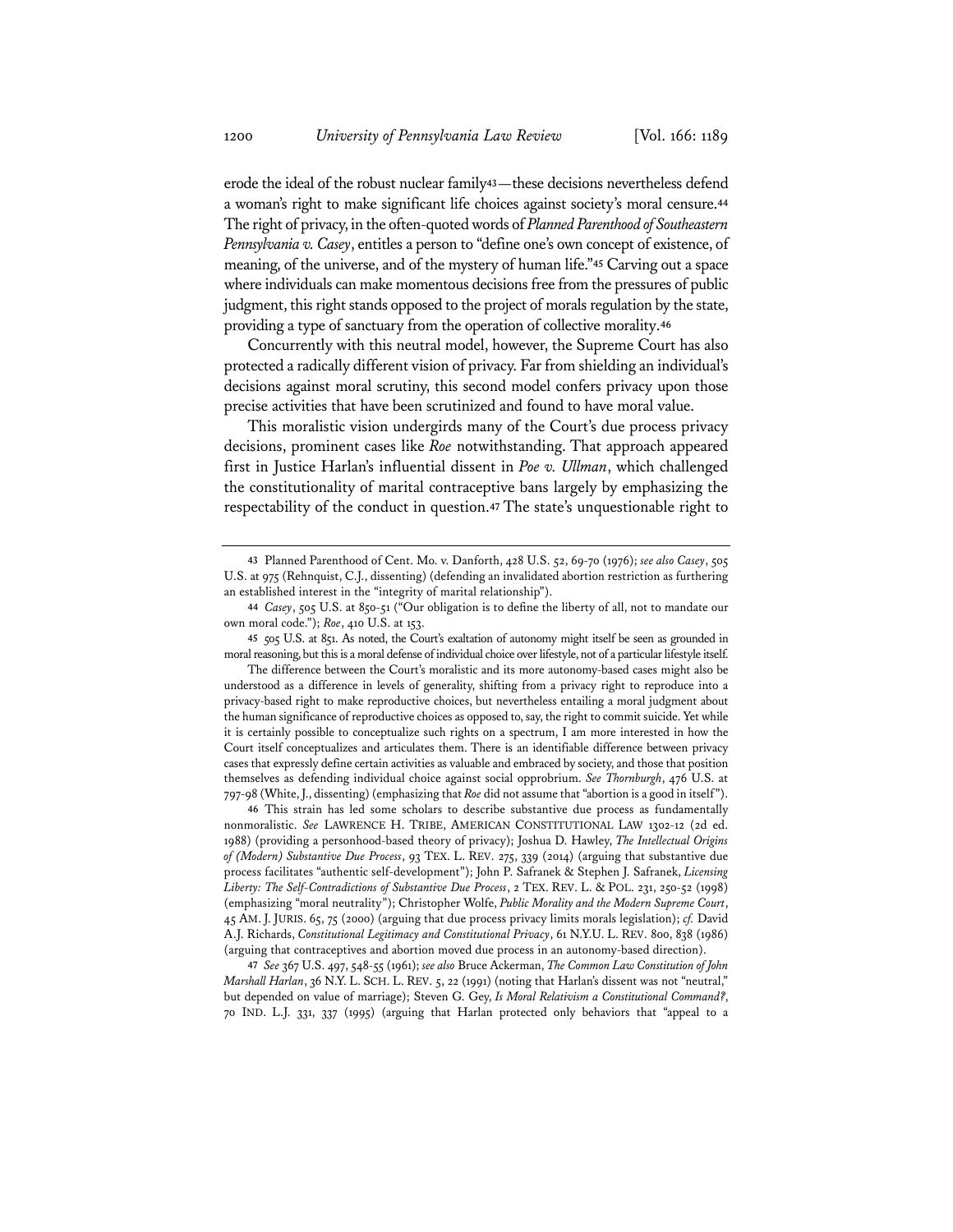erode the ideal of the robust nuclear family[43]—these decisions nevertheless defend a woman's right to make significant life choices against society's moral censure.[44] The right of privacy, in the often-quoted words of *Planned Parenthood of Southeastern Pennsylvania v. Casey*, entitles a person to "define one's own concept of existence, of meaning, of the universe, and of the mystery of human life."[45] Carving out a space where individuals can make momentous decisions free from the pressures of public judgment, this right stands opposed to the project of morals regulation by the state, providing a type of sanctuary from the operation of collective morality.[46]

Concurrently with this neutral model, however, the Supreme Court has also protected a radically different vision of privacy. Far from shielding an individual's decisions against moral scrutiny, this second model confers privacy upon those precise activities that have been scrutinized and found to have moral value.

This moralistic vision undergirds many of the Court's due process privacy decisions, prominent cases like *Roe* notwithstanding. That approach appeared first in Justice Harlan's influential dissent in *Poe v. Ullman*, which challenged the constitutionality of marital contraceptive bans largely by emphasizing the respectability of the conduct in question.[47] The state's unquestionable right to

---

43 Planned Parenthood of Cent. Mo. v. Danforth, 428 U.S. 52, 69-70 (1976); *see also Casey*, 505 U.S. at 975 (Rehnquist, C.J., dissenting) (defending an invalidated abortion restriction as furthering an established interest in the "integrity of marital relationship").

44 *Casey*, 505 U.S. at 850-51 ("Our obligation is to define the liberty of all, not to mandate our own moral code."); *Roe*, 410 U.S. at 153.

45 505 U.S. at 851. As noted, the Court's exaltation of autonomy might itself be seen as grounded in moral reasoning, but this is a moral defense of individual choice over lifestyle, not of a particular lifestyle itself.

The difference between the Court's moralistic and its more autonomy-based cases might also be understood as a difference in levels of generality, shifting from a privacy right to reproduce into a privacy-based right to make reproductive choices, but nevertheless entailing a moral judgment about the human significance of reproductive choices as opposed to, say, the right to commit suicide. Yet while it is certainly possible to conceptualize such rights on a spectrum, I am more interested in how the Court itself conceptualizes and articulates them. There is an identifiable difference between privacy cases that expressly define certain activities as valuable and embraced by society, and those that position themselves as defending individual choice against social opprobrium. *See Thornburgh*, 476 U.S. at 797-98 (White, J., dissenting) (emphasizing that *Roe* did not assume that "abortion is a good in itself").

46 This strain has led some scholars to describe substantive due process as fundamentally nonmoralistic. *See* LAWRENCE H. TRIBE, AMERICAN CONSTITUTIONAL LAW 1302-12 (2d ed. 1988) (providing a personhood-based theory of privacy); Joshua D. Hawley, *The Intellectual Origins of (Modern) Substantive Due Process*, 93 TEX. L. REV. 275, 339 (2014) (arguing that substantive due process facilitates "authentic self-development"); John P. Safranek & Stephen J. Safranek, *Licensing Liberty: The Self-Contradictions of Substantive Due Process*, 2 TEX. REV. L. & POL. 231, 250-52 (1998) (emphasizing "moral neutrality"); Christopher Wolfe, *Public Morality and the Modern Supreme Court*, 45 AM. J. JURIS. 65, 75 (2000) (arguing that due process privacy limits morals legislation); *cf.* David A.J. Richards, *Constitutional Legitimacy and Constitutional Privacy*, 61 N.Y.U. L. REV. 800, 838 (1986) (arguing that contraceptives and abortion moved due process in an autonomy-based direction).

47 *See* 367 U.S. 497, 548-55 (1961); *see also* Bruce Ackerman, *The Common Law Constitution of John Marshall Harlan*, 36 N.Y. L. SCH. L. REV. 5, 22 (1991) (noting that Harlan's dissent was not "neutral," but depended on value of marriage); Steven G. Gey, *Is Moral Relativism a Constitutional Command?*, 70 IND. L.J. 331, 337 (1995) (arguing that Harlan protected only behaviors that "appeal to a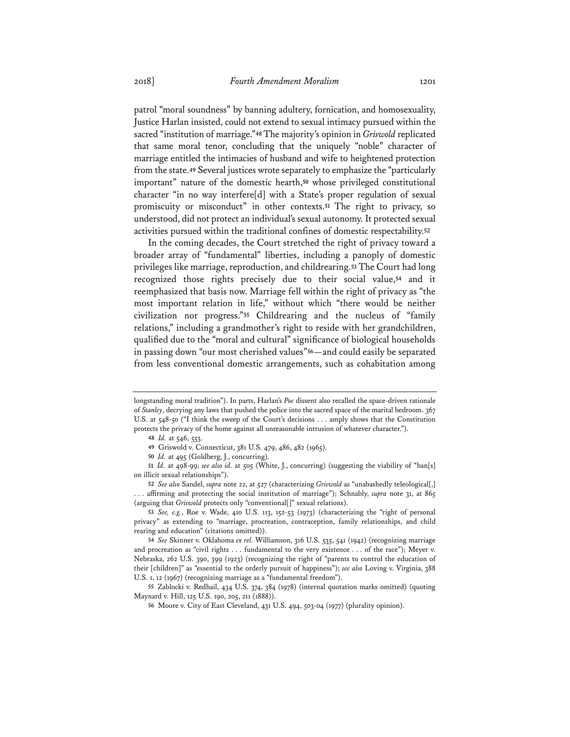patrol "moral soundness" by banning adultery, fornication, and homosexuality, Justice Harlan insisted, could not extend to sexual intimacy pursued within the sacred "institution of marriage."[48] The majority's opinion in *Griswold* replicated that same moral tenor, concluding that the uniquely "noble" character of marriage entitled the intimacies of husband and wife to heightened protection from the state.[49] Several justices wrote separately to emphasize the "particularly important" nature of the domestic hearth,[50] whose privileged constitutional character "in no way interfere[d] with a State's proper regulation of sexual promiscuity or misconduct" in other contexts.[51] The right to privacy, so understood, did not protect an individual's sexual autonomy. It protected sexual activities pursued within the traditional confines of domestic respectability.[52]

In the coming decades, the Court stretched the right of privacy toward a broader array of "fundamental" liberties, including a panoply of domestic privileges like marriage, reproduction, and childrearing.[53] The Court had long recognized those rights precisely due to their social value,[54] and it reemphasized that basis now. Marriage fell within the right of privacy as "the most important relation in life," without which "there would be neither civilization nor progress."[55] Childrearing and the nucleus of "family relations," including a grandmother's right to reside with her grandchildren, qualified due to the "moral and cultural" significance of biological households in passing down "our most cherished values"[56]—and could easily be separated from less conventional domestic arrangements, such as cohabitation among

---

longstanding moral tradition"). In parts, Harlan's *Poe* dissent also recalled the space-driven rationale of *Stanley*, decrying any laws that pushed the police into the sacred space of the marital bedroom. 367 U.S. at 548-50 ("I think the sweep of the Court's decisions . . . amply shows that the Constitution protects the privacy of the home against all unreasonable intrusion of whatever character.").

48 *Id.* at 546, 553.

49 Griswold v. Connecticut, 381 U.S. 479, 486, 482 (1965).

50 *Id.* at 495 (Goldberg, J., concurring).

51 *Id.* at 498-99; *see also id.* at 505 (White, J., concurring) (suggesting the viability of "ban[s] on illicit sexual relationships").

52 *See also* Sandel, *supra* note 22, at 527 (characterizing *Griswold* as "unabashedly teleological[,] . . . affirming and protecting the social institution of marriage"); Schnably, *supra* note 31, at 865 (arguing that *Griswold* protects only "conventional[]" sexual relations).

53 *See, e.g.*, Roe v. Wade, 410 U.S. 113, 152-53 (1973) (characterizing the "right of personal privacy" as extending to "marriage, procreation, contraception, family relationships, and child rearing and education" (citations omitted)).

54 *See* Skinner v. Oklahoma *ex rel.* Williamson, 316 U.S. 535, 541 (1942) (recognizing marriage and procreation as "civil rights . . . fundamental to the very existence . . . of the race"); Meyer v. Nebraska, 262 U.S. 390, 399 (1923) (recognizing the right of "parents to control the education of their [children]" as "essential to the orderly pursuit of happiness"); *see also* Loving v. Virginia, 388 U.S. 1, 12 (1967) (recognizing marriage as a "fundamental freedom").

55 Zablocki v. Redhail, 434 U.S. 374, 384 (1978) (internal quotation marks omitted) (quoting Maynard v. Hill, 125 U.S. 190, 205, 211 (1888)).

56 Moore v. City of East Cleveland, 431 U.S. 494, 503-04 (1977) (plurality opinion).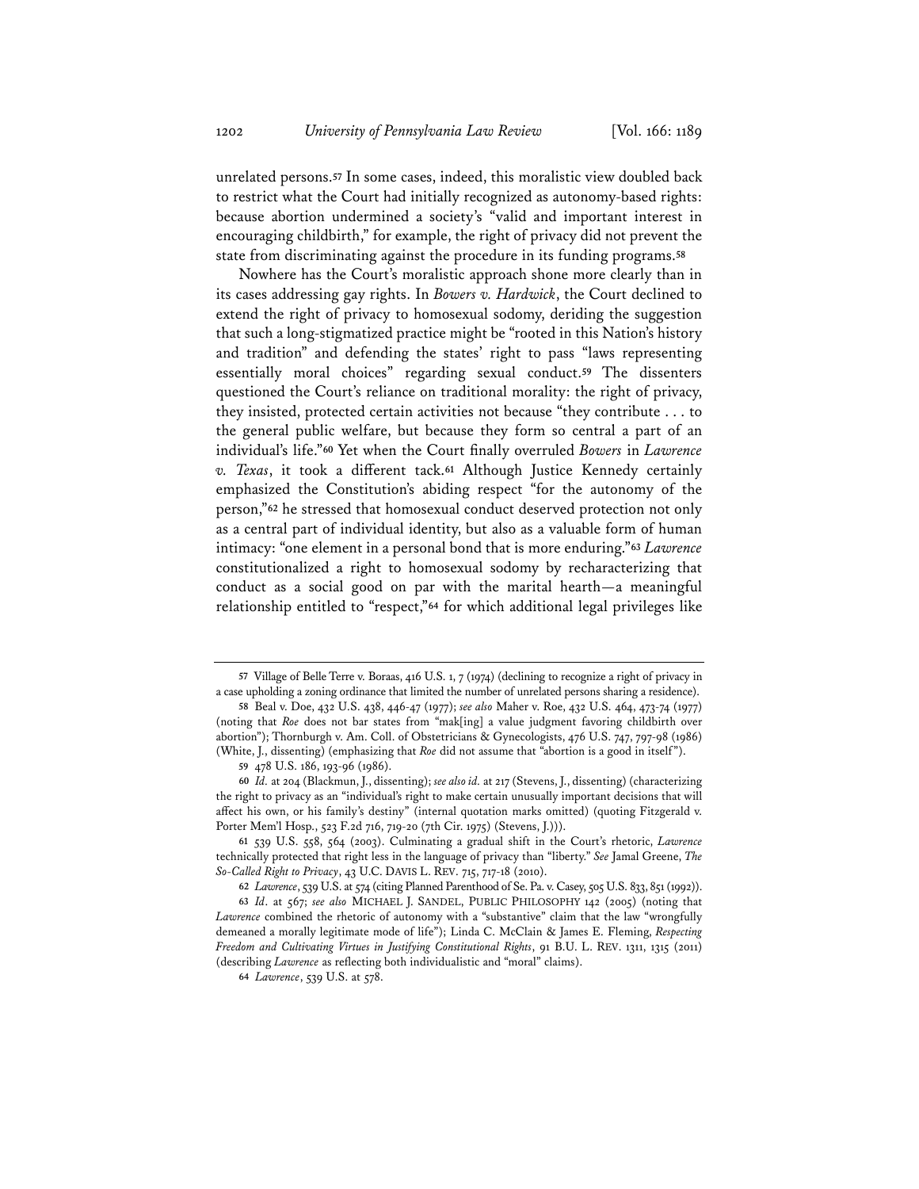unrelated persons.[57] In some cases, indeed, this moralistic view doubled back to restrict what the Court had initially recognized as autonomy-based rights: because abortion undermined a society's "valid and important interest in encouraging childbirth," for example, the right of privacy did not prevent the state from discriminating against the procedure in its funding programs.[58]

Nowhere has the Court's moralistic approach shone more clearly than in its cases addressing gay rights. In *Bowers v. Hardwick*, the Court declined to extend the right of privacy to homosexual sodomy, deriding the suggestion that such a long-stigmatized practice might be "rooted in this Nation's history and tradition" and defending the states' right to pass "laws representing essentially moral choices" regarding sexual conduct.[59] The dissenters questioned the Court's reliance on traditional morality: the right of privacy, they insisted, protected certain activities not because "they contribute . . . to the general public welfare, but because they form so central a part of an individual's life."[60] Yet when the Court finally overruled *Bowers* in *Lawrence v. Texas*, it took a different tack.[61] Although Justice Kennedy certainly emphasized the Constitution's abiding respect "for the autonomy of the person,"[62] he stressed that homosexual conduct deserved protection not only as a central part of individual identity, but also as a valuable form of human intimacy: "one element in a personal bond that is more enduring."[63] *Lawrence* constitutionalized a right to homosexual sodomy by recharacterizing that conduct as a social good on par with the marital hearth—a meaningful relationship entitled to "respect,"[64] for which additional legal privileges like

---

57 Village of Belle Terre v. Boraas, 416 U.S. 1, 7 (1974) (declining to recognize a right of privacy in a case upholding a zoning ordinance that limited the number of unrelated persons sharing a residence).

58 Beal v. Doe, 432 U.S. 438, 446-47 (1977); *see also* Maher v. Roe, 432 U.S. 464, 473-74 (1977) (noting that *Roe* does not bar states from "mak[ing] a value judgment favoring childbirth over abortion"); Thornburgh v. Am. Coll. of Obstetricians & Gynecologists, 476 U.S. 747, 797-98 (1986) (White, J., dissenting) (emphasizing that *Roe* did not assume that "abortion is a good in itself").

59 478 U.S. 186, 193-96 (1986).

60 *Id.* at 204 (Blackmun, J., dissenting); *see also id.* at 217 (Stevens, J., dissenting) (characterizing the right to privacy as an "individual's right to make certain unusually important decisions that will affect his own, or his family's destiny" (internal quotation marks omitted) (quoting Fitzgerald v. Porter Mem'l Hosp., 523 F.2d 716, 719-20 (7th Cir. 1975) (Stevens, J.))).

61 539 U.S. 558, 564 (2003). Culminating a gradual shift in the Court's rhetoric, *Lawrence* technically protected that right less in the language of privacy than "liberty." *See* Jamal Greene, *The So-Called Right to Privacy*, 43 U.C. DAVIS L. REV. 715, 717-18 (2010).

62 *Lawrence*, 539 U.S. at 574 (citing Planned Parenthood of Se. Pa. v. Casey, 505 U.S. 833, 851 (1992)).

63 *Id.* at 567; *see also* MICHAEL J. SANDEL, PUBLIC PHILOSOPHY 142 (2005) (noting that *Lawrence* combined the rhetoric of autonomy with a "substantive" claim that the law "wrongfully demeaned a morally legitimate mode of life"); Linda C. McClain & James E. Fleming, *Respecting Freedom and Cultivating Virtues in Justifying Constitutional Rights*, 91 B.U. L. REV. 1311, 1315 (2011) (describing *Lawrence* as reflecting both individualistic and "moral" claims).

64 *Lawrence*, 539 U.S. at 578.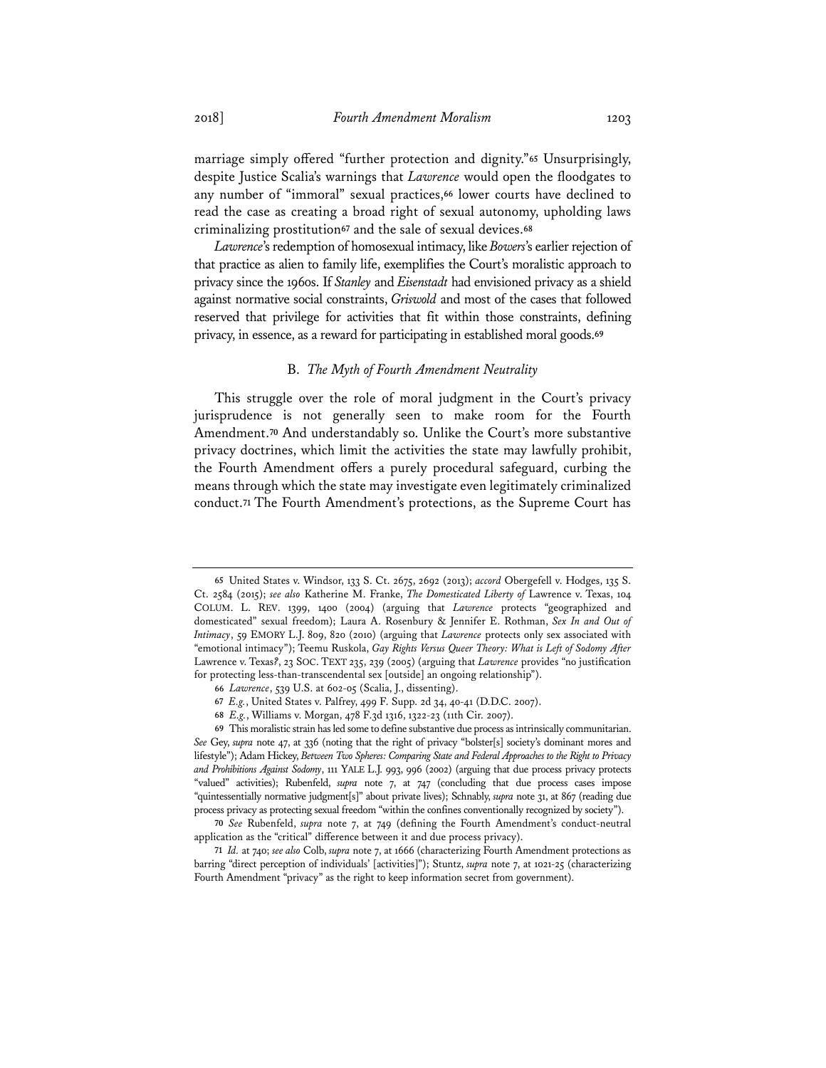marriage simply offered "further protection and dignity."[65] Unsurprisingly, despite Justice Scalia's warnings that *Lawrence* would open the floodgates to any number of "immoral" sexual practices,[66] lower courts have declined to read the case as creating a broad right of sexual autonomy, upholding laws criminalizing prostitution[67] and the sale of sexual devices.[68]

*Lawrence*'s redemption of homosexual intimacy, like *Bowers*'s earlier rejection of that practice as alien to family life, exemplifies the Court's moralistic approach to privacy since the 1960s. If *Stanley* and *Eisenstadt* had envisioned privacy as a shield against normative social constraints, *Griswold* and most of the cases that followed reserved that privilege for activities that fit within those constraints, defining privacy, in essence, as a reward for participating in established moral goods.[69]

### B. *The Myth of Fourth Amendment Neutrality*

This struggle over the role of moral judgment in the Court's privacy jurisprudence is not generally seen to make room for the Fourth Amendment.[70] And understandably so. Unlike the Court's more substantive privacy doctrines, which limit the activities the state may lawfully prohibit, the Fourth Amendment offers a purely procedural safeguard, curbing the means through which the state may investigate even legitimately criminalized conduct.[71] The Fourth Amendment's protections, as the Supreme Court has

---

65 United States v. Windsor, 133 S. Ct. 2675, 2692 (2013); *accord* Obergefell v. Hodges, 135 S. Ct. 2584 (2015); *see also* Katherine M. Franke, *The Domesticated Liberty of* Lawrence v. Texas, 104 COLUM. L. REV. 1399, 1400 (2004) (arguing that *Lawrence* protects "geographized and domesticated" sexual freedom); Laura A. Rosenbury & Jennifer E. Rothman, *Sex In and Out of Intimacy*, 59 EMORY L.J. 809, 820 (2010) (arguing that *Lawrence* protects only sex associated with "emotional intimacy"); Teemu Ruskola, *Gay Rights Versus Queer Theory: What is Left of Sodomy After* Lawrence v. Texas*?*, 23 SOC. TEXT 235, 239 (2005) (arguing that *Lawrence* provides "no justification for protecting less-than-transcendental sex [outside] an ongoing relationship").

66 *Lawrence*, 539 U.S. at 602-05 (Scalia, J., dissenting).

67 *E.g.*, United States v. Palfrey, 499 F. Supp. 2d 34, 40-41 (D.D.C. 2007).

68 *E.g.*, Williams v. Morgan, 478 F.3d 1316, 1322-23 (11th Cir. 2007).

69 This moralistic strain has led some to define substantive due process as intrinsically communitarian. *See* Gey, *supra* note 47, at 336 (noting that the right of privacy "bolster[s] society's dominant mores and lifestyle"); Adam Hickey, *Between Two Spheres: Comparing State and Federal Approaches to the Right to Privacy and Prohibitions Against Sodomy*, 111 YALE L.J. 993, 996 (2002) (arguing that due process privacy protects "valued" activities); Rubenfeld, *supra* note 7, at 747 (concluding that due process cases impose "quintessentially normative judgment[s]" about private lives); Schnably, *supra* note 31, at 867 (reading due process privacy as protecting sexual freedom "within the confines conventionally recognized by society").

70 *See* Rubenfeld, *supra* note 7, at 749 (defining the Fourth Amendment's conduct-neutral application as the "critical" difference between it and due process privacy).

71 *Id.* at 740; *see also* Colb, *supra* note 7, at 1666 (characterizing Fourth Amendment protections as barring "direct perception of individuals' [activities]"); Stuntz, *supra* note 7, at 1021-25 (characterizing Fourth Amendment "privacy" as the right to keep information secret from government).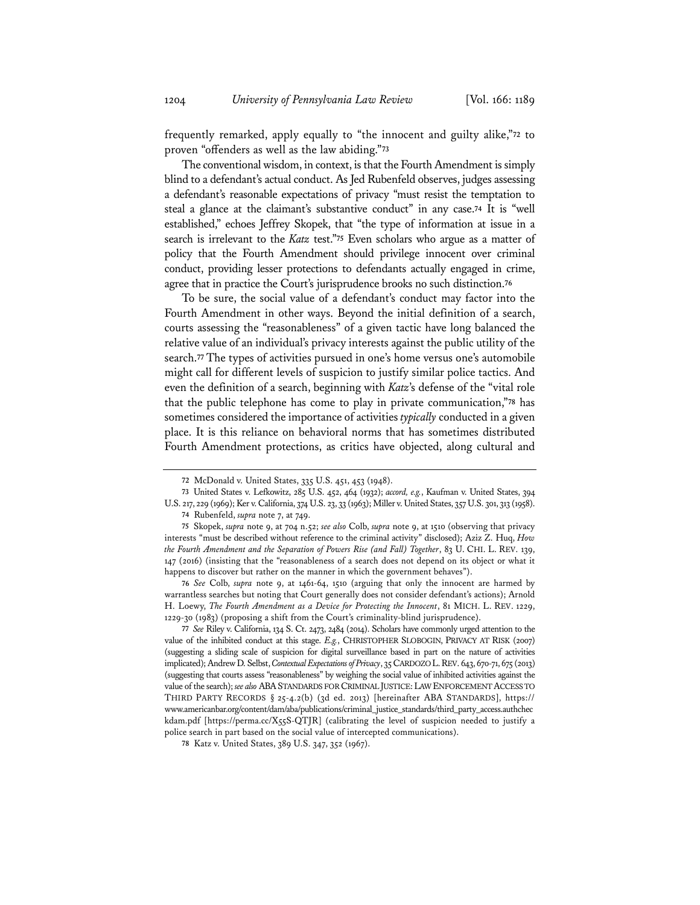frequently remarked, apply equally to "the innocent and guilty alike,"[72] to proven "offenders as well as the law abiding."[73]

The conventional wisdom, in context, is that the Fourth Amendment is simply blind to a defendant's actual conduct. As Jed Rubenfeld observes, judges assessing a defendant's reasonable expectations of privacy "must resist the temptation to steal a glance at the claimant's substantive conduct" in any case.[74] It is "well established," echoes Jeffrey Skopek, that "the type of information at issue in a search is irrelevant to the *Katz* test."[75] Even scholars who argue as a matter of policy that the Fourth Amendment should privilege innocent over criminal conduct, providing lesser protections to defendants actually engaged in crime, agree that in practice the Court's jurisprudence brooks no such distinction.[76]

To be sure, the social value of a defendant's conduct may factor into the Fourth Amendment in other ways. Beyond the initial definition of a search, courts assessing the "reasonableness" of a given tactic have long balanced the relative value of an individual's privacy interests against the public utility of the search.[77] The types of activities pursued in one's home versus one's automobile might call for different levels of suspicion to justify similar police tactics. And even the definition of a search, beginning with *Katz*'s defense of the "vital role that the public telephone has come to play in private communication,"[78] has sometimes considered the importance of activities *typically* conducted in a given place. It is this reliance on behavioral norms that has sometimes distributed Fourth Amendment protections, as critics have objected, along cultural and

---

72 McDonald v. United States, 335 U.S. 451, 453 (1948).

73 United States v. Lefkowitz, 285 U.S. 452, 464 (1932); *accord, e.g.*, Kaufman v. United States, 394 U.S. 217, 229 (1969); Ker v. California, 374 U.S. 23, 33 (1963); Miller v. United States, 357 U.S. 301, 313 (1958).

74 Rubenfeld, *supra* note 7, at 749.

75 Skopek, *supra* note 9, at 704 n.52; *see also* Colb, *supra* note 9, at 1510 (observing that privacy interests "must be described without reference to the criminal activity" disclosed); Aziz Z. Huq, *How the Fourth Amendment and the Separation of Powers Rise (and Fall) Together*, 83 U. CHI. L. REV. 139, 147 (2016) (insisting that the "reasonableness of a search does not depend on its object or what it happens to discover but rather on the manner in which the government behaves").

76 *See* Colb, *supra* note 9, at 1461-64, 1510 (arguing that only the innocent are harmed by warrantless searches but noting that Court generally does not consider defendant's actions); Arnold H. Loewy, *The Fourth Amendment as a Device for Protecting the Innocent*, 81 MICH. L. REV. 1229, 1229-30 (1983) (proposing a shift from the Court's criminality-blind jurisprudence).

77 *See* Riley v. California, 134 S. Ct. 2473, 2484 (2014). Scholars have commonly urged attention to the value of the inhibited conduct at this stage. *E.g.*, CHRISTOPHER SLOBOGIN, PRIVACY AT RISK (2007) (suggesting a sliding scale of suspicion for digital surveillance based in part on the nature of activities implicated); Andrew D. Selbst, *Contextual Expectations of Privacy*, 35 CARDOZO L. REV. 643, 670-71, 675 (2013) (suggesting that courts assess "reasonableness" by weighing the social value of inhibited activities against the value of the search); *see also* ABA STANDARDS FOR CRIMINAL JUSTICE: LAW ENFORCEMENT ACCESS TO THIRD PARTY RECORDS § 25-4.2(b) (3d ed. 2013) [hereinafter ABA STANDARDS], https://www.americanbar.org/content/dam/aba/publications/criminal_justice_standards/third_party_access.authcheckdam.pdf [https://perma.cc/X55S-QTJR] (calibrating the level of suspicion needed to justify a police search in part based on the social value of intercepted communications).

78 Katz v. United States, 389 U.S. 347, 352 (1967).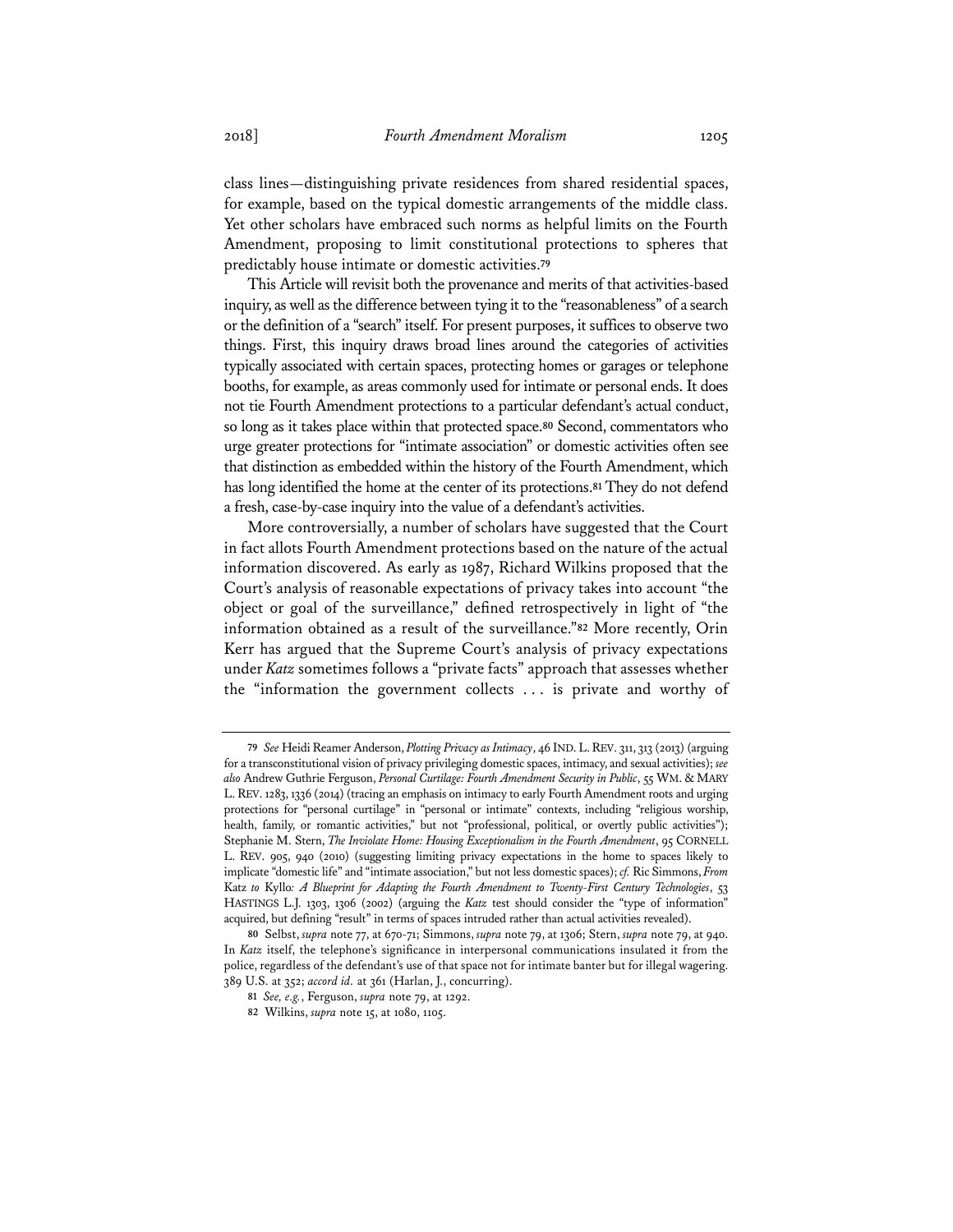class lines—distinguishing private residences from shared residential spaces, for example, based on the typical domestic arrangements of the middle class. Yet other scholars have embraced such norms as helpful limits on the Fourth Amendment, proposing to limit constitutional protections to spheres that predictably house intimate or domestic activities.[79]

This Article will revisit both the provenance and merits of that activities-based inquiry, as well as the difference between tying it to the "reasonableness" of a search or the definition of a "search" itself. For present purposes, it suffices to observe two things. First, this inquiry draws broad lines around the categories of activities typically associated with certain spaces, protecting homes or garages or telephone booths, for example, as areas commonly used for intimate or personal ends. It does not tie Fourth Amendment protections to a particular defendant's actual conduct, so long as it takes place within that protected space.[80] Second, commentators who urge greater protections for "intimate association" or domestic activities often see that distinction as embedded within the history of the Fourth Amendment, which has long identified the home at the center of its protections.[81] They do not defend a fresh, case-by-case inquiry into the value of a defendant's activities.

More controversially, a number of scholars have suggested that the Court in fact allots Fourth Amendment protections based on the nature of the actual information discovered. As early as 1987, Richard Wilkins proposed that the Court's analysis of reasonable expectations of privacy takes into account "the object or goal of the surveillance," defined retrospectively in light of "the information obtained as a result of the surveillance."[82] More recently, Orin Kerr has argued that the Supreme Court's analysis of privacy expectations under *Katz* sometimes follows a "private facts" approach that assesses whether the "information the government collects . . . is private and worthy of

---

79 *See* Heidi Reamer Anderson, *Plotting Privacy as Intimacy*, 46 IND. L. REV. 311, 313 (2013) (arguing for a transconstitutional vision of privacy privileging domestic spaces, intimacy, and sexual activities); *see also* Andrew Guthrie Ferguson, *Personal Curtilage: Fourth Amendment Security in Public*, 55 WM. & MARY L. REV. 1283, 1336 (2014) (tracing an emphasis on intimacy to early Fourth Amendment roots and urging protections for "personal curtilage" in "personal or intimate" contexts, including "religious worship, health, family, or romantic activities," but not "professional, political, or overtly public activities"); Stephanie M. Stern, *The Inviolate Home: Housing Exceptionalism in the Fourth Amendment*, 95 CORNELL L. REV. 905, 940 (2010) (suggesting limiting privacy expectations in the home to spaces likely to implicate "domestic life" and "intimate association," but not less domestic spaces); *cf.* Ric Simmons, *From* Katz *to* Kyllo*: A Blueprint for Adapting the Fourth Amendment to Twenty-First Century Technologies*, 53 HASTINGS L.J. 1303, 1306 (2002) (arguing the *Katz* test should consider the "type of information" acquired, but defining "result" in terms of spaces intruded rather than actual activities revealed).

80 Selbst, *supra* note 77, at 670-71; Simmons, *supra* note 79, at 1306; Stern, *supra* note 79, at 940. In *Katz* itself, the telephone's significance in interpersonal communications insulated it from the police, regardless of the defendant's use of that space not for intimate banter but for illegal wagering. 389 U.S. at 352; *accord id.* at 361 (Harlan, J., concurring).

81 *See, e.g.*, Ferguson, *supra* note 79, at 1292.

82 Wilkins, *supra* note 15, at 1080, 1105.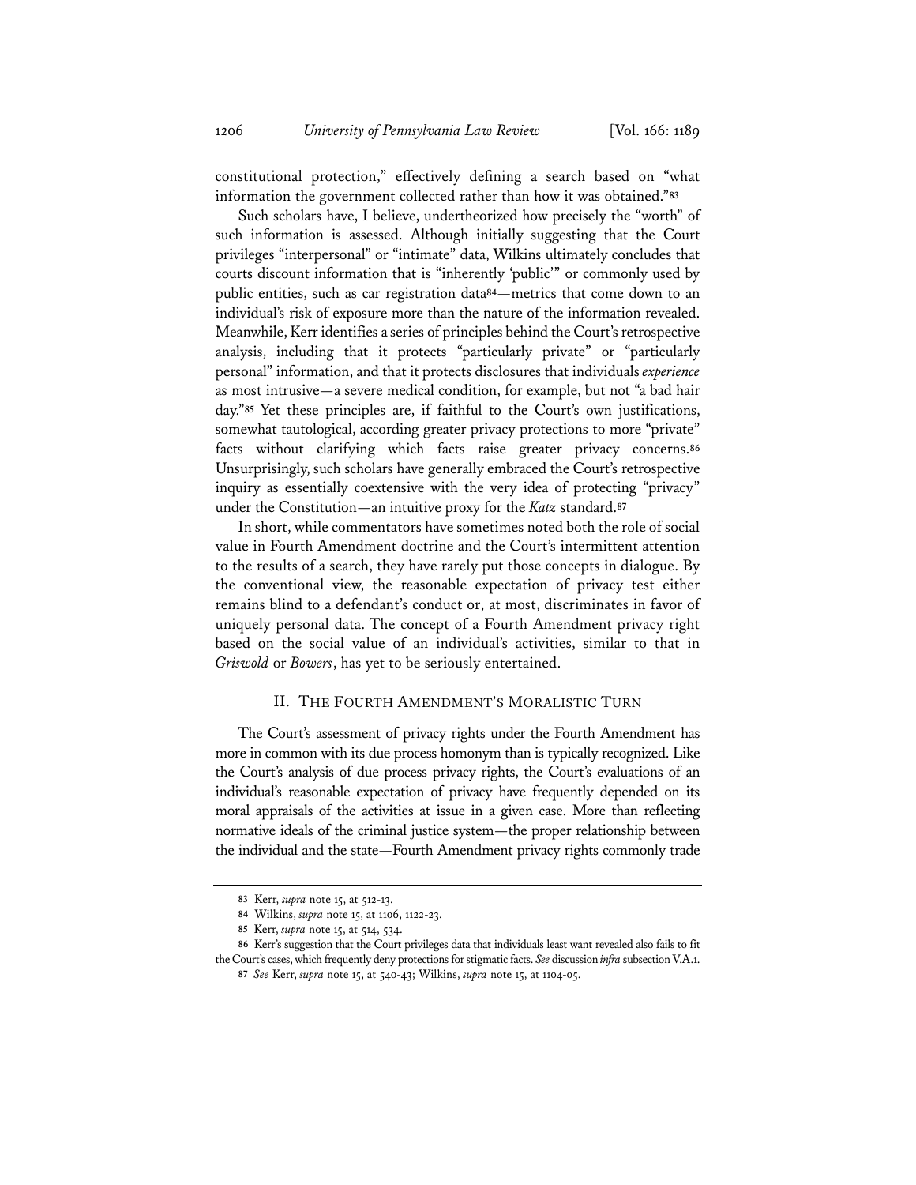constitutional protection," effectively defining a search based on "what information the government collected rather than how it was obtained."[83]

Such scholars have, I believe, undertheorized how precisely the "worth" of such information is assessed. Although initially suggesting that the Court privileges "interpersonal" or "intimate" data, Wilkins ultimately concludes that courts discount information that is "inherently 'public'" or commonly used by public entities, such as car registration data[84]—metrics that come down to an individual's risk of exposure more than the nature of the information revealed. Meanwhile, Kerr identifies a series of principles behind the Court's retrospective analysis, including that it protects "particularly private" or "particularly personal" information, and that it protects disclosures that individuals *experience* as most intrusive—a severe medical condition, for example, but not "a bad hair day."[85] Yet these principles are, if faithful to the Court's own justifications, somewhat tautological, according greater privacy protections to more "private" facts without clarifying which facts raise greater privacy concerns.[86] Unsurprisingly, such scholars have generally embraced the Court's retrospective inquiry as essentially coextensive with the very idea of protecting "privacy" under the Constitution—an intuitive proxy for the *Katz* standard.[87]

In short, while commentators have sometimes noted both the role of social value in Fourth Amendment doctrine and the Court's intermittent attention to the results of a search, they have rarely put those concepts in dialogue. By the conventional view, the reasonable expectation of privacy test either remains blind to a defendant's conduct or, at most, discriminates in favor of uniquely personal data. The concept of a Fourth Amendment privacy right based on the social value of an individual's activities, similar to that in *Griswold* or *Bowers*, has yet to be seriously entertained.

## II. THE FOURTH AMENDMENT'S MORALISTIC TURN

The Court's assessment of privacy rights under the Fourth Amendment has more in common with its due process homonym than is typically recognized. Like the Court's analysis of due process privacy rights, the Court's evaluations of an individual's reasonable expectation of privacy have frequently depended on its moral appraisals of the activities at issue in a given case. More than reflecting normative ideals of the criminal justice system—the proper relationship between the individual and the state—Fourth Amendment privacy rights commonly trade

---

[83] Kerr, *supra* note 15, at 512-13.

[84] Wilkins, *supra* note 15, at 1106, 1122-23.

[85] Kerr, *supra* note 15, at 514, 534.

[86] Kerr's suggestion that the Court privileges data that individuals least want revealed also fails to fit the Court's cases, which frequently deny protections for stigmatic facts. *See* discussion *infra* subsection V.A.1.

[87] *See* Kerr, *supra* note 15, at 540-43; Wilkins, *supra* note 15, at 1104-05.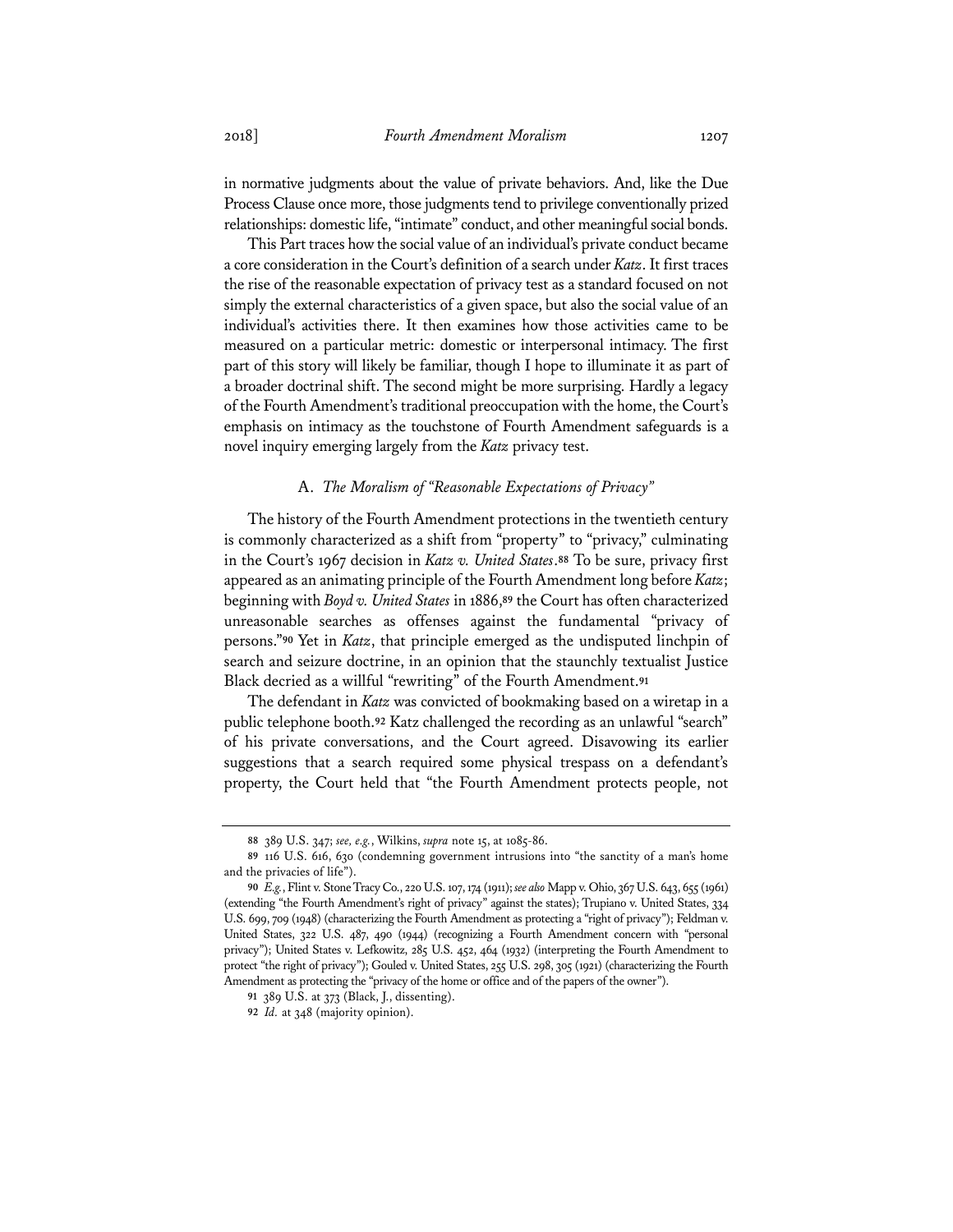in normative judgments about the value of private behaviors. And, like the Due Process Clause once more, those judgments tend to privilege conventionally prized relationships: domestic life, "intimate" conduct, and other meaningful social bonds.

This Part traces how the social value of an individual's private conduct became a core consideration in the Court's definition of a search under *Katz*. It first traces the rise of the reasonable expectation of privacy test as a standard focused on not simply the external characteristics of a given space, but also the social value of an individual's activities there. It then examines how those activities came to be measured on a particular metric: domestic or interpersonal intimacy. The first part of this story will likely be familiar, though I hope to illuminate it as part of a broader doctrinal shift. The second might be more surprising. Hardly a legacy of the Fourth Amendment's traditional preoccupation with the home, the Court's emphasis on intimacy as the touchstone of Fourth Amendment safeguards is a novel inquiry emerging largely from the *Katz* privacy test.

### A. *The Moralism of "Reasonable Expectations of Privacy"*

The history of the Fourth Amendment protections in the twentieth century is commonly characterized as a shift from "property" to "privacy," culminating in the Court's 1967 decision in *Katz v. United States*.[88] To be sure, privacy first appeared as an animating principle of the Fourth Amendment long before *Katz*; beginning with *Boyd v. United States* in 1886,[89] the Court has often characterized unreasonable searches as offenses against the fundamental "privacy of persons."[90] Yet in *Katz*, that principle emerged as the undisputed linchpin of search and seizure doctrine, in an opinion that the staunchly textualist Justice Black decried as a willful "rewriting" of the Fourth Amendment.[91]

The defendant in *Katz* was convicted of bookmaking based on a wiretap in a public telephone booth.[92] Katz challenged the recording as an unlawful "search" of his private conversations, and the Court agreed. Disavowing its earlier suggestions that a search required some physical trespass on a defendant's property, the Court held that "the Fourth Amendment protects people, not

---

88 389 U.S. 347; *see, e.g.*, Wilkins, *supra* note 15, at 1085-86.

89 116 U.S. 616, 630 (condemning government intrusions into "the sanctity of a man's home and the privacies of life").

90 *E.g.*, Flint v. Stone Tracy Co., 220 U.S. 107, 174 (1911); *see also* Mapp v. Ohio, 367 U.S. 643, 655 (1961) (extending "the Fourth Amendment's right of privacy" against the states); Trupiano v. United States, 334 U.S. 699, 709 (1948) (characterizing the Fourth Amendment as protecting a "right of privacy"); Feldman v. United States, 322 U.S. 487, 490 (1944) (recognizing a Fourth Amendment concern with "personal privacy"); United States v. Lefkowitz, 285 U.S. 452, 464 (1932) (interpreting the Fourth Amendment to protect "the right of privacy"); Gouled v. United States, 255 U.S. 298, 305 (1921) (characterizing the Fourth Amendment as protecting the "privacy of the home or office and of the papers of the owner").

91 389 U.S. at 373 (Black, J., dissenting).

92 *Id.* at 348 (majority opinion).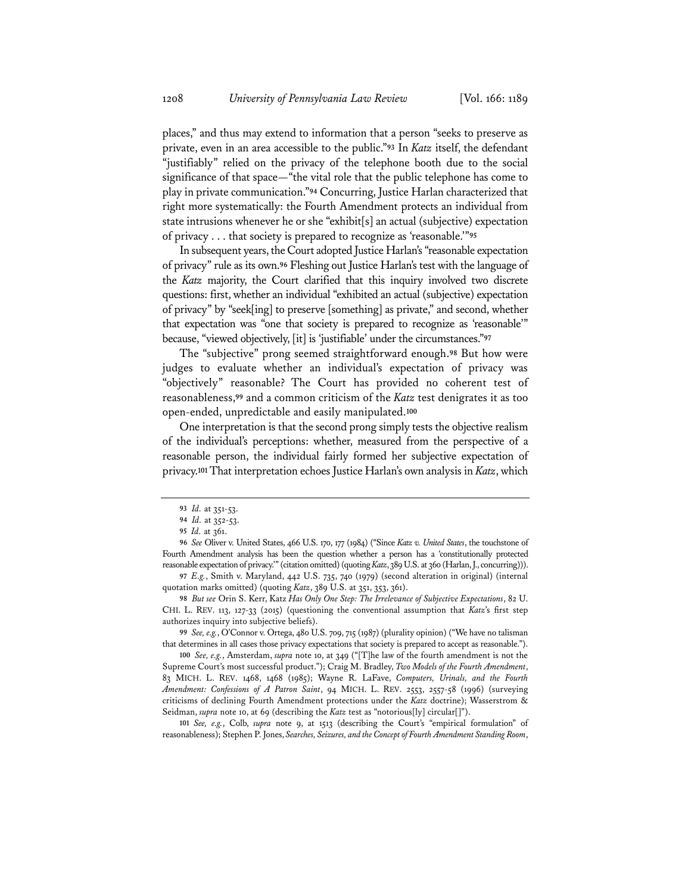places," and thus may extend to information that a person "seeks to preserve as private, even in an area accessible to the public."[93] In *Katz* itself, the defendant "justifiably" relied on the privacy of the telephone booth due to the social significance of that space—"the vital role that the public telephone has come to play in private communication."[94] Concurring, Justice Harlan characterized that right more systematically: the Fourth Amendment protects an individual from state intrusions whenever he or she "exhibit[s] an actual (subjective) expectation of privacy . . . that society is prepared to recognize as 'reasonable.'"[95]

In subsequent years, the Court adopted Justice Harlan's "reasonable expectation of privacy" rule as its own.[96] Fleshing out Justice Harlan's test with the language of the *Katz* majority, the Court clarified that this inquiry involved two discrete questions: first, whether an individual "exhibited an actual (subjective) expectation of privacy" by "seek[ing] to preserve [something] as private," and second, whether that expectation was "one that society is prepared to recognize as 'reasonable'" because, "viewed objectively, [it] is 'justifiable' under the circumstances."[97]

The "subjective" prong seemed straightforward enough.[98] But how were judges to evaluate whether an individual's expectation of privacy was "objectively" reasonable? The Court has provided no coherent test of reasonableness,[99] and a common criticism of the *Katz* test denigrates it as too open-ended, unpredictable and easily manipulated.[100]

One interpretation is that the second prong simply tests the objective realism of the individual's perceptions: whether, measured from the perspective of a reasonable person, the individual fairly formed her subjective expectation of privacy.[101] That interpretation echoes Justice Harlan's own analysis in *Katz*, which

---

93 *Id.* at 351-53.

94 *Id.* at 352-53.

95 *Id.* at 361.

96 *See* Oliver v. United States, 466 U.S. 170, 177 (1984) ("Since *Katz v. United States*, the touchstone of Fourth Amendment analysis has been the question whether a person has a 'constitutionally protected reasonable expectation of privacy.'" (citation omitted) (quoting *Katz*, 389 U.S. at 360 (Harlan, J., concurring))).

97 *E.g.*, Smith v. Maryland, 442 U.S. 735, 740 (1979) (second alteration in original) (internal quotation marks omitted) (quoting *Katz*, 389 U.S. at 351, 353, 361).

98 *But see* Orin S. Kerr, Katz *Has Only One Step: The Irrelevance of Subjective Expectations*, 82 U. CHI. L. REV. 113, 127-33 (2015) (questioning the conventional assumption that *Katz*'s first step authorizes inquiry into subjective beliefs).

99 *See, e.g.*, O'Connor v. Ortega, 480 U.S. 709, 715 (1987) (plurality opinion) ("We have no talisman that determines in all cases those privacy expectations that society is prepared to accept as reasonable.").

100 *See, e.g.*, Amsterdam, *supra* note 10, at 349 ("[T]he law of the fourth amendment is not the Supreme Court's most successful product."); Craig M. Bradley, *Two Models of the Fourth Amendment*, 83 MICH. L. REV. 1468, 1468 (1985); Wayne R. LaFave, *Computers, Urinals, and the Fourth Amendment: Confessions of A Patron Saint*, 94 MICH. L. REV. 2553, 2557-58 (1996) (surveying criticisms of declining Fourth Amendment protections under the *Katz* doctrine); Wasserstrom & Seidman, *supra* note 10, at 69 (describing the *Katz* test as "notorious[ly] circular[]").

101 *See, e.g.*, Colb, *supra* note 9, at 1513 (describing the Court's "empirical formulation" of reasonableness); Stephen P. Jones, *Searches, Seizures, and the Concept of Fourth Amendment Standing Room*,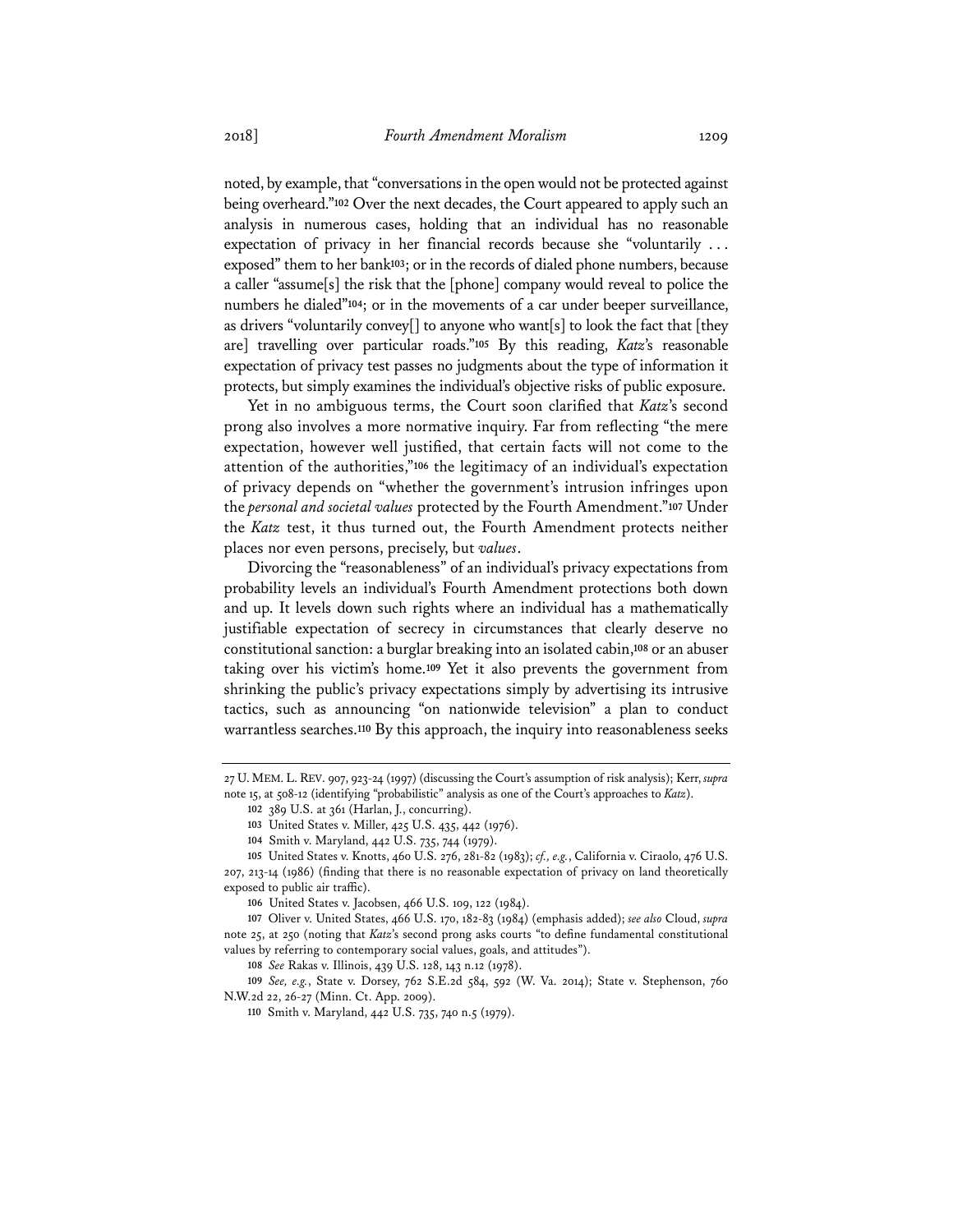noted, by example, that "conversations in the open would not be protected against being overheard."[102] Over the next decades, the Court appeared to apply such an analysis in numerous cases, holding that an individual has no reasonable expectation of privacy in her financial records because she "voluntarily . . . exposed" them to her bank[103]; or in the records of dialed phone numbers, because a caller "assume[s] the risk that the [phone] company would reveal to police the numbers he dialed"[104]; or in the movements of a car under beeper surveillance, as drivers "voluntarily convey[] to anyone who want[s] to look the fact that [they are] travelling over particular roads."[105] By this reading, *Katz*'s reasonable expectation of privacy test passes no judgments about the type of information it protects, but simply examines the individual's objective risks of public exposure.

Yet in no ambiguous terms, the Court soon clarified that *Katz*'s second prong also involves a more normative inquiry. Far from reflecting "the mere expectation, however well justified, that certain facts will not come to the attention of the authorities,"[106] the legitimacy of an individual's expectation of privacy depends on "whether the government's intrusion infringes upon the *personal and societal values* protected by the Fourth Amendment."[107] Under the *Katz* test, it thus turned out, the Fourth Amendment protects neither places nor even persons, precisely, but *values*.

Divorcing the "reasonableness" of an individual's privacy expectations from probability levels an individual's Fourth Amendment protections both down and up. It levels down such rights where an individual has a mathematically justifiable expectation of secrecy in circumstances that clearly deserve no constitutional sanction: a burglar breaking into an isolated cabin,[108] or an abuser taking over his victim's home.[109] Yet it also prevents the government from shrinking the public's privacy expectations simply by advertising its intrusive tactics, such as announcing "on nationwide television" a plan to conduct warrantless searches.[110] By this approach, the inquiry into reasonableness seeks

---

27 U. MEM. L. REV. 907, 923-24 (1997) (discussing the Court's assumption of risk analysis); Kerr, *supra* note 15, at 508-12 (identifying "probabilistic" analysis as one of the Court's approaches to *Katz*).

102 389 U.S. at 361 (Harlan, J., concurring).

103 United States v. Miller, 425 U.S. 435, 442 (1976).

104 Smith v. Maryland, 442 U.S. 735, 744 (1979).

105 United States v. Knotts, 460 U.S. 276, 281-82 (1983); *cf., e.g.*, California v. Ciraolo, 476 U.S. 207, 213-14 (1986) (finding that there is no reasonable expectation of privacy on land theoretically exposed to public air traffic).

106 United States v. Jacobsen, 466 U.S. 109, 122 (1984).

107 Oliver v. United States, 466 U.S. 170, 182-83 (1984) (emphasis added); *see also* Cloud, *supra* note 25, at 250 (noting that *Katz*'s second prong asks courts "to define fundamental constitutional values by referring to contemporary social values, goals, and attitudes").

108 *See* Rakas v. Illinois, 439 U.S. 128, 143 n.12 (1978).

109 *See, e.g.*, State v. Dorsey, 762 S.E.2d 584, 592 (W. Va. 2014); State v. Stephenson, 760 N.W.2d 22, 26-27 (Minn. Ct. App. 2009).

110 Smith v. Maryland, 442 U.S. 735, 740 n.5 (1979).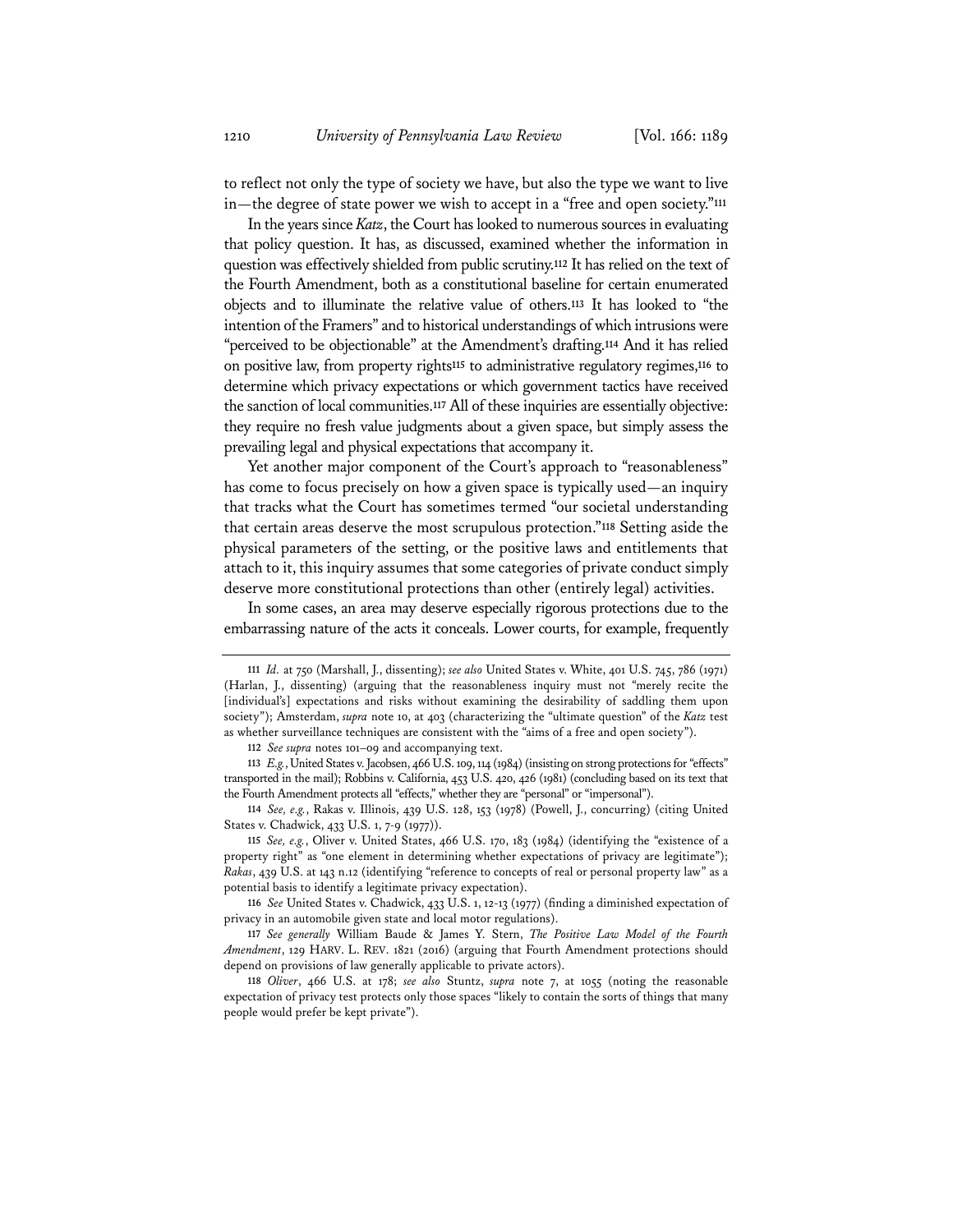to reflect not only the type of society we have, but also the type we want to live in—the degree of state power we wish to accept in a "free and open society."[111]

In the years since *Katz*, the Court has looked to numerous sources in evaluating that policy question. It has, as discussed, examined whether the information in question was effectively shielded from public scrutiny.[112] It has relied on the text of the Fourth Amendment, both as a constitutional baseline for certain enumerated objects and to illuminate the relative value of others.[113] It has looked to "the intention of the Framers" and to historical understandings of which intrusions were "perceived to be objectionable" at the Amendment's drafting.[114] And it has relied on positive law, from property rights[115] to administrative regulatory regimes,[116] to determine which privacy expectations or which government tactics have received the sanction of local communities.[117] All of these inquiries are essentially objective: they require no fresh value judgments about a given space, but simply assess the prevailing legal and physical expectations that accompany it.

Yet another major component of the Court's approach to "reasonableness" has come to focus precisely on how a given space is typically used—an inquiry that tracks what the Court has sometimes termed "our societal understanding that certain areas deserve the most scrupulous protection."[118] Setting aside the physical parameters of the setting, or the positive laws and entitlements that attach to it, this inquiry assumes that some categories of private conduct simply deserve more constitutional protections than other (entirely legal) activities.

In some cases, an area may deserve especially rigorous protections due to the embarrassing nature of the acts it conceals. Lower courts, for example, frequently

---

111 *Id.* at 750 (Marshall, J., dissenting); *see also* United States v. White, 401 U.S. 745, 786 (1971) (Harlan, J., dissenting) (arguing that the reasonableness inquiry must not "merely recite the [individual's] expectations and risks without examining the desirability of saddling them upon society"); Amsterdam, *supra* note 10, at 403 (characterizing the "ultimate question" of the *Katz* test as whether surveillance techniques are consistent with the "aims of a free and open society").

112 *See supra* notes 101–09 and accompanying text.

113 *E.g.*, United States v. Jacobsen, 466 U.S. 109, 114 (1984) (insisting on strong protections for "effects" transported in the mail); Robbins v. California, 453 U.S. 420, 426 (1981) (concluding based on its text that the Fourth Amendment protects all "effects," whether they are "personal" or "impersonal").

114 *See, e.g.*, Rakas v. Illinois, 439 U.S. 128, 153 (1978) (Powell, J., concurring) (citing United States v. Chadwick, 433 U.S. 1, 7-9 (1977)).

115 *See, e.g.*, Oliver v. United States, 466 U.S. 170, 183 (1984) (identifying the "existence of a property right" as "one element in determining whether expectations of privacy are legitimate"); *Rakas*, 439 U.S. at 143 n.12 (identifying "reference to concepts of real or personal property law" as a potential basis to identify a legitimate privacy expectation).

116 *See* United States v. Chadwick, 433 U.S. 1, 12-13 (1977) (finding a diminished expectation of privacy in an automobile given state and local motor regulations).

117 *See generally* William Baude & James Y. Stern, *The Positive Law Model of the Fourth Amendment*, 129 HARV. L. REV. 1821 (2016) (arguing that Fourth Amendment protections should depend on provisions of law generally applicable to private actors).

118 *Oliver*, 466 U.S. at 178; *see also* Stuntz, *supra* note 7, at 1055 (noting the reasonable expectation of privacy test protects only those spaces "likely to contain the sorts of things that many people would prefer be kept private").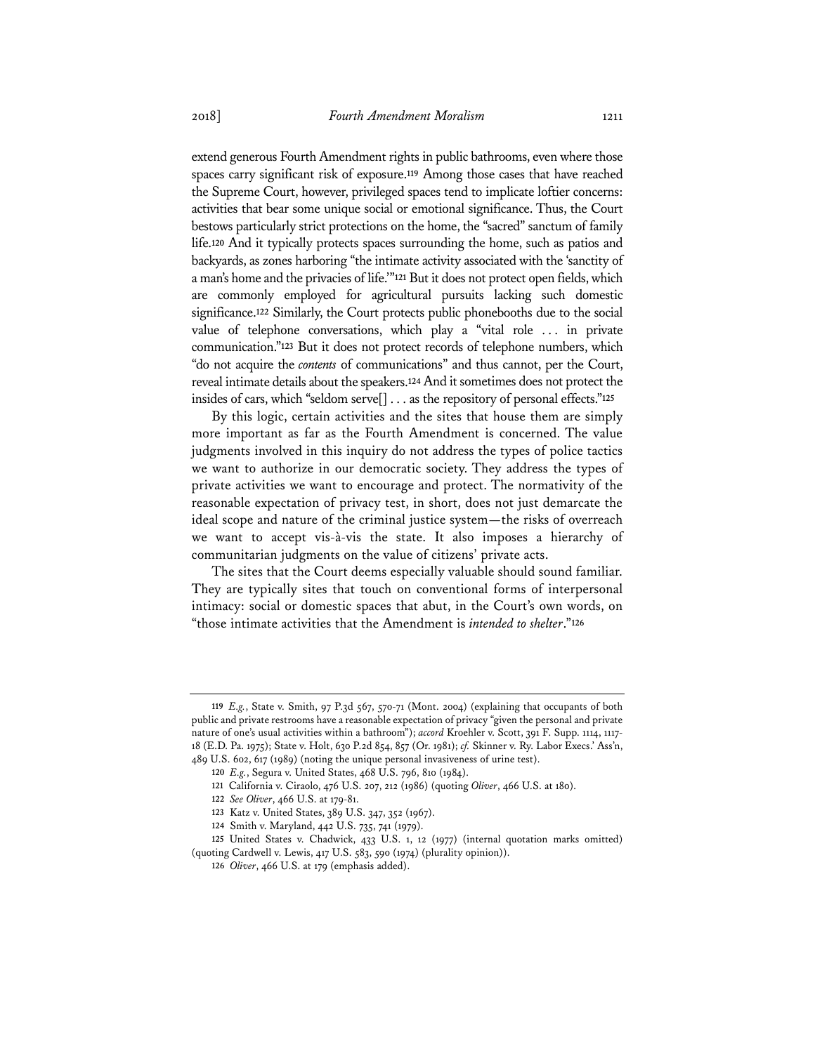extend generous Fourth Amendment rights in public bathrooms, even where those spaces carry significant risk of exposure.[119] Among those cases that have reached the Supreme Court, however, privileged spaces tend to implicate loftier concerns: activities that bear some unique social or emotional significance. Thus, the Court bestows particularly strict protections on the home, the "sacred" sanctum of family life.[120] And it typically protects spaces surrounding the home, such as patios and backyards, as zones harboring "the intimate activity associated with the 'sanctity of a man's home and the privacies of life.'"[121] But it does not protect open fields, which are commonly employed for agricultural pursuits lacking such domestic significance.[122] Similarly, the Court protects public phonebooths due to the social value of telephone conversations, which play a "vital role . . . in private communication."[123] But it does not protect records of telephone numbers, which "do not acquire the *contents* of communications" and thus cannot, per the Court, reveal intimate details about the speakers.[124] And it sometimes does not protect the insides of cars, which "seldom serve[] . . . as the repository of personal effects."[125]

By this logic, certain activities and the sites that house them are simply more important as far as the Fourth Amendment is concerned. The value judgments involved in this inquiry do not address the types of police tactics we want to authorize in our democratic society. They address the types of private activities we want to encourage and protect. The normativity of the reasonable expectation of privacy test, in short, does not just demarcate the ideal scope and nature of the criminal justice system—the risks of overreach we want to accept vis-à-vis the state. It also imposes a hierarchy of communitarian judgments on the value of citizens' private acts.

The sites that the Court deems especially valuable should sound familiar. They are typically sites that touch on conventional forms of interpersonal intimacy: social or domestic spaces that abut, in the Court's own words, on "those intimate activities that the Amendment is *intended to shelter*."[126]

---

119 *E.g.*, State v. Smith, 97 P.3d 567, 570-71 (Mont. 2004) (explaining that occupants of both public and private restrooms have a reasonable expectation of privacy "given the personal and private nature of one's usual activities within a bathroom"); *accord* Kroehler v. Scott, 391 F. Supp. 1114, 1117-18 (E.D. Pa. 1975); State v. Holt, 630 P.2d 854, 857 (Or. 1981); *cf.* Skinner v. Ry. Labor Execs.' Ass'n, 489 U.S. 602, 617 (1989) (noting the unique personal invasiveness of urine test).

120 *E.g.*, Segura v. United States, 468 U.S. 796, 810 (1984).

121 California v. Ciraolo, 476 U.S. 207, 212 (1986) (quoting *Oliver*, 466 U.S. at 180).

122 *See Oliver*, 466 U.S. at 179-81.

123 Katz v. United States, 389 U.S. 347, 352 (1967).

124 Smith v. Maryland, 442 U.S. 735, 741 (1979).

125 United States v. Chadwick, 433 U.S. 1, 12 (1977) (internal quotation marks omitted) (quoting Cardwell v. Lewis, 417 U.S. 583, 590 (1974) (plurality opinion)).

126 *Oliver*, 466 U.S. at 179 (emphasis added).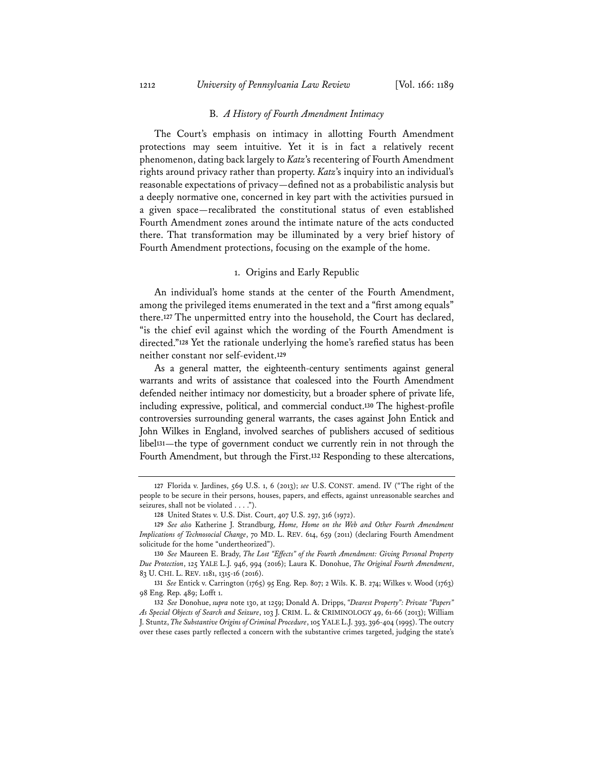## B. *A History of Fourth Amendment Intimacy*

The Court's emphasis on intimacy in allotting Fourth Amendment protections may seem intuitive. Yet it is in fact a relatively recent phenomenon, dating back largely to *Katz*'s recentering of Fourth Amendment rights around privacy rather than property. *Katz*'s inquiry into an individual's reasonable expectations of privacy—defined not as a probabilistic analysis but a deeply normative one, concerned in key part with the activities pursued in a given space—recalibrated the constitutional status of even established Fourth Amendment zones around the intimate nature of the acts conducted there. That transformation may be illuminated by a very brief history of Fourth Amendment protections, focusing on the example of the home.

### 1. Origins and Early Republic

An individual's home stands at the center of the Fourth Amendment, among the privileged items enumerated in the text and a "first among equals" there.[127] The unpermitted entry into the household, the Court has declared, "is the chief evil against which the wording of the Fourth Amendment is directed."[128] Yet the rationale underlying the home's rarefied status has been neither constant nor self-evident.[129]

As a general matter, the eighteenth-century sentiments against general warrants and writs of assistance that coalesced into the Fourth Amendment defended neither intimacy nor domesticity, but a broader sphere of private life, including expressive, political, and commercial conduct.[130] The highest-profile controversies surrounding general warrants, the cases against John Entick and John Wilkes in England, involved searches of publishers accused of seditious libel[131]—the type of government conduct we currently rein in not through the Fourth Amendment, but through the First.[132] Responding to these altercations,

---

127 Florida v. Jardines, 569 U.S. 1, 6 (2013); *see* U.S. CONST. amend. IV ("The right of the people to be secure in their persons, houses, papers, and effects, against unreasonable searches and seizures, shall not be violated . . . .").

128 United States v. U.S. Dist. Court, 407 U.S. 297, 316 (1972).

129 *See also* Katherine J. Strandburg, *Home, Home on the Web and Other Fourth Amendment Implications of Technosocial Change*, 70 MD. L. REV. 614, 659 (2011) (declaring Fourth Amendment solicitude for the home "undertheorized").

130 *See* Maureen E. Brady, *The Lost "Effects" of the Fourth Amendment: Giving Personal Property Due Protection*, 125 YALE L.J. 946, 994 (2016); Laura K. Donohue, *The Original Fourth Amendment*, 83 U. CHI. L. REV. 1181, 1315-16 (2016).

131 *See* Entick v. Carrington (1765) 95 Eng. Rep. 807; 2 Wils. K. B. 274; Wilkes v. Wood (1763) 98 Eng. Rep. 489; Lofft 1.

132 *See* Donohue, *supra* note 130, at 1259; Donald A. Dripps, *"Dearest Property": Private "Papers" As Special Objects of Search and Seizure*, 103 J. CRIM. L. & CRIMINOLOGY 49, 61-66 (2013); William J. Stuntz, *The Substantive Origins of Criminal Procedure*, 105 YALE L.J. 393, 396-404 (1995). The outcry over these cases partly reflected a concern with the substantive crimes targeted, judging the state's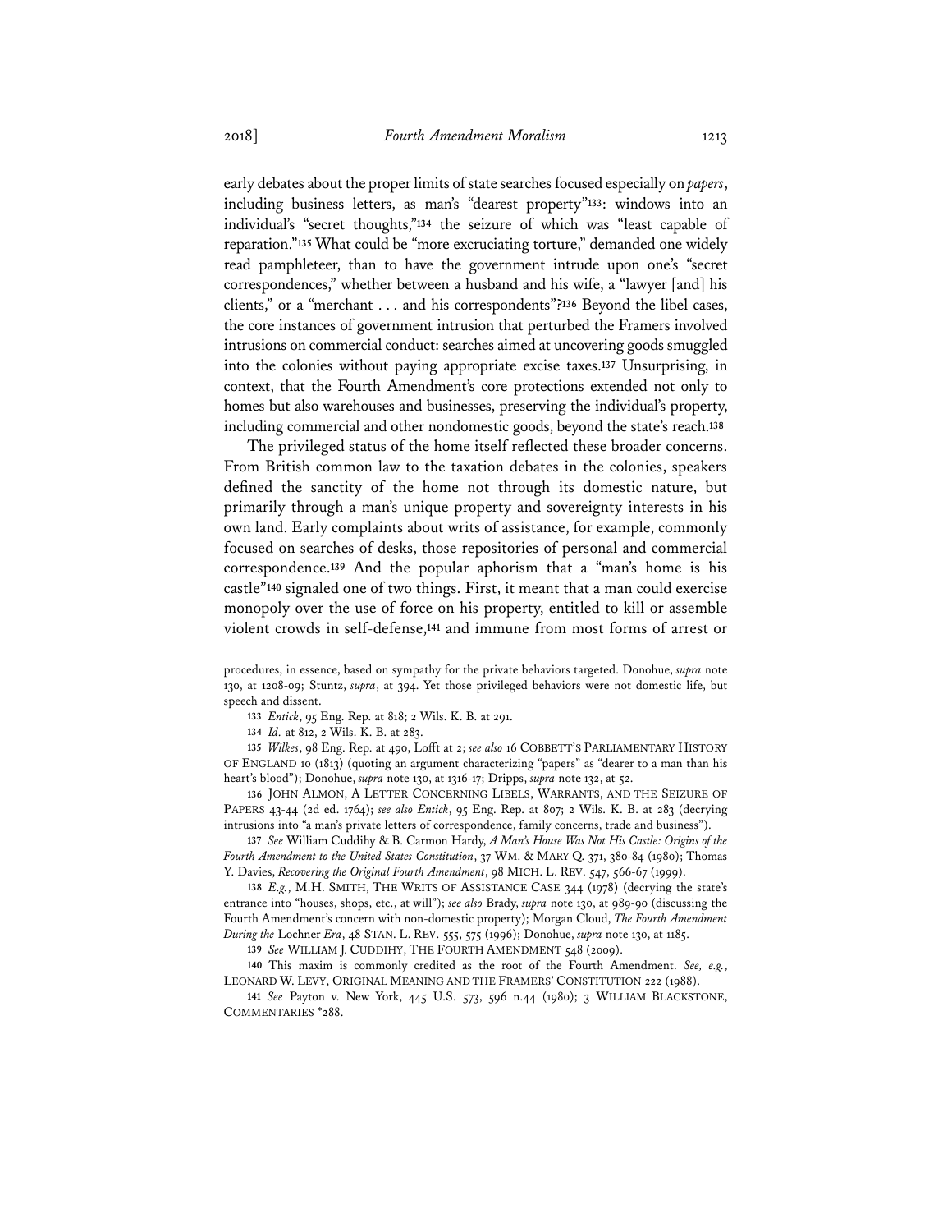early debates about the proper limits of state searches focused especially on *papers*, including business letters, as man's "dearest property"[133]: windows into an individual's "secret thoughts,"[134] the seizure of which was "least capable of reparation."[135] What could be "more excruciating torture," demanded one widely read pamphleteer, than to have the government intrude upon one's "secret correspondences," whether between a husband and his wife, a "lawyer [and] his clients," or a "merchant . . . and his correspondents"?[136] Beyond the libel cases, the core instances of government intrusion that perturbed the Framers involved intrusions on commercial conduct: searches aimed at uncovering goods smuggled into the colonies without paying appropriate excise taxes.[137] Unsurprising, in context, that the Fourth Amendment's core protections extended not only to homes but also warehouses and businesses, preserving the individual's property, including commercial and other nondomestic goods, beyond the state's reach.[138]

The privileged status of the home itself reflected these broader concerns. From British common law to the taxation debates in the colonies, speakers defined the sanctity of the home not through its domestic nature, but primarily through a man's unique property and sovereignty interests in his own land. Early complaints about writs of assistance, for example, commonly focused on searches of desks, those repositories of personal and commercial correspondence.[139] And the popular aphorism that a "man's home is his castle"[140] signaled one of two things. First, it meant that a man could exercise monopoly over the use of force on his property, entitled to kill or assemble violent crowds in self-defense,[141] and immune from most forms of arrest or

---

procedures, in essence, based on sympathy for the private behaviors targeted. Donohue, *supra* note 130, at 1208-09; Stuntz, *supra*, at 394. Yet those privileged behaviors were not domestic life, but speech and dissent.

133 *Entick*, 95 Eng. Rep. at 818; 2 Wils. K. B. at 291.

134 *Id.* at 812, 2 Wils. K. B. at 283.

135 *Wilkes*, 98 Eng. Rep. at 490, Lofft at 2; *see also* 16 COBBETT'S PARLIAMENTARY HISTORY OF ENGLAND 10 (1813) (quoting an argument characterizing "papers" as "dearer to a man than his heart's blood"); Donohue, *supra* note 130, at 1316-17; Dripps, *supra* note 132, at 52.

136 JOHN ALMON, A LETTER CONCERNING LIBELS, WARRANTS, AND THE SEIZURE OF PAPERS 43-44 (2d ed. 1764); *see also Entick*, 95 Eng. Rep. at 807; 2 Wils. K. B. at 283 (decrying intrusions into "a man's private letters of correspondence, family concerns, trade and business").

137 *See* William Cuddihy & B. Carmon Hardy, *A Man's House Was Not His Castle: Origins of the Fourth Amendment to the United States Constitution*, 37 WM. & MARY Q. 371, 380-84 (1980); Thomas Y. Davies, *Recovering the Original Fourth Amendment*, 98 MICH. L. REV. 547, 566-67 (1999).

138 *E.g.*, M.H. SMITH, THE WRITS OF ASSISTANCE CASE 344 (1978) (decrying the state's entrance into "houses, shops, etc., at will"); *see also* Brady, *supra* note 130, at 989-90 (discussing the Fourth Amendment's concern with non-domestic property); Morgan Cloud, *The Fourth Amendment During the* Lochner *Era*, 48 STAN. L. REV. 555, 575 (1996); Donohue, *supra* note 130, at 1185.

139 *See* WILLIAM J. CUDDIHY, THE FOURTH AMENDMENT 548 (2009).

140 This maxim is commonly credited as the root of the Fourth Amendment. *See, e.g.*, LEONARD W. LEVY, ORIGINAL MEANING AND THE FRAMERS' CONSTITUTION 222 (1988).

141 *See* Payton v. New York, 445 U.S. 573, 596 n.44 (1980); 3 WILLIAM BLACKSTONE, COMMENTARIES *288.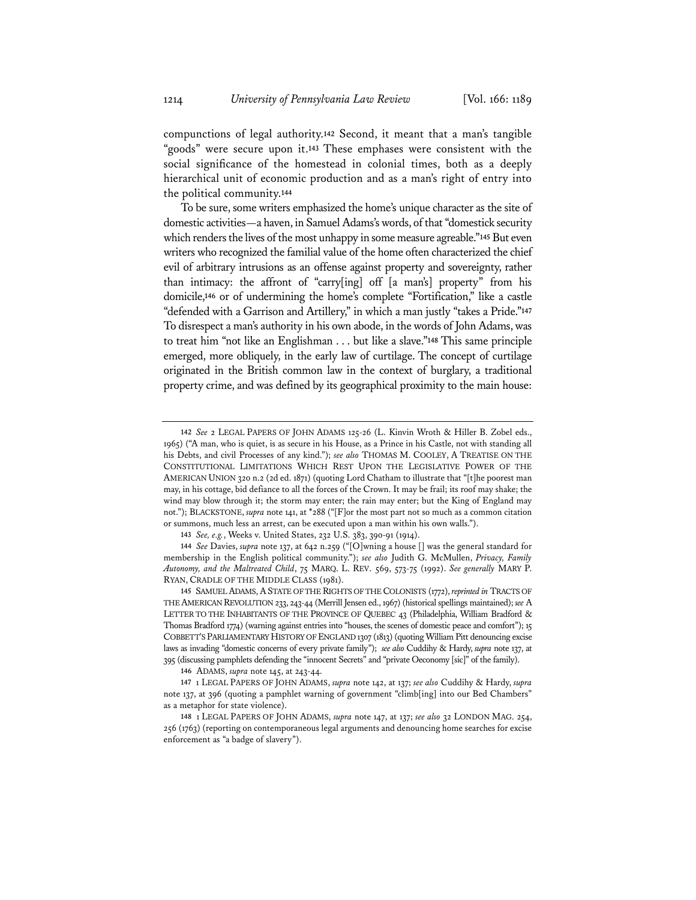compunctions of legal authority.[142] Second, it meant that a man's tangible "goods" were secure upon it.[143] These emphases were consistent with the social significance of the homestead in colonial times, both as a deeply hierarchical unit of economic production and as a man's right of entry into the political community.[144]

To be sure, some writers emphasized the home's unique character as the site of domestic activities—a haven, in Samuel Adams's words, of that "domestick security which renders the lives of the most unhappy in some measure agreable."[145] But even writers who recognized the familial value of the home often characterized the chief evil of arbitrary intrusions as an offense against property and sovereignty, rather than intimacy: the affront of "carry[ing] off [a man's] property" from his domicile,[146] or of undermining the home's complete "Fortification," like a castle "defended with a Garrison and Artillery," in which a man justly "takes a Pride."[147] To disrespect a man's authority in his own abode, in the words of John Adams, was to treat him "not like an Englishman . . . but like a slave."[148] This same principle emerged, more obliquely, in the early law of curtilage. The concept of curtilage originated in the British common law in the context of burglary, a traditional property crime, and was defined by its geographical proximity to the main house:

---

142 *See* 2 LEGAL PAPERS OF JOHN ADAMS 125-26 (L. Kinvin Wroth & Hiller B. Zobel eds., 1965) ("A man, who is quiet, is as secure in his House, as a Prince in his Castle, not with standing all his Debts, and civil Processes of any kind."); *see also* THOMAS M. COOLEY, A TREATISE ON THE CONSTITUTIONAL LIMITATIONS WHICH REST UPON THE LEGISLATIVE POWER OF THE AMERICAN UNION 320 n.2 (2d ed. 1871) (quoting Lord Chatham to illustrate that "[t]he poorest man may, in his cottage, bid defiance to all the forces of the Crown. It may be frail; its roof may shake; the wind may blow through it; the storm may enter; the rain may enter; but the King of England may not."); BLACKSTONE, *supra* note 141, at \*288 ("[F]or the most part not so much as a common citation or summons, much less an arrest, can be executed upon a man within his own walls.").

143 *See, e.g.*, Weeks v. United States, 232 U.S. 383, 390-91 (1914).

144 *See* Davies, *supra* note 137, at 642 n.259 ("[O]wning a house [] was the general standard for membership in the English political community."); *see also* Judith G. McMullen, *Privacy, Family Autonomy, and the Maltreated Child*, 75 MARQ. L. REV. 569, 573-75 (1992). *See generally* MARY P. RYAN, CRADLE OF THE MIDDLE CLASS (1981).

145 SAMUEL ADAMS, A STATE OF THE RIGHTS OF THE COLONISTS (1772), *reprinted in* TRACTS OF THE AMERICAN REVOLUTION 233, 243-44 (Merrill Jensen ed., 1967) (historical spellings maintained); *see* A LETTER TO THE INHABITANTS OF THE PROVINCE OF QUEBEC 43 (Philadelphia, William Bradford & Thomas Bradford 1774) (warning against entries into "houses, the scenes of domestic peace and comfort"); 15 COBBETT'S PARLIAMENTARY HISTORY OF ENGLAND 1307 (1813) (quoting William Pitt denouncing excise laws as invading "domestic concerns of every private family"); *see also* Cuddihy & Hardy, *supra* note 137, at 395 (discussing pamphlets defending the "innocent Secrets" and "private Oeconomy [sic]" of the family).

146 ADAMS, *supra* note 145, at 243-44.

147 1 LEGAL PAPERS OF JOHN ADAMS, *supra* note 142, at 137; *see also* Cuddihy & Hardy, *supra* note 137, at 396 (quoting a pamphlet warning of government "climb[ing] into our Bed Chambers" as a metaphor for state violence).

148 1 LEGAL PAPERS OF JOHN ADAMS, *supra* note 147, at 137; *see also* 32 LONDON MAG. 254, 256 (1763) (reporting on contemporaneous legal arguments and denouncing home searches for excise enforcement as "a badge of slavery").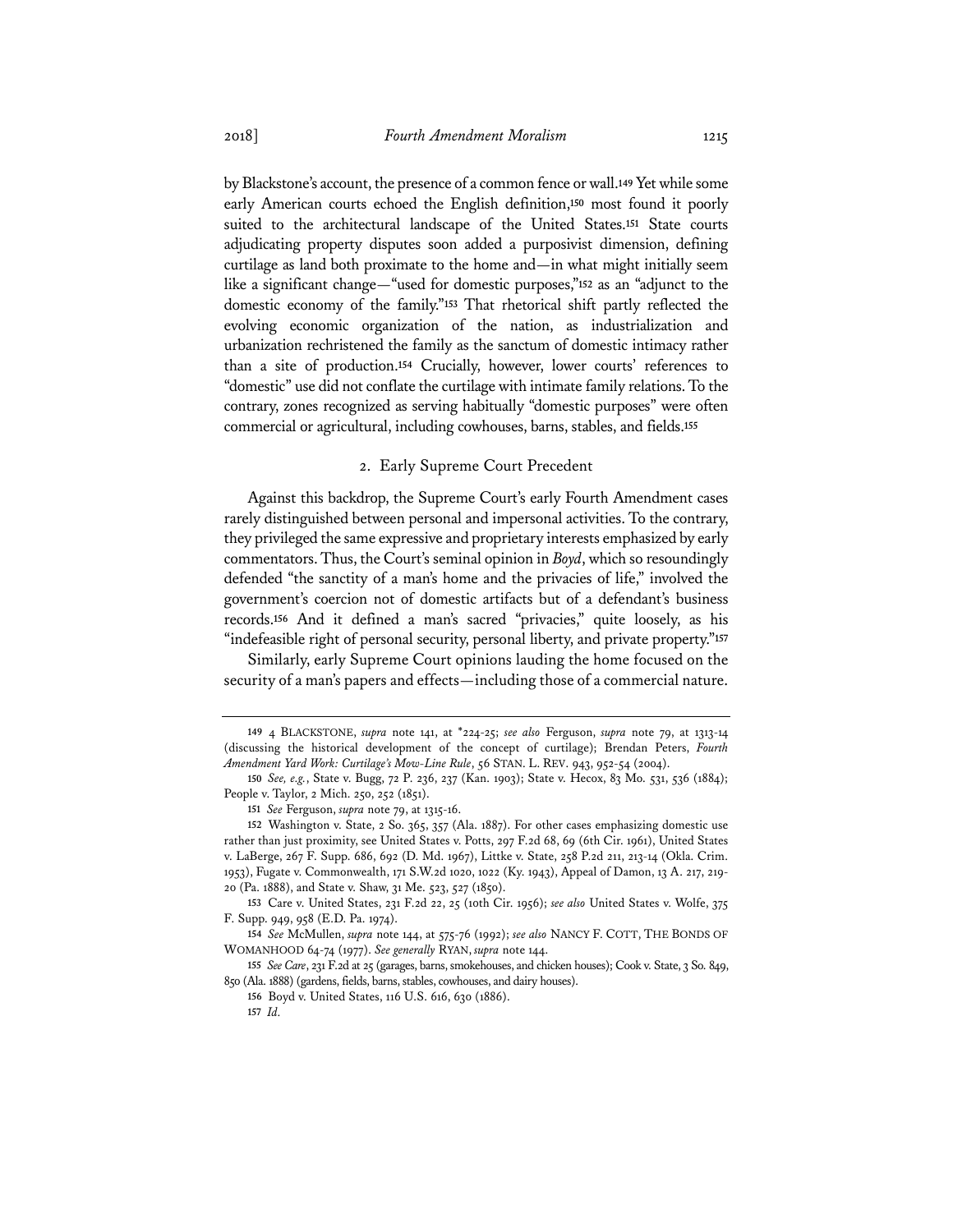by Blackstone's account, the presence of a common fence or wall.[149] Yet while some early American courts echoed the English definition,[150] most found it poorly suited to the architectural landscape of the United States.[151] State courts adjudicating property disputes soon added a purposivist dimension, defining curtilage as land both proximate to the home and—in what might initially seem like a significant change—"used for domestic purposes,"[152] as an "adjunct to the domestic economy of the family."[153] That rhetorical shift partly reflected the evolving economic organization of the nation, as industrialization and urbanization rechristened the family as the sanctum of domestic intimacy rather than a site of production.[154] Crucially, however, lower courts' references to "domestic" use did not conflate the curtilage with intimate family relations. To the contrary, zones recognized as serving habitually "domestic purposes" were often commercial or agricultural, including cowhouses, barns, stables, and fields.[155]

### 2. Early Supreme Court Precedent

Against this backdrop, the Supreme Court's early Fourth Amendment cases rarely distinguished between personal and impersonal activities. To the contrary, they privileged the same expressive and proprietary interests emphasized by early commentators. Thus, the Court's seminal opinion in *Boyd*, which so resoundingly defended "the sanctity of a man's home and the privacies of life," involved the government's coercion not of domestic artifacts but of a defendant's business records.[156] And it defined a man's sacred "privacies," quite loosely, as his "indefeasible right of personal security, personal liberty, and private property."[157]

Similarly, early Supreme Court opinions lauding the home focused on the security of a man's papers and effects—including those of a commercial nature.

---

149 4 BLACKSTONE, *supra* note 141, at \*224-25; *see also* Ferguson, *supra* note 79, at 1313-14 (discussing the historical development of the concept of curtilage); Brendan Peters, *Fourth Amendment Yard Work: Curtilage's Mow-Line Rule*, 56 STAN. L. REV. 943, 952-54 (2004).

150 *See, e.g.*, State v. Bugg, 72 P. 236, 237 (Kan. 1903); State v. Hecox, 83 Mo. 531, 536 (1884); People v. Taylor, 2 Mich. 250, 252 (1851).

151 *See* Ferguson, *supra* note 79, at 1315-16.

152 Washington v. State, 2 So. 365, 357 (Ala. 1887). For other cases emphasizing domestic use rather than just proximity, see United States v. Potts, 297 F.2d 68, 69 (6th Cir. 1961), United States v. LaBerge, 267 F. Supp. 686, 692 (D. Md. 1967), Littke v. State, 258 P.2d 211, 213-14 (Okla. Crim. 1953), Fugate v. Commonwealth, 171 S.W.2d 1020, 1022 (Ky. 1943), Appeal of Damon, 13 A. 217, 219-20 (Pa. 1888), and State v. Shaw, 31 Me. 523, 527 (1850).

153 Care v. United States, 231 F.2d 22, 25 (10th Cir. 1956); *see also* United States v. Wolfe, 375 F. Supp. 949, 958 (E.D. Pa. 1974).

154 *See* McMullen, *supra* note 144, at 575-76 (1992); *see also* NANCY F. COTT, THE BONDS OF WOMANHOOD 64-74 (1977). *See generally* RYAN, *supra* note 144.

155 *See Care*, 231 F.2d at 25 (garages, barns, smokehouses, and chicken houses); Cook v. State, 3 So. 849, 850 (Ala. 1888) (gardens, fields, barns, stables, cowhouses, and dairy houses).

156 Boyd v. United States, 116 U.S. 616, 630 (1886).

157 *Id.*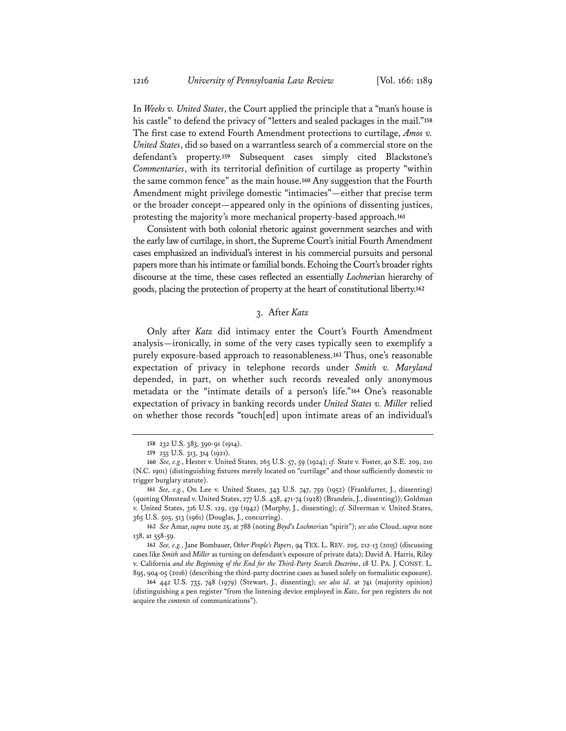In *Weeks v. United States*, the Court applied the principle that a "man's house is his castle" to defend the privacy of "letters and sealed packages in the mail."[158] The first case to extend Fourth Amendment protections to curtilage, *Amos v. United States*, did so based on a warrantless search of a commercial store on the defendant's property.[159] Subsequent cases simply cited Blackstone's *Commentaries*, with its territorial definition of curtilage as property "within the same common fence" as the main house.[160] Any suggestion that the Fourth Amendment might privilege domestic "intimacies"—either that precise term or the broader concept—appeared only in the opinions of dissenting justices, protesting the majority's more mechanical property-based approach.[161]

Consistent with both colonial rhetoric against government searches and with the early law of curtilage, in short, the Supreme Court's initial Fourth Amendment cases emphasized an individual's interest in his commercial pursuits and personal papers more than his intimate or familial bonds. Echoing the Court's broader rights discourse at the time, these cases reflected an essentially *Lochner*ian hierarchy of goods, placing the protection of property at the heart of constitutional liberty.[162]

### 3. After *Katz*

Only after *Katz* did intimacy enter the Court's Fourth Amendment analysis—ironically, in some of the very cases typically seen to exemplify a purely exposure-based approach to reasonableness.[163] Thus, one's reasonable expectation of privacy in telephone records under *Smith v. Maryland* depended, in part, on whether such records revealed only anonymous metadata or the "intimate details of a person's life."[164] One's reasonable expectation of privacy in banking records under *United States v. Miller* relied on whether those records "touch[ed] upon intimate areas of an individual's

---

158 232 U.S. 383, 390-91 (1914).

159 255 U.S. 313, 314 (1921).

160 *See, e.g.*, Hester v. United States, 265 U.S. 57, 59 (1924); *cf.* State v. Foster, 40 S.E. 209, 210 (N.C. 1901) (distinguishing fixtures merely located on "curtilage" and those sufficiently domestic to trigger burglary statute).

161 *See, e.g.*, On Lee v. United States, 343 U.S. 747, 759 (1952) (Frankfurter, J., dissenting) (quoting Olmstead v. United States, 277 U.S. 438, 471-74 (1928) (Brandeis, J., dissenting)); Goldman v. United States, 316 U.S. 129, 139 (1942) (Murphy, J., dissenting); *cf.* Silverman v. United States, 365 U.S. 505, 513 (1961) (Douglas, J., concurring).

162 *See* Amar, *supra* note 25, at 788 (noting *Boyd*'s *Lochner*ian "spirit"); *see also* Cloud, *supra* note 138, at 558-59.

163 *See, e.g.*, Jane Bombauer, *Other People's Papers*, 94 TEX. L. REV. 205, 212-13 (2015) (discussing cases like *Smith* and *Miller* as turning on defendant's exposure of private data); David A. Harris, Riley v. California *and the Beginning of the End for the Third-Party Search Doctrine*, 18 U. PA. J. CONST. L. 895, 904-05 (2016) (describing the third-party doctrine cases as based solely on formalistic exposure).

164 442 U.S. 735, 748 (1979) (Stewart, J., dissenting); *see also id.* at 741 (majority opinion) (distinguishing a pen register "from the listening device employed in *Katz*, for pen registers do not acquire the *contents* of communications").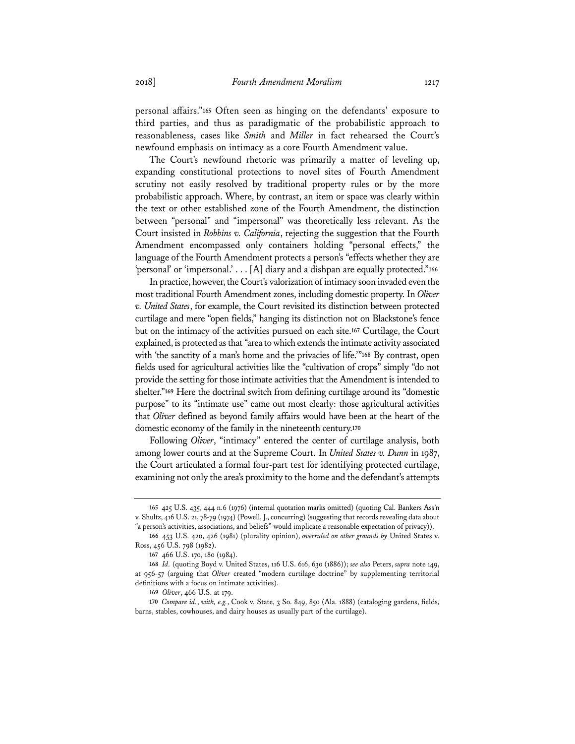personal affairs."[165] Often seen as hinging on the defendants' exposure to third parties, and thus as paradigmatic of the probabilistic approach to reasonableness, cases like *Smith* and *Miller* in fact rehearsed the Court's newfound emphasis on intimacy as a core Fourth Amendment value.

The Court's newfound rhetoric was primarily a matter of leveling up, expanding constitutional protections to novel sites of Fourth Amendment scrutiny not easily resolved by traditional property rules or by the more probabilistic approach. Where, by contrast, an item or space was clearly within the text or other established zone of the Fourth Amendment, the distinction between "personal" and "impersonal" was theoretically less relevant. As the Court insisted in *Robbins v. California*, rejecting the suggestion that the Fourth Amendment encompassed only containers holding "personal effects," the language of the Fourth Amendment protects a person's "effects whether they are 'personal' or 'impersonal.' . . . [A] diary and a dishpan are equally protected."[166]

In practice, however, the Court's valorization of intimacy soon invaded even the most traditional Fourth Amendment zones, including domestic property. In *Oliver v. United States*, for example, the Court revisited its distinction between protected curtilage and mere "open fields," hanging its distinction not on Blackstone's fence but on the intimacy of the activities pursued on each site.[167] Curtilage, the Court explained, is protected as that "area to which extends the intimate activity associated with 'the sanctity of a man's home and the privacies of life.'"[168] By contrast, open fields used for agricultural activities like the "cultivation of crops" simply "do not provide the setting for those intimate activities that the Amendment is intended to shelter."[169] Here the doctrinal switch from defining curtilage around its "domestic purpose" to its "intimate use" came out most clearly: those agricultural activities that *Oliver* defined as beyond family affairs would have been at the heart of the domestic economy of the family in the nineteenth century.[170]

Following *Oliver*, "intimacy" entered the center of curtilage analysis, both among lower courts and at the Supreme Court. In *United States v. Dunn* in 1987, the Court articulated a formal four-part test for identifying protected curtilage, examining not only the area's proximity to the home and the defendant's attempts

---

165 425 U.S. 435, 444 n.6 (1976) (internal quotation marks omitted) (quoting Cal. Bankers Ass'n v. Shultz, 416 U.S. 21, 78-79 (1974) (Powell, J., concurring) (suggesting that records revealing data about "a person's activities, associations, and beliefs" would implicate a reasonable expectation of privacy)).

166 453 U.S. 420, 426 (1981) (plurality opinion), *overruled on other grounds by* United States v. Ross, 456 U.S. 798 (1982).

167 466 U.S. 170, 180 (1984).

168 *Id.* (quoting Boyd v. United States, 116 U.S. 616, 630 (1886)); *see also* Peters, *supra* note 149, at 956-57 (arguing that *Oliver* created "modern curtilage doctrine" by supplementing territorial definitions with a focus on intimate activities).

169 *Oliver*, 466 U.S. at 179.

170 *Compare id.*, *with, e.g.*, Cook v. State, 3 So. 849, 850 (Ala. 1888) (cataloging gardens, fields, barns, stables, cowhouses, and dairy houses as usually part of the curtilage).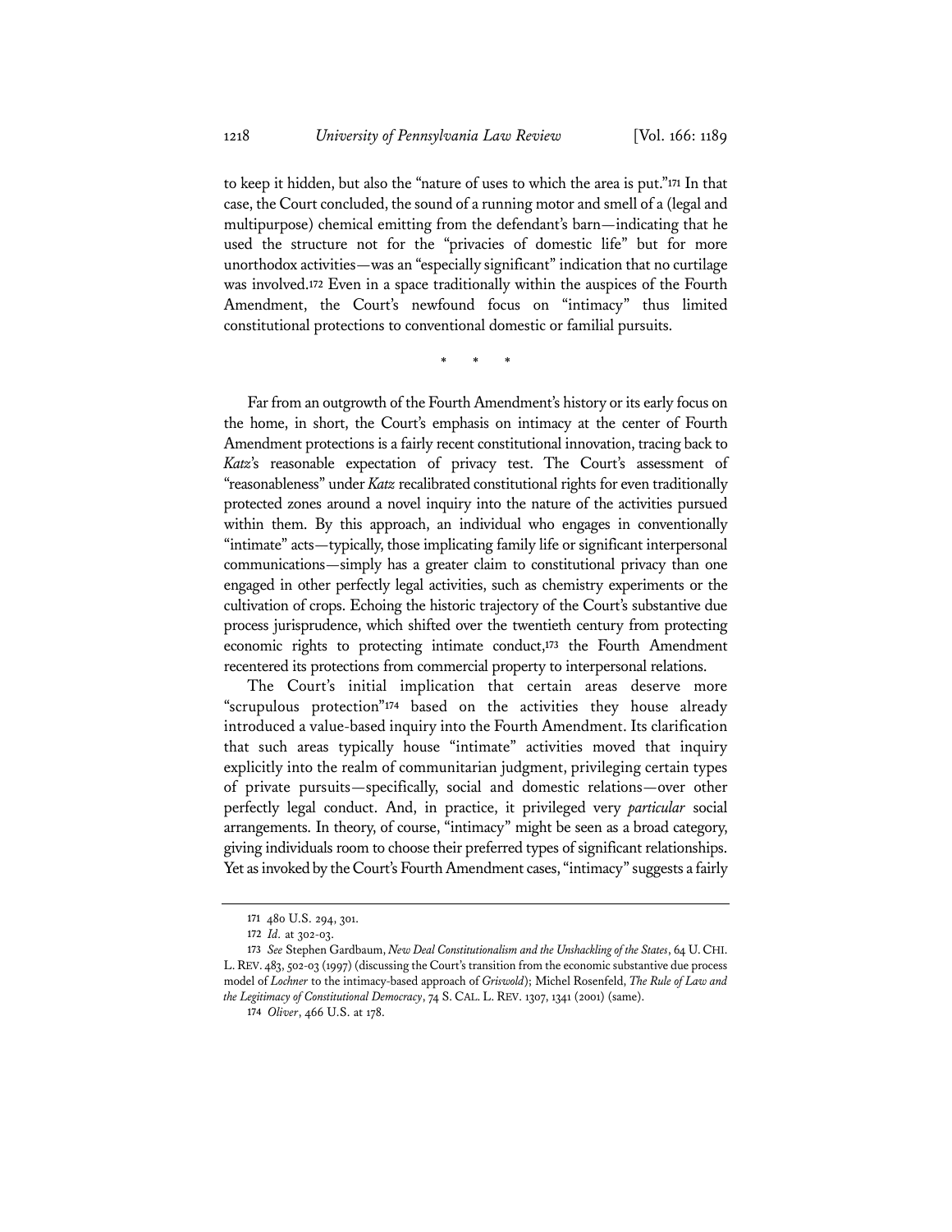to keep it hidden, but also the "nature of uses to which the area is put."[171] In that case, the Court concluded, the sound of a running motor and smell of a (legal and multipurpose) chemical emitting from the defendant's barn—indicating that he used the structure not for the "privacies of domestic life" but for more unorthodox activities—was an "especially significant" indication that no curtilage was involved.[172] Even in a space traditionally within the auspices of the Fourth Amendment, the Court's newfound focus on "intimacy" thus limited constitutional protections to conventional domestic or familial pursuits.

\* \* \*

Far from an outgrowth of the Fourth Amendment's history or its early focus on the home, in short, the Court's emphasis on intimacy at the center of Fourth Amendment protections is a fairly recent constitutional innovation, tracing back to *Katz*'s reasonable expectation of privacy test. The Court's assessment of "reasonableness" under *Katz* recalibrated constitutional rights for even traditionally protected zones around a novel inquiry into the nature of the activities pursued within them. By this approach, an individual who engages in conventionally "intimate" acts—typically, those implicating family life or significant interpersonal communications—simply has a greater claim to constitutional privacy than one engaged in other perfectly legal activities, such as chemistry experiments or the cultivation of crops. Echoing the historic trajectory of the Court's substantive due process jurisprudence, which shifted over the twentieth century from protecting economic rights to protecting intimate conduct,[173] the Fourth Amendment recentered its protections from commercial property to interpersonal relations.

The Court's initial implication that certain areas deserve more "scrupulous protection"[174] based on the activities they house already introduced a value-based inquiry into the Fourth Amendment. Its clarification that such areas typically house "intimate" activities moved that inquiry explicitly into the realm of communitarian judgment, privileging certain types of private pursuits—specifically, social and domestic relations—over other perfectly legal conduct. And, in practice, it privileged very *particular* social arrangements. In theory, of course, "intimacy" might be seen as a broad category, giving individuals room to choose their preferred types of significant relationships. Yet as invoked by the Court's Fourth Amendment cases, "intimacy" suggests a fairly

---

171 480 U.S. 294, 301.

172 *Id.* at 302-03.

173 *See* Stephen Gardbaum, *New Deal Constitutionalism and the Unshackling of the States*, 64 U. CHI. L. REV. 483, 502-03 (1997) (discussing the Court's transition from the economic substantive due process model of *Lochner* to the intimacy-based approach of *Griswold*); Michel Rosenfeld, *The Rule of Law and the Legitimacy of Constitutional Democracy*, 74 S. CAL. L. REV. 1307, 1341 (2001) (same).

174 *Oliver*, 466 U.S. at 178.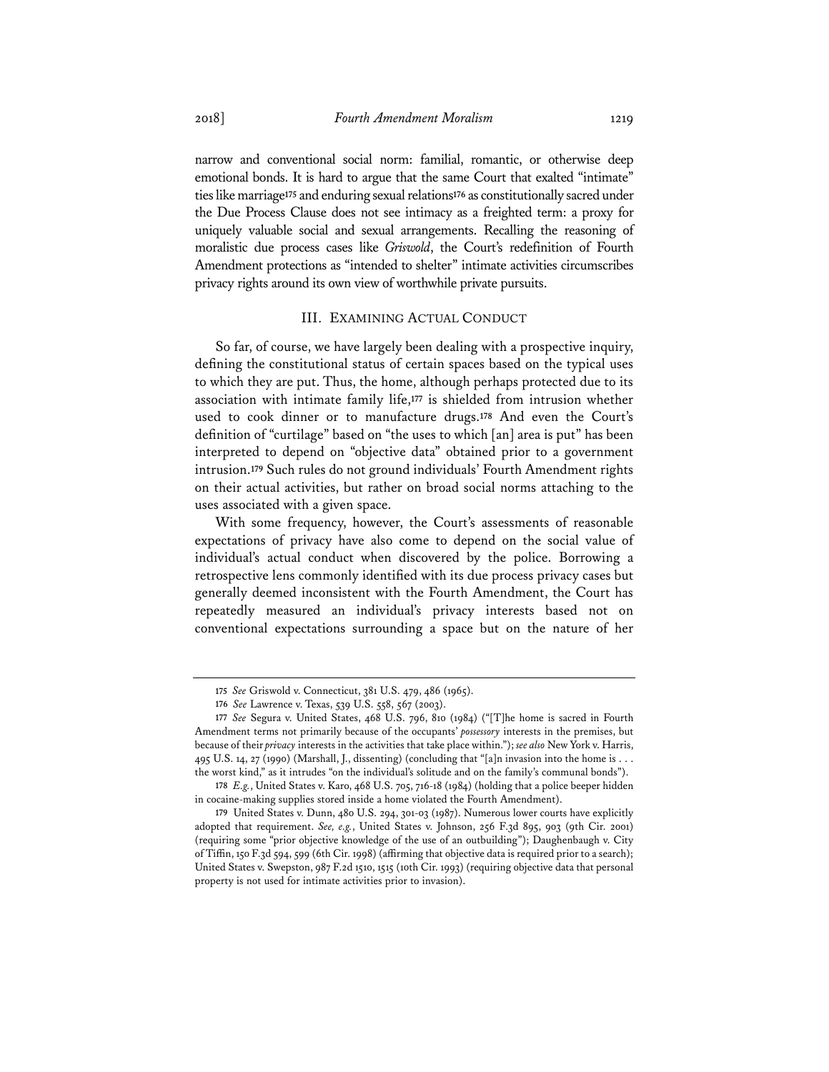narrow and conventional social norm: familial, romantic, or otherwise deep emotional bonds. It is hard to argue that the same Court that exalted "intimate" ties like marriage[175] and enduring sexual relations[176] as constitutionally sacred under the Due Process Clause does not see intimacy as a freighted term: a proxy for uniquely valuable social and sexual arrangements. Recalling the reasoning of moralistic due process cases like *Griswold*, the Court's redefinition of Fourth Amendment protections as "intended to shelter" intimate activities circumscribes privacy rights around its own view of worthwhile private pursuits.

## III. EXAMINING ACTUAL CONDUCT

So far, of course, we have largely been dealing with a prospective inquiry, defining the constitutional status of certain spaces based on the typical uses to which they are put. Thus, the home, although perhaps protected due to its association with intimate family life,[177] is shielded from intrusion whether used to cook dinner or to manufacture drugs.[178] And even the Court's definition of "curtilage" based on "the uses to which [an] area is put" has been interpreted to depend on "objective data" obtained prior to a government intrusion.[179] Such rules do not ground individuals' Fourth Amendment rights on their actual activities, but rather on broad social norms attaching to the uses associated with a given space.

With some frequency, however, the Court's assessments of reasonable expectations of privacy have also come to depend on the social value of individual's actual conduct when discovered by the police. Borrowing a retrospective lens commonly identified with its due process privacy cases but generally deemed inconsistent with the Fourth Amendment, the Court has repeatedly measured an individual's privacy interests based not on conventional expectations surrounding a space but on the nature of her

---

175 *See* Griswold v. Connecticut, 381 U.S. 479, 486 (1965).

176 *See* Lawrence v. Texas, 539 U.S. 558, 567 (2003).

177 *See* Segura v. United States, 468 U.S. 796, 810 (1984) ("[T]he home is sacred in Fourth Amendment terms not primarily because of the occupants' *possessory* interests in the premises, but because of their *privacy* interests in the activities that take place within."); *see also* New York v. Harris, 495 U.S. 14, 27 (1990) (Marshall, J., dissenting) (concluding that "[a]n invasion into the home is . . . the worst kind," as it intrudes "on the individual's solitude and on the family's communal bonds").

178 *E.g.*, United States v. Karo, 468 U.S. 705, 716-18 (1984) (holding that a police beeper hidden in cocaine-making supplies stored inside a home violated the Fourth Amendment).

179 United States v. Dunn, 480 U.S. 294, 301-03 (1987). Numerous lower courts have explicitly adopted that requirement. *See, e.g.*, United States v. Johnson, 256 F.3d 895, 903 (9th Cir. 2001) (requiring some "prior objective knowledge of the use of an outbuilding"); Daughenbaugh v. City of Tiffin, 150 F.3d 594, 599 (6th Cir. 1998) (affirming that objective data is required prior to a search); United States v. Swepston, 987 F.2d 1510, 1515 (10th Cir. 1993) (requiring objective data that personal property is not used for intimate activities prior to invasion).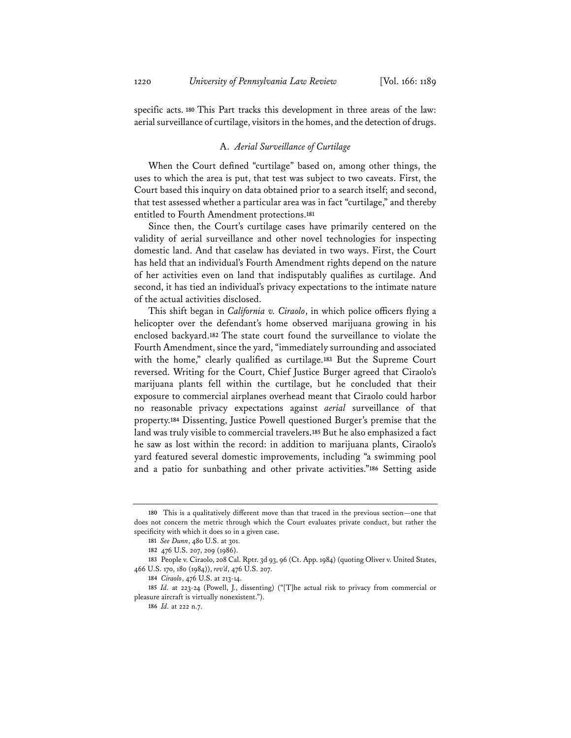specific acts.[180] This Part tracks this development in three areas of the law: aerial surveillance of curtilage, visitors in the homes, and the detection of drugs.

### A. *Aerial Surveillance of Curtilage*

When the Court defined "curtilage" based on, among other things, the uses to which the area is put, that test was subject to two caveats. First, the Court based this inquiry on data obtained prior to a search itself; and second, that test assessed whether a particular area was in fact "curtilage," and thereby entitled to Fourth Amendment protections.[181]

Since then, the Court's curtilage cases have primarily centered on the validity of aerial surveillance and other novel technologies for inspecting domestic land. And that caselaw has deviated in two ways. First, the Court has held that an individual's Fourth Amendment rights depend on the nature of her activities even on land that indisputably qualifies as curtilage. And second, it has tied an individual's privacy expectations to the intimate nature of the actual activities disclosed.

This shift began in *California v. Ciraolo*, in which police officers flying a helicopter over the defendant's home observed marijuana growing in his enclosed backyard.[182] The state court found the surveillance to violate the Fourth Amendment, since the yard, "immediately surrounding and associated with the home," clearly qualified as curtilage.[183] But the Supreme Court reversed. Writing for the Court, Chief Justice Burger agreed that Ciraolo's marijuana plants fell within the curtilage, but he concluded that their exposure to commercial airplanes overhead meant that Ciraolo could harbor no reasonable privacy expectations against *aerial* surveillance of that property.[184] Dissenting, Justice Powell questioned Burger's premise that the land was truly visible to commercial travelers.[185] But he also emphasized a fact he saw as lost within the record: in addition to marijuana plants, Ciraolo's yard featured several domestic improvements, including "a swimming pool and a patio for sunbathing and other private activities."[186] Setting aside

---

[180] This is a qualitatively different move than that traced in the previous section—one that does not concern the metric through which the Court evaluates private conduct, but rather the specificity with which it does so in a given case.

[181] *See Dunn*, 480 U.S. at 301.

[182] 476 U.S. 207, 209 (1986).

[183] People v. Ciraolo, 208 Cal. Rptr. 3d 93, 96 (Ct. App. 1984) (quoting Oliver v. United States, 466 U.S. 170, 180 (1984)), *rev'd*, 476 U.S. 207.

[184] *Ciraolo*, 476 U.S. at 213-14.

[185] *Id.* at 223-24 (Powell, J., dissenting) ("[T]he actual risk to privacy from commercial or pleasure aircraft is virtually nonexistent.").

[186] *Id.* at 222 n.7.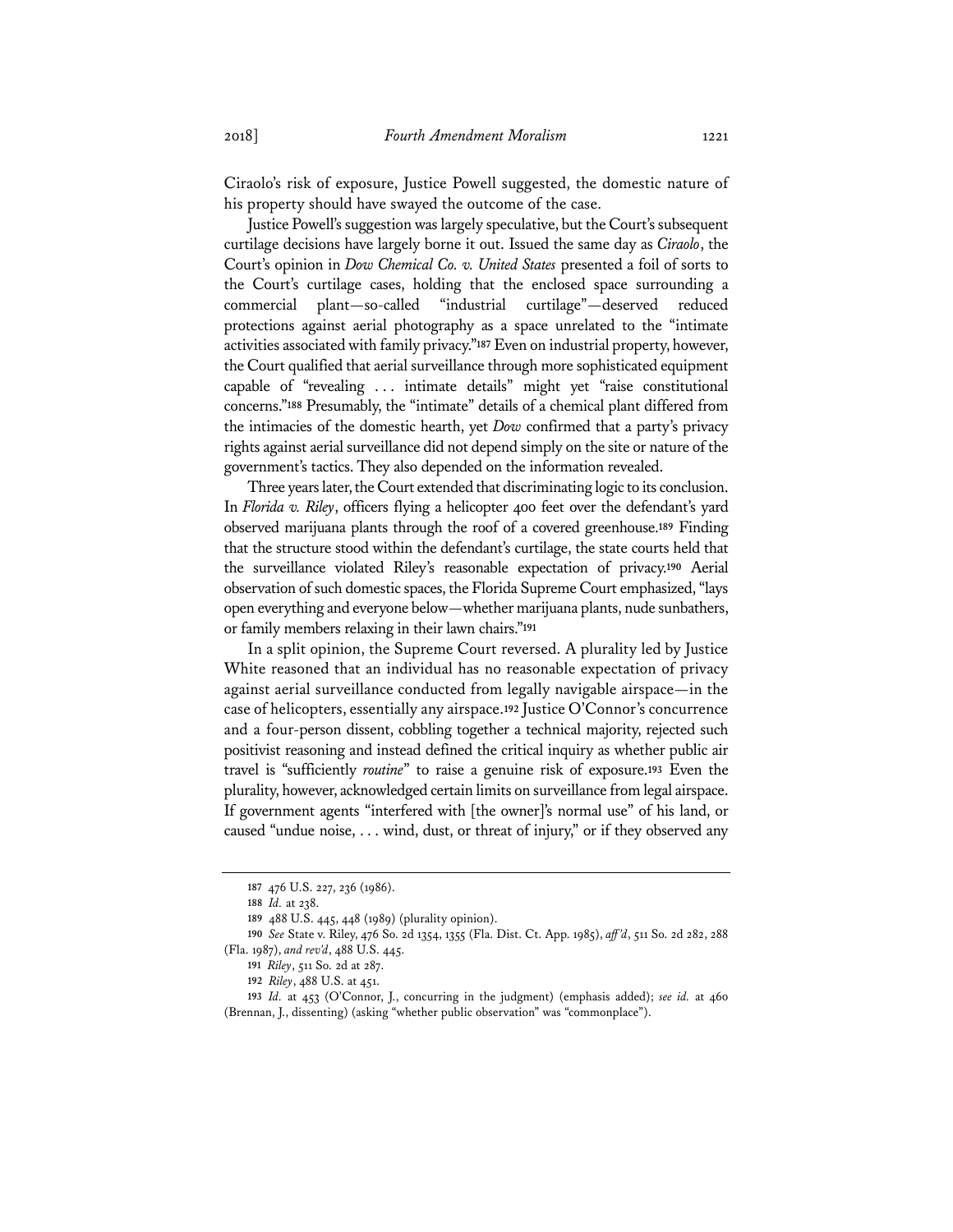Ciraolo's risk of exposure, Justice Powell suggested, the domestic nature of his property should have swayed the outcome of the case.

Justice Powell's suggestion was largely speculative, but the Court's subsequent curtilage decisions have largely borne it out. Issued the same day as *Ciraolo*, the Court's opinion in *Dow Chemical Co. v. United States* presented a foil of sorts to the Court's curtilage cases, holding that the enclosed space surrounding a commercial plant—so-called "industrial curtilage"—deserved reduced protections against aerial photography as a space unrelated to the "intimate activities associated with family privacy."[187] Even on industrial property, however, the Court qualified that aerial surveillance through more sophisticated equipment capable of "revealing . . . intimate details" might yet "raise constitutional concerns."[188] Presumably, the "intimate" details of a chemical plant differed from the intimacies of the domestic hearth, yet *Dow* confirmed that a party's privacy rights against aerial surveillance did not depend simply on the site or nature of the government's tactics. They also depended on the information revealed.

Three years later, the Court extended that discriminating logic to its conclusion. In *Florida v. Riley*, officers flying a helicopter 400 feet over the defendant's yard observed marijuana plants through the roof of a covered greenhouse.[189] Finding that the structure stood within the defendant's curtilage, the state courts held that the surveillance violated Riley's reasonable expectation of privacy.[190] Aerial observation of such domestic spaces, the Florida Supreme Court emphasized, "lays open everything and everyone below—whether marijuana plants, nude sunbathers, or family members relaxing in their lawn chairs."[191]

In a split opinion, the Supreme Court reversed. A plurality led by Justice White reasoned that an individual has no reasonable expectation of privacy against aerial surveillance conducted from legally navigable airspace—in the case of helicopters, essentially any airspace.[192] Justice O'Connor's concurrence and a four-person dissent, cobbling together a technical majority, rejected such positivist reasoning and instead defined the critical inquiry as whether public air travel is "sufficiently *routine*" to raise a genuine risk of exposure.[193] Even the plurality, however, acknowledged certain limits on surveillance from legal airspace. If government agents "interfered with [the owner]'s normal use" of his land, or caused "undue noise, . . . wind, dust, or threat of injury," or if they observed any

---

187 476 U.S. 227, 236 (1986).

188 *Id.* at 238.

189 488 U.S. 445, 448 (1989) (plurality opinion).

190 *See* State v. Riley, 476 So. 2d 1354, 1355 (Fla. Dist. Ct. App. 1985), *aff'd*, 511 So. 2d 282, 288 (Fla. 1987), *and rev'd*, 488 U.S. 445.

191 *Riley*, 511 So. 2d at 287.

192 *Riley*, 488 U.S. at 451.

193 *Id.* at 453 (O'Connor, J., concurring in the judgment) (emphasis added); *see id.* at 460 (Brennan, J., dissenting) (asking "whether public observation" was "commonplace").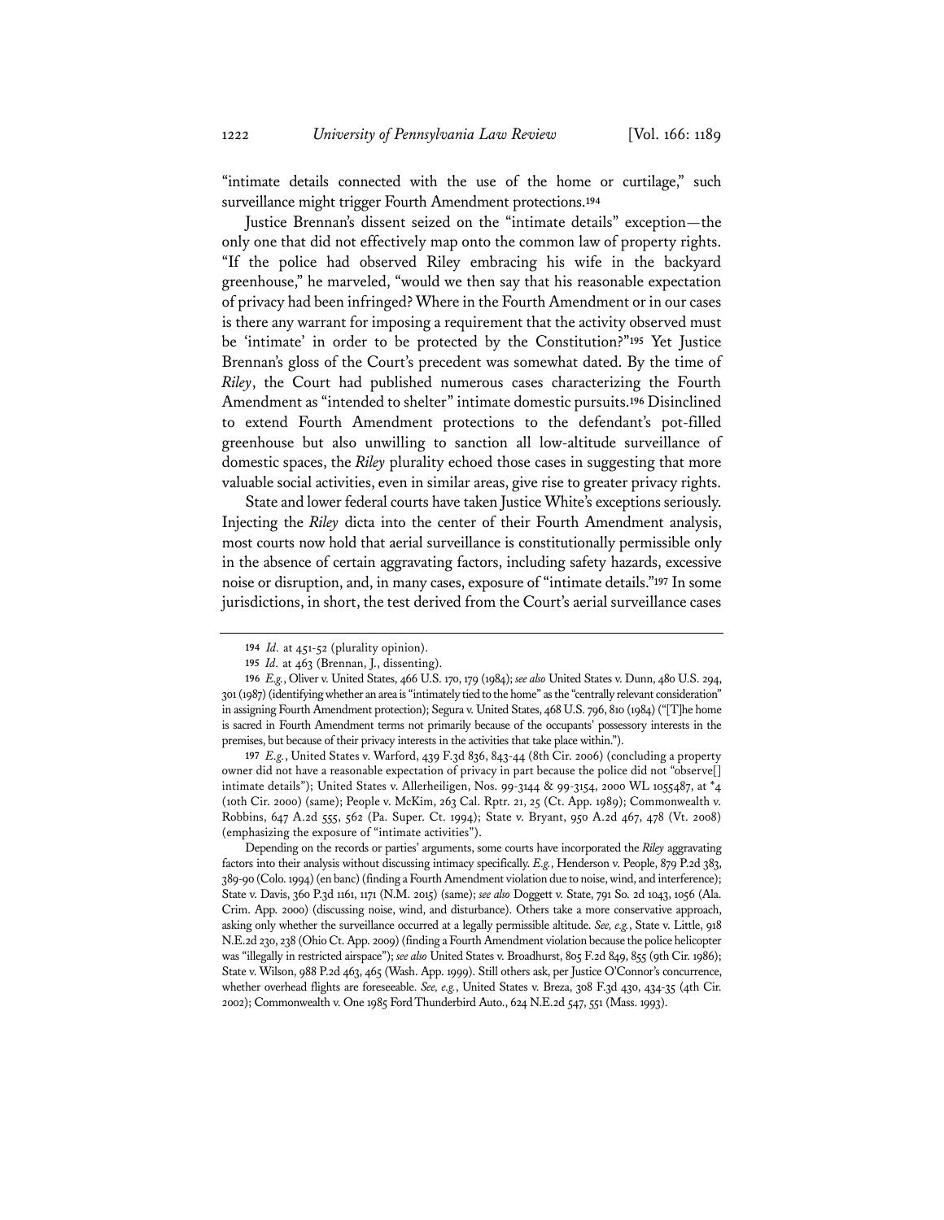"intimate details connected with the use of the home or curtilage," such surveillance might trigger Fourth Amendment protections.[194]

Justice Brennan's dissent seized on the "intimate details" exception—the only one that did not effectively map onto the common law of property rights. "If the police had observed Riley embracing his wife in the backyard greenhouse," he marveled, "would we then say that his reasonable expectation of privacy had been infringed? Where in the Fourth Amendment or in our cases is there any warrant for imposing a requirement that the activity observed must be 'intimate' in order to be protected by the Constitution?"[195] Yet Justice Brennan's gloss of the Court's precedent was somewhat dated. By the time of *Riley*, the Court had published numerous cases characterizing the Fourth Amendment as "intended to shelter" intimate domestic pursuits.[196] Disinclined to extend Fourth Amendment protections to the defendant's pot-filled greenhouse but also unwilling to sanction all low-altitude surveillance of domestic spaces, the *Riley* plurality echoed those cases in suggesting that more valuable social activities, even in similar areas, give rise to greater privacy rights.

State and lower federal courts have taken Justice White's exceptions seriously. Injecting the *Riley* dicta into the center of their Fourth Amendment analysis, most courts now hold that aerial surveillance is constitutionally permissible only in the absence of certain aggravating factors, including safety hazards, excessive noise or disruption, and, in many cases, exposure of "intimate details."[197] In some jurisdictions, in short, the test derived from the Court's aerial surveillance cases

---

194 *Id.* at 451-52 (plurality opinion).

195 *Id.* at 463 (Brennan, J., dissenting).

196 *E.g.*, Oliver v. United States, 466 U.S. 170, 179 (1984); *see also* United States v. Dunn, 480 U.S. 294, 301 (1987) (identifying whether an area is "intimately tied to the home" as the "centrally relevant consideration" in assigning Fourth Amendment protection); Segura v. United States, 468 U.S. 796, 810 (1984) ("[T]he home is sacred in Fourth Amendment terms not primarily because of the occupants' possessory interests in the premises, but because of their privacy interests in the activities that take place within.").

197 *E.g.*, United States v. Warford, 439 F.3d 836, 843-44 (8th Cir. 2006) (concluding a property owner did not have a reasonable expectation of privacy in part because the police did not "observe[] intimate details"); United States v. Allerheiligen, Nos. 99-3144 & 99-3154, 2000 WL 1055487, at *4 (10th Cir. 2000) (same); People v. McKim, 263 Cal. Rptr. 21, 25 (Ct. App. 1989); Commonwealth v. Robbins, 647 A.2d 555, 562 (Pa. Super. Ct. 1994); State v. Bryant, 950 A.2d 467, 478 (Vt. 2008) (emphasizing the exposure of "intimate activities").

Depending on the records or parties' arguments, some courts have incorporated the *Riley* aggravating factors into their analysis without discussing intimacy specifically. *E.g.*, Henderson v. People, 879 P.2d 383, 389-90 (Colo. 1994) (en banc) (finding a Fourth Amendment violation due to noise, wind, and interference); State v. Davis, 360 P.3d 1161, 1171 (N.M. 2015) (same); *see also* Doggett v. State, 791 So. 2d 1043, 1056 (Ala. Crim. App. 2000) (discussing noise, wind, and disturbance). Others take a more conservative approach, asking only whether the surveillance occurred at a legally permissible altitude. *See, e.g.*, State v. Little, 918 N.E.2d 230, 238 (Ohio Ct. App. 2009) (finding a Fourth Amendment violation because the police helicopter was "illegally in restricted airspace"); *see also* United States v. Broadhurst, 805 F.2d 849, 855 (9th Cir. 1986); State v. Wilson, 988 P.2d 463, 465 (Wash. App. 1999). Still others ask, per Justice O'Connor's concurrence, whether overhead flights are foreseeable. *See, e.g.*, United States v. Breza, 308 F.3d 430, 434-35 (4th Cir. 2002); Commonwealth v. One 1985 Ford Thunderbird Auto., 624 N.E.2d 547, 551 (Mass. 1993).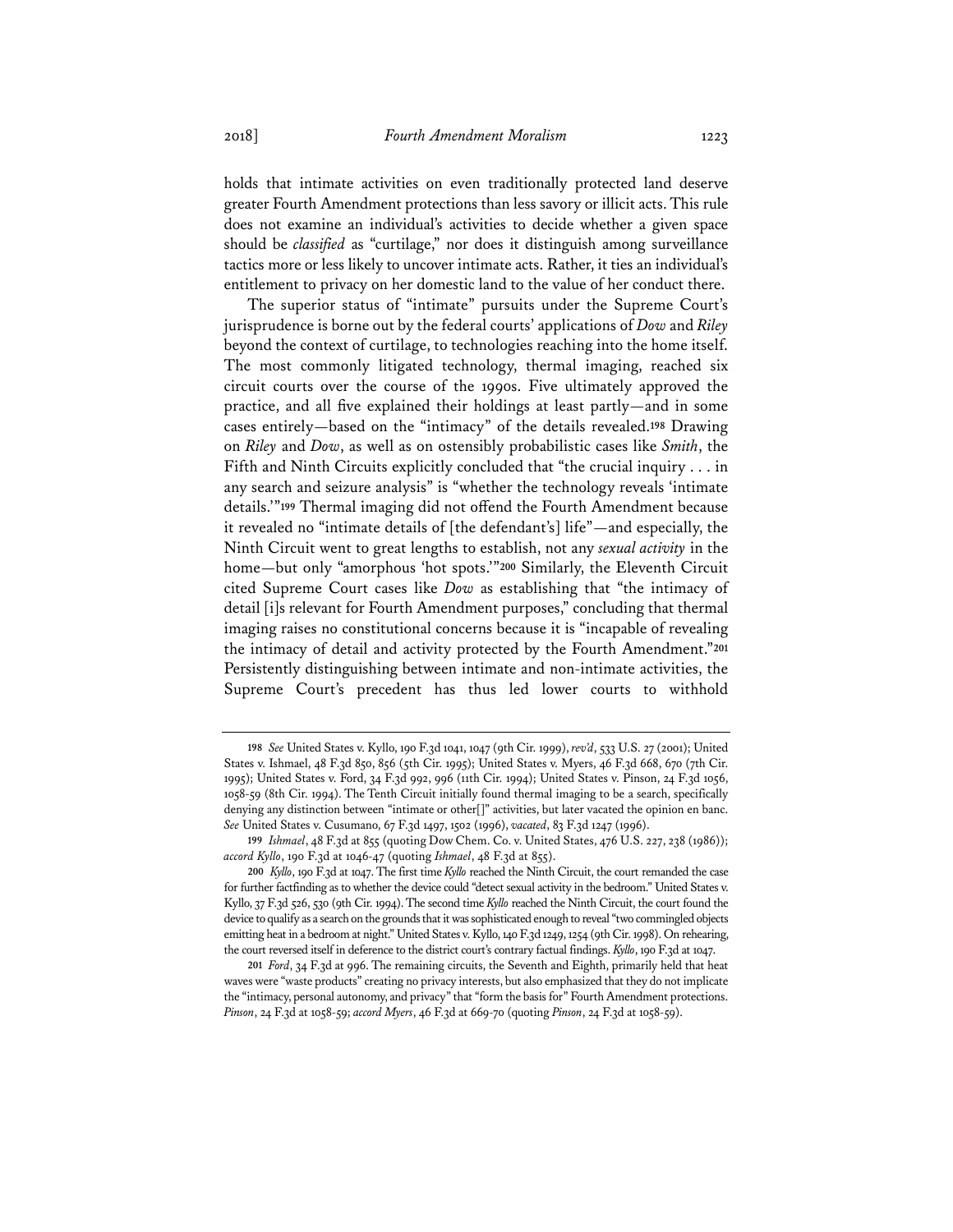holds that intimate activities on even traditionally protected land deserve greater Fourth Amendment protections than less savory or illicit acts. This rule does not examine an individual's activities to decide whether a given space should be *classified* as "curtilage," nor does it distinguish among surveillance tactics more or less likely to uncover intimate acts. Rather, it ties an individual's entitlement to privacy on her domestic land to the value of her conduct there.

The superior status of "intimate" pursuits under the Supreme Court's jurisprudence is borne out by the federal courts' applications of *Dow* and *Riley* beyond the context of curtilage, to technologies reaching into the home itself. The most commonly litigated technology, thermal imaging, reached six circuit courts over the course of the 1990s. Five ultimately approved the practice, and all five explained their holdings at least partly—and in some cases entirely—based on the "intimacy" of the details revealed.[198] Drawing on *Riley* and *Dow*, as well as on ostensibly probabilistic cases like *Smith*, the Fifth and Ninth Circuits explicitly concluded that "the crucial inquiry . . . in any search and seizure analysis" is "whether the technology reveals 'intimate details.'"[199] Thermal imaging did not offend the Fourth Amendment because it revealed no "intimate details of [the defendant's] life"—and especially, the Ninth Circuit went to great lengths to establish, not any *sexual activity* in the home—but only "amorphous 'hot spots.'"[200] Similarly, the Eleventh Circuit cited Supreme Court cases like *Dow* as establishing that "the intimacy of detail [i]s relevant for Fourth Amendment purposes," concluding that thermal imaging raises no constitutional concerns because it is "incapable of revealing the intimacy of detail and activity protected by the Fourth Amendment."[201] Persistently distinguishing between intimate and non-intimate activities, the Supreme Court's precedent has thus led lower courts to withhold

---

[198] *See* United States v. Kyllo, 190 F.3d 1041, 1047 (9th Cir. 1999), *rev'd*, 533 U.S. 27 (2001); United States v. Ishmael, 48 F.3d 850, 856 (5th Cir. 1995); United States v. Myers, 46 F.3d 668, 670 (7th Cir. 1995); United States v. Ford, 34 F.3d 992, 996 (11th Cir. 1994); United States v. Pinson, 24 F.3d 1056, 1058-59 (8th Cir. 1994). The Tenth Circuit initially found thermal imaging to be a search, specifically denying any distinction between "intimate or other[]" activities, but later vacated the opinion en banc. *See* United States v. Cusumano, 67 F.3d 1497, 1502 (1996), *vacated*, 83 F.3d 1247 (1996).

[199] *Ishmael*, 48 F.3d at 855 (quoting Dow Chem. Co. v. United States, 476 U.S. 227, 238 (1986)); *accord Kyllo*, 190 F.3d at 1046-47 (quoting *Ishmael*, 48 F.3d at 855).

[200] *Kyllo*, 190 F.3d at 1047. The first time *Kyllo* reached the Ninth Circuit, the court remanded the case for further factfinding as to whether the device could "detect sexual activity in the bedroom." United States v. Kyllo, 37 F.3d 526, 530 (9th Cir. 1994). The second time *Kyllo* reached the Ninth Circuit, the court found the device to qualify as a search on the grounds that it was sophisticated enough to reveal "two commingled objects emitting heat in a bedroom at night." United States v. Kyllo, 140 F.3d 1249, 1254 (9th Cir. 1998). On rehearing, the court reversed itself in deference to the district court's contrary factual findings. *Kyllo*, 190 F.3d at 1047.

[201] *Ford*, 34 F.3d at 996. The remaining circuits, the Seventh and Eighth, primarily held that heat waves were "waste products" creating no privacy interests, but also emphasized that they do not implicate the "intimacy, personal autonomy, and privacy" that "form the basis for" Fourth Amendment protections. *Pinson*, 24 F.3d at 1058-59; *accord Myers*, 46 F.3d at 669-70 (quoting *Pinson*, 24 F.3d at 1058-59).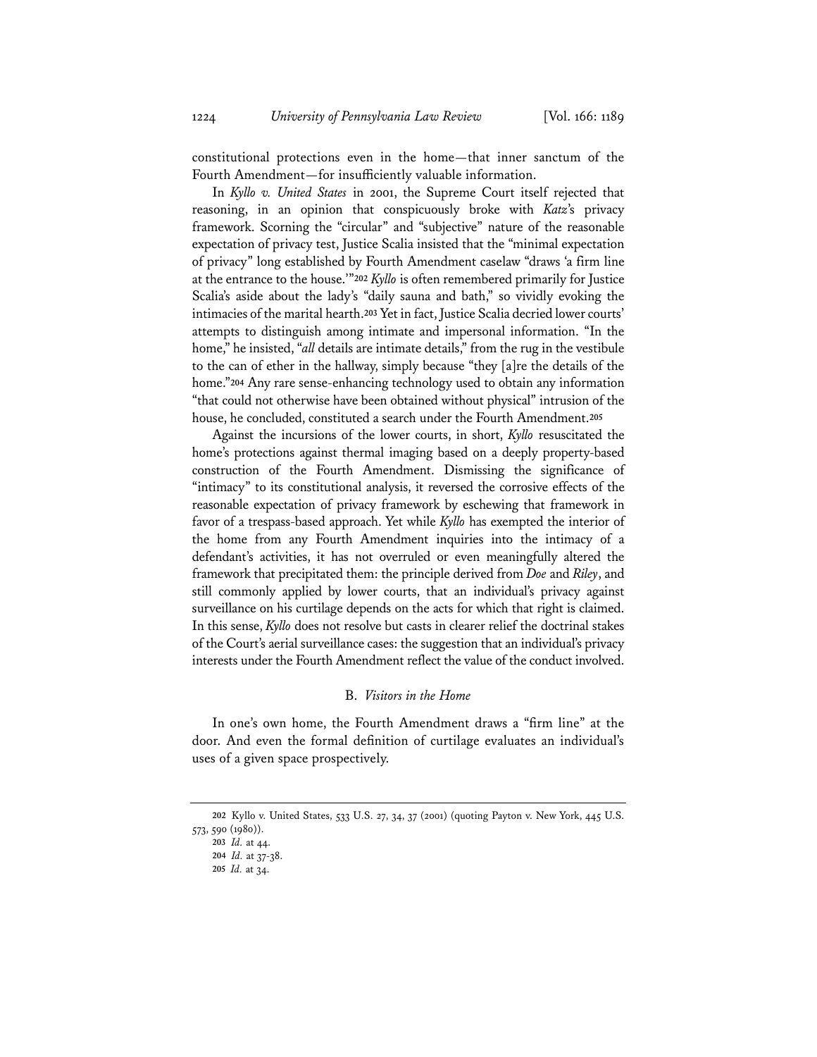constitutional protections even in the home—that inner sanctum of the Fourth Amendment—for insufficiently valuable information.

In *Kyllo v. United States* in 2001, the Supreme Court itself rejected that reasoning, in an opinion that conspicuously broke with *Katz*'s privacy framework. Scorning the "circular" and "subjective" nature of the reasonable expectation of privacy test, Justice Scalia insisted that the "minimal expectation of privacy" long established by Fourth Amendment caselaw "draws 'a firm line at the entrance to the house.'"[202] *Kyllo* is often remembered primarily for Justice Scalia's aside about the lady's "daily sauna and bath," so vividly evoking the intimacies of the marital hearth.[203] Yet in fact, Justice Scalia decried lower courts' attempts to distinguish among intimate and impersonal information. "In the home," he insisted, "*all* details are intimate details," from the rug in the vestibule to the can of ether in the hallway, simply because "they [a]re the details of the home."[204] Any rare sense-enhancing technology used to obtain any information "that could not otherwise have been obtained without physical" intrusion of the house, he concluded, constituted a search under the Fourth Amendment.[205]

Against the incursions of the lower courts, in short, *Kyllo* resuscitated the home's protections against thermal imaging based on a deeply property-based construction of the Fourth Amendment. Dismissing the significance of "intimacy" to its constitutional analysis, it reversed the corrosive effects of the reasonable expectation of privacy framework by eschewing that framework in favor of a trespass-based approach. Yet while *Kyllo* has exempted the interior of the home from any Fourth Amendment inquiries into the intimacy of a defendant's activities, it has not overruled or even meaningfully altered the framework that precipitated them: the principle derived from *Doe* and *Riley*, and still commonly applied by lower courts, that an individual's privacy against surveillance on his curtilage depends on the acts for which that right is claimed. In this sense, *Kyllo* does not resolve but casts in clearer relief the doctrinal stakes of the Court's aerial surveillance cases: the suggestion that an individual's privacy interests under the Fourth Amendment reflect the value of the conduct involved.

### B. *Visitors in the Home*

In one's own home, the Fourth Amendment draws a "firm line" at the door. And even the formal definition of curtilage evaluates an individual's uses of a given space prospectively.

---

202 Kyllo v. United States, 533 U.S. 27, 34, 37 (2001) (quoting Payton v. New York, 445 U.S. 573, 590 (1980)).

203 *Id.* at 44.

204 *Id.* at 37-38.

205 *Id.* at 34.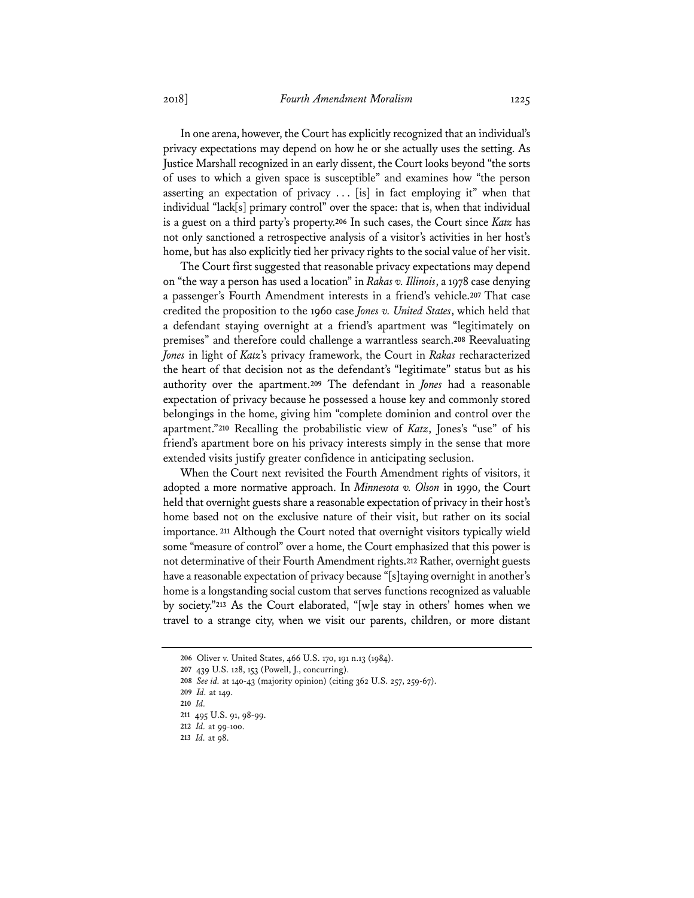In one arena, however, the Court has explicitly recognized that an individual's privacy expectations may depend on how he or she actually uses the setting. As Justice Marshall recognized in an early dissent, the Court looks beyond "the sorts of uses to which a given space is susceptible" and examines how "the person asserting an expectation of privacy . . . [is] in fact employing it" when that individual "lack[s] primary control" over the space: that is, when that individual is a guest on a third party's property.[206] In such cases, the Court since *Katz* has not only sanctioned a retrospective analysis of a visitor's activities in her host's home, but has also explicitly tied her privacy rights to the social value of her visit.

The Court first suggested that reasonable privacy expectations may depend on "the way a person has used a location" in *Rakas v. Illinois*, a 1978 case denying a passenger's Fourth Amendment interests in a friend's vehicle.[207] That case credited the proposition to the 1960 case *Jones v. United States*, which held that a defendant staying overnight at a friend's apartment was "legitimately on premises" and therefore could challenge a warrantless search.[208] Reevaluating *Jones* in light of *Katz*'s privacy framework, the Court in *Rakas* recharacterized the heart of that decision not as the defendant's "legitimate" status but as his authority over the apartment.[209] The defendant in *Jones* had a reasonable expectation of privacy because he possessed a house key and commonly stored belongings in the home, giving him "complete dominion and control over the apartment."[210] Recalling the probabilistic view of *Katz*, Jones's "use" of his friend's apartment bore on his privacy interests simply in the sense that more extended visits justify greater confidence in anticipating seclusion.

When the Court next revisited the Fourth Amendment rights of visitors, it adopted a more normative approach. In *Minnesota v. Olson* in 1990, the Court held that overnight guests share a reasonable expectation of privacy in their host's home based not on the exclusive nature of their visit, but rather on its social importance.[211] Although the Court noted that overnight visitors typically wield some "measure of control" over a home, the Court emphasized that this power is not determinative of their Fourth Amendment rights.[212] Rather, overnight guests have a reasonable expectation of privacy because "[s]taying overnight in another's home is a longstanding social custom that serves functions recognized as valuable by society."[213] As the Court elaborated, "[w]e stay in others' homes when we travel to a strange city, when we visit our parents, children, or more distant

---

206 Oliver v. United States, 466 U.S. 170, 191 n.13 (1984).

207 439 U.S. 128, 153 (Powell, J., concurring).

208 *See id.* at 140-43 (majority opinion) (citing 362 U.S. 257, 259-67).

209 *Id.* at 149.

210 *Id.*

211 495 U.S. 91, 98-99.

212 *Id.* at 99-100.

213 *Id.* at 98.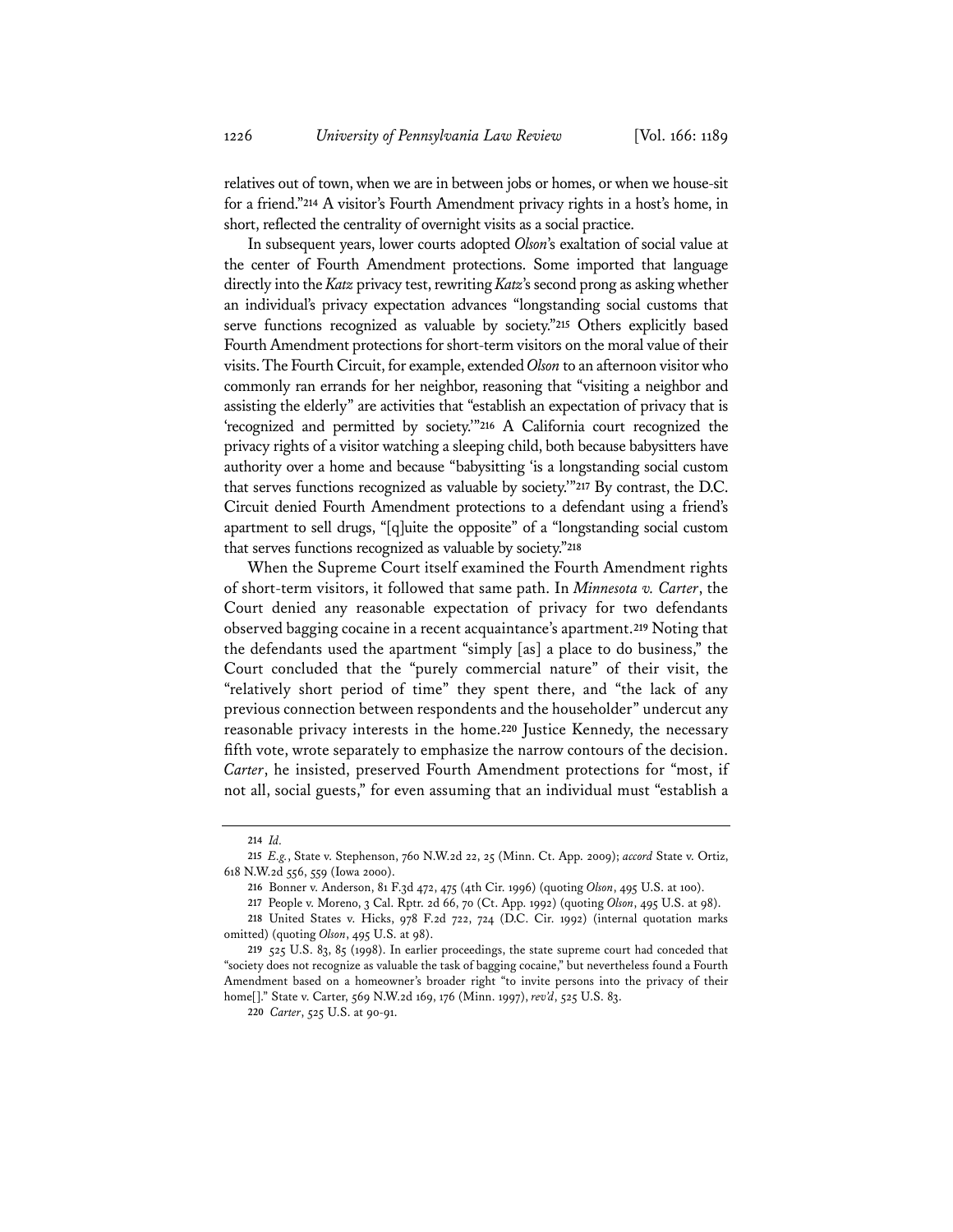relatives out of town, when we are in between jobs or homes, or when we house-sit for a friend."[214] A visitor's Fourth Amendment privacy rights in a host's home, in short, reflected the centrality of overnight visits as a social practice.

In subsequent years, lower courts adopted *Olson*'s exaltation of social value at the center of Fourth Amendment protections. Some imported that language directly into the *Katz* privacy test, rewriting *Katz*'s second prong as asking whether an individual's privacy expectation advances "longstanding social customs that serve functions recognized as valuable by society."[215] Others explicitly based Fourth Amendment protections for short-term visitors on the moral value of their visits. The Fourth Circuit, for example, extended *Olson* to an afternoon visitor who commonly ran errands for her neighbor, reasoning that "visiting a neighbor and assisting the elderly" are activities that "establish an expectation of privacy that is 'recognized and permitted by society.'"[216] A California court recognized the privacy rights of a visitor watching a sleeping child, both because babysitters have authority over a home and because "babysitting 'is a longstanding social custom that serves functions recognized as valuable by society.'"[217] By contrast, the D.C. Circuit denied Fourth Amendment protections to a defendant using a friend's apartment to sell drugs, "[q]uite the opposite" of a "longstanding social custom that serves functions recognized as valuable by society."[218]

When the Supreme Court itself examined the Fourth Amendment rights of short-term visitors, it followed that same path. In *Minnesota v. Carter*, the Court denied any reasonable expectation of privacy for two defendants observed bagging cocaine in a recent acquaintance's apartment.[219] Noting that the defendants used the apartment "simply [as] a place to do business," the Court concluded that the "purely commercial nature" of their visit, the "relatively short period of time" they spent there, and "the lack of any previous connection between respondents and the householder" undercut any reasonable privacy interests in the home.[220] Justice Kennedy, the necessary fifth vote, wrote separately to emphasize the narrow contours of the decision. *Carter*, he insisted, preserved Fourth Amendment protections for "most, if not all, social guests," for even assuming that an individual must "establish a

---

214 *Id.*

215 *E.g.*, State v. Stephenson, 760 N.W.2d 22, 25 (Minn. Ct. App. 2009); *accord* State v. Ortiz, 618 N.W.2d 556, 559 (Iowa 2000).

216 Bonner v. Anderson, 81 F.3d 472, 475 (4th Cir. 1996) (quoting *Olson*, 495 U.S. at 100).

217 People v. Moreno, 3 Cal. Rptr. 2d 66, 70 (Ct. App. 1992) (quoting *Olson*, 495 U.S. at 98).

218 United States v. Hicks, 978 F.2d 722, 724 (D.C. Cir. 1992) (internal quotation marks omitted) (quoting *Olson*, 495 U.S. at 98).

219 525 U.S. 83, 85 (1998). In earlier proceedings, the state supreme court had conceded that "society does not recognize as valuable the task of bagging cocaine," but nevertheless found a Fourth Amendment based on a homeowner's broader right "to invite persons into the privacy of their home[]." State v. Carter, 569 N.W.2d 169, 176 (Minn. 1997), *rev'd*, 525 U.S. 83.

220 *Carter*, 525 U.S. at 90-91.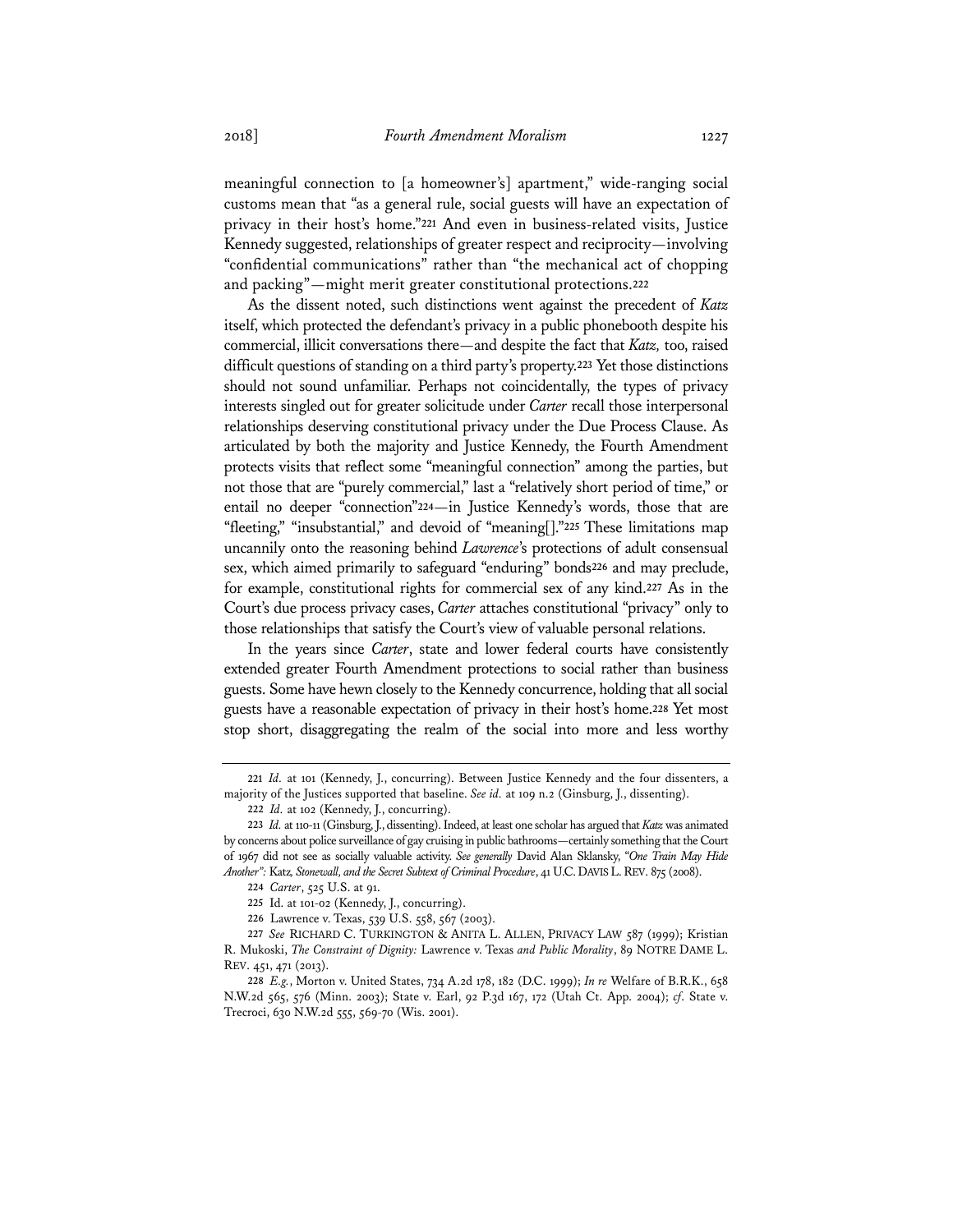meaningful connection to [a homeowner's] apartment," wide-ranging social customs mean that "as a general rule, social guests will have an expectation of privacy in their host's home."[221] And even in business-related visits, Justice Kennedy suggested, relationships of greater respect and reciprocity—involving "confidential communications" rather than "the mechanical act of chopping and packing"—might merit greater constitutional protections.[222]

As the dissent noted, such distinctions went against the precedent of *Katz* itself, which protected the defendant's privacy in a public phonebooth despite his commercial, illicit conversations there—and despite the fact that *Katz,* too, raised difficult questions of standing on a third party's property.[223] Yet those distinctions should not sound unfamiliar. Perhaps not coincidentally, the types of privacy interests singled out for greater solicitude under *Carter* recall those interpersonal relationships deserving constitutional privacy under the Due Process Clause. As articulated by both the majority and Justice Kennedy, the Fourth Amendment protects visits that reflect some "meaningful connection" among the parties, but not those that are "purely commercial," last a "relatively short period of time," or entail no deeper "connection"[224]—in Justice Kennedy's words, those that are "fleeting," "insubstantial," and devoid of "meaning[]."[225] These limitations map uncannily onto the reasoning behind *Lawrence*'s protections of adult consensual sex, which aimed primarily to safeguard "enduring" bonds[226] and may preclude, for example, constitutional rights for commercial sex of any kind.[227] As in the Court's due process privacy cases, *Carter* attaches constitutional "privacy" only to those relationships that satisfy the Court's view of valuable personal relations.

In the years since *Carter*, state and lower federal courts have consistently extended greater Fourth Amendment protections to social rather than business guests. Some have hewn closely to the Kennedy concurrence, holding that all social guests have a reasonable expectation of privacy in their host's home.[228] Yet most stop short, disaggregating the realm of the social into more and less worthy

---

221 *Id.* at 101 (Kennedy, J., concurring). Between Justice Kennedy and the four dissenters, a majority of the Justices supported that baseline. *See id.* at 109 n.2 (Ginsburg, J., dissenting).

222 *Id.* at 102 (Kennedy, J., concurring).

223 *Id.* at 110-11 (Ginsburg, J., dissenting). Indeed, at least one scholar has argued that *Katz* was animated by concerns about police surveillance of gay cruising in public bathrooms—certainly something that the Court of 1967 did not see as socially valuable activity. *See generally* David Alan Sklansky, *"One Train May Hide Another":* Katz*, Stonewall, and the Secret Subtext of Criminal Procedure*, 41 U.C. DAVIS L. REV. 875 (2008).

224 *Carter*, 525 U.S. at 91.

225 Id. at 101-02 (Kennedy, J., concurring).

226 Lawrence v. Texas, 539 U.S. 558, 567 (2003).

227 *See* RICHARD C. TURKINGTON & ANITA L. ALLEN, PRIVACY LAW 587 (1999); Kristian R. Mukoski, *The Constraint of Dignity:* Lawrence v. Texas *and Public Morality*, 89 NOTRE DAME L. REV. 451, 471 (2013).

228 *E.g.*, Morton v. United States, 734 A.2d 178, 182 (D.C. 1999); *In re* Welfare of B.R.K., 658 N.W.2d 565, 576 (Minn. 2003); State v. Earl, 92 P.3d 167, 172 (Utah Ct. App. 2004); *cf.* State v. Trecroci, 630 N.W.2d 555, 569-70 (Wis. 2001).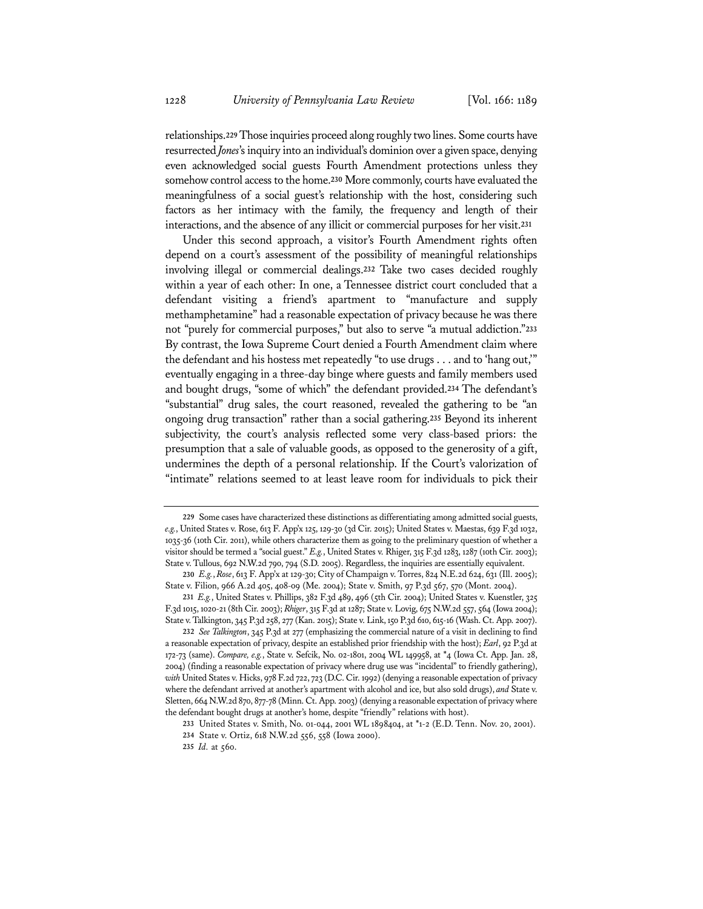relationships.[229] Those inquiries proceed along roughly two lines. Some courts have resurrected *Jones*'s inquiry into an individual's dominion over a given space, denying even acknowledged social guests Fourth Amendment protections unless they somehow control access to the home.[230] More commonly, courts have evaluated the meaningfulness of a social guest's relationship with the host, considering such factors as her intimacy with the family, the frequency and length of their interactions, and the absence of any illicit or commercial purposes for her visit.[231]

Under this second approach, a visitor's Fourth Amendment rights often depend on a court's assessment of the possibility of meaningful relationships involving illegal or commercial dealings.[232] Take two cases decided roughly within a year of each other: In one, a Tennessee district court concluded that a defendant visiting a friend's apartment to "manufacture and supply methamphetamine" had a reasonable expectation of privacy because he was there not "purely for commercial purposes," but also to serve "a mutual addiction."[233] By contrast, the Iowa Supreme Court denied a Fourth Amendment claim where the defendant and his hostess met repeatedly "to use drugs . . . and to 'hang out,'" eventually engaging in a three-day binge where guests and family members used and bought drugs, "some of which" the defendant provided.[234] The defendant's "substantial" drug sales, the court reasoned, revealed the gathering to be "an ongoing drug transaction" rather than a social gathering.[235] Beyond its inherent subjectivity, the court's analysis reflected some very class-based priors: the presumption that a sale of valuable goods, as opposed to the generosity of a gift, undermines the depth of a personal relationship. If the Court's valorization of "intimate" relations seemed to at least leave room for individuals to pick their

---

229 Some cases have characterized these distinctions as differentiating among admitted social guests, *e.g.*, United States v. Rose, 613 F. App'x 125, 129-30 (3d Cir. 2015); United States v. Maestas, 639 F.3d 1032, 1035-36 (10th Cir. 2011), while others characterize them as going to the preliminary question of whether a visitor should be termed a "social guest." *E.g.*, United States v. Rhiger, 315 F.3d 1283, 1287 (10th Cir. 2003); State v. Tullous, 692 N.W.2d 790, 794 (S.D. 2005). Regardless, the inquiries are essentially equivalent.

230 *E.g.*, *Rose*, 613 F. App'x at 129-30; City of Champaign v. Torres, 824 N.E.2d 624, 631 (Ill. 2005); State v. Filion, 966 A.2d 405, 408-09 (Me. 2004); State v. Smith, 97 P.3d 567, 570 (Mont. 2004).

231 *E.g.*, United States v. Phillips, 382 F.3d 489, 496 (5th Cir. 2004); United States v. Kuenstler, 325 F.3d 1015, 1020-21 (8th Cir. 2003); *Rhiger*, 315 F.3d at 1287; State v. Lovig, 675 N.W.2d 557, 564 (Iowa 2004); State v. Talkington, 345 P.3d 258, 277 (Kan. 2015); State v. Link, 150 P.3d 610, 615-16 (Wash. Ct. App. 2007).

232 *See Talkington*, 345 P.3d at 277 (emphasizing the commercial nature of a visit in declining to find a reasonable expectation of privacy, despite an established prior friendship with the host); *Earl*, 92 P.3d at 172-73 (same). *Compare, e.g.*, State v. Sefcik, No. 02-1801, 2004 WL 149958, at \*4 (Iowa Ct. App. Jan. 28, 2004) (finding a reasonable expectation of privacy where drug use was "incidental" to friendly gathering), *with* United States v. Hicks, 978 F.2d 722, 723 (D.C. Cir. 1992) (denying a reasonable expectation of privacy where the defendant arrived at another's apartment with alcohol and ice, but also sold drugs), *and* State v. Sletten, 664 N.W.2d 870, 877-78 (Minn. Ct. App. 2003) (denying a reasonable expectation of privacy where the defendant bought drugs at another's home, despite "friendly" relations with host).

233 United States v. Smith, No. 01-044, 2001 WL 1898404, at \*1-2 (E.D. Tenn. Nov. 20, 2001).

234 State v. Ortiz, 618 N.W.2d 556, 558 (Iowa 2000).

235 *Id.* at 560.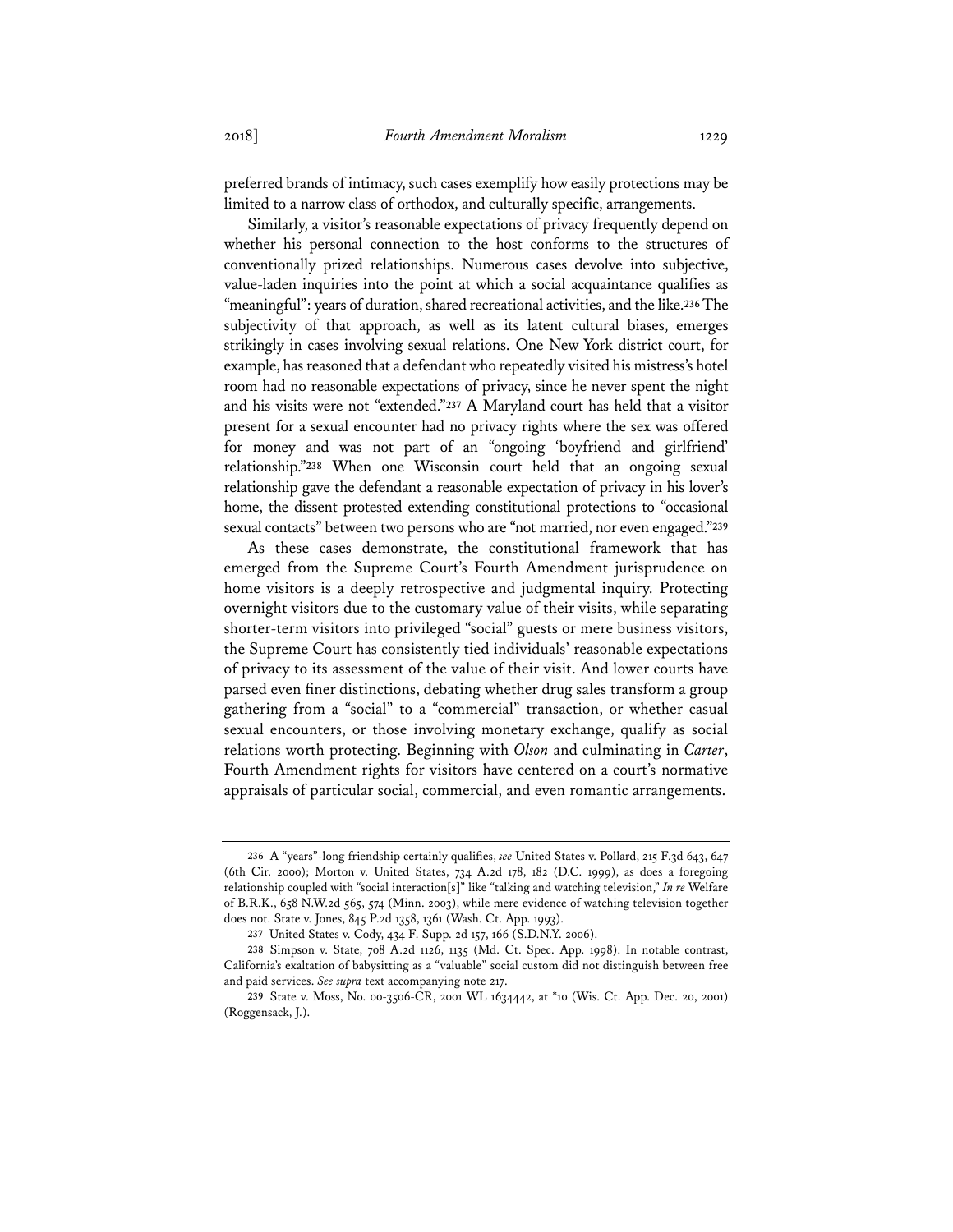preferred brands of intimacy, such cases exemplify how easily protections may be limited to a narrow class of orthodox, and culturally specific, arrangements.

Similarly, a visitor's reasonable expectations of privacy frequently depend on whether his personal connection to the host conforms to the structures of conventionally prized relationships. Numerous cases devolve into subjective, value-laden inquiries into the point at which a social acquaintance qualifies as "meaningful": years of duration, shared recreational activities, and the like.[236] The subjectivity of that approach, as well as its latent cultural biases, emerges strikingly in cases involving sexual relations. One New York district court, for example, has reasoned that a defendant who repeatedly visited his mistress's hotel room had no reasonable expectations of privacy, since he never spent the night and his visits were not "extended."[237] A Maryland court has held that a visitor present for a sexual encounter had no privacy rights where the sex was offered for money and was not part of an "ongoing 'boyfriend and girlfriend' relationship."[238] When one Wisconsin court held that an ongoing sexual relationship gave the defendant a reasonable expectation of privacy in his lover's home, the dissent protested extending constitutional protections to "occasional sexual contacts" between two persons who are "not married, nor even engaged."[239]

As these cases demonstrate, the constitutional framework that has emerged from the Supreme Court's Fourth Amendment jurisprudence on home visitors is a deeply retrospective and judgmental inquiry. Protecting overnight visitors due to the customary value of their visits, while separating shorter-term visitors into privileged "social" guests or mere business visitors, the Supreme Court has consistently tied individuals' reasonable expectations of privacy to its assessment of the value of their visit. And lower courts have parsed even finer distinctions, debating whether drug sales transform a group gathering from a "social" to a "commercial" transaction, or whether casual sexual encounters, or those involving monetary exchange, qualify as social relations worth protecting. Beginning with *Olson* and culminating in *Carter*, Fourth Amendment rights for visitors have centered on a court's normative appraisals of particular social, commercial, and even romantic arrangements.

---

236 A "years"-long friendship certainly qualifies, *see* United States v. Pollard, 215 F.3d 643, 647 (6th Cir. 2000); Morton v. United States, 734 A.2d 178, 182 (D.C. 1999), as does a foregoing relationship coupled with "social interaction[s]" like "talking and watching television," *In re* Welfare of B.R.K., 658 N.W.2d 565, 574 (Minn. 2003), while mere evidence of watching television together does not. State v. Jones, 845 P.2d 1358, 1361 (Wash. Ct. App. 1993).

237 United States v. Cody, 434 F. Supp. 2d 157, 166 (S.D.N.Y. 2006).

238 Simpson v. State, 708 A.2d 1126, 1135 (Md. Ct. Spec. App. 1998). In notable contrast, California's exaltation of babysitting as a "valuable" social custom did not distinguish between free and paid services. *See supra* text accompanying note 217.

239 State v. Moss, No. 00-3506-CR, 2001 WL 1634442, at *10 (Wis. Ct. App. Dec. 20, 2001) (Roggensack, J.).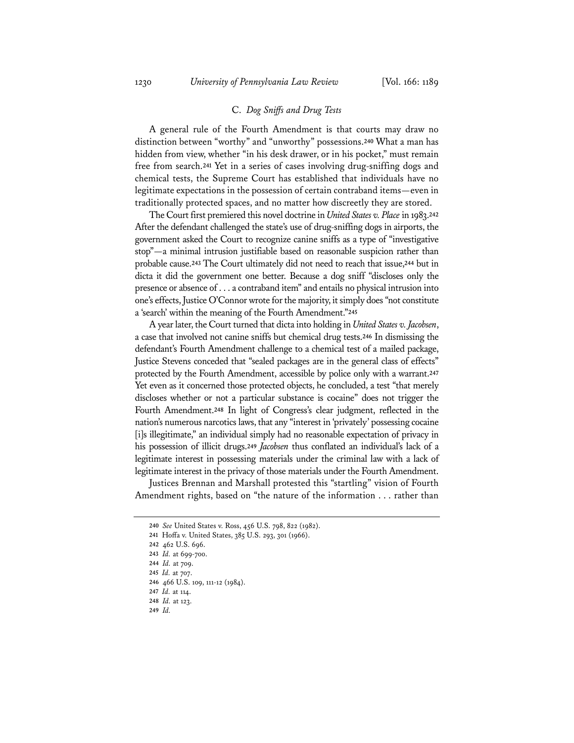### C. *Dog Sniffs and Drug Tests*

A general rule of the Fourth Amendment is that courts may draw no distinction between "worthy" and "unworthy" possessions.[240] What a man has hidden from view, whether "in his desk drawer, or in his pocket," must remain free from search.[241] Yet in a series of cases involving drug-sniffing dogs and chemical tests, the Supreme Court has established that individuals have no legitimate expectations in the possession of certain contraband items—even in traditionally protected spaces, and no matter how discreetly they are stored.

The Court first premiered this novel doctrine in *United States v. Place* in 1983.[242] After the defendant challenged the state's use of drug-sniffing dogs in airports, the government asked the Court to recognize canine sniffs as a type of "investigative stop"—a minimal intrusion justifiable based on reasonable suspicion rather than probable cause.[243] The Court ultimately did not need to reach that issue,[244] but in dicta it did the government one better. Because a dog sniff "discloses only the presence or absence of . . . a contraband item" and entails no physical intrusion into one's effects, Justice O'Connor wrote for the majority, it simply does "not constitute a 'search' within the meaning of the Fourth Amendment."[245]

A year later, the Court turned that dicta into holding in *United States v. Jacobsen*, a case that involved not canine sniffs but chemical drug tests.[246] In dismissing the defendant's Fourth Amendment challenge to a chemical test of a mailed package, Justice Stevens conceded that "sealed packages are in the general class of effects" protected by the Fourth Amendment, accessible by police only with a warrant.[247] Yet even as it concerned those protected objects, he concluded, a test "that merely discloses whether or not a particular substance is cocaine" does not trigger the Fourth Amendment.[248] In light of Congress's clear judgment, reflected in the nation's numerous narcotics laws, that any "interest in 'privately' possessing cocaine [i]s illegitimate," an individual simply had no reasonable expectation of privacy in his possession of illicit drugs.[249] *Jacobsen* thus conflated an individual's lack of a legitimate interest in possessing materials under the criminal law with a lack of legitimate interest in the privacy of those materials under the Fourth Amendment.

Justices Brennan and Marshall protested this "startling" vision of Fourth Amendment rights, based on "the nature of the information . . . rather than

---

240 *See* United States v. Ross, 456 U.S. 798, 822 (1982).

241 Hoffa v. United States, 385 U.S. 293, 301 (1966).

242 462 U.S. 696.

243 *Id.* at 699-700.

244 *Id.* at 709.

245 *Id.* at 707.

246 466 U.S. 109, 111-12 (1984).

247 *Id.* at 114.

248 *Id.* at 123.

249 *Id.*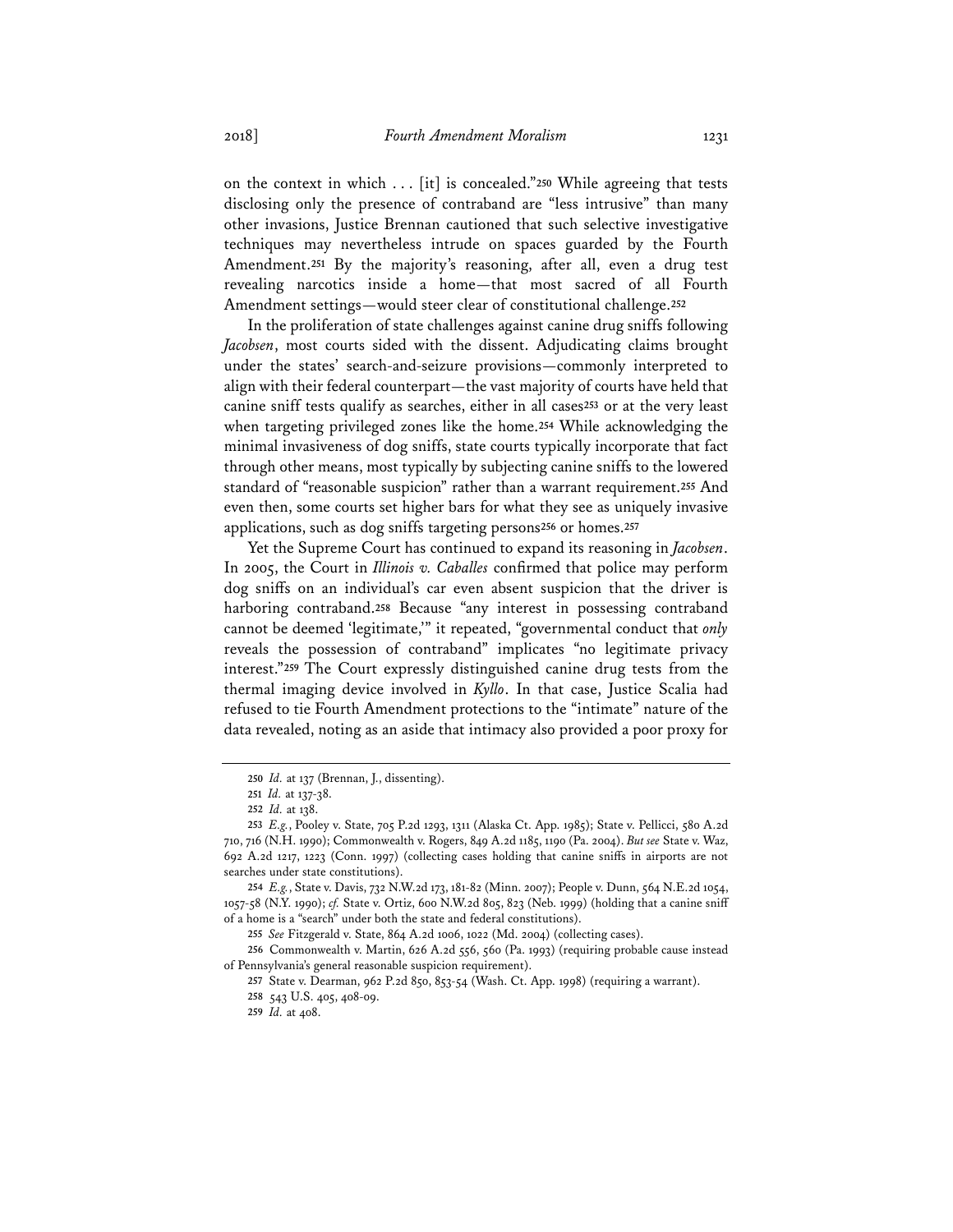on the context in which . . . [it] is concealed."[250] While agreeing that tests disclosing only the presence of contraband are "less intrusive" than many other invasions, Justice Brennan cautioned that such selective investigative techniques may nevertheless intrude on spaces guarded by the Fourth Amendment.[251] By the majority's reasoning, after all, even a drug test revealing narcotics inside a home—that most sacred of all Fourth Amendment settings—would steer clear of constitutional challenge.[252]

In the proliferation of state challenges against canine drug sniffs following *Jacobsen*, most courts sided with the dissent. Adjudicating claims brought under the states' search-and-seizure provisions—commonly interpreted to align with their federal counterpart—the vast majority of courts have held that canine sniff tests qualify as searches, either in all cases[253] or at the very least when targeting privileged zones like the home.[254] While acknowledging the minimal invasiveness of dog sniffs, state courts typically incorporate that fact through other means, most typically by subjecting canine sniffs to the lowered standard of "reasonable suspicion" rather than a warrant requirement.[255] And even then, some courts set higher bars for what they see as uniquely invasive applications, such as dog sniffs targeting persons[256] or homes.[257]

Yet the Supreme Court has continued to expand its reasoning in *Jacobsen*. In 2005, the Court in *Illinois v. Caballes* confirmed that police may perform dog sniffs on an individual's car even absent suspicion that the driver is harboring contraband.[258] Because "any interest in possessing contraband cannot be deemed 'legitimate,'" it repeated, "governmental conduct that *only* reveals the possession of contraband" implicates "no legitimate privacy interest."[259] The Court expressly distinguished canine drug tests from the thermal imaging device involved in *Kyllo*. In that case, Justice Scalia had refused to tie Fourth Amendment protections to the "intimate" nature of the data revealed, noting as an aside that intimacy also provided a poor proxy for

---

250 *Id.* at 137 (Brennan, J., dissenting).

251 *Id.* at 137-38.

252 *Id.* at 138.

253 *E.g.*, Pooley v. State, 705 P.2d 1293, 1311 (Alaska Ct. App. 1985); State v. Pellicci, 580 A.2d 710, 716 (N.H. 1990); Commonwealth v. Rogers, 849 A.2d 1185, 1190 (Pa. 2004). *But see* State v. Waz, 692 A.2d 1217, 1223 (Conn. 1997) (collecting cases holding that canine sniffs in airports are not searches under state constitutions).

254 *E.g.*, State v. Davis, 732 N.W.2d 173, 181-82 (Minn. 2007); People v. Dunn, 564 N.E.2d 1054, 1057-58 (N.Y. 1990); *cf.* State v. Ortiz, 600 N.W.2d 805, 823 (Neb. 1999) (holding that a canine sniff of a home is a "search" under both the state and federal constitutions).

255 *See* Fitzgerald v. State, 864 A.2d 1006, 1022 (Md. 2004) (collecting cases).

256 Commonwealth v. Martin, 626 A.2d 556, 560 (Pa. 1993) (requiring probable cause instead of Pennsylvania's general reasonable suspicion requirement).

257 State v. Dearman, 962 P.2d 850, 853-54 (Wash. Ct. App. 1998) (requiring a warrant).

258 543 U.S. 405, 408-09.

259 *Id.* at 408.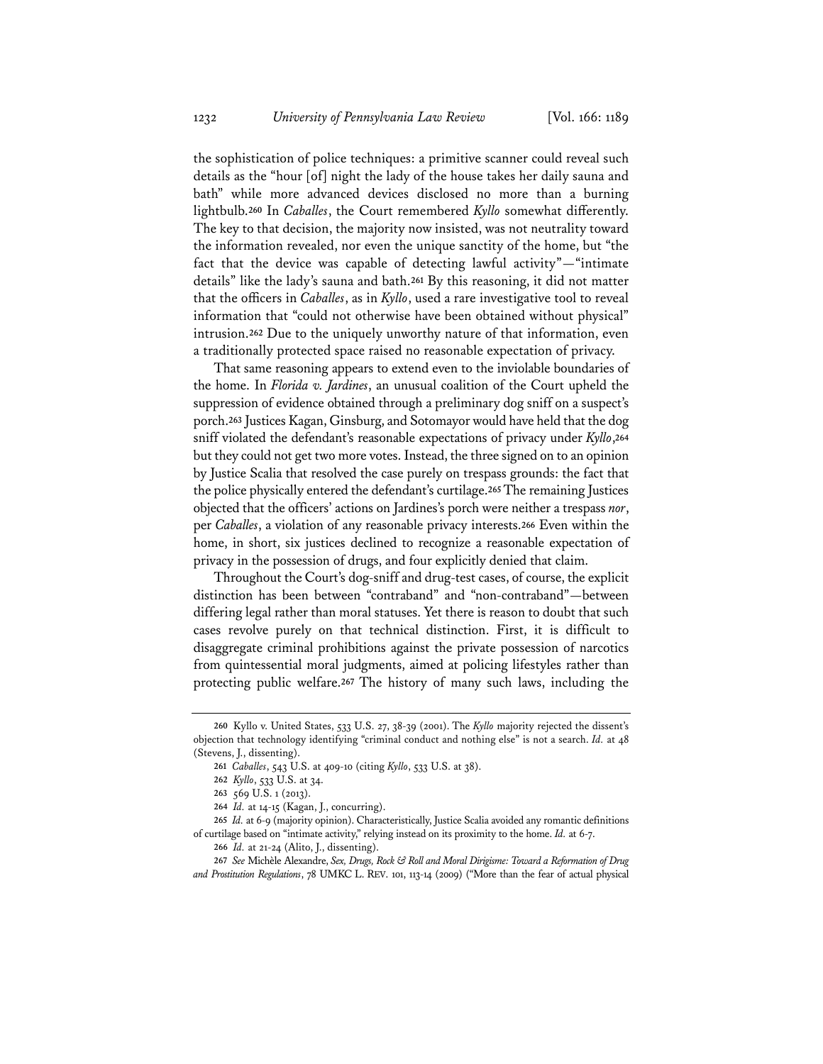the sophistication of police techniques: a primitive scanner could reveal such details as the "hour [of] night the lady of the house takes her daily sauna and bath" while more advanced devices disclosed no more than a burning lightbulb.[260] In *Caballes*, the Court remembered *Kyllo* somewhat differently. The key to that decision, the majority now insisted, was not neutrality toward the information revealed, nor even the unique sanctity of the home, but "the fact that the device was capable of detecting lawful activity"—"intimate details" like the lady's sauna and bath.[261] By this reasoning, it did not matter that the officers in *Caballes*, as in *Kyllo*, used a rare investigative tool to reveal information that "could not otherwise have been obtained without physical" intrusion.[262] Due to the uniquely unworthy nature of that information, even a traditionally protected space raised no reasonable expectation of privacy.

That same reasoning appears to extend even to the inviolable boundaries of the home. In *Florida v. Jardines*, an unusual coalition of the Court upheld the suppression of evidence obtained through a preliminary dog sniff on a suspect's porch.[263] Justices Kagan, Ginsburg, and Sotomayor would have held that the dog sniff violated the defendant's reasonable expectations of privacy under *Kyllo*,[264] but they could not get two more votes. Instead, the three signed on to an opinion by Justice Scalia that resolved the case purely on trespass grounds: the fact that the police physically entered the defendant's curtilage.[265] The remaining Justices objected that the officers' actions on Jardines's porch were neither a trespass *nor*, per *Caballes*, a violation of any reasonable privacy interests.[266] Even within the home, in short, six justices declined to recognize a reasonable expectation of privacy in the possession of drugs, and four explicitly denied that claim.

Throughout the Court's dog-sniff and drug-test cases, of course, the explicit distinction has been between "contraband" and "non-contraband"—between differing legal rather than moral statuses. Yet there is reason to doubt that such cases revolve purely on that technical distinction. First, it is difficult to disaggregate criminal prohibitions against the private possession of narcotics from quintessential moral judgments, aimed at policing lifestyles rather than protecting public welfare.[267] The history of many such laws, including the

---

[260] Kyllo v. United States, 533 U.S. 27, 38-39 (2001). The *Kyllo* majority rejected the dissent's objection that technology identifying "criminal conduct and nothing else" is not a search. *Id.* at 48 (Stevens, J., dissenting).

[261] *Caballes*, 543 U.S. at 409-10 (citing *Kyllo*, 533 U.S. at 38).

[262] *Kyllo*, 533 U.S. at 34.

[263] 569 U.S. 1 (2013).

[264] *Id.* at 14-15 (Kagan, J., concurring).

[265] *Id.* at 6-9 (majority opinion). Characteristically, Justice Scalia avoided any romantic definitions of curtilage based on "intimate activity," relying instead on its proximity to the home. *Id.* at 6-7.

[266] *Id.* at 21-24 (Alito, J., dissenting).

[267] *See* Michèle Alexandre, *Sex, Drugs, Rock & Roll and Moral Dirigisme: Toward a Reformation of Drug and Prostitution Regulations*, 78 UMKC L. REV. 101, 113-14 (2009) ("More than the fear of actual physical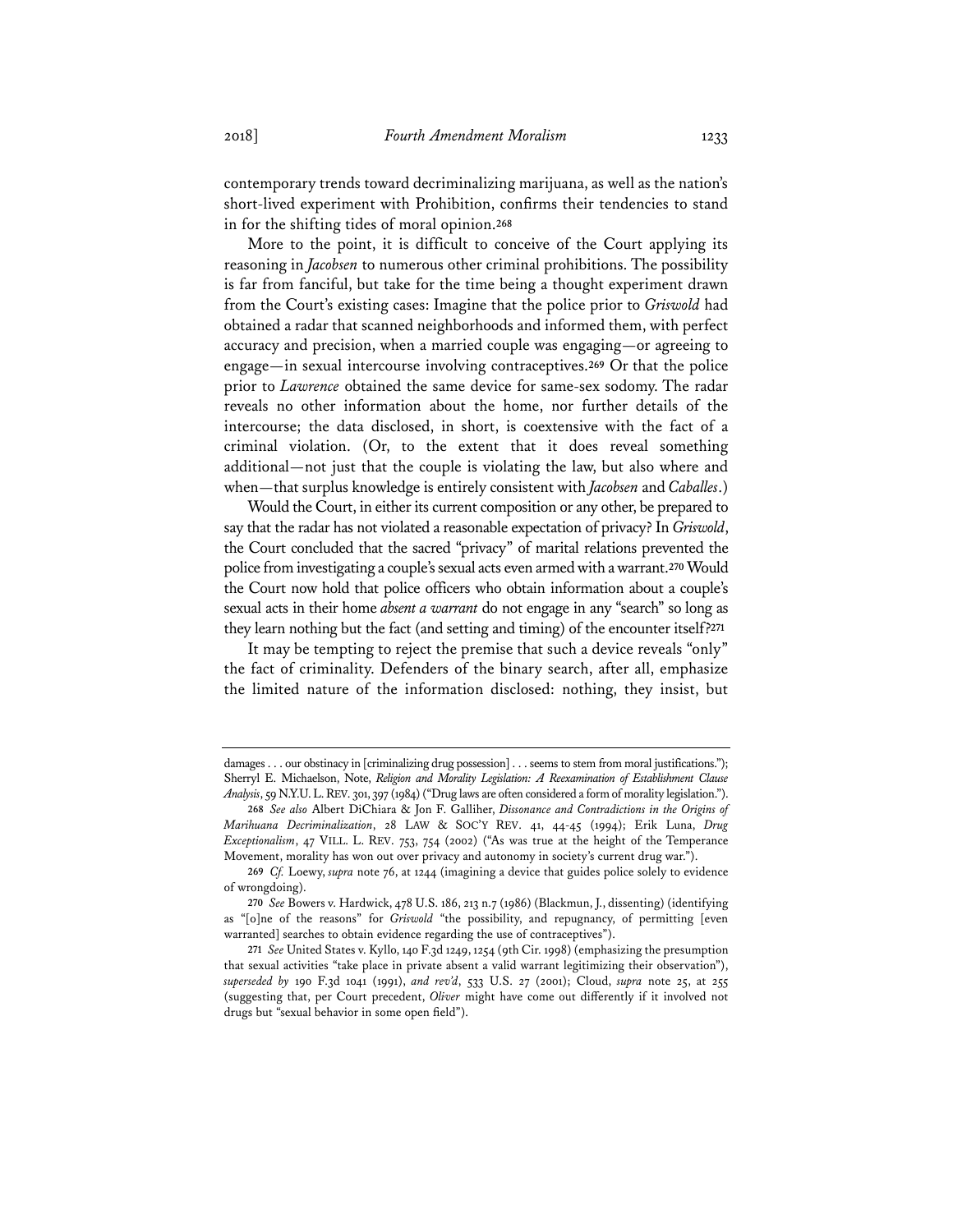contemporary trends toward decriminalizing marijuana, as well as the nation's short-lived experiment with Prohibition, confirms their tendencies to stand in for the shifting tides of moral opinion.[268]

More to the point, it is difficult to conceive of the Court applying its reasoning in *Jacobsen* to numerous other criminal prohibitions. The possibility is far from fanciful, but take for the time being a thought experiment drawn from the Court's existing cases: Imagine that the police prior to *Griswold* had obtained a radar that scanned neighborhoods and informed them, with perfect accuracy and precision, when a married couple was engaging—or agreeing to engage—in sexual intercourse involving contraceptives.[269] Or that the police prior to *Lawrence* obtained the same device for same-sex sodomy. The radar reveals no other information about the home, nor further details of the intercourse; the data disclosed, in short, is coextensive with the fact of a criminal violation. (Or, to the extent that it does reveal something additional—not just that the couple is violating the law, but also where and when—that surplus knowledge is entirely consistent with *Jacobsen* and *Caballes*.)

Would the Court, in either its current composition or any other, be prepared to say that the radar has not violated a reasonable expectation of privacy? In *Griswold*, the Court concluded that the sacred "privacy" of marital relations prevented the police from investigating a couple's sexual acts even armed with a warrant.[270] Would the Court now hold that police officers who obtain information about a couple's sexual acts in their home *absent a warrant* do not engage in any "search" so long as they learn nothing but the fact (and setting and timing) of the encounter itself?[271]

It may be tempting to reject the premise that such a device reveals "only" the fact of criminality. Defenders of the binary search, after all, emphasize the limited nature of the information disclosed: nothing, they insist, but

---

damages . . . our obstinacy in [criminalizing drug possession] . . . seems to stem from moral justifications."); Sherryl E. Michaelson, Note, *Religion and Morality Legislation: A Reexamination of Establishment Clause Analysis*, 59 N.Y.U. L. REV. 301, 397 (1984) ("Drug laws are often considered a form of morality legislation.").

268 *See also* Albert DiChiara & Jon F. Galliher, *Dissonance and Contradictions in the Origins of Marihuana Decriminalization*, 28 LAW & SOC'Y REV. 41, 44-45 (1994); Erik Luna, *Drug Exceptionalism*, 47 VILL. L. REV. 753, 754 (2002) ("As was true at the height of the Temperance Movement, morality has won out over privacy and autonomy in society's current drug war.").

269 *Cf.* Loewy, *supra* note 76, at 1244 (imagining a device that guides police solely to evidence of wrongdoing).

270 *See* Bowers v. Hardwick, 478 U.S. 186, 213 n.7 (1986) (Blackmun, J., dissenting) (identifying as "[o]ne of the reasons" for *Griswold* "the possibility, and repugnancy, of permitting [even warranted] searches to obtain evidence regarding the use of contraceptives").

271 *See* United States v. Kyllo, 140 F.3d 1249, 1254 (9th Cir. 1998) (emphasizing the presumption that sexual activities "take place in private absent a valid warrant legitimizing their observation"), *superseded by* 190 F.3d 1041 (1991), *and rev'd*, 533 U.S. 27 (2001); Cloud, *supra* note 25, at 255 (suggesting that, per Court precedent, *Oliver* might have come out differently if it involved not drugs but "sexual behavior in some open field").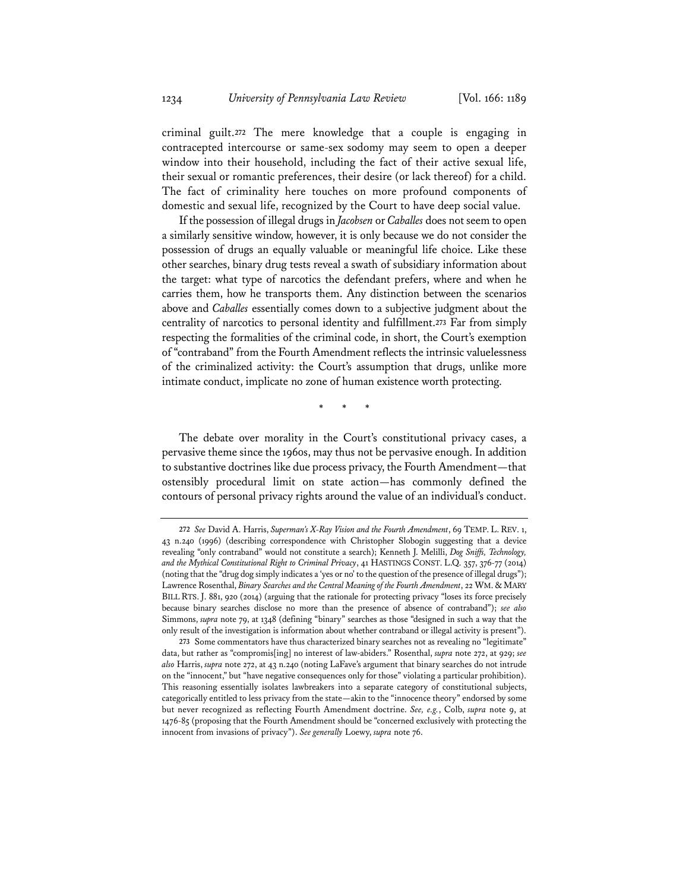criminal guilt.[272] The mere knowledge that a couple is engaging in contracepted intercourse or same-sex sodomy may seem to open a deeper window into their household, including the fact of their active sexual life, their sexual or romantic preferences, their desire (or lack thereof) for a child. The fact of criminality here touches on more profound components of domestic and sexual life, recognized by the Court to have deep social value.

If the possession of illegal drugs in *Jacobsen* or *Caballes* does not seem to open a similarly sensitive window, however, it is only because we do not consider the possession of drugs an equally valuable or meaningful life choice. Like these other searches, binary drug tests reveal a swath of subsidiary information about the target: what type of narcotics the defendant prefers, where and when he carries them, how he transports them. Any distinction between the scenarios above and *Caballes* essentially comes down to a subjective judgment about the centrality of narcotics to personal identity and fulfillment.[273] Far from simply respecting the formalities of the criminal code, in short, the Court's exemption of "contraband" from the Fourth Amendment reflects the intrinsic valuelessness of the criminalized activity: the Court's assumption that drugs, unlike more intimate conduct, implicate no zone of human existence worth protecting.

\* \* \*

The debate over morality in the Court's constitutional privacy cases, a pervasive theme since the 1960s, may thus not be pervasive enough. In addition to substantive doctrines like due process privacy, the Fourth Amendment—that ostensibly procedural limit on state action—has commonly defined the contours of personal privacy rights around the value of an individual's conduct.

---

[272] *See* David A. Harris, *Superman's X-Ray Vision and the Fourth Amendment*, 69 TEMP. L. REV. 1, 43 n.240 (1996) (describing correspondence with Christopher Slobogin suggesting that a device revealing "only contraband" would not constitute a search); Kenneth J. Melilli, *Dog Sniffs, Technology, and the Mythical Constitutional Right to Criminal Privacy*, 41 HASTINGS CONST. L.Q. 357, 376-77 (2014) (noting that the "drug dog simply indicates a 'yes or no' to the question of the presence of illegal drugs"); Lawrence Rosenthal, *Binary Searches and the Central Meaning of the Fourth Amendment*, 22 WM. & MARY BILL RTS. J. 881, 920 (2014) (arguing that the rationale for protecting privacy "loses its force precisely because binary searches disclose no more than the presence of absence of contraband"); *see also* Simmons, *supra* note 79, at 1348 (defining "binary" searches as those "designed in such a way that the only result of the investigation is information about whether contraband or illegal activity is present").

[273] Some commentators have thus characterized binary searches not as revealing no "legitimate" data, but rather as "compromis[ing] no interest of law-abiders." Rosenthal, *supra* note 272, at 929; *see also* Harris, *supra* note 272, at 43 n.240 (noting LaFave's argument that binary searches do not intrude on the "innocent," but "have negative consequences only for those" violating a particular prohibition). This reasoning essentially isolates lawbreakers into a separate category of constitutional subjects, categorically entitled to less privacy from the state—akin to the "innocence theory" endorsed by some but never recognized as reflecting Fourth Amendment doctrine. *See, e.g.*, Colb, *supra* note 9, at 1476-85 (proposing that the Fourth Amendment should be "concerned exclusively with protecting the innocent from invasions of privacy"). *See generally* Loewy, *supra* note 76.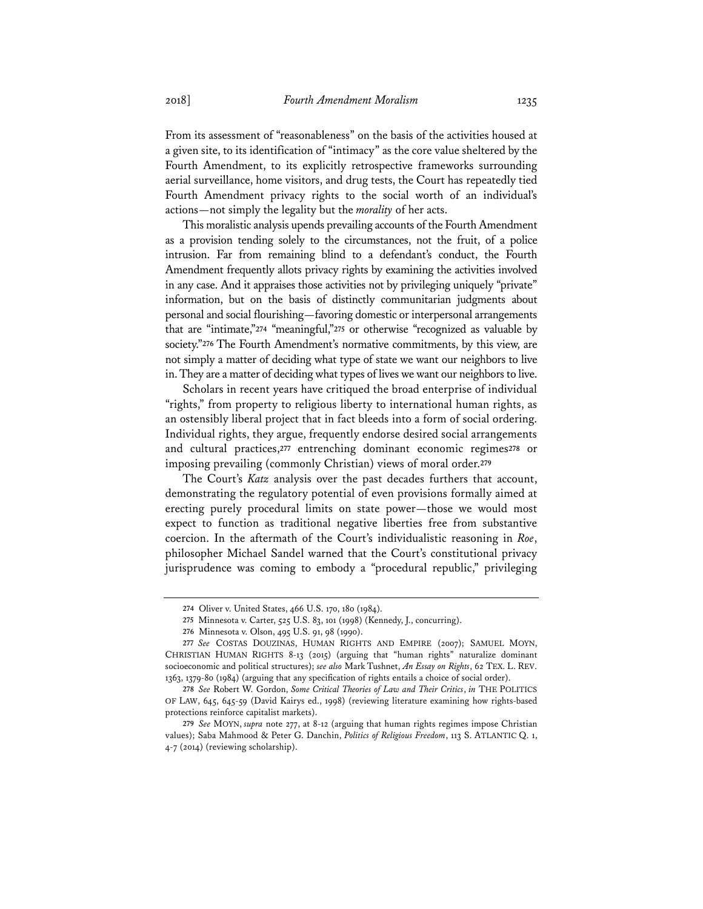From its assessment of "reasonableness" on the basis of the activities housed at a given site, to its identification of "intimacy" as the core value sheltered by the Fourth Amendment, to its explicitly retrospective frameworks surrounding aerial surveillance, home visitors, and drug tests, the Court has repeatedly tied Fourth Amendment privacy rights to the social worth of an individual's actions—not simply the legality but the *morality* of her acts.

This moralistic analysis upends prevailing accounts of the Fourth Amendment as a provision tending solely to the circumstances, not the fruit, of a police intrusion. Far from remaining blind to a defendant's conduct, the Fourth Amendment frequently allots privacy rights by examining the activities involved in any case. And it appraises those activities not by privileging uniquely "private" information, but on the basis of distinctly communitarian judgments about personal and social flourishing—favoring domestic or interpersonal arrangements that are "intimate,"[274] "meaningful,"[275] or otherwise "recognized as valuable by society."[276] The Fourth Amendment's normative commitments, by this view, are not simply a matter of deciding what type of state we want our neighbors to live in. They are a matter of deciding what types of lives we want our neighbors to live.

Scholars in recent years have critiqued the broad enterprise of individual "rights," from property to religious liberty to international human rights, as an ostensibly liberal project that in fact bleeds into a form of social ordering. Individual rights, they argue, frequently endorse desired social arrangements and cultural practices,[277] entrenching dominant economic regimes[278] or imposing prevailing (commonly Christian) views of moral order.[279]

The Court's *Katz* analysis over the past decades furthers that account, demonstrating the regulatory potential of even provisions formally aimed at erecting purely procedural limits on state power—those we would most expect to function as traditional negative liberties free from substantive coercion. In the aftermath of the Court's individualistic reasoning in *Roe*, philosopher Michael Sandel warned that the Court's constitutional privacy jurisprudence was coming to embody a "procedural republic," privileging

---

274 Oliver v. United States, 466 U.S. 170, 180 (1984).

275 Minnesota v. Carter, 525 U.S. 83, 101 (1998) (Kennedy, J., concurring).

276 Minnesota v. Olson, 495 U.S. 91, 98 (1990).

277 *See* COSTAS DOUZINAS, HUMAN RIGHTS AND EMPIRE (2007); SAMUEL MOYN, CHRISTIAN HUMAN RIGHTS 8-13 (2015) (arguing that "human rights" naturalize dominant socioeconomic and political structures); *see also* Mark Tushnet, *An Essay on Rights*, 62 TEX. L. REV. 1363, 1379-80 (1984) (arguing that any specification of rights entails a choice of social order).

278 *See* Robert W. Gordon, *Some Critical Theories of Law and Their Critics*, *in* THE POLITICS OF LAW, 645, 645-59 (David Kairys ed., 1998) (reviewing literature examining how rights-based protections reinforce capitalist markets).

279 *See* MOYN, *supra* note 277, at 8-12 (arguing that human rights regimes impose Christian values); Saba Mahmood & Peter G. Danchin, *Politics of Religious Freedom*, 113 S. ATLANTIC Q. 1, 4-7 (2014) (reviewing scholarship).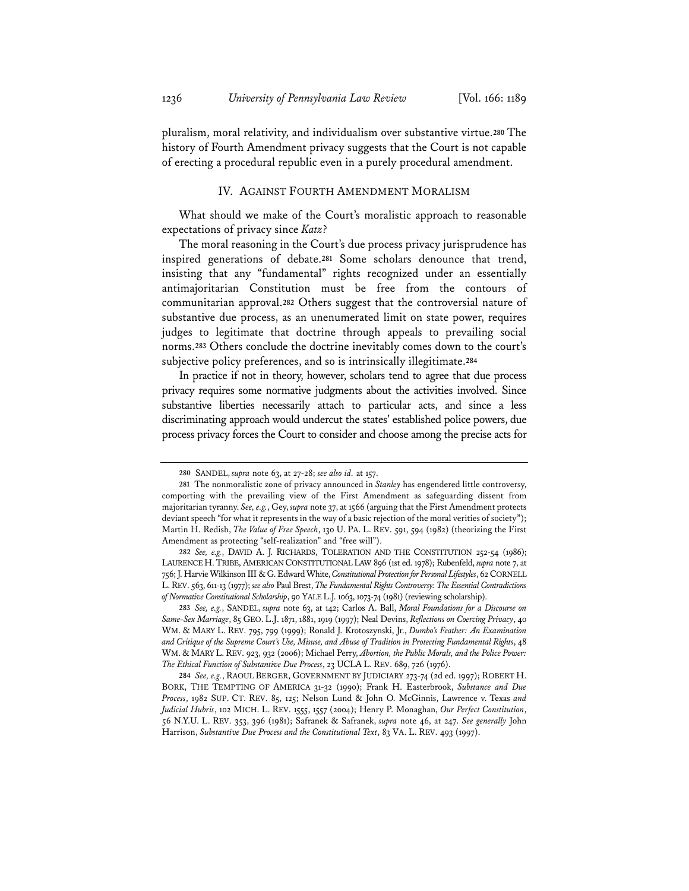pluralism, moral relativity, and individualism over substantive virtue.[280] The history of Fourth Amendment privacy suggests that the Court is not capable of erecting a procedural republic even in a purely procedural amendment.

## IV. AGAINST FOURTH AMENDMENT MORALISM

What should we make of the Court's moralistic approach to reasonable expectations of privacy since *Katz*?

The moral reasoning in the Court's due process privacy jurisprudence has inspired generations of debate.[281] Some scholars denounce that trend, insisting that any "fundamental" rights recognized under an essentially antimajoritarian Constitution must be free from the contours of communitarian approval.[282] Others suggest that the controversial nature of substantive due process, as an unenumerated limit on state power, requires judges to legitimate that doctrine through appeals to prevailing social norms.[283] Others conclude the doctrine inevitably comes down to the court's subjective policy preferences, and so is intrinsically illegitimate.[284]

In practice if not in theory, however, scholars tend to agree that due process privacy requires some normative judgments about the activities involved. Since substantive liberties necessarily attach to particular acts, and since a less discriminating approach would undercut the states' established police powers, due process privacy forces the Court to consider and choose among the precise acts for

---

280 SANDEL, *supra* note 63, at 27-28; *see also id.* at 157.

281 The nonmoralistic zone of privacy announced in *Stanley* has engendered little controversy, comporting with the prevailing view of the First Amendment as safeguarding dissent from majoritarian tyranny. *See, e.g.*, Gey, *supra* note 37, at 1566 (arguing that the First Amendment protects deviant speech "for what it represents in the way of a basic rejection of the moral verities of society"); Martin H. Redish, *The Value of Free Speech*, 130 U. PA. L. REV. 591, 594 (1982) (theorizing the First Amendment as protecting "self-realization" and "free will").

282 *See, e.g.*, DAVID A. J. RICHARDS, TOLERATION AND THE CONSTITUTION 252-54 (1986); LAURENCE H. TRIBE, AMERICAN CONSTITUTIONAL LAW 896 (1st ed. 1978); Rubenfeld, *supra* note 7, at 756; J. Harvie Wilkinson III & G. Edward White, *Constitutional Protection for Personal Lifestyles*, 62 CORNELL L. REV. 563, 611-13 (1977); *see also* Paul Brest, *The Fundamental Rights Controversy: The Essential Contradictions of Normative Constitutional Scholarship*, 90 YALE L.J. 1063, 1073-74 (1981) (reviewing scholarship).

283 *See, e.g.*, SANDEL, *supra* note 63, at 142; Carlos A. Ball, *Moral Foundations for a Discourse on Same-Sex Marriage*, 85 GEO. L.J. 1871, 1881, 1919 (1997); Neal Devins, *Reflections on Coercing Privacy*, 40 WM. & MARY L. REV. 795, 799 (1999); Ronald J. Krotoszynski, Jr., *Dumbo's Feather: An Examination and Critique of the Supreme Court's Use, Misuse, and Abuse of Tradition in Protecting Fundamental Rights*, 48 WM. & MARY L. REV. 923, 932 (2006); Michael Perry, *Abortion, the Public Morals, and the Police Power: The Ethical Function of Substantive Due Process*, 23 UCLA L. REV. 689, 726 (1976).

284 *See, e.g.*, RAOUL BERGER, GOVERNMENT BY JUDICIARY 273-74 (2d ed. 1997); ROBERT H. BORK, THE TEMPTING OF AMERICA 31-32 (1990); Frank H. Easterbrook, *Substance and Due Process*, 1982 SUP. CT. REV. 85, 125; Nelson Lund & John O. McGinnis, Lawrence v. Texas *and Judicial Hubris*, 102 MICH. L. REV. 1555, 1557 (2004); Henry P. Monaghan, *Our Perfect Constitution*, 56 N.Y.U. L. REV. 353, 396 (1981); Safranek & Safranek, *supra* note 46, at 247. *See generally* John Harrison, *Substantive Due Process and the Constitutional Text*, 83 VA. L. REV. 493 (1997).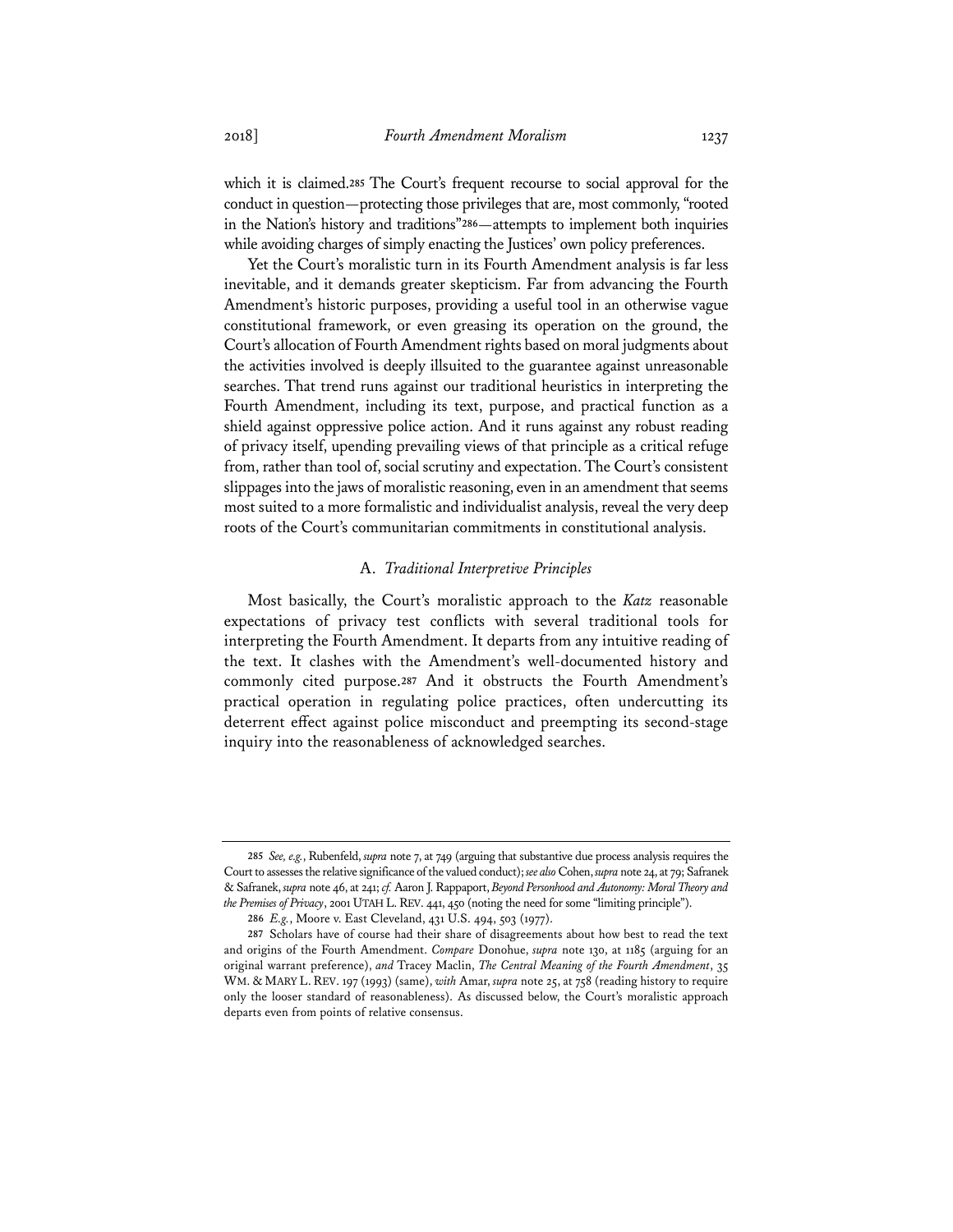which it is claimed.[285] The Court's frequent recourse to social approval for the conduct in question—protecting those privileges that are, most commonly, "rooted in the Nation's history and traditions"[286]—attempts to implement both inquiries while avoiding charges of simply enacting the Justices' own policy preferences.

Yet the Court's moralistic turn in its Fourth Amendment analysis is far less inevitable, and it demands greater skepticism. Far from advancing the Fourth Amendment's historic purposes, providing a useful tool in an otherwise vague constitutional framework, or even greasing its operation on the ground, the Court's allocation of Fourth Amendment rights based on moral judgments about the activities involved is deeply illsuited to the guarantee against unreasonable searches. That trend runs against our traditional heuristics in interpreting the Fourth Amendment, including its text, purpose, and practical function as a shield against oppressive police action. And it runs against any robust reading of privacy itself, upending prevailing views of that principle as a critical refuge from, rather than tool of, social scrutiny and expectation. The Court's consistent slippages into the jaws of moralistic reasoning, even in an amendment that seems most suited to a more formalistic and individualist analysis, reveal the very deep roots of the Court's communitarian commitments in constitutional analysis.

### A. *Traditional Interpretive Principles*

Most basically, the Court's moralistic approach to the *Katz* reasonable expectations of privacy test conflicts with several traditional tools for interpreting the Fourth Amendment. It departs from any intuitive reading of the text. It clashes with the Amendment's well-documented history and commonly cited purpose.[287] And it obstructs the Fourth Amendment's practical operation in regulating police practices, often undercutting its deterrent effect against police misconduct and preempting its second-stage inquiry into the reasonableness of acknowledged searches.

---

285 *See, e.g.*, Rubenfeld, *supra* note 7, at 749 (arguing that substantive due process analysis requires the Court to assesses the relative significance of the valued conduct); *see also* Cohen, *supra* note 24, at 79; Safranek & Safranek, *supra* note 46, at 241; *cf.* Aaron J. Rappaport, *Beyond Personhood and Autonomy: Moral Theory and the Premises of Privacy*, 2001 UTAH L. REV. 441, 450 (noting the need for some "limiting principle").

286 *E.g.*, Moore v. East Cleveland, 431 U.S. 494, 503 (1977).

287 Scholars have of course had their share of disagreements about how best to read the text and origins of the Fourth Amendment. *Compare* Donohue, *supra* note 130, at 1185 (arguing for an original warrant preference), *and* Tracey Maclin, *The Central Meaning of the Fourth Amendment*, 35 WM. & MARY L. REV. 197 (1993) (same), *with* Amar, *supra* note 25, at 758 (reading history to require only the looser standard of reasonableness). As discussed below, the Court's moralistic approach departs even from points of relative consensus.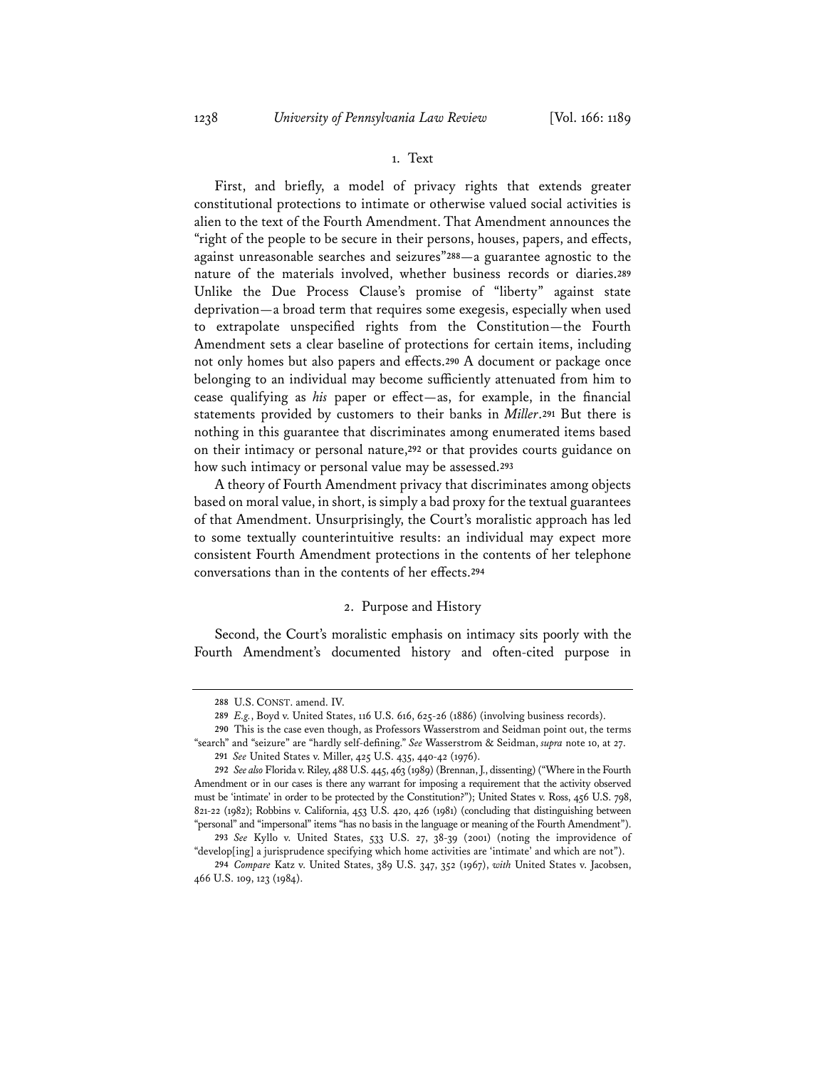### 1. Text

First, and briefly, a model of privacy rights that extends greater constitutional protections to intimate or otherwise valued social activities is alien to the text of the Fourth Amendment. That Amendment announces the "right of the people to be secure in their persons, houses, papers, and effects, against unreasonable searches and seizures"[288]—a guarantee agnostic to the nature of the materials involved, whether business records or diaries.[289] Unlike the Due Process Clause's promise of "liberty" against state deprivation—a broad term that requires some exegesis, especially when used to extrapolate unspecified rights from the Constitution—the Fourth Amendment sets a clear baseline of protections for certain items, including not only homes but also papers and effects.[290] A document or package once belonging to an individual may become sufficiently attenuated from him to cease qualifying as *his* paper or effect—as, for example, in the financial statements provided by customers to their banks in *Miller*.[291] But there is nothing in this guarantee that discriminates among enumerated items based on their intimacy or personal nature,[292] or that provides courts guidance on how such intimacy or personal value may be assessed.[293]

A theory of Fourth Amendment privacy that discriminates among objects based on moral value, in short, is simply a bad proxy for the textual guarantees of that Amendment. Unsurprisingly, the Court's moralistic approach has led to some textually counterintuitive results: an individual may expect more consistent Fourth Amendment protections in the contents of her telephone conversations than in the contents of her effects.[294]

### 2. Purpose and History

Second, the Court's moralistic emphasis on intimacy sits poorly with the Fourth Amendment's documented history and often-cited purpose in

---

288 U.S. CONST. amend. IV.

289 *E.g.*, Boyd v. United States, 116 U.S. 616, 625-26 (1886) (involving business records).

290 This is the case even though, as Professors Wasserstrom and Seidman point out, the terms "search" and "seizure" are "hardly self-defining." *See* Wasserstrom & Seidman, *supra* note 10, at 27.

291 *See* United States v. Miller, 425 U.S. 435, 440-42 (1976).

292 *See also* Florida v. Riley, 488 U.S. 445, 463 (1989) (Brennan, J., dissenting) ("Where in the Fourth Amendment or in our cases is there any warrant for imposing a requirement that the activity observed must be 'intimate' in order to be protected by the Constitution?"); United States v. Ross, 456 U.S. 798, 821-22 (1982); Robbins v. California, 453 U.S. 420, 426 (1981) (concluding that distinguishing between "personal" and "impersonal" items "has no basis in the language or meaning of the Fourth Amendment").

293 *See* Kyllo v. United States, 533 U.S. 27, 38-39 (2001) (noting the improvidence of "develop[ing] a jurisprudence specifying which home activities are 'intimate' and which are not").

294 *Compare* Katz v. United States, 389 U.S. 347, 352 (1967), *with* United States v. Jacobsen, 466 U.S. 109, 123 (1984).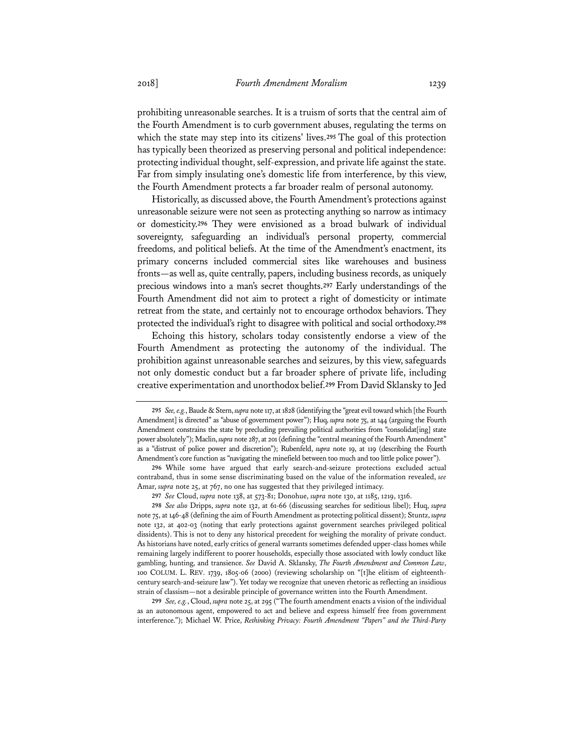prohibiting unreasonable searches. It is a truism of sorts that the central aim of the Fourth Amendment is to curb government abuses, regulating the terms on which the state may step into its citizens' lives.[295] The goal of this protection has typically been theorized as preserving personal and political independence: protecting individual thought, self-expression, and private life against the state. Far from simply insulating one's domestic life from interference, by this view, the Fourth Amendment protects a far broader realm of personal autonomy.

Historically, as discussed above, the Fourth Amendment's protections against unreasonable seizure were not seen as protecting anything so narrow as intimacy or domesticity.[296] They were envisioned as a broad bulwark of individual sovereignty, safeguarding an individual's personal property, commercial freedoms, and political beliefs. At the time of the Amendment's enactment, its primary concerns included commercial sites like warehouses and business fronts—as well as, quite centrally, papers, including business records, as uniquely precious windows into a man's secret thoughts.[297] Early understandings of the Fourth Amendment did not aim to protect a right of domesticity or intimate retreat from the state, and certainly not to encourage orthodox behaviors. They protected the individual's right to disagree with political and social orthodoxy.[298]

Echoing this history, scholars today consistently endorse a view of the Fourth Amendment as protecting the autonomy of the individual. The prohibition against unreasonable searches and seizures, by this view, safeguards not only domestic conduct but a far broader sphere of private life, including creative experimentation and unorthodox belief.[299] From David Sklansky to Jed

---

295 *See, e.g.*, Baude & Stern, *supra* note 117, at 1828 (identifying the "great evil toward which [the Fourth Amendment] is directed" as "abuse of government power"); Huq, *supra* note 75, at 144 (arguing the Fourth Amendment constrains the state by precluding prevailing political authorities from "consolidat[ing] state power absolutely"); Maclin, *supra* note 287, at 201 (defining the "central meaning of the Fourth Amendment" as a "distrust of police power and discretion"); Rubenfeld, *supra* note 19, at 119 (describing the Fourth Amendment's core function as "navigating the minefield between too much and too little police power").

296 While some have argued that early search-and-seizure protections excluded actual contraband, thus in some sense discriminating based on the value of the information revealed, *see* Amar, *supra* note 25, at 767, no one has suggested that they privileged intimacy.

297 *See* Cloud, *supra* note 138, at 573-81; Donohue, *supra* note 130, at 1185, 1219, 1316.

298 *See also* Dripps, *supra* note 132, at 61-66 (discussing searches for seditious libel); Huq, *supra* note 75, at 146-48 (defining the aim of Fourth Amendment as protecting political dissent); Stuntz, *supra* note 132, at 402-03 (noting that early protections against government searches privileged political dissidents). This is not to deny any historical precedent for weighing the morality of private conduct. As historians have noted, early critics of general warrants sometimes defended upper-class homes while remaining largely indifferent to poorer households, especially those associated with lowly conduct like gambling, hunting, and transience. *See* David A. Sklansky, *The Fourth Amendment and Common Law*, 100 COLUM. L. REV. 1739, 1805-06 (2000) (reviewing scholarship on "[t]he elitism of eighteenth-century search-and-seizure law"). Yet today we recognize that uneven rhetoric as reflecting an insidious strain of classism—not a desirable principle of governance written into the Fourth Amendment.

299 *See, e.g.*, Cloud, *supra* note 25, at 295 ("The fourth amendment enacts a vision of the individual as an autonomous agent, empowered to act and believe and express himself free from government interference."); Michael W. Price, *Rethinking Privacy: Fourth Amendment "Papers" and the Third-Party*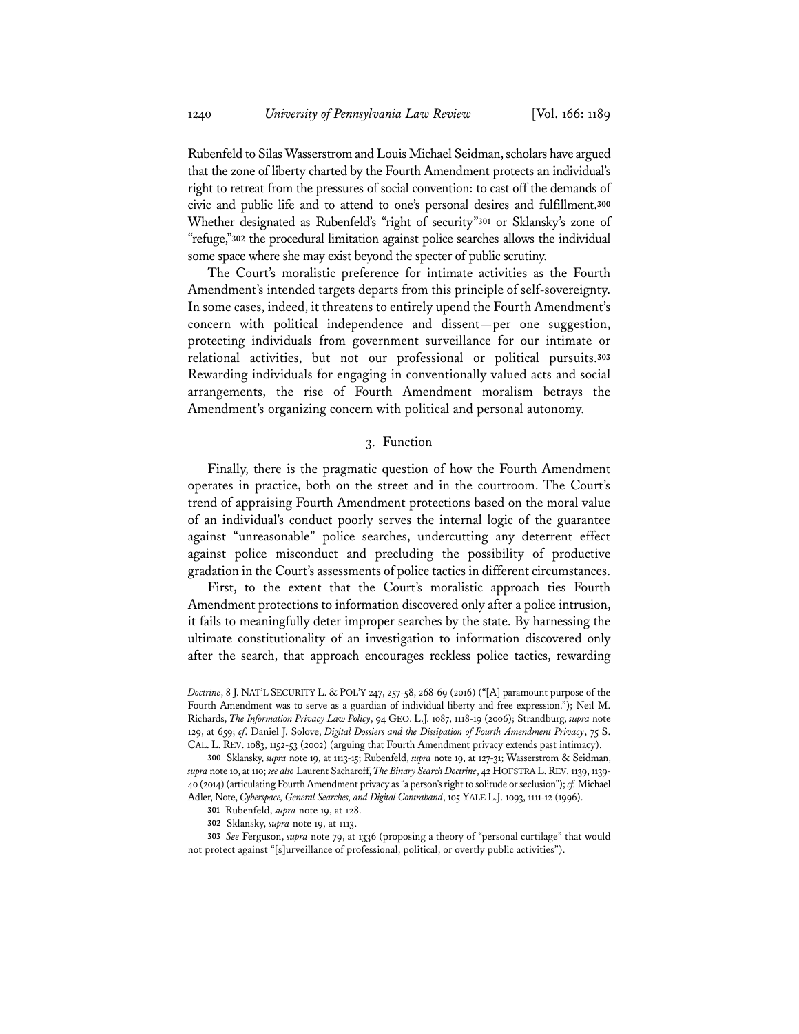Rubenfeld to Silas Wasserstrom and Louis Michael Seidman, scholars have argued that the zone of liberty charted by the Fourth Amendment protects an individual's right to retreat from the pressures of social convention: to cast off the demands of civic and public life and to attend to one's personal desires and fulfillment.[300] Whether designated as Rubenfeld's "right of security"[301] or Sklansky's zone of "refuge,"[302] the procedural limitation against police searches allows the individual some space where she may exist beyond the specter of public scrutiny.

The Court's moralistic preference for intimate activities as the Fourth Amendment's intended targets departs from this principle of self-sovereignty. In some cases, indeed, it threatens to entirely upend the Fourth Amendment's concern with political independence and dissent—per one suggestion, protecting individuals from government surveillance for our intimate or relational activities, but not our professional or political pursuits.[303] Rewarding individuals for engaging in conventionally valued acts and social arrangements, the rise of Fourth Amendment moralism betrays the Amendment's organizing concern with political and personal autonomy.

### 3. Function

Finally, there is the pragmatic question of how the Fourth Amendment operates in practice, both on the street and in the courtroom. The Court's trend of appraising Fourth Amendment protections based on the moral value of an individual's conduct poorly serves the internal logic of the guarantee against "unreasonable" police searches, undercutting any deterrent effect against police misconduct and precluding the possibility of productive gradation in the Court's assessments of police tactics in different circumstances.

First, to the extent that the Court's moralistic approach ties Fourth Amendment protections to information discovered only after a police intrusion, it fails to meaningfully deter improper searches by the state. By harnessing the ultimate constitutionality of an investigation to information discovered only after the search, that approach encourages reckless police tactics, rewarding

---

*Doctrine*, 8 J. NAT'L SECURITY L. & POL'Y 247, 257-58, 268-69 (2016) ("[A] paramount purpose of the Fourth Amendment was to serve as a guardian of individual liberty and free expression."); Neil M. Richards, *The Information Privacy Law Policy*, 94 GEO. L.J. 1087, 1118-19 (2006); Strandburg, *supra* note 129, at 659; *cf.* Daniel J. Solove, *Digital Dossiers and the Dissipation of Fourth Amendment Privacy*, 75 S. CAL. L. REV. 1083, 1152-53 (2002) (arguing that Fourth Amendment privacy extends past intimacy).

300 Sklansky, *supra* note 19, at 1113-15; Rubenfeld, *supra* note 19, at 127-31; Wasserstrom & Seidman, *supra* note 10, at 110; *see also* Laurent Sacharoff, *The Binary Search Doctrine*, 42 HOFSTRA L. REV. 1139, 1139-40 (2014) (articulating Fourth Amendment privacy as "a person's right to solitude or seclusion"); *cf.* Michael Adler, Note, *Cyberspace, General Searches, and Digital Contraband*, 105 YALE L.J. 1093, 1111-12 (1996).

301 Rubenfeld, *supra* note 19, at 128.

302 Sklansky, *supra* note 19, at 1113.

303 *See* Ferguson, *supra* note 79, at 1336 (proposing a theory of "personal curtilage" that would not protect against "[s]urveillance of professional, political, or overtly public activities").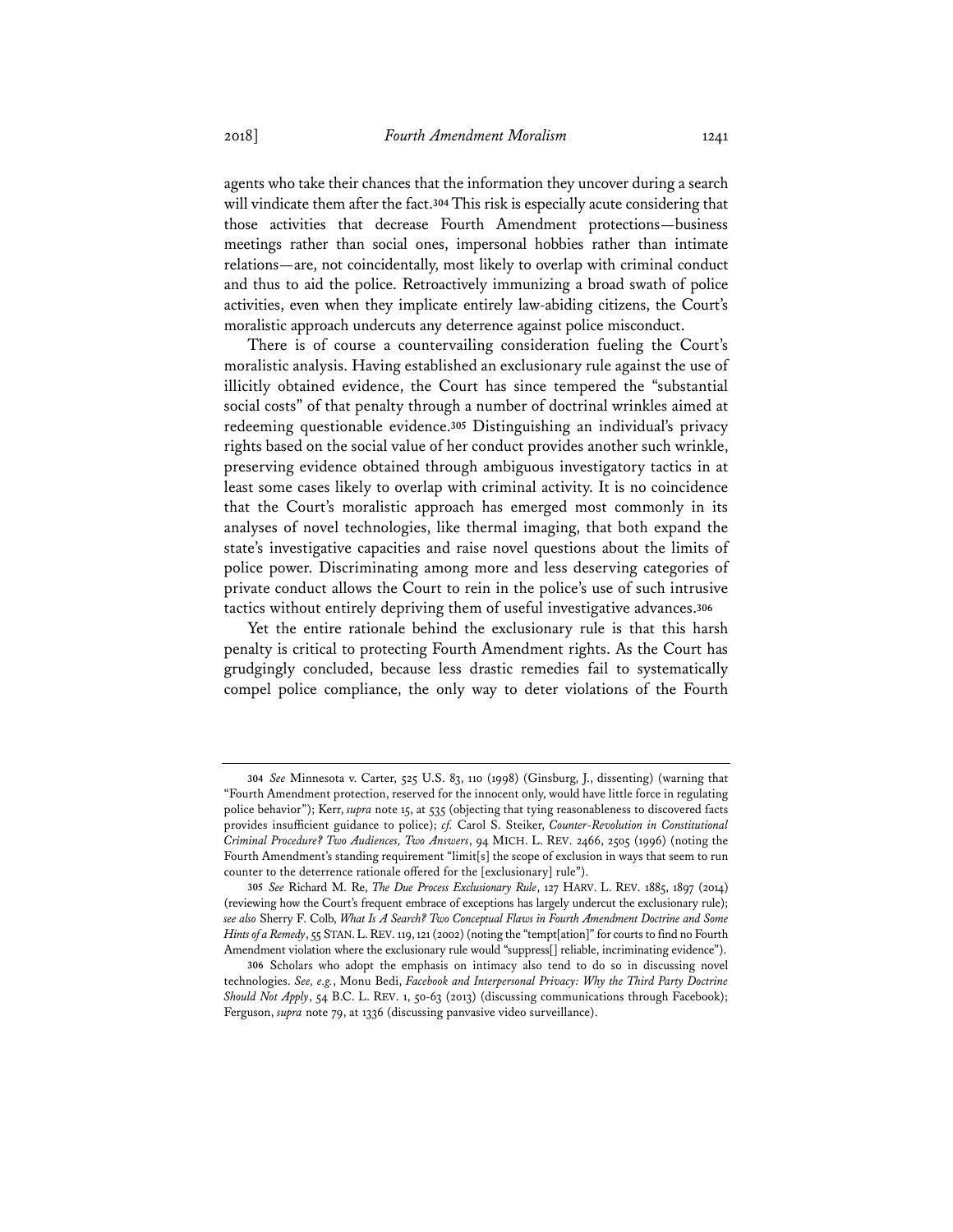agents who take their chances that the information they uncover during a search will vindicate them after the fact.[304] This risk is especially acute considering that those activities that decrease Fourth Amendment protections—business meetings rather than social ones, impersonal hobbies rather than intimate relations—are, not coincidentally, most likely to overlap with criminal conduct and thus to aid the police. Retroactively immunizing a broad swath of police activities, even when they implicate entirely law-abiding citizens, the Court's moralistic approach undercuts any deterrence against police misconduct.

There is of course a countervailing consideration fueling the Court's moralistic analysis. Having established an exclusionary rule against the use of illicitly obtained evidence, the Court has since tempered the "substantial social costs" of that penalty through a number of doctrinal wrinkles aimed at redeeming questionable evidence.[305] Distinguishing an individual's privacy rights based on the social value of her conduct provides another such wrinkle, preserving evidence obtained through ambiguous investigatory tactics in at least some cases likely to overlap with criminal activity. It is no coincidence that the Court's moralistic approach has emerged most commonly in its analyses of novel technologies, like thermal imaging, that both expand the state's investigative capacities and raise novel questions about the limits of police power. Discriminating among more and less deserving categories of private conduct allows the Court to rein in the police's use of such intrusive tactics without entirely depriving them of useful investigative advances.[306]

Yet the entire rationale behind the exclusionary rule is that this harsh penalty is critical to protecting Fourth Amendment rights. As the Court has grudgingly concluded, because less drastic remedies fail to systematically compel police compliance, the only way to deter violations of the Fourth

---

[304] *See* Minnesota v. Carter, 525 U.S. 83, 110 (1998) (Ginsburg, J., dissenting) (warning that "Fourth Amendment protection, reserved for the innocent only, would have little force in regulating police behavior"); Kerr, *supra* note 15, at 535 (objecting that tying reasonableness to discovered facts provides insufficient guidance to police); *cf.* Carol S. Steiker, *Counter-Revolution in Constitutional Criminal Procedure? Two Audiences, Two Answers*, 94 MICH. L. REV. 2466, 2505 (1996) (noting the Fourth Amendment's standing requirement "limit[s] the scope of exclusion in ways that seem to run counter to the deterrence rationale offered for the [exclusionary] rule").

[305] *See* Richard M. Re, *The Due Process Exclusionary Rule*, 127 HARV. L. REV. 1885, 1897 (2014) (reviewing how the Court's frequent embrace of exceptions has largely undercut the exclusionary rule); *see also* Sherry F. Colb, *What Is A Search? Two Conceptual Flaws in Fourth Amendment Doctrine and Some Hints of a Remedy*, 55 STAN. L. REV. 119, 121 (2002) (noting the "tempt[ation]" for courts to find no Fourth Amendment violation where the exclusionary rule would "suppress[] reliable, incriminating evidence").

[306] Scholars who adopt the emphasis on intimacy also tend to do so in discussing novel technologies. *See, e.g.*, Monu Bedi, *Facebook and Interpersonal Privacy: Why the Third Party Doctrine Should Not Apply*, 54 B.C. L. REV. 1, 50-63 (2013) (discussing communications through Facebook); Ferguson, *supra* note 79, at 1336 (discussing panvasive video surveillance).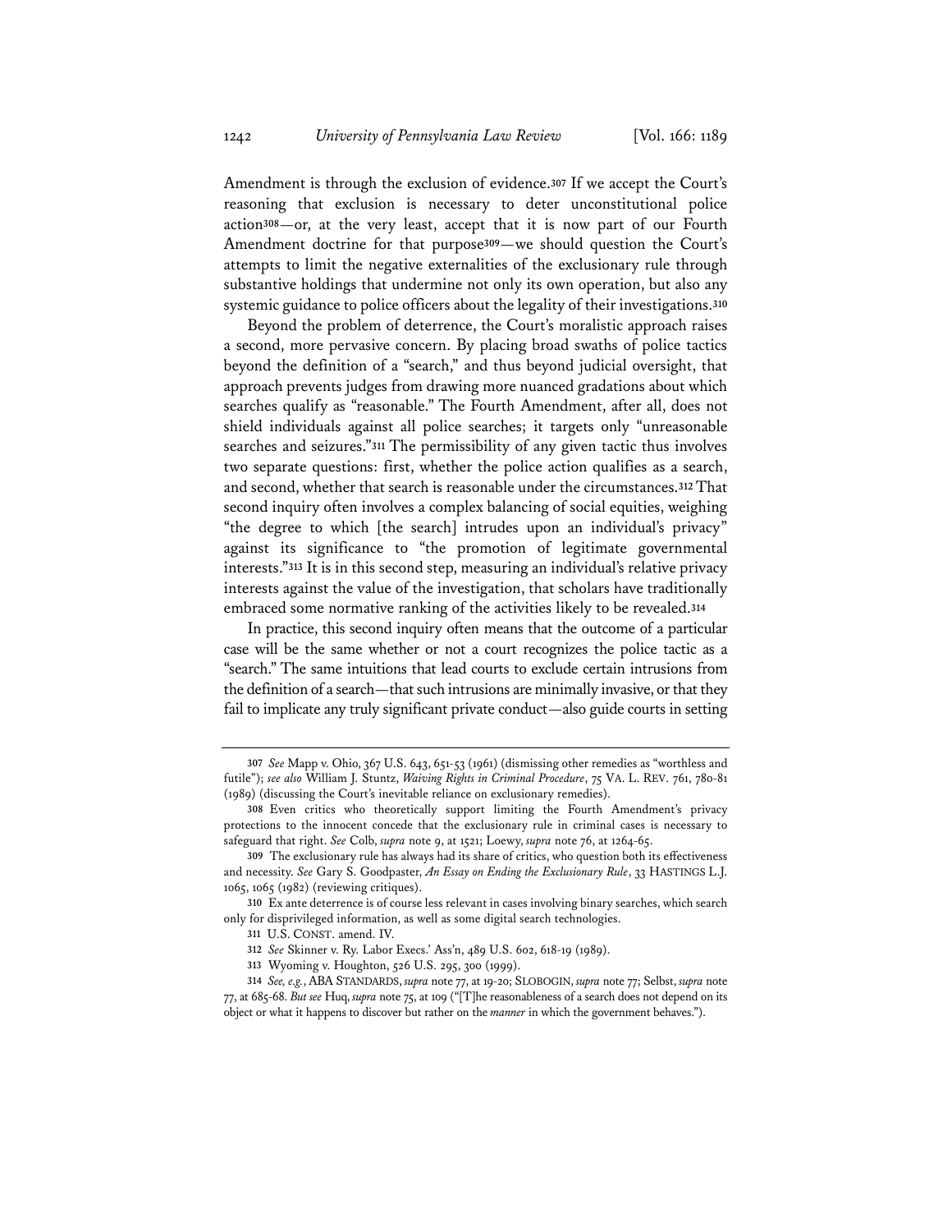Amendment is through the exclusion of evidence.[307] If we accept the Court's reasoning that exclusion is necessary to deter unconstitutional police action[308]—or, at the very least, accept that it is now part of our Fourth Amendment doctrine for that purpose[309]—we should question the Court's attempts to limit the negative externalities of the exclusionary rule through substantive holdings that undermine not only its own operation, but also any systemic guidance to police officers about the legality of their investigations.[310]

Beyond the problem of deterrence, the Court's moralistic approach raises a second, more pervasive concern. By placing broad swaths of police tactics beyond the definition of a "search," and thus beyond judicial oversight, that approach prevents judges from drawing more nuanced gradations about which searches qualify as "reasonable." The Fourth Amendment, after all, does not shield individuals against all police searches; it targets only "unreasonable searches and seizures."[311] The permissibility of any given tactic thus involves two separate questions: first, whether the police action qualifies as a search, and second, whether that search is reasonable under the circumstances.[312] That second inquiry often involves a complex balancing of social equities, weighing "the degree to which [the search] intrudes upon an individual's privacy" against its significance to "the promotion of legitimate governmental interests."[313] It is in this second step, measuring an individual's relative privacy interests against the value of the investigation, that scholars have traditionally embraced some normative ranking of the activities likely to be revealed.[314]

In practice, this second inquiry often means that the outcome of a particular case will be the same whether or not a court recognizes the police tactic as a "search." The same intuitions that lead courts to exclude certain intrusions from the definition of a search—that such intrusions are minimally invasive, or that they fail to implicate any truly significant private conduct—also guide courts in setting

---

307 *See* Mapp v. Ohio, 367 U.S. 643, 651-53 (1961) (dismissing other remedies as "worthless and futile"); *see also* William J. Stuntz, *Waiving Rights in Criminal Procedure*, 75 VA. L. REV. 761, 780-81 (1989) (discussing the Court's inevitable reliance on exclusionary remedies).

308 Even critics who theoretically support limiting the Fourth Amendment's privacy protections to the innocent concede that the exclusionary rule in criminal cases is necessary to safeguard that right. *See* Colb, *supra* note 9, at 1521; Loewy, *supra* note 76, at 1264-65.

309 The exclusionary rule has always had its share of critics, who question both its effectiveness and necessity. *See* Gary S. Goodpaster, *An Essay on Ending the Exclusionary Rule*, 33 HASTINGS L.J. 1065, 1065 (1982) (reviewing critiques).

310 Ex ante deterrence is of course less relevant in cases involving binary searches, which search only for disprivileged information, as well as some digital search technologies.

311 U.S. CONST. amend. IV.

312 *See* Skinner v. Ry. Labor Execs.' Ass'n, 489 U.S. 602, 618-19 (1989).

313 Wyoming v. Houghton, 526 U.S. 295, 300 (1999).

314 *See, e.g.*, ABA STANDARDS, *supra* note 77, at 19-20; SLOBOGIN, *supra* note 77; Selbst, *supra* note 77, at 685-68. *But see* Huq, *supra* note 75, at 109 ("[T]he reasonableness of a search does not depend on its object or what it happens to discover but rather on the *manner* in which the government behaves.").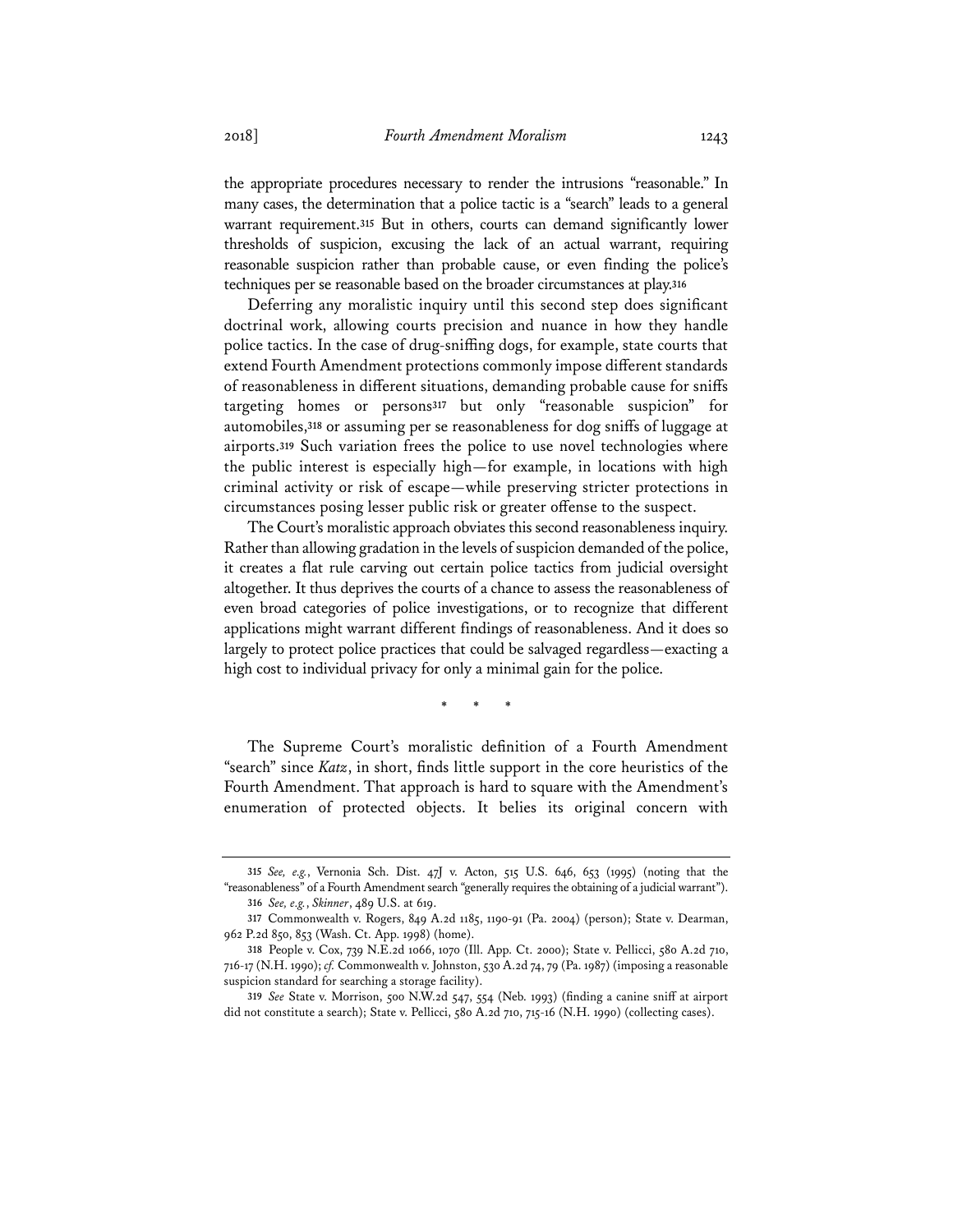the appropriate procedures necessary to render the intrusions "reasonable." In many cases, the determination that a police tactic is a "search" leads to a general warrant requirement.[315] But in others, courts can demand significantly lower thresholds of suspicion, excusing the lack of an actual warrant, requiring reasonable suspicion rather than probable cause, or even finding the police's techniques per se reasonable based on the broader circumstances at play.[316]

Deferring any moralistic inquiry until this second step does significant doctrinal work, allowing courts precision and nuance in how they handle police tactics. In the case of drug-sniffing dogs, for example, state courts that extend Fourth Amendment protections commonly impose different standards of reasonableness in different situations, demanding probable cause for sniffs targeting homes or persons[317] but only "reasonable suspicion" for automobiles,[318] or assuming per se reasonableness for dog sniffs of luggage at airports.[319] Such variation frees the police to use novel technologies where the public interest is especially high—for example, in locations with high criminal activity or risk of escape—while preserving stricter protections in circumstances posing lesser public risk or greater offense to the suspect.

The Court's moralistic approach obviates this second reasonableness inquiry. Rather than allowing gradation in the levels of suspicion demanded of the police, it creates a flat rule carving out certain police tactics from judicial oversight altogether. It thus deprives the courts of a chance to assess the reasonableness of even broad categories of police investigations, or to recognize that different applications might warrant different findings of reasonableness. And it does so largely to protect police practices that could be salvaged regardless—exacting a high cost to individual privacy for only a minimal gain for the police.

\* \* \*

The Supreme Court's moralistic definition of a Fourth Amendment "search" since *Katz*, in short, finds little support in the core heuristics of the Fourth Amendment. That approach is hard to square with the Amendment's enumeration of protected objects. It belies its original concern with

---

315 *See, e.g.*, Vernonia Sch. Dist. 47J v. Acton, 515 U.S. 646, 653 (1995) (noting that the "reasonableness" of a Fourth Amendment search "generally requires the obtaining of a judicial warrant").

316 *See, e.g.*, *Skinner*, 489 U.S. at 619.

317 Commonwealth v. Rogers, 849 A.2d 1185, 1190-91 (Pa. 2004) (person); State v. Dearman, 962 P.2d 850, 853 (Wash. Ct. App. 1998) (home).

318 People v. Cox, 739 N.E.2d 1066, 1070 (Ill. App. Ct. 2000); State v. Pellicci, 580 A.2d 710, 716-17 (N.H. 1990); *cf.* Commonwealth v. Johnston, 530 A.2d 74, 79 (Pa. 1987) (imposing a reasonable suspicion standard for searching a storage facility).

319 *See* State v. Morrison, 500 N.W.2d 547, 554 (Neb. 1993) (finding a canine sniff at airport did not constitute a search); State v. Pellicci, 580 A.2d 710, 715-16 (N.H. 1990) (collecting cases).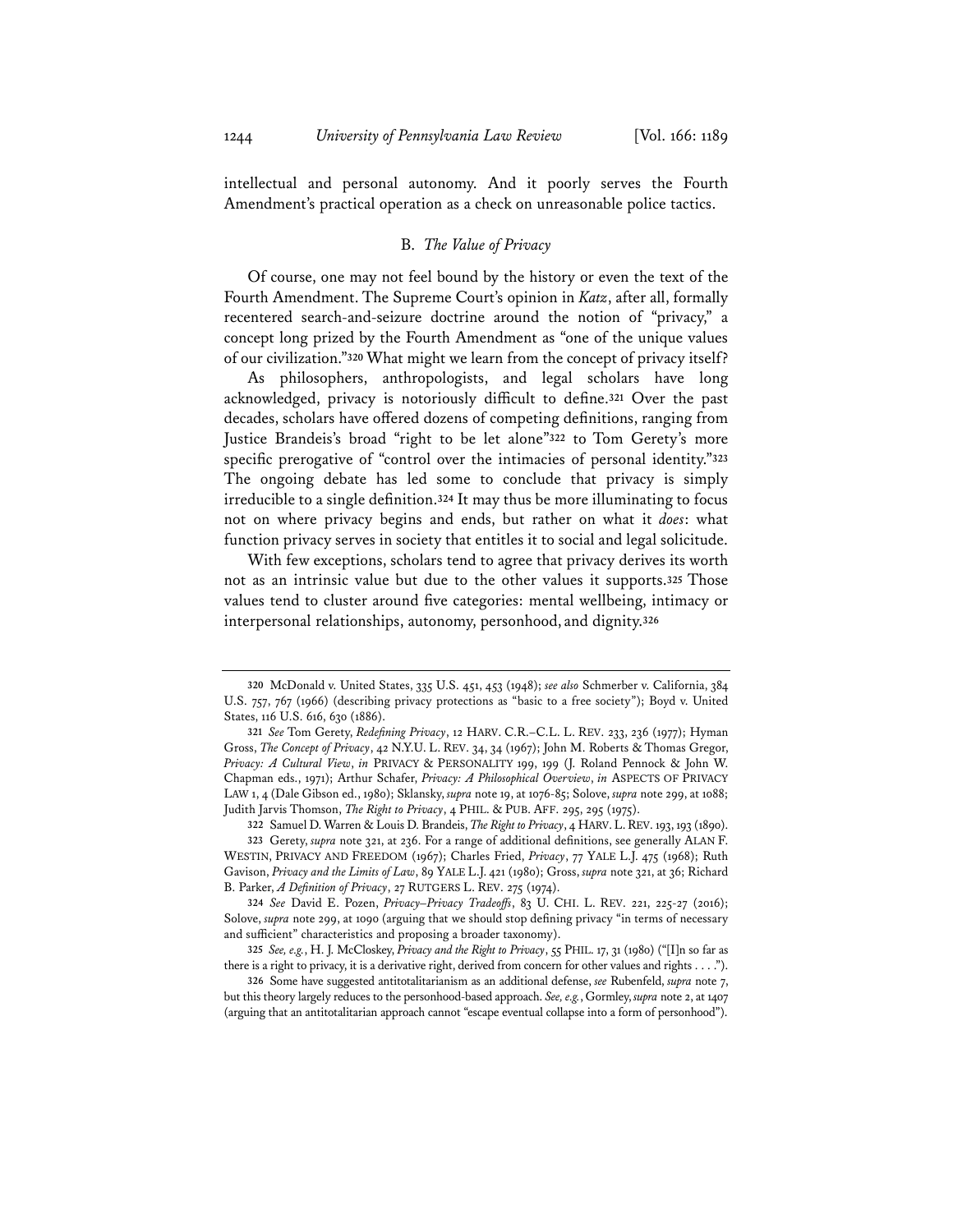intellectual and personal autonomy. And it poorly serves the Fourth Amendment's practical operation as a check on unreasonable police tactics.

### B. *The Value of Privacy*

Of course, one may not feel bound by the history or even the text of the Fourth Amendment. The Supreme Court's opinion in *Katz*, after all, formally recentered search-and-seizure doctrine around the notion of "privacy," a concept long prized by the Fourth Amendment as "one of the unique values of our civilization."[320] What might we learn from the concept of privacy itself?

As philosophers, anthropologists, and legal scholars have long acknowledged, privacy is notoriously difficult to define.[321] Over the past decades, scholars have offered dozens of competing definitions, ranging from Justice Brandeis's broad "right to be let alone"[322] to Tom Gerety's more specific prerogative of "control over the intimacies of personal identity."[323] The ongoing debate has led some to conclude that privacy is simply irreducible to a single definition.[324] It may thus be more illuminating to focus not on where privacy begins and ends, but rather on what it *does*: what function privacy serves in society that entitles it to social and legal solicitude.

With few exceptions, scholars tend to agree that privacy derives its worth not as an intrinsic value but due to the other values it supports.[325] Those values tend to cluster around five categories: mental wellbeing, intimacy or interpersonal relationships, autonomy, personhood, and dignity.[326]

---

320 McDonald v. United States, 335 U.S. 451, 453 (1948); *see also* Schmerber v. California, 384 U.S. 757, 767 (1966) (describing privacy protections as "basic to a free society"); Boyd v. United States, 116 U.S. 616, 630 (1886).

321 *See* Tom Gerety, *Redefining Privacy*, 12 HARV. C.R.–C.L. L. REV. 233, 236 (1977); Hyman Gross, *The Concept of Privacy*, 42 N.Y.U. L. REV. 34, 34 (1967); John M. Roberts & Thomas Gregor, *Privacy: A Cultural View*, *in* PRIVACY & PERSONALITY 199, 199 (J. Roland Pennock & John W. Chapman eds., 1971); Arthur Schafer, *Privacy: A Philosophical Overview*, *in* ASPECTS OF PRIVACY LAW 1, 4 (Dale Gibson ed., 1980); Sklansky, *supra* note 19, at 1076-85; Solove, *supra* note 299, at 1088; Judith Jarvis Thomson, *The Right to Privacy*, 4 PHIL. & PUB. AFF. 295, 295 (1975).

322 Samuel D. Warren & Louis D. Brandeis, *The Right to Privacy*, 4 HARV. L. REV. 193, 193 (1890).

323 Gerety, *supra* note 321, at 236. For a range of additional definitions, see generally ALAN F. WESTIN, PRIVACY AND FREEDOM (1967); Charles Fried, *Privacy*, 77 YALE L.J. 475 (1968); Ruth Gavison, *Privacy and the Limits of Law*, 89 YALE L.J. 421 (1980); Gross, *supra* note 321, at 36; Richard B. Parker, *A Definition of Privacy*, 27 RUTGERS L. REV. 275 (1974).

324 *See* David E. Pozen, *Privacy–Privacy Tradeoffs*, 83 U. CHI. L. REV. 221, 225-27 (2016); Solove, *supra* note 299, at 1090 (arguing that we should stop defining privacy "in terms of necessary and sufficient" characteristics and proposing a broader taxonomy).

325 *See, e.g.*, H. J. McCloskey, *Privacy and the Right to Privacy*, 55 PHIL. 17, 31 (1980) ("[I]n so far as there is a right to privacy, it is a derivative right, derived from concern for other values and rights . . . .").

326 Some have suggested antitotalitarianism as an additional defense, *see* Rubenfeld, *supra* note 7, but this theory largely reduces to the personhood-based approach. *See, e.g.*, Gormley, *supra* note 2, at 1407 (arguing that an antitotalitarian approach cannot "escape eventual collapse into a form of personhood").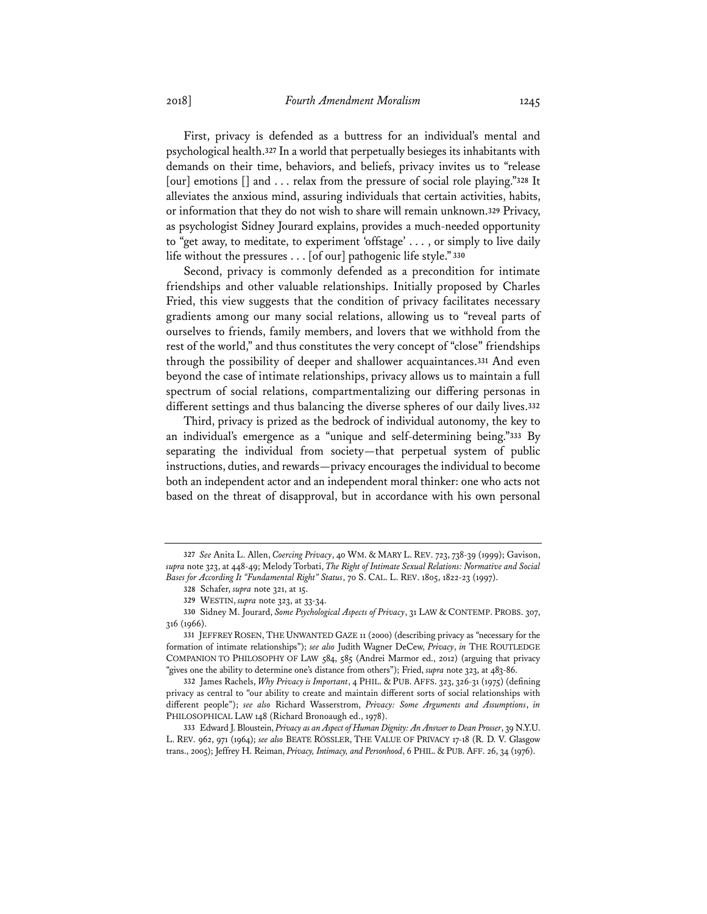First, privacy is defended as a buttress for an individual's mental and psychological health.[327] In a world that perpetually besieges its inhabitants with demands on their time, behaviors, and beliefs, privacy invites us to "release [our] emotions [] and . . . relax from the pressure of social role playing."[328] It alleviates the anxious mind, assuring individuals that certain activities, habits, or information that they do not wish to share will remain unknown.[329] Privacy, as psychologist Sidney Jourard explains, provides a much-needed opportunity to "get away, to meditate, to experiment 'offstage' . . . , or simply to live daily life without the pressures . . . [of our] pathogenic life style."[330]

Second, privacy is commonly defended as a precondition for intimate friendships and other valuable relationships. Initially proposed by Charles Fried, this view suggests that the condition of privacy facilitates necessary gradients among our many social relations, allowing us to "reveal parts of ourselves to friends, family members, and lovers that we withhold from the rest of the world," and thus constitutes the very concept of "close" friendships through the possibility of deeper and shallower acquaintances.[331] And even beyond the case of intimate relationships, privacy allows us to maintain a full spectrum of social relations, compartmentalizing our differing personas in different settings and thus balancing the diverse spheres of our daily lives.[332]

Third, privacy is prized as the bedrock of individual autonomy, the key to an individual's emergence as a "unique and self-determining being."[333] By separating the individual from society—that perpetual system of public instructions, duties, and rewards—privacy encourages the individual to become both an independent actor and an independent moral thinker: one who acts not based on the threat of disapproval, but in accordance with his own personal

---

327 *See* Anita L. Allen, *Coercing Privacy*, 40 WM. & MARY L. REV. 723, 738-39 (1999); Gavison, *supra* note 323, at 448-49; Melody Torbati, *The Right of Intimate Sexual Relations: Normative and Social Bases for According It "Fundamental Right" Status*, 70 S. CAL. L. REV. 1805, 1822-23 (1997).

328 Schafer, *supra* note 321, at 15.

329 WESTIN, *supra* note 323, at 33-34.

330 Sidney M. Jourard, *Some Psychological Aspects of Privacy*, 31 LAW & CONTEMP. PROBS. 307, 316 (1966).

331 JEFFREY ROSEN, THE UNWANTED GAZE 11 (2000) (describing privacy as "necessary for the formation of intimate relationships"); *see also* Judith Wagner DeCew, *Privacy*, *in* THE ROUTLEDGE COMPANION TO PHILOSOPHY OF LAW 584, 585 (Andrei Marmor ed., 2012) (arguing that privacy "gives one the ability to determine one's distance from others"); Fried, *supra* note 323, at 483-86.

332 James Rachels, *Why Privacy is Important*, 4 PHIL. & PUB. AFFS. 323, 326-31 (1975) (defining privacy as central to "our ability to create and maintain different sorts of social relationships with different people"); *see also* Richard Wasserstrom, *Privacy: Some Arguments and Assumptions*, *in* PHILOSOPHICAL LAW 148 (Richard Bronoaugh ed., 1978).

333 Edward J. Bloustein, *Privacy as an Aspect of Human Dignity: An Answer to Dean Prosser*, 39 N.Y.U. L. REV. 962, 971 (1964); *see also* BEATE RÖSSLER, THE VALUE OF PRIVACY 17-18 (R. D. V. Glasgow trans., 2005); Jeffrey H. Reiman, *Privacy, Intimacy, and Personhood*, 6 PHIL. & PUB. AFF. 26, 34 (1976).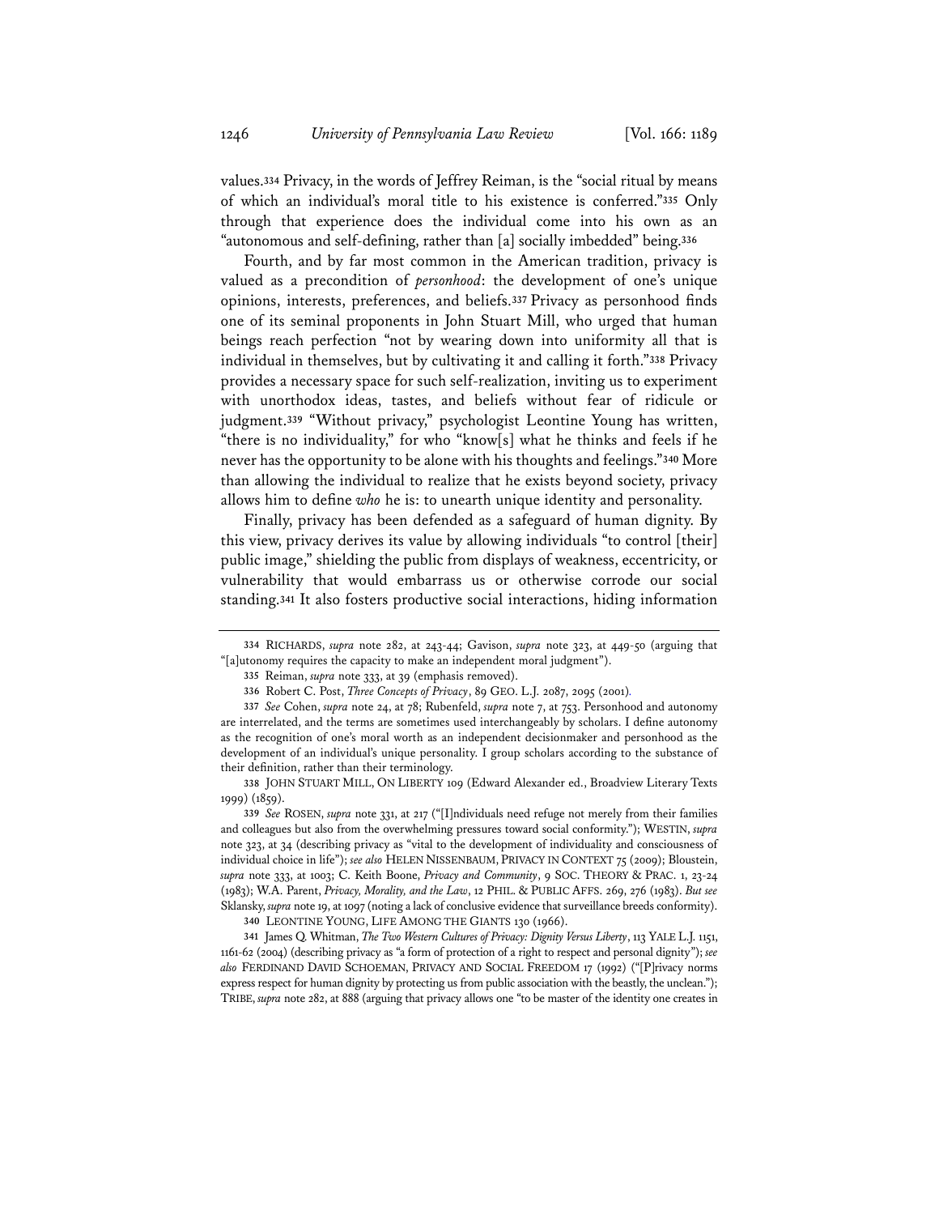values.[334] Privacy, in the words of Jeffrey Reiman, is the "social ritual by means of which an individual's moral title to his existence is conferred."[335] Only through that experience does the individual come into his own as an "autonomous and self-defining, rather than [a] socially imbedded" being.[336]

Fourth, and by far most common in the American tradition, privacy is valued as a precondition of *personhood*: the development of one's unique opinions, interests, preferences, and beliefs.[337] Privacy as personhood finds one of its seminal proponents in John Stuart Mill, who urged that human beings reach perfection "not by wearing down into uniformity all that is individual in themselves, but by cultivating it and calling it forth."[338] Privacy provides a necessary space for such self-realization, inviting us to experiment with unorthodox ideas, tastes, and beliefs without fear of ridicule or judgment.[339] "Without privacy," psychologist Leontine Young has written, "there is no individuality," for who "know[s] what he thinks and feels if he never has the opportunity to be alone with his thoughts and feelings."[340] More than allowing the individual to realize that he exists beyond society, privacy allows him to define *who* he is: to unearth unique identity and personality.

Finally, privacy has been defended as a safeguard of human dignity. By this view, privacy derives its value by allowing individuals "to control [their] public image," shielding the public from displays of weakness, eccentricity, or vulnerability that would embarrass us or otherwise corrode our social standing.[341] It also fosters productive social interactions, hiding information

---

334 RICHARDS, *supra* note 282, at 243-44; Gavison, *supra* note 323, at 449-50 (arguing that "[a]utonomy requires the capacity to make an independent moral judgment").

335 Reiman, *supra* note 333, at 39 (emphasis removed).

336 Robert C. Post, *Three Concepts of Privacy*, 89 GEO. L.J. 2087, 2095 (2001).

337 *See* Cohen, *supra* note 24, at 78; Rubenfeld, *supra* note 7, at 753. Personhood and autonomy are interrelated, and the terms are sometimes used interchangeably by scholars. I define autonomy as the recognition of one's moral worth as an independent decisionmaker and personhood as the development of an individual's unique personality. I group scholars according to the substance of their definition, rather than their terminology.

338 JOHN STUART MILL, ON LIBERTY 109 (Edward Alexander ed., Broadview Literary Texts 1999) (1859).

339 *See* ROSEN, *supra* note 331, at 217 ("[I]ndividuals need refuge not merely from their families and colleagues but also from the overwhelming pressures toward social conformity."); WESTIN, *supra* note 323, at 34 (describing privacy as "vital to the development of individuality and consciousness of individual choice in life"); *see also* HELEN NISSENBAUM, PRIVACY IN CONTEXT 75 (2009); Bloustein, *supra* note 333, at 1003; C. Keith Boone, *Privacy and Community*, 9 SOC. THEORY & PRAC. 1, 23-24 (1983); W.A. Parent, *Privacy, Morality, and the Law*, 12 PHIL. & PUBLIC AFFS. 269, 276 (1983). *But see* Sklansky, *supra* note 19, at 1097 (noting a lack of conclusive evidence that surveillance breeds conformity).

340 LEONTINE YOUNG, LIFE AMONG THE GIANTS 130 (1966).

341 James Q. Whitman, *The Two Western Cultures of Privacy: Dignity Versus Liberty*, 113 YALE L.J. 1151, 1161-62 (2004) (describing privacy as "a form of protection of a right to respect and personal dignity"); *see also* FERDINAND DAVID SCHOEMAN, PRIVACY AND SOCIAL FREEDOM 17 (1992) ("[P]rivacy norms express respect for human dignity by protecting us from public association with the beastly, the unclean."); TRIBE, *supra* note 282, at 888 (arguing that privacy allows one "to be master of the identity one creates in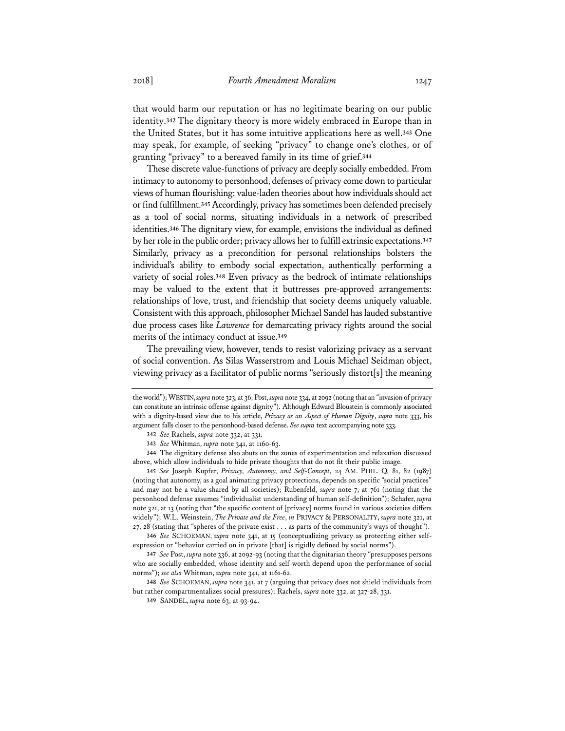that would harm our reputation or has no legitimate bearing on our public identity.[342] The dignitary theory is more widely embraced in Europe than in the United States, but it has some intuitive applications here as well.[343] One may speak, for example, of seeking "privacy" to change one's clothes, or of granting "privacy" to a bereaved family in its time of grief.[344]

These discrete value-functions of privacy are deeply socially embedded. From intimacy to autonomy to personhood, defenses of privacy come down to particular views of human flourishing: value-laden theories about how individuals should act or find fulfillment.[345] Accordingly, privacy has sometimes been defended precisely as a tool of social norms, situating individuals in a network of prescribed identities.[346] The dignitary view, for example, envisions the individual as defined by her role in the public order; privacy allows her to fulfill extrinsic expectations.[347] Similarly, privacy as a precondition for personal relationships bolsters the individual's ability to embody social expectation, authentically performing a variety of social roles.[348] Even privacy as the bedrock of intimate relationships may be valued to the extent that it buttresses pre-approved arrangements: relationships of love, trust, and friendship that society deems uniquely valuable. Consistent with this approach, philosopher Michael Sandel has lauded substantive due process cases like *Lawrence* for demarcating privacy rights around the social merits of the intimacy conduct at issue.[349]

The prevailing view, however, tends to resist valorizing privacy as a servant of social convention. As Silas Wasserstrom and Louis Michael Seidman object, viewing privacy as a facilitator of public norms "seriously distort[s] the meaning

---

the world"); WESTIN, *supra* note 323, at 36; Post, *supra* note 334, at 2092 (noting that an "invasion of privacy can constitute an intrinsic offense against dignity"). Although Edward Bloustein is commonly associated with a dignity-based view due to his article, *Privacy as an Aspect of Human Dignity*, *supra* note 333, his argument falls closer to the personhood-based defense. *See supra* text accompanying note 333.

342 *See* Rachels, *supra* note 332, at 331.

343 *See* Whitman, *supra* note 341, at 1160-63.

344 The dignitary defense also abuts on the zones of experimentation and relaxation discussed above, which allow individuals to hide private thoughts that do not fit their public image.

345 *See* Joseph Kupfer, *Privacy, Autonomy, and Self-Concept*, 24 AM. PHIL. Q. 81, 82 (1987) (noting that autonomy, as a goal animating privacy protections, depends on specific "social practices" and may not be a value shared by all societies); Rubenfeld, *supra* note 7, at 761 (noting that the personhood defense assumes "individualist understanding of human self-definition"); Schafer, *supra* note 321, at 13 (noting that "the specific content of [privacy] norms found in various societies differs widely"); W.L. Weinstein, *The Private and the Free*, *in* PRIVACY & PERSONALITY, *supra* note 321, at 27, 28 (stating that "spheres of the private exist . . . as parts of the community's ways of thought").

346 *See* SCHOEMAN, *supra* note 341, at 15 (conceptualizing privacy as protecting either self-expression or "behavior carried on in private [that] is rigidly defined by social norms").

347 *See* Post, *supra* note 336, at 2092-93 (noting that the dignitarian theory "presupposes persons who are socially embedded, whose identity and self-worth depend upon the performance of social norms"); *see also* Whitman, *supra* note 341, at 1161-62.

348 *See* SCHOEMAN, *supra* note 341, at 7 (arguing that privacy does not shield individuals from but rather compartmentalizes social pressures); Rachels, *supra* note 332, at 327-28, 331.

349 SANDEL, *supra* note 63, at 93-94.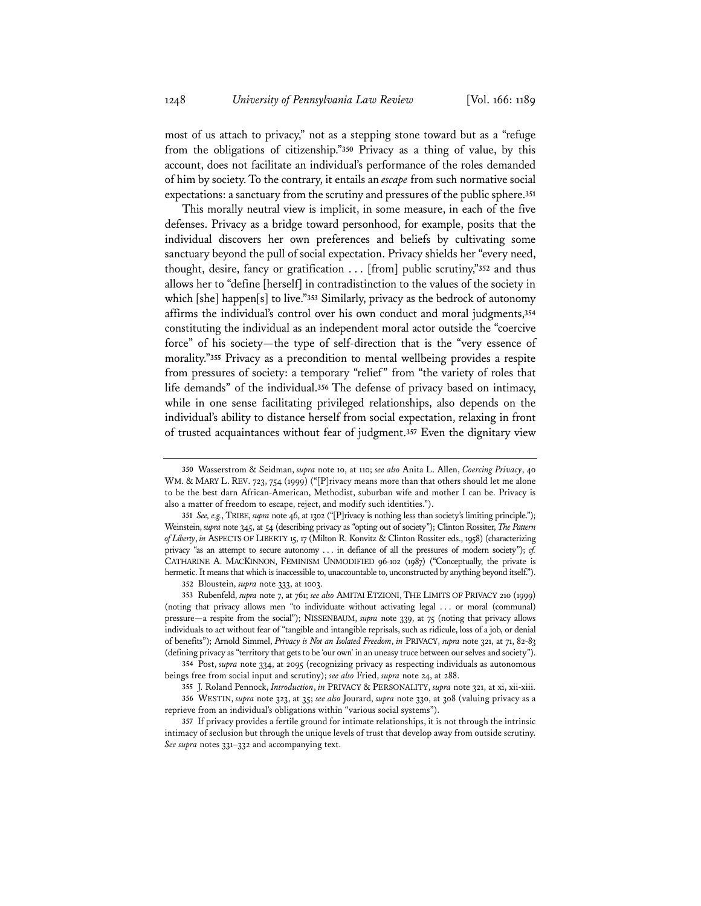most of us attach to privacy," not as a stepping stone toward but as a "refuge from the obligations of citizenship."[350] Privacy as a thing of value, by this account, does not facilitate an individual's performance of the roles demanded of him by society. To the contrary, it entails an *escape* from such normative social expectations: a sanctuary from the scrutiny and pressures of the public sphere.[351]

This morally neutral view is implicit, in some measure, in each of the five defenses. Privacy as a bridge toward personhood, for example, posits that the individual discovers her own preferences and beliefs by cultivating some sanctuary beyond the pull of social expectation. Privacy shields her "every need, thought, desire, fancy or gratification . . . [from] public scrutiny,"[352] and thus allows her to "define [herself] in contradistinction to the values of the society in which [she] happen[s] to live."[353] Similarly, privacy as the bedrock of autonomy affirms the individual's control over his own conduct and moral judgments,[354] constituting the individual as an independent moral actor outside the "coercive force" of his society—the type of self-direction that is the "very essence of morality."[355] Privacy as a precondition to mental wellbeing provides a respite from pressures of society: a temporary "relief" from "the variety of roles that life demands" of the individual.[356] The defense of privacy based on intimacy, while in one sense facilitating privileged relationships, also depends on the individual's ability to distance herself from social expectation, relaxing in front of trusted acquaintances without fear of judgment.[357] Even the dignitary view

---

350 Wasserstrom & Seidman, *supra* note 10, at 110; *see also* Anita L. Allen, *Coercing Privacy*, 40 WM. & MARY L. REV. 723, 754 (1999) ("[P]rivacy means more than that others should let me alone to be the best darn African-American, Methodist, suburban wife and mother I can be. Privacy is also a matter of freedom to escape, reject, and modify such identities.").

351 *See, e.g.*, TRIBE, *supra* note 46, at 1302 ("[P]rivacy is nothing less than society's limiting principle."); Weinstein, *supra* note 345, at 54 (describing privacy as "opting out of society"); Clinton Rossiter, *The Pattern of Liberty*, *in* ASPECTS OF LIBERTY 15, 17 (Milton R. Konvitz & Clinton Rossiter eds., 1958) (characterizing privacy "as an attempt to secure autonomy . . . in defiance of all the pressures of modern society"); *cf.* CATHARINE A. MACKINNON, FEMINISM UNMODIFIED 96-102 (1987) ("Conceptually, the private is hermetic. It means that which is inaccessible to, unaccountable to, unconstructed by anything beyond itself.").

352 Bloustein, *supra* note 333, at 1003.

353 Rubenfeld, *supra* note 7, at 761; *see also* AMITAI ETZIONI, THE LIMITS OF PRIVACY 210 (1999) (noting that privacy allows men "to individuate without activating legal . . . or moral (communal) pressure—a respite from the social"); NISSENBAUM, *supra* note 339, at 75 (noting that privacy allows individuals to act without fear of "tangible and intangible reprisals, such as ridicule, loss of a job, or denial of benefits"); Arnold Simmel, *Privacy is Not an Isolated Freedom*, *in* PRIVACY, *supra* note 321, at 71, 82-83 (defining privacy as "territory that gets to be 'our own' in an uneasy truce between our selves and society").

354 Post, *supra* note 334, at 2095 (recognizing privacy as respecting individuals as autonomous beings free from social input and scrutiny); *see also* Fried, *supra* note 24, at 288.

355 J. Roland Pennock, *Introduction*, *in* PRIVACY & PERSONALITY, *supra* note 321, at xi, xii-xiii.

356 WESTIN, *supra* note 323, at 35; *see also* Jourard, *supra* note 330, at 308 (valuing privacy as a reprieve from an individual's obligations within "various social systems").

357 If privacy provides a fertile ground for intimate relationships, it is not through the intrinsic intimacy of seclusion but through the unique levels of trust that develop away from outside scrutiny. *See supra* notes 331–332 and accompanying text.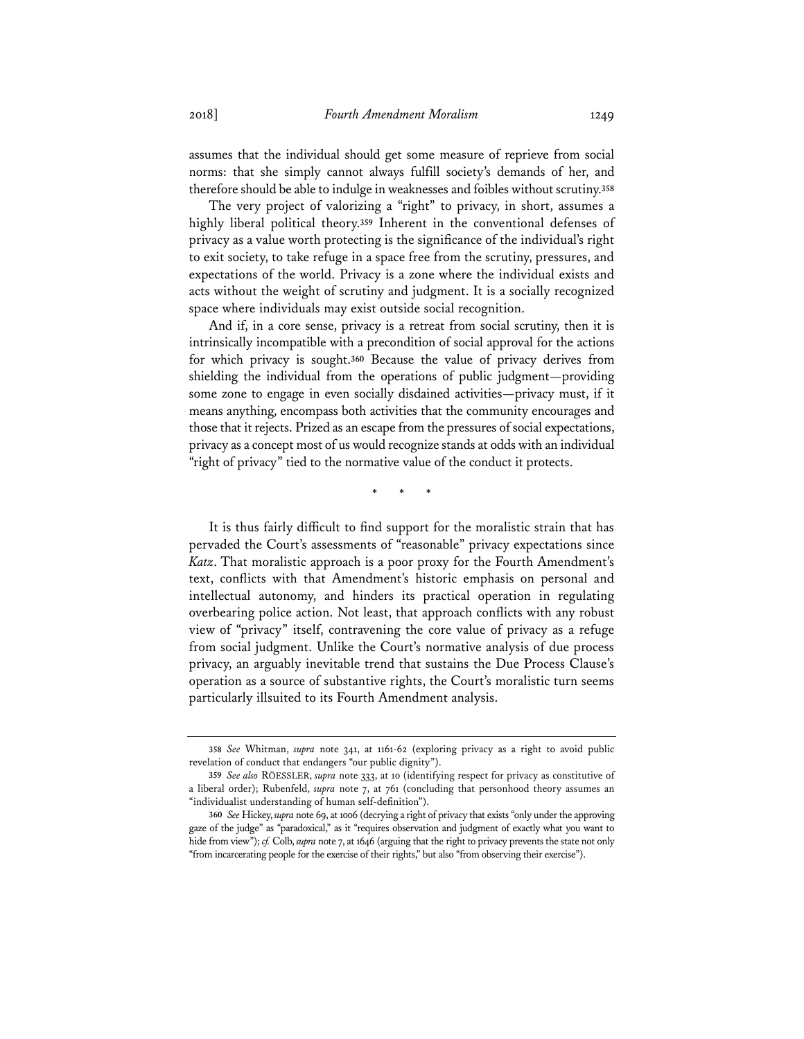assumes that the individual should get some measure of reprieve from social norms: that she simply cannot always fulfill society's demands of her, and therefore should be able to indulge in weaknesses and foibles without scrutiny.[358]

The very project of valorizing a "right" to privacy, in short, assumes a highly liberal political theory.[359] Inherent in the conventional defenses of privacy as a value worth protecting is the significance of the individual's right to exit society, to take refuge in a space free from the scrutiny, pressures, and expectations of the world. Privacy is a zone where the individual exists and acts without the weight of scrutiny and judgment. It is a socially recognized space where individuals may exist outside social recognition.

And if, in a core sense, privacy is a retreat from social scrutiny, then it is intrinsically incompatible with a precondition of social approval for the actions for which privacy is sought.[360] Because the value of privacy derives from shielding the individual from the operations of public judgment—providing some zone to engage in even socially disdained activities—privacy must, if it means anything, encompass both activities that the community encourages and those that it rejects. Prized as an escape from the pressures of social expectations, privacy as a concept most of us would recognize stands at odds with an individual "right of privacy" tied to the normative value of the conduct it protects.

\* \* \*

It is thus fairly difficult to find support for the moralistic strain that has pervaded the Court's assessments of "reasonable" privacy expectations since *Katz*. That moralistic approach is a poor proxy for the Fourth Amendment's text, conflicts with that Amendment's historic emphasis on personal and intellectual autonomy, and hinders its practical operation in regulating overbearing police action. Not least, that approach conflicts with any robust view of "privacy" itself, contravening the core value of privacy as a refuge from social judgment. Unlike the Court's normative analysis of due process privacy, an arguably inevitable trend that sustains the Due Process Clause's operation as a source of substantive rights, the Court's moralistic turn seems particularly illsuited to its Fourth Amendment analysis.

---

358 *See* Whitman, *supra* note 341, at 1161-62 (exploring privacy as a right to avoid public revelation of conduct that endangers "our public dignity").

359 *See also* RÖESSLER, *supra* note 333, at 10 (identifying respect for privacy as constitutive of a liberal order); Rubenfeld, *supra* note 7, at 761 (concluding that personhood theory assumes an "individualist understanding of human self-definition").

360 *See* Hickey, *supra* note 69, at 1006 (decrying a right of privacy that exists "only under the approving gaze of the judge" as "paradoxical," as it "requires observation and judgment of exactly what you want to hide from view"); *cf.* Colb, *supra* note 7, at 1646 (arguing that the right to privacy prevents the state not only "from incarcerating people for the exercise of their rights," but also "from observing their exercise").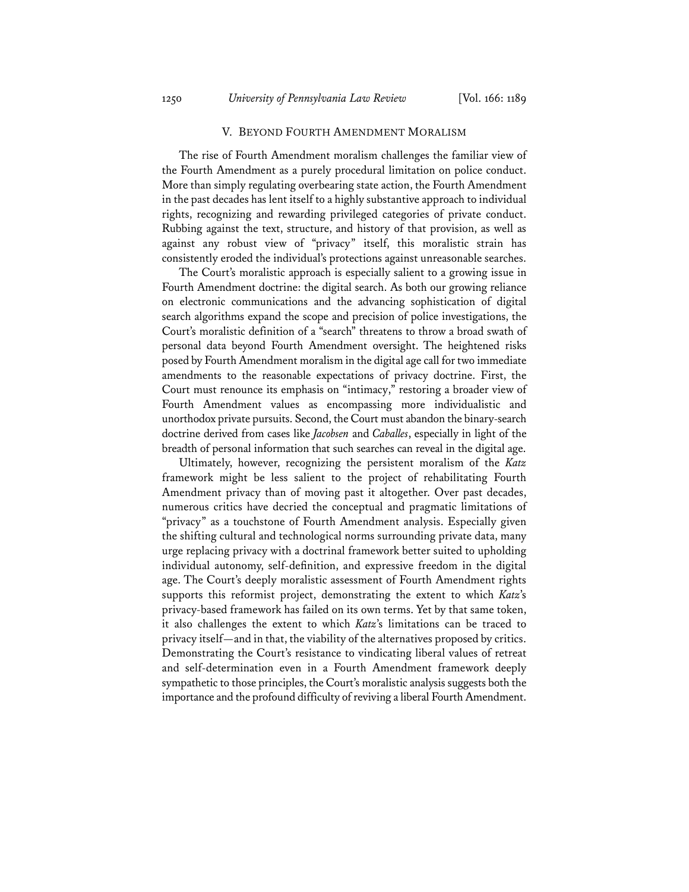## V. BEYOND FOURTH AMENDMENT MORALISM

The rise of Fourth Amendment moralism challenges the familiar view of the Fourth Amendment as a purely procedural limitation on police conduct. More than simply regulating overbearing state action, the Fourth Amendment in the past decades has lent itself to a highly substantive approach to individual rights, recognizing and rewarding privileged categories of private conduct. Rubbing against the text, structure, and history of that provision, as well as against any robust view of "privacy" itself, this moralistic strain has consistently eroded the individual's protections against unreasonable searches.

The Court's moralistic approach is especially salient to a growing issue in Fourth Amendment doctrine: the digital search. As both our growing reliance on electronic communications and the advancing sophistication of digital search algorithms expand the scope and precision of police investigations, the Court's moralistic definition of a "search" threatens to throw a broad swath of personal data beyond Fourth Amendment oversight. The heightened risks posed by Fourth Amendment moralism in the digital age call for two immediate amendments to the reasonable expectations of privacy doctrine. First, the Court must renounce its emphasis on "intimacy," restoring a broader view of Fourth Amendment values as encompassing more individualistic and unorthodox private pursuits. Second, the Court must abandon the binary-search doctrine derived from cases like *Jacobsen* and *Caballes*, especially in light of the breadth of personal information that such searches can reveal in the digital age.

Ultimately, however, recognizing the persistent moralism of the *Katz* framework might be less salient to the project of rehabilitating Fourth Amendment privacy than of moving past it altogether. Over past decades, numerous critics have decried the conceptual and pragmatic limitations of "privacy" as a touchstone of Fourth Amendment analysis. Especially given the shifting cultural and technological norms surrounding private data, many urge replacing privacy with a doctrinal framework better suited to upholding individual autonomy, self-definition, and expressive freedom in the digital age. The Court's deeply moralistic assessment of Fourth Amendment rights supports this reformist project, demonstrating the extent to which *Katz*'s privacy-based framework has failed on its own terms. Yet by that same token, it also challenges the extent to which *Katz*'s limitations can be traced to privacy itself—and in that, the viability of the alternatives proposed by critics. Demonstrating the Court's resistance to vindicating liberal values of retreat and self-determination even in a Fourth Amendment framework deeply sympathetic to those principles, the Court's moralistic analysis suggests both the importance and the profound difficulty of reviving a liberal Fourth Amendment.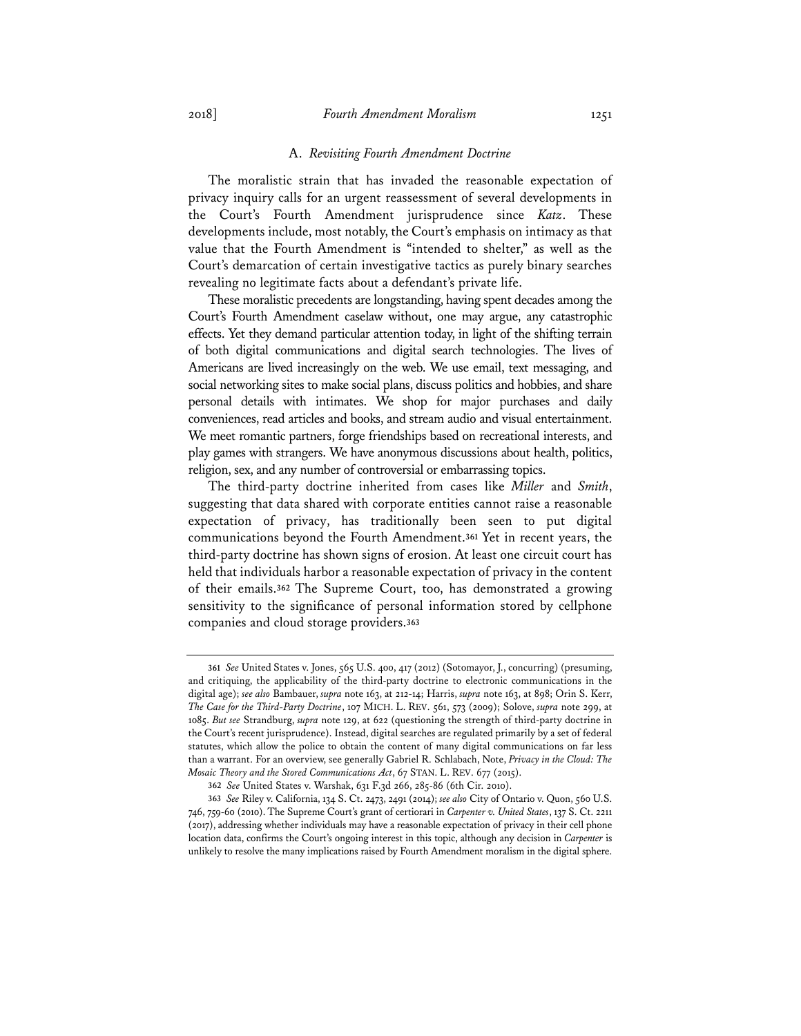### A. *Revisiting Fourth Amendment Doctrine*

The moralistic strain that has invaded the reasonable expectation of privacy inquiry calls for an urgent reassessment of several developments in the Court's Fourth Amendment jurisprudence since *Katz*. These developments include, most notably, the Court's emphasis on intimacy as that value that the Fourth Amendment is "intended to shelter," as well as the Court's demarcation of certain investigative tactics as purely binary searches revealing no legitimate facts about a defendant's private life.

These moralistic precedents are longstanding, having spent decades among the Court's Fourth Amendment caselaw without, one may argue, any catastrophic effects. Yet they demand particular attention today, in light of the shifting terrain of both digital communications and digital search technologies. The lives of Americans are lived increasingly on the web. We use email, text messaging, and social networking sites to make social plans, discuss politics and hobbies, and share personal details with intimates. We shop for major purchases and daily conveniences, read articles and books, and stream audio and visual entertainment. We meet romantic partners, forge friendships based on recreational interests, and play games with strangers. We have anonymous discussions about health, politics, religion, sex, and any number of controversial or embarrassing topics.

The third-party doctrine inherited from cases like *Miller* and *Smith*, suggesting that data shared with corporate entities cannot raise a reasonable expectation of privacy, has traditionally been seen to put digital communications beyond the Fourth Amendment.[361] Yet in recent years, the third-party doctrine has shown signs of erosion. At least one circuit court has held that individuals harbor a reasonable expectation of privacy in the content of their emails.[362] The Supreme Court, too, has demonstrated a growing sensitivity to the significance of personal information stored by cellphone companies and cloud storage providers.[363]

---

361 *See* United States v. Jones, 565 U.S. 400, 417 (2012) (Sotomayor, J., concurring) (presuming, and critiquing, the applicability of the third-party doctrine to electronic communications in the digital age); *see also* Bambauer, *supra* note 163, at 212-14; Harris, *supra* note 163, at 898; Orin S. Kerr, *The Case for the Third-Party Doctrine*, 107 MICH. L. REV. 561, 573 (2009); Solove, *supra* note 299, at 1085. *But see* Strandburg, *supra* note 129, at 622 (questioning the strength of third-party doctrine in the Court's recent jurisprudence). Instead, digital searches are regulated primarily by a set of federal statutes, which allow the police to obtain the content of many digital communications on far less than a warrant. For an overview, see generally Gabriel R. Schlabach, Note, *Privacy in the Cloud: The Mosaic Theory and the Stored Communications Act*, 67 STAN. L. REV. 677 (2015).

362 *See* United States v. Warshak, 631 F.3d 266, 285-86 (6th Cir. 2010).

363 *See* Riley v. California, 134 S. Ct. 2473, 2491 (2014); *see also* City of Ontario v. Quon, 560 U.S. 746, 759-60 (2010). The Supreme Court's grant of certiorari in *Carpenter v. United States*, 137 S. Ct. 2211 (2017), addressing whether individuals may have a reasonable expectation of privacy in their cell phone location data, confirms the Court's ongoing interest in this topic, although any decision in *Carpenter* is unlikely to resolve the many implications raised by Fourth Amendment moralism in the digital sphere.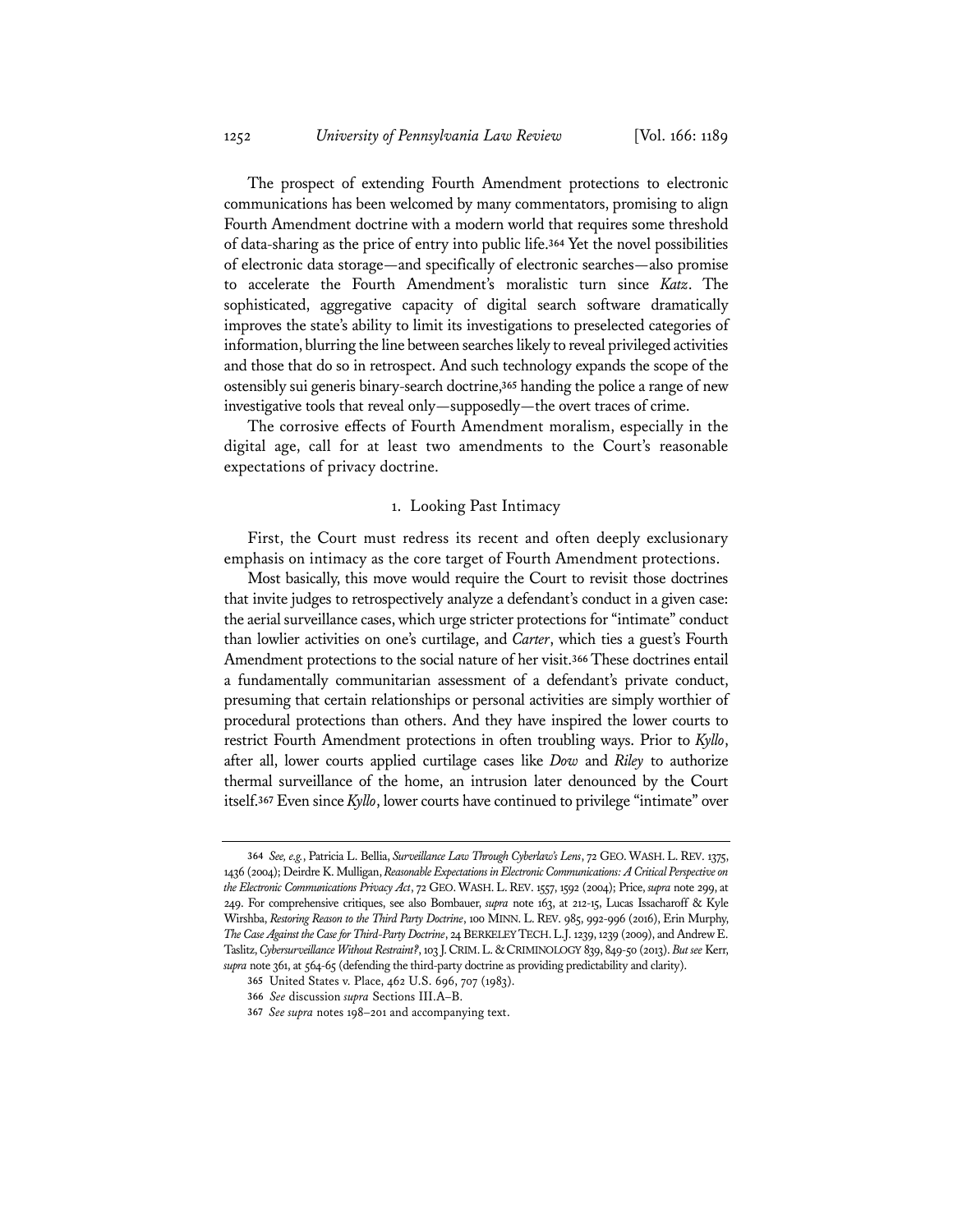The prospect of extending Fourth Amendment protections to electronic communications has been welcomed by many commentators, promising to align Fourth Amendment doctrine with a modern world that requires some threshold of data-sharing as the price of entry into public life.[364] Yet the novel possibilities of electronic data storage—and specifically of electronic searches—also promise to accelerate the Fourth Amendment's moralistic turn since *Katz*. The sophisticated, aggregative capacity of digital search software dramatically improves the state's ability to limit its investigations to preselected categories of information, blurring the line between searches likely to reveal privileged activities and those that do so in retrospect. And such technology expands the scope of the ostensibly sui generis binary-search doctrine,[365] handing the police a range of new investigative tools that reveal only—supposedly—the overt traces of crime.

The corrosive effects of Fourth Amendment moralism, especially in the digital age, call for at least two amendments to the Court's reasonable expectations of privacy doctrine.

### 1. Looking Past Intimacy

First, the Court must redress its recent and often deeply exclusionary emphasis on intimacy as the core target of Fourth Amendment protections.

Most basically, this move would require the Court to revisit those doctrines that invite judges to retrospectively analyze a defendant's conduct in a given case: the aerial surveillance cases, which urge stricter protections for "intimate" conduct than lowlier activities on one's curtilage, and *Carter*, which ties a guest's Fourth Amendment protections to the social nature of her visit.[366] These doctrines entail a fundamentally communitarian assessment of a defendant's private conduct, presuming that certain relationships or personal activities are simply worthier of procedural protections than others. And they have inspired the lower courts to restrict Fourth Amendment protections in often troubling ways. Prior to *Kyllo*, after all, lower courts applied curtilage cases like *Dow* and *Riley* to authorize thermal surveillance of the home, an intrusion later denounced by the Court itself.[367] Even since *Kyllo*, lower courts have continued to privilege "intimate" over

---

364 *See, e.g.*, Patricia L. Bellia, *Surveillance Law Through Cyberlaw's Lens*, 72 GEO. WASH. L. REV. 1375, 1436 (2004); Deirdre K. Mulligan, *Reasonable Expectations in Electronic Communications: A Critical Perspective on the Electronic Communications Privacy Act*, 72 GEO. WASH. L. REV. 1557, 1592 (2004); Price, *supra* note 299, at 249. For comprehensive critiques, see also Bombauer, *supra* note 163, at 212-15, Lucas Issacharoff & Kyle Wirshba, *Restoring Reason to the Third Party Doctrine*, 100 MINN. L. REV. 985, 992-996 (2016), Erin Murphy, *The Case Against the Case for Third-Party Doctrine*, 24 BERKELEY TECH. L.J. 1239, 1239 (2009), and Andrew E. Taslitz, *Cybersurveillance Without Restraint?*, 103 J. CRIM. L. & CRIMINOLOGY 839, 849-50 (2013). *But see* Kerr, *supra* note 361, at 564-65 (defending the third-party doctrine as providing predictability and clarity).

365 United States v. Place, 462 U.S. 696, 707 (1983).

366 *See* discussion *supra* Sections III.A–B.

367 *See supra* notes 198–201 and accompanying text.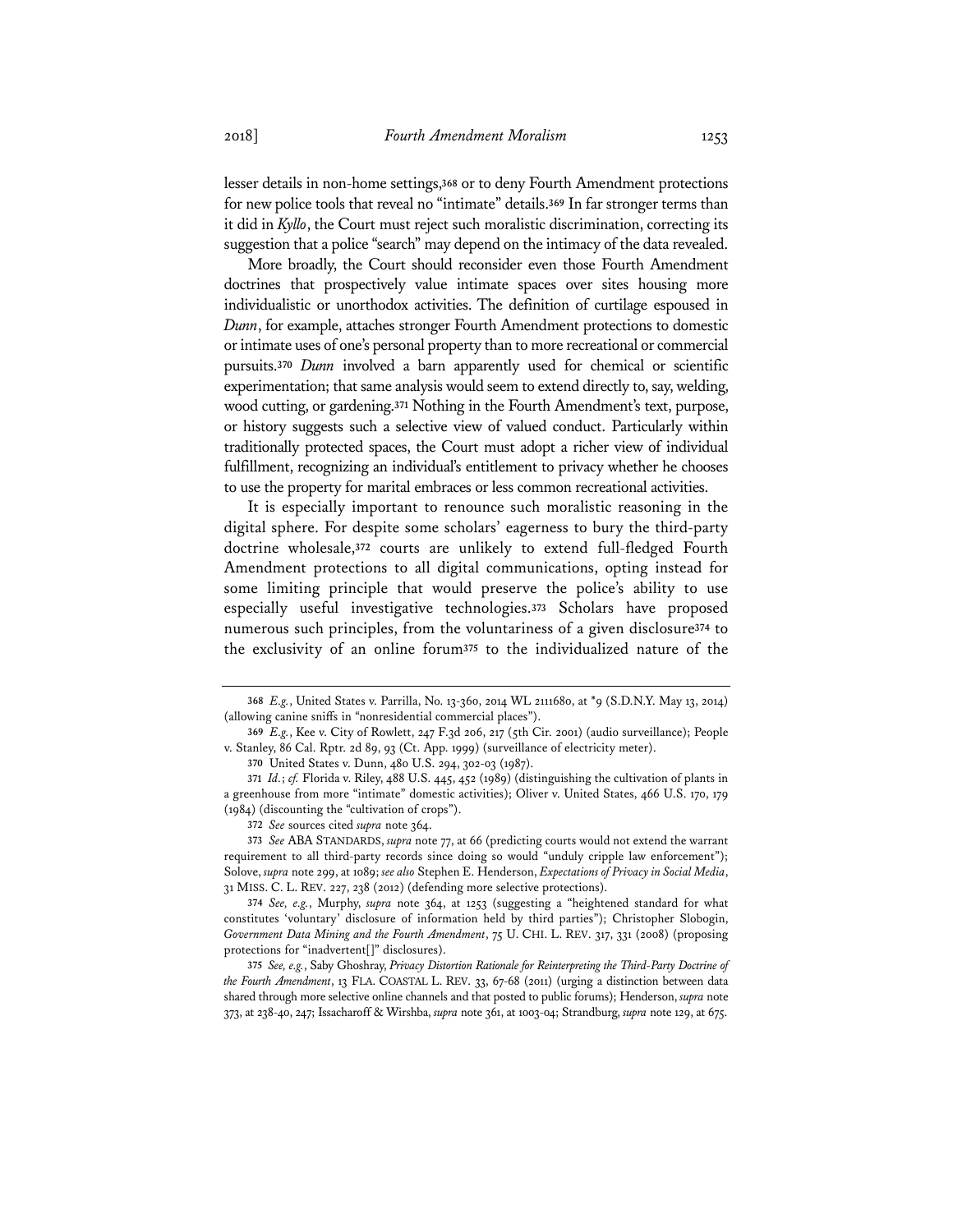lesser details in non-home settings,[368] or to deny Fourth Amendment protections for new police tools that reveal no "intimate" details.[369] In far stronger terms than it did in *Kyllo*, the Court must reject such moralistic discrimination, correcting its suggestion that a police "search" may depend on the intimacy of the data revealed.

More broadly, the Court should reconsider even those Fourth Amendment doctrines that prospectively value intimate spaces over sites housing more individualistic or unorthodox activities. The definition of curtilage espoused in *Dunn*, for example, attaches stronger Fourth Amendment protections to domestic or intimate uses of one's personal property than to more recreational or commercial pursuits.[370] *Dunn* involved a barn apparently used for chemical or scientific experimentation; that same analysis would seem to extend directly to, say, welding, wood cutting, or gardening.[371] Nothing in the Fourth Amendment's text, purpose, or history suggests such a selective view of valued conduct. Particularly within traditionally protected spaces, the Court must adopt a richer view of individual fulfillment, recognizing an individual's entitlement to privacy whether he chooses to use the property for marital embraces or less common recreational activities.

It is especially important to renounce such moralistic reasoning in the digital sphere. For despite some scholars' eagerness to bury the third-party doctrine wholesale,[372] courts are unlikely to extend full-fledged Fourth Amendment protections to all digital communications, opting instead for some limiting principle that would preserve the police's ability to use especially useful investigative technologies.[373] Scholars have proposed numerous such principles, from the voluntariness of a given disclosure[374] to the exclusivity of an online forum[375] to the individualized nature of the

---

368 *E.g.*, United States v. Parrilla, No. 13-360, 2014 WL 2111680, at *9 (S.D.N.Y. May 13, 2014) (allowing canine sniffs in "nonresidential commercial places").

369 *E.g.*, Kee v. City of Rowlett, 247 F.3d 206, 217 (5th Cir. 2001) (audio surveillance); People v. Stanley, 86 Cal. Rptr. 2d 89, 93 (Ct. App. 1999) (surveillance of electricity meter).

370 United States v. Dunn, 480 U.S. 294, 302-03 (1987).

371 *Id.*; *cf.* Florida v. Riley, 488 U.S. 445, 452 (1989) (distinguishing the cultivation of plants in a greenhouse from more "intimate" domestic activities); Oliver v. United States, 466 U.S. 170, 179 (1984) (discounting the "cultivation of crops").

372 *See* sources cited *supra* note 364.

373 *See* ABA STANDARDS, *supra* note 77, at 66 (predicting courts would not extend the warrant requirement to all third-party records since doing so would "unduly cripple law enforcement"); Solove, *supra* note 299, at 1089; *see also* Stephen E. Henderson, *Expectations of Privacy in Social Media*, 31 MISS. C. L. REV. 227, 238 (2012) (defending more selective protections).

374 *See, e.g.*, Murphy, *supra* note 364, at 1253 (suggesting a "heightened standard for what constitutes 'voluntary' disclosure of information held by third parties"); Christopher Slobogin, *Government Data Mining and the Fourth Amendment*, 75 U. CHI. L. REV. 317, 331 (2008) (proposing protections for "inadvertent[]" disclosures).

375 *See, e.g.*, Saby Ghoshray, *Privacy Distortion Rationale for Reinterpreting the Third-Party Doctrine of the Fourth Amendment*, 13 FLA. COASTAL L. REV. 33, 67-68 (2011) (urging a distinction between data shared through more selective online channels and that posted to public forums); Henderson, *supra* note 373, at 238-40, 247; Issacharoff & Wirshba, *supra* note 361, at 1003-04; Strandburg, *supra* note 129, at 675.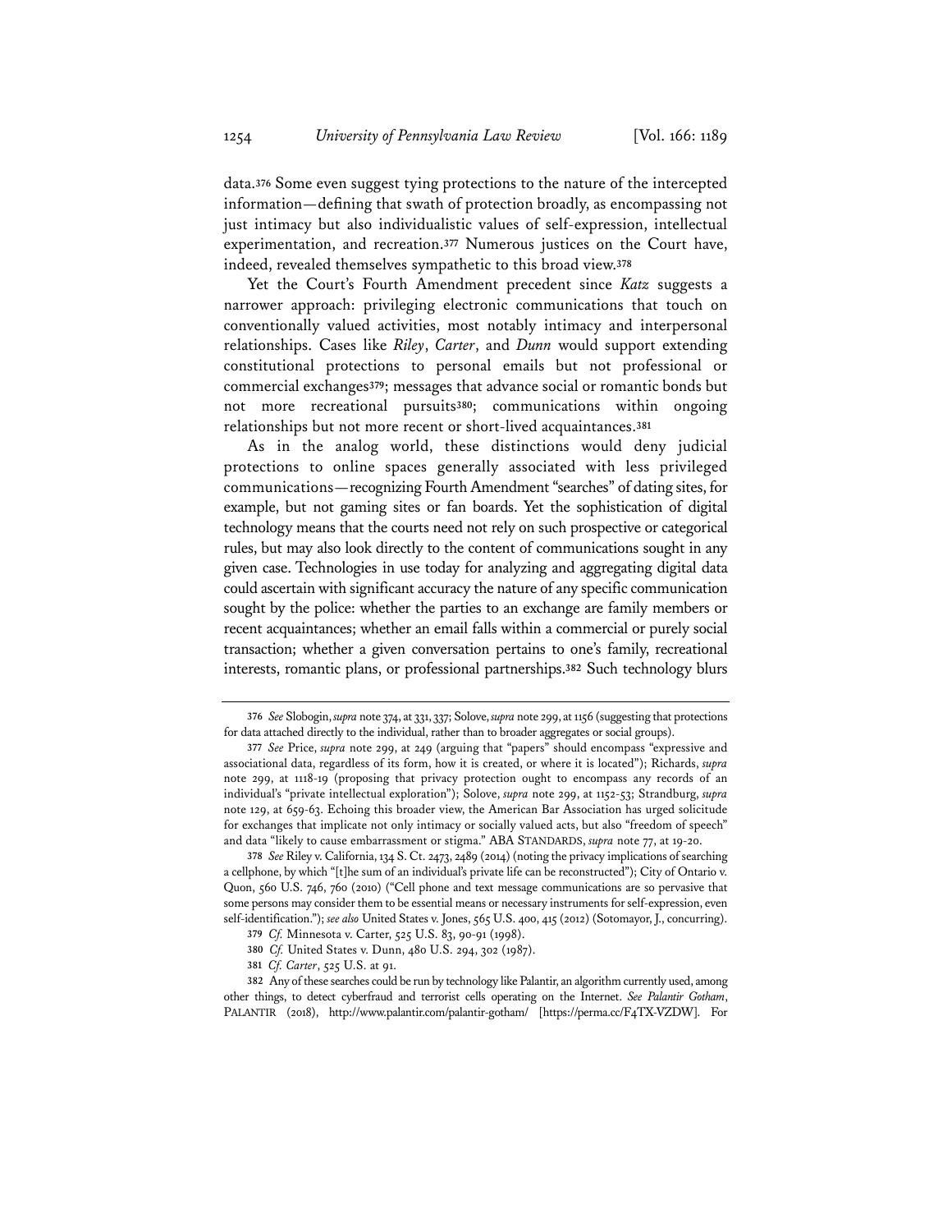data.[376] Some even suggest tying protections to the nature of the intercepted information—defining that swath of protection broadly, as encompassing not just intimacy but also individualistic values of self-expression, intellectual experimentation, and recreation.[377] Numerous justices on the Court have, indeed, revealed themselves sympathetic to this broad view.[378]

Yet the Court's Fourth Amendment precedent since *Katz* suggests a narrower approach: privileging electronic communications that touch on conventionally valued activities, most notably intimacy and interpersonal relationships. Cases like *Riley*, *Carter*, and *Dunn* would support extending constitutional protections to personal emails but not professional or commercial exchanges[379]; messages that advance social or romantic bonds but not more recreational pursuits[380]; communications within ongoing relationships but not more recent or short-lived acquaintances.[381]

As in the analog world, these distinctions would deny judicial protections to online spaces generally associated with less privileged communications—recognizing Fourth Amendment "searches" of dating sites, for example, but not gaming sites or fan boards. Yet the sophistication of digital technology means that the courts need not rely on such prospective or categorical rules, but may also look directly to the content of communications sought in any given case. Technologies in use today for analyzing and aggregating digital data could ascertain with significant accuracy the nature of any specific communication sought by the police: whether the parties to an exchange are family members or recent acquaintances; whether an email falls within a commercial or purely social transaction; whether a given conversation pertains to one's family, recreational interests, romantic plans, or professional partnerships.[382] Such technology blurs

---

376 *See* Slobogin, *supra* note 374, at 331, 337; Solove, *supra* note 299, at 1156 (suggesting that protections for data attached directly to the individual, rather than to broader aggregates or social groups).

377 *See* Price, *supra* note 299, at 249 (arguing that "papers" should encompass "expressive and associational data, regardless of its form, how it is created, or where it is located"); Richards, *supra* note 299, at 1118-19 (proposing that privacy protection ought to encompass any records of an individual's "private intellectual exploration"); Solove, *supra* note 299, at 1152-53; Strandburg, *supra* note 129, at 659-63. Echoing this broader view, the American Bar Association has urged solicitude for exchanges that implicate not only intimacy or socially valued acts, but also "freedom of speech" and data "likely to cause embarrassment or stigma." ABA STANDARDS, *supra* note 77, at 19-20.

378 *See* Riley v. California, 134 S. Ct. 2473, 2489 (2014) (noting the privacy implications of searching a cellphone, by which "[t]he sum of an individual's private life can be reconstructed"); City of Ontario v. Quon, 560 U.S. 746, 760 (2010) ("Cell phone and text message communications are so pervasive that some persons may consider them to be essential means or necessary instruments for self-expression, even self-identification."); *see also* United States v. Jones, 565 U.S. 400, 415 (2012) (Sotomayor, J., concurring).

379 *Cf.* Minnesota v. Carter, 525 U.S. 83, 90-91 (1998).

380 *Cf.* United States v. Dunn, 480 U.S. 294, 302 (1987).

381 *Cf. Carter*, 525 U.S. at 91.

382 Any of these searches could be run by technology like Palantir, an algorithm currently used, among other things, to detect cyberfraud and terrorist cells operating on the Internet. *See Palantir Gotham*, PALANTIR (2018), http://www.palantir.com/palantir-gotham/ [https://perma.cc/F4TX-VZDW]. For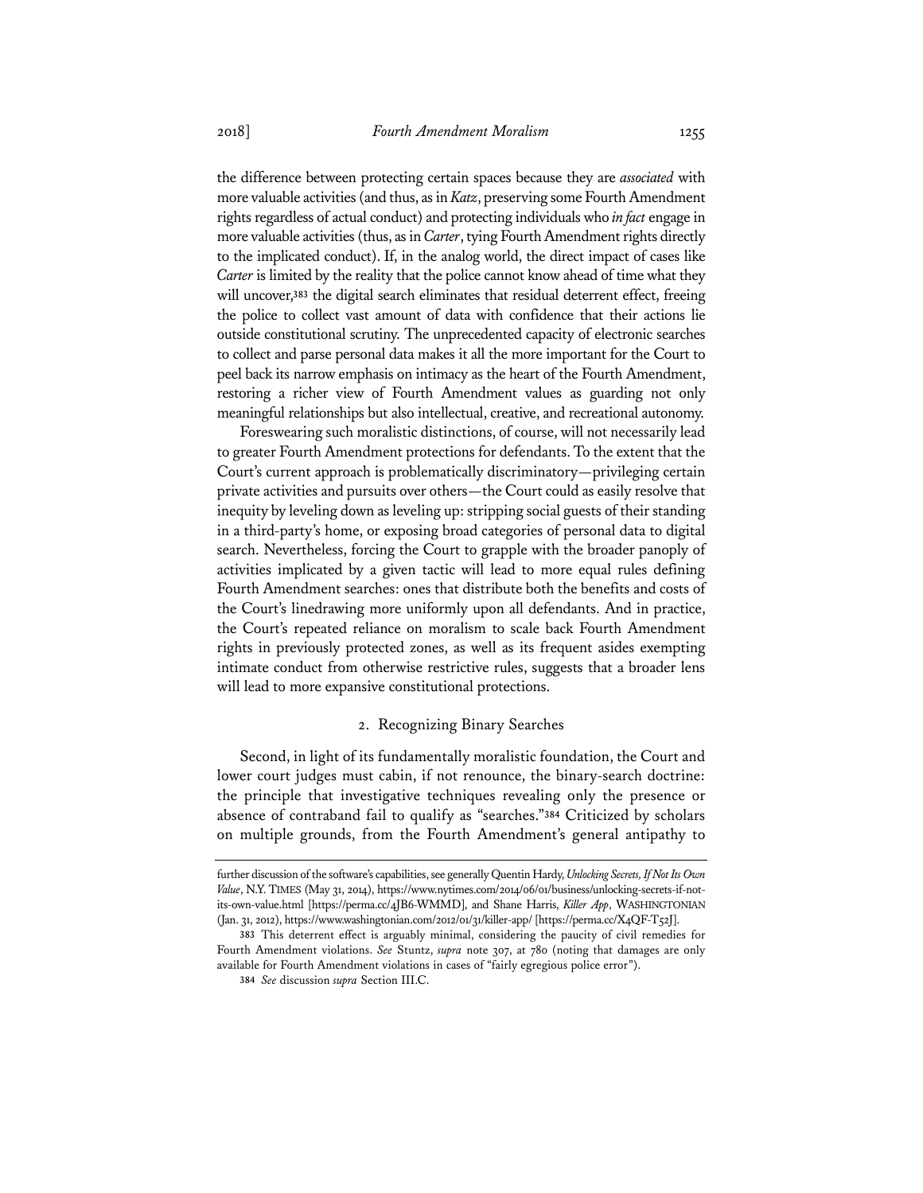the difference between protecting certain spaces because they are *associated* with more valuable activities (and thus, as in *Katz*, preserving some Fourth Amendment rights regardless of actual conduct) and protecting individuals who *in fact* engage in more valuable activities (thus, as in *Carter*, tying Fourth Amendment rights directly to the implicated conduct). If, in the analog world, the direct impact of cases like *Carter* is limited by the reality that the police cannot know ahead of time what they will uncover,[383] the digital search eliminates that residual deterrent effect, freeing the police to collect vast amount of data with confidence that their actions lie outside constitutional scrutiny. The unprecedented capacity of electronic searches to collect and parse personal data makes it all the more important for the Court to peel back its narrow emphasis on intimacy as the heart of the Fourth Amendment, restoring a richer view of Fourth Amendment values as guarding not only meaningful relationships but also intellectual, creative, and recreational autonomy.

Foreswearing such moralistic distinctions, of course, will not necessarily lead to greater Fourth Amendment protections for defendants. To the extent that the Court's current approach is problematically discriminatory—privileging certain private activities and pursuits over others—the Court could as easily resolve that inequity by leveling down as leveling up: stripping social guests of their standing in a third-party's home, or exposing broad categories of personal data to digital search. Nevertheless, forcing the Court to grapple with the broader panoply of activities implicated by a given tactic will lead to more equal rules defining Fourth Amendment searches: ones that distribute both the benefits and costs of the Court's linedrawing more uniformly upon all defendants. And in practice, the Court's repeated reliance on moralism to scale back Fourth Amendment rights in previously protected zones, as well as its frequent asides exempting intimate conduct from otherwise restrictive rules, suggests that a broader lens will lead to more expansive constitutional protections.

### 2. Recognizing Binary Searches

Second, in light of its fundamentally moralistic foundation, the Court and lower court judges must cabin, if not renounce, the binary-search doctrine: the principle that investigative techniques revealing only the presence or absence of contraband fail to qualify as "searches."[384] Criticized by scholars on multiple grounds, from the Fourth Amendment's general antipathy to

---

further discussion of the software's capabilities, see generally Quentin Hardy, *Unlocking Secrets, If Not Its Own Value*, N.Y. TIMES (May 31, 2014), https://www.nytimes.com/2014/06/01/business/unlocking-secrets-if-not-its-own-value.html [https://perma.cc/4JB6-WMMD], and Shane Harris, *Killer App*, WASHINGTONIAN (Jan. 31, 2012), https://www.washingtonian.com/2012/01/31/killer-app/ [https://perma.cc/X4QF-T52J].

[383] This deterrent effect is arguably minimal, considering the paucity of civil remedies for Fourth Amendment violations. *See* Stuntz, *supra* note 307, at 780 (noting that damages are only available for Fourth Amendment violations in cases of "fairly egregious police error").

[384] *See* discussion *supra* Section III.C.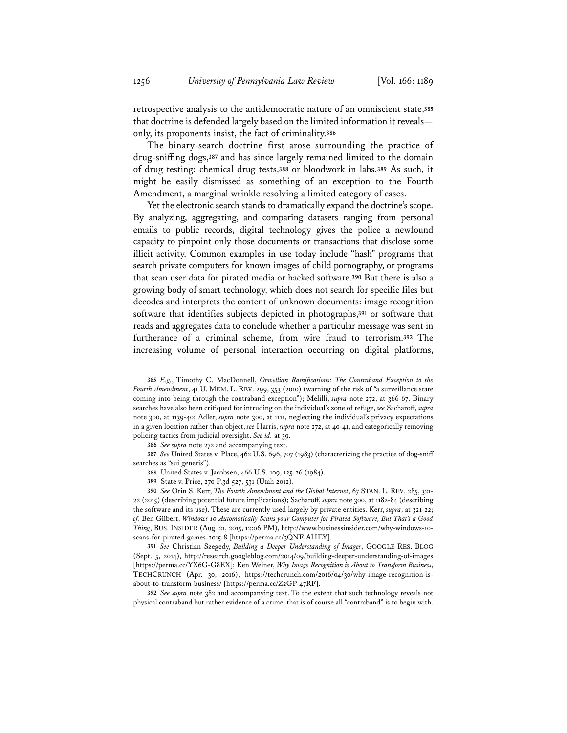retrospective analysis to the antidemocratic nature of an omniscient state,[385] that doctrine is defended largely based on the limited information it reveals—only, its proponents insist, the fact of criminality.[386]

The binary-search doctrine first arose surrounding the practice of drug-sniffing dogs,[387] and has since largely remained limited to the domain of drug testing: chemical drug tests,[388] or bloodwork in labs.[389] As such, it might be easily dismissed as something of an exception to the Fourth Amendment, a marginal wrinkle resolving a limited category of cases.

Yet the electronic search stands to dramatically expand the doctrine's scope. By analyzing, aggregating, and comparing datasets ranging from personal emails to public records, digital technology gives the police a newfound capacity to pinpoint only those documents or transactions that disclose some illicit activity. Common examples in use today include "hash" programs that search private computers for known images of child pornography, or programs that scan user data for pirated media or hacked software.[390] But there is also a growing body of smart technology, which does not search for specific files but decodes and interprets the content of unknown documents: image recognition software that identifies subjects depicted in photographs,[391] or software that reads and aggregates data to conclude whether a particular message was sent in furtherance of a criminal scheme, from wire fraud to terrorism.[392] The increasing volume of personal interaction occurring on digital platforms,

---

385 *E.g.*, Timothy C. MacDonnell, *Orwellian Ramifications: The Contraband Exception to the Fourth Amendment*, 41 U. MEM. L. REV. 299, 353 (2010) (warning of the risk of "a surveillance state coming into being through the contraband exception"); Melilli, *supra* note 272, at 366-67. Binary searches have also been critiqued for intruding on the individual's zone of refuge, *see* Sacharoff, *supra* note 300, at 1139-40; Adler, *supra* note 300, at 1111, neglecting the individual's privacy expectations in a given location rather than object, *see* Harris, *supra* note 272, at 40-41, and categorically removing policing tactics from judicial oversight. *See id.* at 39.

386 *See supra* note 272 and accompanying text.

387 *See* United States v. Place, 462 U.S. 696, 707 (1983) (characterizing the practice of dog-sniff searches as "sui generis").

388 United States v. Jacobsen, 466 U.S. 109, 125-26 (1984).

389 State v. Price, 270 P.3d 527, 531 (Utah 2012).

390 *See* Orin S. Kerr, *The Fourth Amendment and the Global Internet*, 67 STAN. L. REV. 285, 321-22 (2015) (describing potential future implications); Sacharoff, *supra* note 300, at 1182-84 (describing the software and its use). These are currently used largely by private entities. Kerr, *supra*, at 321-22; *cf.* Ben Gilbert, *Windows 10 Automatically Scans your Computer for Pirated Software, But That's a Good Thing*, BUS. INSIDER (Aug. 21, 2015, 12:06 PM), http://www.businessinsider.com/why-windows-10-scans-for-pirated-games-2015-8 [https://perma.cc/3QNF-AHEY].

391 *See* Christian Szegedy, *Building a Deeper Understanding of Images*, GOOGLE RES. BLOG (Sept. 5, 2014), http://research.googleblog.com/2014/09/building-deeper-understanding-of-images [https://perma.cc/YX6G-G8EX]; Ken Weiner, *Why Image Recognition is About to Transform Business*, TECHCRUNCH (Apr. 30, 2016), https://techcrunch.com/2016/04/30/why-image-recognition-is-about-to-transform-business/ [https://perma.cc/Z2GP-47RF].

392 *See supra* note 382 and accompanying text. To the extent that such technology reveals not physical contraband but rather evidence of a crime, that is of course all "contraband" is to begin with.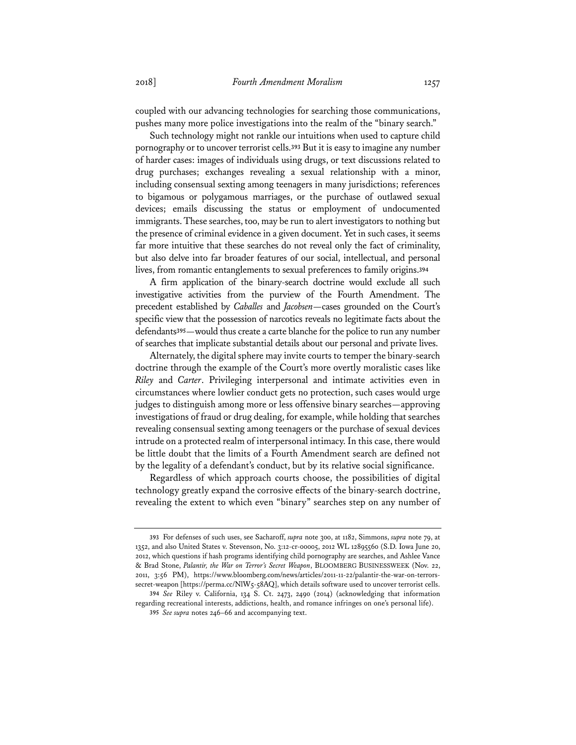coupled with our advancing technologies for searching those communications, pushes many more police investigations into the realm of the "binary search."

Such technology might not rankle our intuitions when used to capture child pornography or to uncover terrorist cells.[393] But it is easy to imagine any number of harder cases: images of individuals using drugs, or text discussions related to drug purchases; exchanges revealing a sexual relationship with a minor, including consensual sexting among teenagers in many jurisdictions; references to bigamous or polygamous marriages, or the purchase of outlawed sexual devices; emails discussing the status or employment of undocumented immigrants. These searches, too, may be run to alert investigators to nothing but the presence of criminal evidence in a given document. Yet in such cases, it seems far more intuitive that these searches do not reveal only the fact of criminality, but also delve into far broader features of our social, intellectual, and personal lives, from romantic entanglements to sexual preferences to family origins.[394]

A firm application of the binary-search doctrine would exclude all such investigative activities from the purview of the Fourth Amendment. The precedent established by *Caballes* and *Jacobsen*—cases grounded on the Court's specific view that the possession of narcotics reveals no legitimate facts about the defendants[395]—would thus create a carte blanche for the police to run any number of searches that implicate substantial details about our personal and private lives.

Alternately, the digital sphere may invite courts to temper the binary-search doctrine through the example of the Court's more overtly moralistic cases like *Riley* and *Carter*. Privileging interpersonal and intimate activities even in circumstances where lowlier conduct gets no protection, such cases would urge judges to distinguish among more or less offensive binary searches—approving investigations of fraud or drug dealing, for example, while holding that searches revealing consensual sexting among teenagers or the purchase of sexual devices intrude on a protected realm of interpersonal intimacy. In this case, there would be little doubt that the limits of a Fourth Amendment search are defined not by the legality of a defendant's conduct, but by its relative social significance.

Regardless of which approach courts choose, the possibilities of digital technology greatly expand the corrosive effects of the binary-search doctrine, revealing the extent to which even "binary" searches step on any number of

---

393 For defenses of such uses, see Sacharoff, *supra* note 300, at 1182, Simmons, *supra* note 79, at 1352, and also United States v. Stevenson, No. 3:12-cr-00005, 2012 WL 12895560 (S.D. Iowa June 20, 2012, which questions if hash programs identifying child pornography are searches, and Ashlee Vance & Brad Stone, *Palantir, the War on Terror's Secret Weapon*, BLOOMBERG BUSINESSWEEK (Nov. 22, 2011, 3:56 PM), https://www.bloomberg.com/news/articles/2011-11-22/palantir-the-war-on-terrors-secret-weapon [https://perma.cc/NlW5-58AQ], which details software used to uncover terrorist cells.

394 *See* Riley v. California, 134 S. Ct. 2473, 2490 (2014) (acknowledging that information regarding recreational interests, addictions, health, and romance infringes on one's personal life).

395 *See supra* notes 246–66 and accompanying text.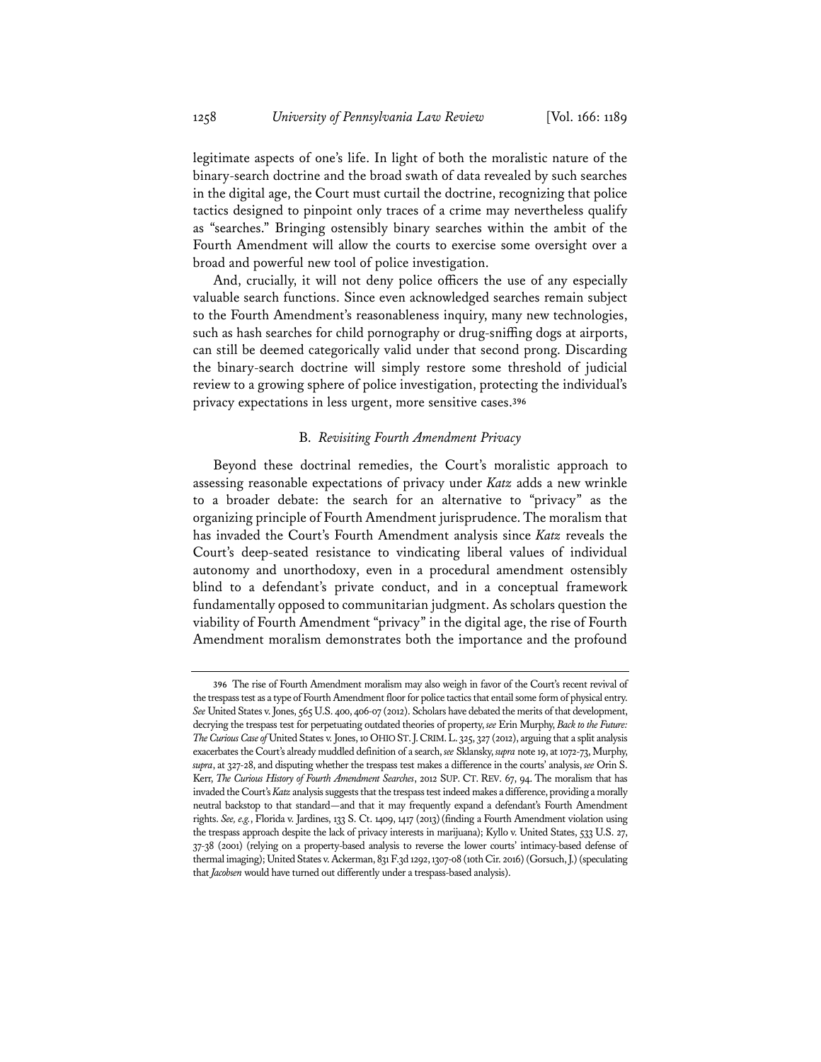legitimate aspects of one's life. In light of both the moralistic nature of the binary-search doctrine and the broad swath of data revealed by such searches in the digital age, the Court must curtail the doctrine, recognizing that police tactics designed to pinpoint only traces of a crime may nevertheless qualify as "searches." Bringing ostensibly binary searches within the ambit of the Fourth Amendment will allow the courts to exercise some oversight over a broad and powerful new tool of police investigation.

And, crucially, it will not deny police officers the use of any especially valuable search functions. Since even acknowledged searches remain subject to the Fourth Amendment's reasonableness inquiry, many new technologies, such as hash searches for child pornography or drug-sniffing dogs at airports, can still be deemed categorically valid under that second prong. Discarding the binary-search doctrine will simply restore some threshold of judicial review to a growing sphere of police investigation, protecting the individual's privacy expectations in less urgent, more sensitive cases.[396]

### B. *Revisiting Fourth Amendment Privacy*

Beyond these doctrinal remedies, the Court's moralistic approach to assessing reasonable expectations of privacy under *Katz* adds a new wrinkle to a broader debate: the search for an alternative to "privacy" as the organizing principle of Fourth Amendment jurisprudence. The moralism that has invaded the Court's Fourth Amendment analysis since *Katz* reveals the Court's deep-seated resistance to vindicating liberal values of individual autonomy and unorthodoxy, even in a procedural amendment ostensibly blind to a defendant's private conduct, and in a conceptual framework fundamentally opposed to communitarian judgment. As scholars question the viability of Fourth Amendment "privacy" in the digital age, the rise of Fourth Amendment moralism demonstrates both the importance and the profound

---

396 The rise of Fourth Amendment moralism may also weigh in favor of the Court's recent revival of the trespass test as a type of Fourth Amendment floor for police tactics that entail some form of physical entry. *See* United States v. Jones, 565 U.S. 400, 406-07 (2012). Scholars have debated the merits of that development, decrying the trespass test for perpetuating outdated theories of property, *see* Erin Murphy, *Back to the Future: The Curious Case of* United States v. Jones, 10 OHIO ST. J. CRIM. L. 325, 327 (2012), arguing that a split analysis exacerbates the Court's already muddled definition of a search, *see* Sklansky, *supra* note 19, at 1072-73, Murphy, *supra*, at 327-28, and disputing whether the trespass test makes a difference in the courts' analysis, *see* Orin S. Kerr, *The Curious History of Fourth Amendment Searches*, 2012 SUP. CT. REV. 67, 94. The moralism that has invaded the Court's *Katz* analysis suggests that the trespass test indeed makes a difference, providing a morally neutral backstop to that standard—and that it may frequently expand a defendant's Fourth Amendment rights. *See, e.g.*, Florida v. Jardines, 133 S. Ct. 1409, 1417 (2013) (finding a Fourth Amendment violation using the trespass approach despite the lack of privacy interests in marijuana); Kyllo v. United States, 533 U.S. 27, 37-38 (2001) (relying on a property-based analysis to reverse the lower courts' intimacy-based defense of thermal imaging); United States v. Ackerman, 831 F.3d 1292, 1307-08 (10th Cir. 2016) (Gorsuch, J.) (speculating that *Jacobsen* would have turned out differently under a trespass-based analysis).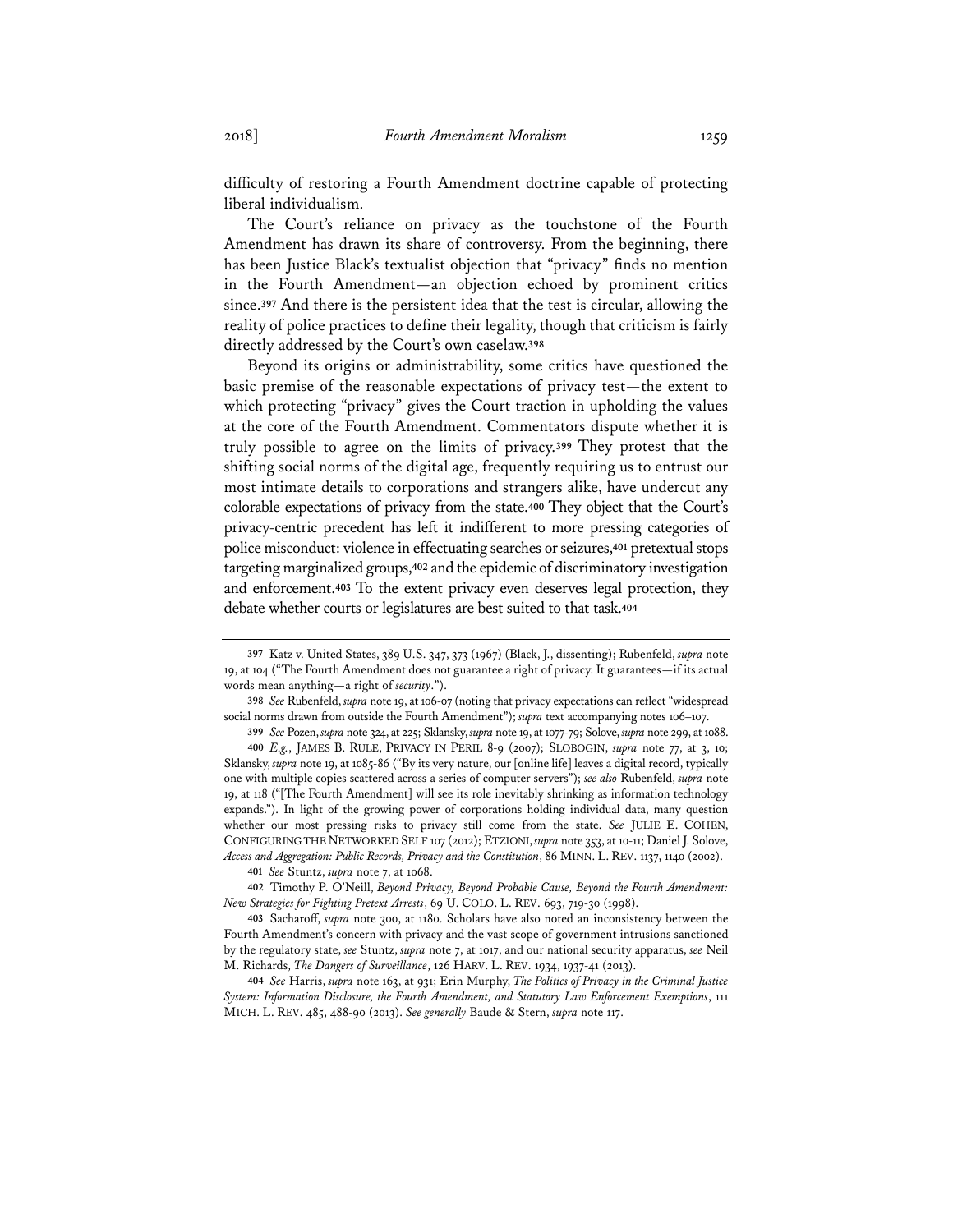difficulty of restoring a Fourth Amendment doctrine capable of protecting liberal individualism.

The Court's reliance on privacy as the touchstone of the Fourth Amendment has drawn its share of controversy. From the beginning, there has been Justice Black's textualist objection that "privacy" finds no mention in the Fourth Amendment—an objection echoed by prominent critics since.[397] And there is the persistent idea that the test is circular, allowing the reality of police practices to define their legality, though that criticism is fairly directly addressed by the Court's own caselaw.[398]

Beyond its origins or administrability, some critics have questioned the basic premise of the reasonable expectations of privacy test—the extent to which protecting "privacy" gives the Court traction in upholding the values at the core of the Fourth Amendment. Commentators dispute whether it is truly possible to agree on the limits of privacy.[399] They protest that the shifting social norms of the digital age, frequently requiring us to entrust our most intimate details to corporations and strangers alike, have undercut any colorable expectations of privacy from the state.[400] They object that the Court's privacy-centric precedent has left it indifferent to more pressing categories of police misconduct: violence in effectuating searches or seizures,[401] pretextual stops targeting marginalized groups,[402] and the epidemic of discriminatory investigation and enforcement.[403] To the extent privacy even deserves legal protection, they debate whether courts or legislatures are best suited to that task.[404]

---

**397** Katz v. United States, 389 U.S. 347, 373 (1967) (Black, J., dissenting); Rubenfeld, *supra* note 19, at 104 ("The Fourth Amendment does not guarantee a right of privacy. It guarantees—if its actual words mean anything—a right of *security*.").

**398** *See* Rubenfeld, *supra* note 19, at 106-07 (noting that privacy expectations can reflect "widespread social norms drawn from outside the Fourth Amendment"); *supra* text accompanying notes 106–107.

**399** *See* Pozen, *supra* note 324, at 225; Sklansky, *supra* note 19, at 1077-79; Solove, *supra* note 299, at 1088.

**400** *E.g.*, JAMES B. RULE, PRIVACY IN PERIL 8-9 (2007); SLOBOGIN, *supra* note 77, at 3, 10; Sklansky, *supra* note 19, at 1085-86 ("By its very nature, our [online life] leaves a digital record, typically one with multiple copies scattered across a series of computer servers"); *see also* Rubenfeld, *supra* note 19, at 118 ("[The Fourth Amendment] will see its role inevitably shrinking as information technology expands."). In light of the growing power of corporations holding individual data, many question whether our most pressing risks to privacy still come from the state. *See* JULIE E. COHEN, CONFIGURING THE NETWORKED SELF 107 (2012); ETZIONI, *supra* note 353, at 10-11; Daniel J. Solove, *Access and Aggregation: Public Records, Privacy and the Constitution*, 86 MINN. L. REV. 1137, 1140 (2002).

**401** *See* Stuntz, *supra* note 7, at 1068.

**402** Timothy P. O'Neill, *Beyond Privacy, Beyond Probable Cause, Beyond the Fourth Amendment: New Strategies for Fighting Pretext Arrests*, 69 U. COLO. L. REV. 693, 719-30 (1998).

**403** Sacharoff, *supra* note 300, at 1180. Scholars have also noted an inconsistency between the Fourth Amendment's concern with privacy and the vast scope of government intrusions sanctioned by the regulatory state, *see* Stuntz, *supra* note 7, at 1017, and our national security apparatus, *see* Neil M. Richards, *The Dangers of Surveillance*, 126 HARV. L. REV. 1934, 1937-41 (2013).

**404** *See* Harris, *supra* note 163, at 931; Erin Murphy, *The Politics of Privacy in the Criminal Justice System: Information Disclosure, the Fourth Amendment, and Statutory Law Enforcement Exemptions*, 111 MICH. L. REV. 485, 488-90 (2013). *See generally* Baude & Stern, *supra* note 117.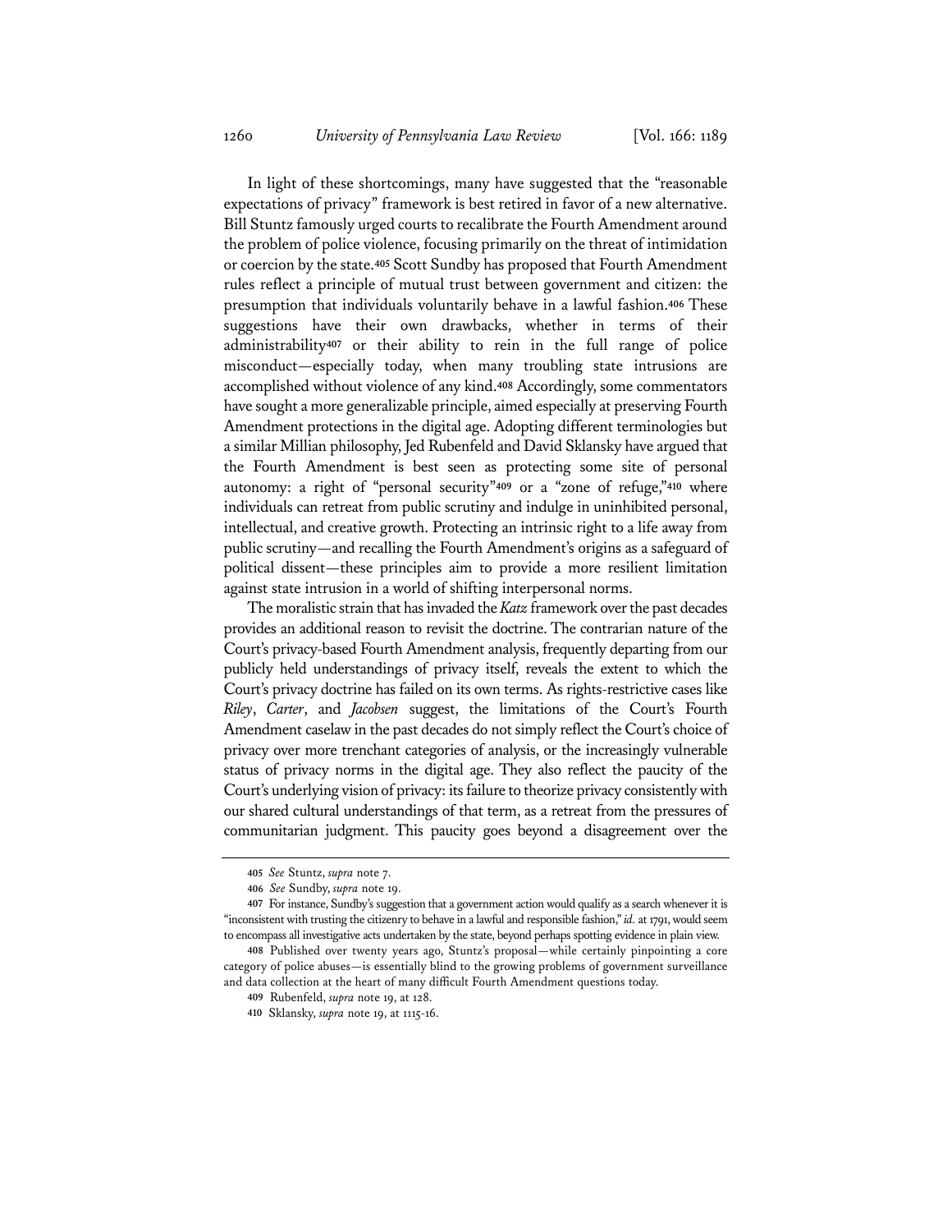In light of these shortcomings, many have suggested that the "reasonable expectations of privacy" framework is best retired in favor of a new alternative. Bill Stuntz famously urged courts to recalibrate the Fourth Amendment around the problem of police violence, focusing primarily on the threat of intimidation or coercion by the state.[405] Scott Sundby has proposed that Fourth Amendment rules reflect a principle of mutual trust between government and citizen: the presumption that individuals voluntarily behave in a lawful fashion.[406] These suggestions have their own drawbacks, whether in terms of their administrability[407] or their ability to rein in the full range of police misconduct—especially today, when many troubling state intrusions are accomplished without violence of any kind.[408] Accordingly, some commentators have sought a more generalizable principle, aimed especially at preserving Fourth Amendment protections in the digital age. Adopting different terminologies but a similar Millian philosophy, Jed Rubenfeld and David Sklansky have argued that the Fourth Amendment is best seen as protecting some site of personal autonomy: a right of "personal security"[409] or a "zone of refuge,"[410] where individuals can retreat from public scrutiny and indulge in uninhibited personal, intellectual, and creative growth. Protecting an intrinsic right to a life away from public scrutiny—and recalling the Fourth Amendment's origins as a safeguard of political dissent—these principles aim to provide a more resilient limitation against state intrusion in a world of shifting interpersonal norms.

The moralistic strain that has invaded the *Katz* framework over the past decades provides an additional reason to revisit the doctrine. The contrarian nature of the Court's privacy-based Fourth Amendment analysis, frequently departing from our publicly held understandings of privacy itself, reveals the extent to which the Court's privacy doctrine has failed on its own terms. As rights-restrictive cases like *Riley*, *Carter*, and *Jacobsen* suggest, the limitations of the Court's Fourth Amendment caselaw in the past decades do not simply reflect the Court's choice of privacy over more trenchant categories of analysis, or the increasingly vulnerable status of privacy norms in the digital age. They also reflect the paucity of the Court's underlying vision of privacy: its failure to theorize privacy consistently with our shared cultural understandings of that term, as a retreat from the pressures of communitarian judgment. This paucity goes beyond a disagreement over the

---

405 *See* Stuntz, *supra* note 7.

406 *See* Sundby, *supra* note 19.

407 For instance, Sundby's suggestion that a government action would qualify as a search whenever it is "inconsistent with trusting the citizenry to behave in a lawful and responsible fashion," *id.* at 1791, would seem to encompass all investigative acts undertaken by the state, beyond perhaps spotting evidence in plain view.

408 Published over twenty years ago, Stuntz's proposal—while certainly pinpointing a core category of police abuses—is essentially blind to the growing problems of government surveillance and data collection at the heart of many difficult Fourth Amendment questions today.

409 Rubenfeld, *supra* note 19, at 128.

410 Sklansky, *supra* note 19, at 1115-16.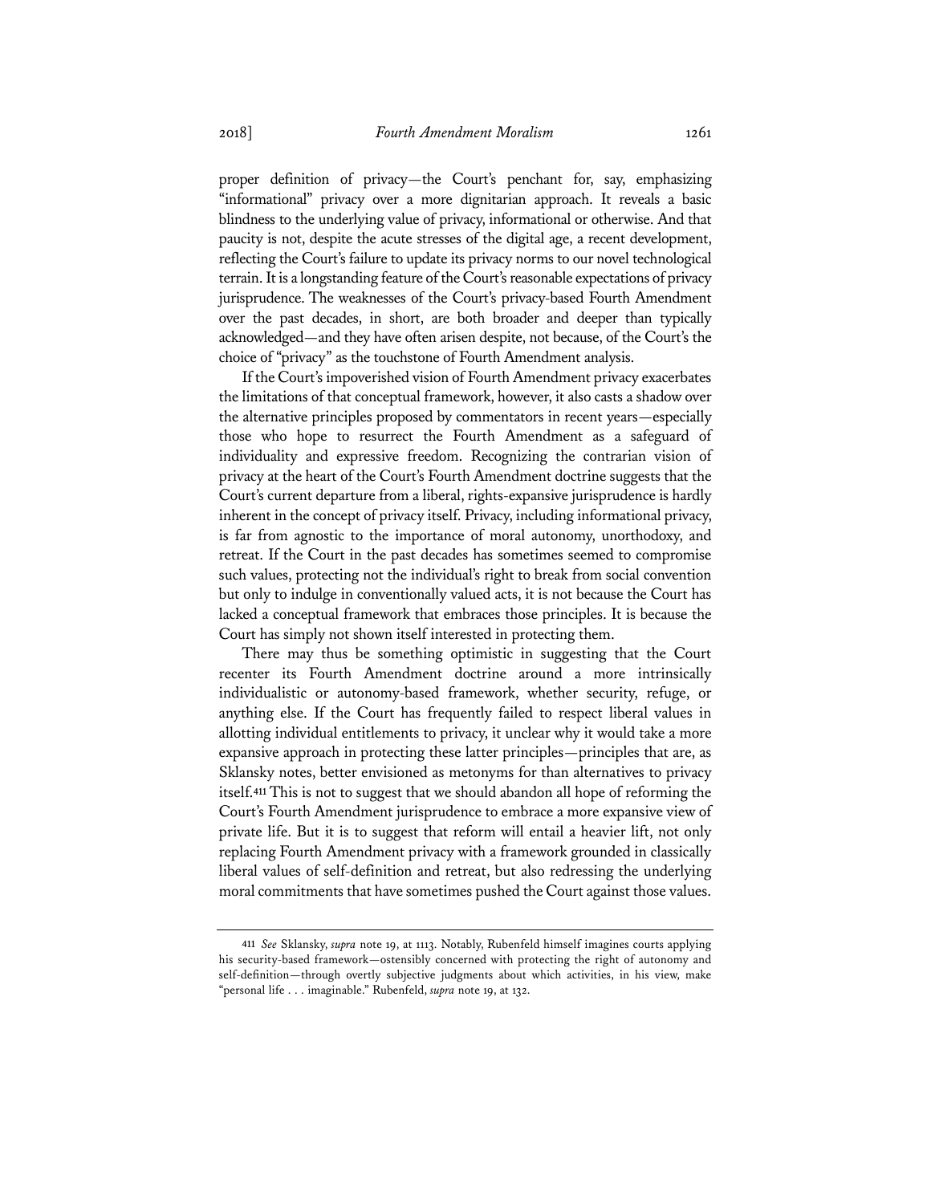proper definition of privacy—the Court's penchant for, say, emphasizing "informational" privacy over a more dignitarian approach. It reveals a basic blindness to the underlying value of privacy, informational or otherwise. And that paucity is not, despite the acute stresses of the digital age, a recent development, reflecting the Court's failure to update its privacy norms to our novel technological terrain. It is a longstanding feature of the Court's reasonable expectations of privacy jurisprudence. The weaknesses of the Court's privacy-based Fourth Amendment over the past decades, in short, are both broader and deeper than typically acknowledged—and they have often arisen despite, not because, of the Court's the choice of "privacy" as the touchstone of Fourth Amendment analysis.

If the Court's impoverished vision of Fourth Amendment privacy exacerbates the limitations of that conceptual framework, however, it also casts a shadow over the alternative principles proposed by commentators in recent years—especially those who hope to resurrect the Fourth Amendment as a safeguard of individuality and expressive freedom. Recognizing the contrarian vision of privacy at the heart of the Court's Fourth Amendment doctrine suggests that the Court's current departure from a liberal, rights-expansive jurisprudence is hardly inherent in the concept of privacy itself. Privacy, including informational privacy, is far from agnostic to the importance of moral autonomy, unorthodoxy, and retreat. If the Court in the past decades has sometimes seemed to compromise such values, protecting not the individual's right to break from social convention but only to indulge in conventionally valued acts, it is not because the Court has lacked a conceptual framework that embraces those principles. It is because the Court has simply not shown itself interested in protecting them.

There may thus be something optimistic in suggesting that the Court recenter its Fourth Amendment doctrine around a more intrinsically individualistic or autonomy-based framework, whether security, refuge, or anything else. If the Court has frequently failed to respect liberal values in allotting individual entitlements to privacy, it unclear why it would take a more expansive approach in protecting these latter principles—principles that are, as Sklansky notes, better envisioned as metonyms for than alternatives to privacy itself.[411] This is not to suggest that we should abandon all hope of reforming the Court's Fourth Amendment jurisprudence to embrace a more expansive view of private life. But it is to suggest that reform will entail a heavier lift, not only replacing Fourth Amendment privacy with a framework grounded in classically liberal values of self-definition and retreat, but also redressing the underlying moral commitments that have sometimes pushed the Court against those values.

---

411 *See* Sklansky, *supra* note 19, at 1113. Notably, Rubenfeld himself imagines courts applying his security-based framework—ostensibly concerned with protecting the right of autonomy and self-definition—through overtly subjective judgments about which activities, in his view, make "personal life . . . imaginable." Rubenfeld, *supra* note 19, at 132.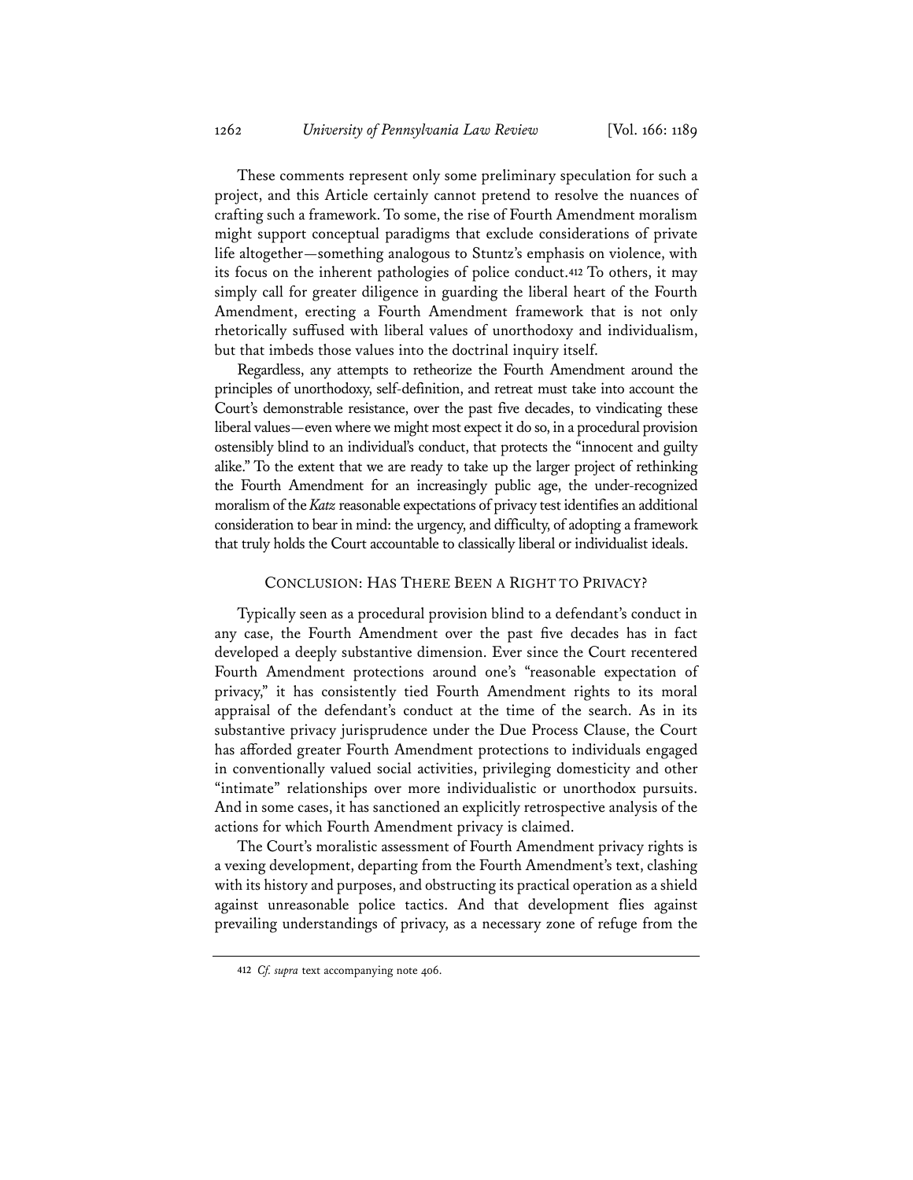These comments represent only some preliminary speculation for such a project, and this Article certainly cannot pretend to resolve the nuances of crafting such a framework. To some, the rise of Fourth Amendment moralism might support conceptual paradigms that exclude considerations of private life altogether—something analogous to Stuntz's emphasis on violence, with its focus on the inherent pathologies of police conduct.[412] To others, it may simply call for greater diligence in guarding the liberal heart of the Fourth Amendment, erecting a Fourth Amendment framework that is not only rhetorically suffused with liberal values of unorthodoxy and individualism, but that imbeds those values into the doctrinal inquiry itself.

Regardless, any attempts to retheorize the Fourth Amendment around the principles of unorthodoxy, self-definition, and retreat must take into account the Court's demonstrable resistance, over the past five decades, to vindicating these liberal values—even where we might most expect it do so, in a procedural provision ostensibly blind to an individual's conduct, that protects the "innocent and guilty alike." To the extent that we are ready to take up the larger project of rethinking the Fourth Amendment for an increasingly public age, the under-recognized moralism of the *Katz* reasonable expectations of privacy test identifies an additional consideration to bear in mind: the urgency, and difficulty, of adopting a framework that truly holds the Court accountable to classically liberal or individualist ideals.

## CONCLUSION: HAS THERE BEEN A RIGHT TO PRIVACY?

Typically seen as a procedural provision blind to a defendant's conduct in any case, the Fourth Amendment over the past five decades has in fact developed a deeply substantive dimension. Ever since the Court recentered Fourth Amendment protections around one's "reasonable expectation of privacy," it has consistently tied Fourth Amendment rights to its moral appraisal of the defendant's conduct at the time of the search. As in its substantive privacy jurisprudence under the Due Process Clause, the Court has afforded greater Fourth Amendment protections to individuals engaged in conventionally valued social activities, privileging domesticity and other "intimate" relationships over more individualistic or unorthodox pursuits. And in some cases, it has sanctioned an explicitly retrospective analysis of the actions for which Fourth Amendment privacy is claimed.

The Court's moralistic assessment of Fourth Amendment privacy rights is a vexing development, departing from the Fourth Amendment's text, clashing with its history and purposes, and obstructing its practical operation as a shield against unreasonable police tactics. And that development flies against prevailing understandings of privacy, as a necessary zone of refuge from the

412 *Cf. supra* text accompanying note 406.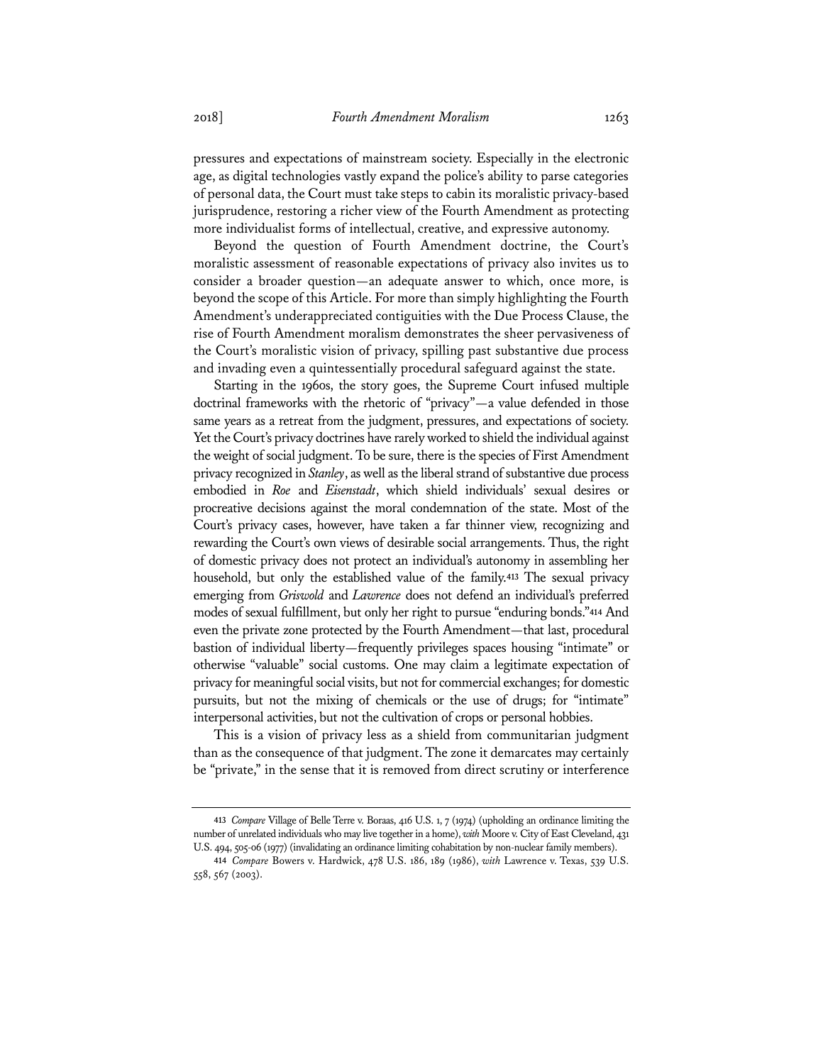pressures and expectations of mainstream society. Especially in the electronic age, as digital technologies vastly expand the police's ability to parse categories of personal data, the Court must take steps to cabin its moralistic privacy-based jurisprudence, restoring a richer view of the Fourth Amendment as protecting more individualist forms of intellectual, creative, and expressive autonomy.

Beyond the question of Fourth Amendment doctrine, the Court's moralistic assessment of reasonable expectations of privacy also invites us to consider a broader question—an adequate answer to which, once more, is beyond the scope of this Article. For more than simply highlighting the Fourth Amendment's underappreciated contiguities with the Due Process Clause, the rise of Fourth Amendment moralism demonstrates the sheer pervasiveness of the Court's moralistic vision of privacy, spilling past substantive due process and invading even a quintessentially procedural safeguard against the state.

Starting in the 1960s, the story goes, the Supreme Court infused multiple doctrinal frameworks with the rhetoric of "privacy"—a value defended in those same years as a retreat from the judgment, pressures, and expectations of society. Yet the Court's privacy doctrines have rarely worked to shield the individual against the weight of social judgment. To be sure, there is the species of First Amendment privacy recognized in *Stanley*, as well as the liberal strand of substantive due process embodied in *Roe* and *Eisenstadt*, which shield individuals' sexual desires or procreative decisions against the moral condemnation of the state. Most of the Court's privacy cases, however, have taken a far thinner view, recognizing and rewarding the Court's own views of desirable social arrangements. Thus, the right of domestic privacy does not protect an individual's autonomy in assembling her household, but only the established value of the family.[413] The sexual privacy emerging from *Griswold* and *Lawrence* does not defend an individual's preferred modes of sexual fulfillment, but only her right to pursue "enduring bonds."[414] And even the private zone protected by the Fourth Amendment—that last, procedural bastion of individual liberty—frequently privileges spaces housing "intimate" or otherwise "valuable" social customs. One may claim a legitimate expectation of privacy for meaningful social visits, but not for commercial exchanges; for domestic pursuits, but not the mixing of chemicals or the use of drugs; for "intimate" interpersonal activities, but not the cultivation of crops or personal hobbies.

This is a vision of privacy less as a shield from communitarian judgment than as the consequence of that judgment. The zone it demarcates may certainly be "private," in the sense that it is removed from direct scrutiny or interference

---

413 *Compare* Village of Belle Terre v. Boraas, 416 U.S. 1, 7 (1974) (upholding an ordinance limiting the number of unrelated individuals who may live together in a home), *with* Moore v. City of East Cleveland, 431 U.S. 494, 505-06 (1977) (invalidating an ordinance limiting cohabitation by non-nuclear family members).

414 *Compare* Bowers v. Hardwick, 478 U.S. 186, 189 (1986), *with* Lawrence v. Texas, 539 U.S. 558, 567 (2003).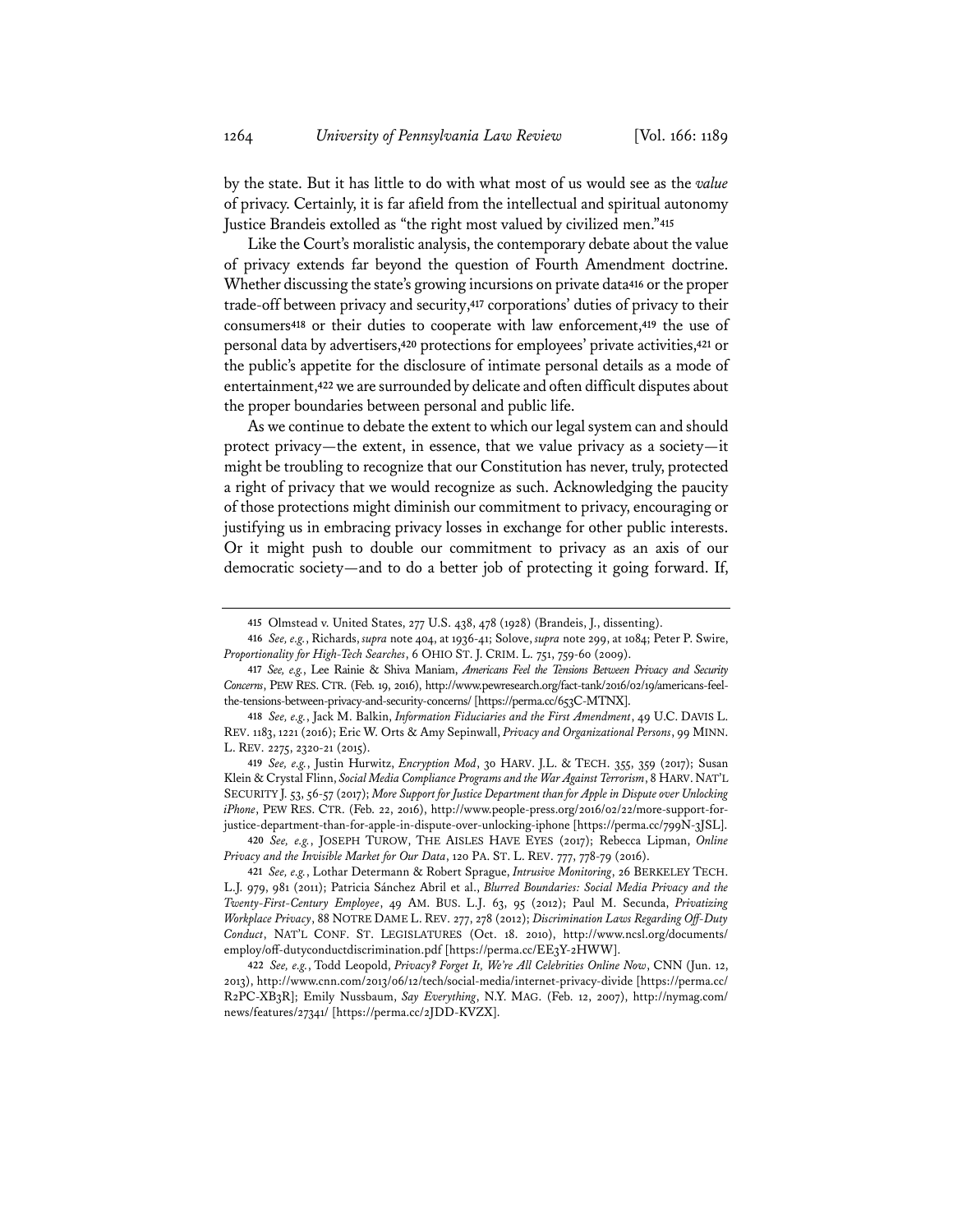by the state. But it has little to do with what most of us would see as the *value* of privacy. Certainly, it is far afield from the intellectual and spiritual autonomy Justice Brandeis extolled as "the right most valued by civilized men."[415]

Like the Court's moralistic analysis, the contemporary debate about the value of privacy extends far beyond the question of Fourth Amendment doctrine. Whether discussing the state's growing incursions on private data[416] or the proper trade-off between privacy and security,[417] corporations' duties of privacy to their consumers[418] or their duties to cooperate with law enforcement,[419] the use of personal data by advertisers,[420] protections for employees' private activities,[421] or the public's appetite for the disclosure of intimate personal details as a mode of entertainment,[422] we are surrounded by delicate and often difficult disputes about the proper boundaries between personal and public life.

As we continue to debate the extent to which our legal system can and should protect privacy—the extent, in essence, that we value privacy as a society—it might be troubling to recognize that our Constitution has never, truly, protected a right of privacy that we would recognize as such. Acknowledging the paucity of those protections might diminish our commitment to privacy, encouraging or justifying us in embracing privacy losses in exchange for other public interests. Or it might push to double our commitment to privacy as an axis of our democratic society—and to do a better job of protecting it going forward. If,

---

[415] Olmstead v. United States, 277 U.S. 438, 478 (1928) (Brandeis, J., dissenting).

[416] *See, e.g.*, Richards, *supra* note 404, at 1936-41; Solove, *supra* note 299, at 1084; Peter P. Swire, *Proportionality for High-Tech Searches*, 6 OHIO ST. J. CRIM. L. 751, 759-60 (2009).

[417] *See, e.g.*, Lee Rainie & Shiva Maniam, *Americans Feel the Tensions Between Privacy and Security Concerns*, PEW RES. CTR. (Feb. 19, 2016), http://www.pewresearch.org/fact-tank/2016/02/19/americans-feel-the-tensions-between-privacy-and-security-concerns/ [https://perma.cc/653C-MTNX].

[418] *See, e.g.*, Jack M. Balkin, *Information Fiduciaries and the First Amendment*, 49 U.C. DAVIS L. REV. 1183, 1221 (2016); Eric W. Orts & Amy Sepinwall, *Privacy and Organizational Persons*, 99 MINN. L. REV. 2275, 2320-21 (2015).

[419] *See, e.g.*, Justin Hurwitz, *Encryption Mod*, 30 HARV. J.L. & TECH. 355, 359 (2017); Susan Klein & Crystal Flinn, *Social Media Compliance Programs and the War Against Terrorism*, 8 HARV. NAT'L SECURITY J. 53, 56-57 (2017); *More Support for Justice Department than for Apple in Dispute over Unlocking iPhone*, PEW RES. CTR. (Feb. 22, 2016), http://www.people-press.org/2016/02/22/more-support-for-justice-department-than-for-apple-in-dispute-over-unlocking-iphone [https://perma.cc/799N-3JSL].

[420] *See, e.g.*, JOSEPH TUROW, THE AISLES HAVE EYES (2017); Rebecca Lipman, *Online Privacy and the Invisible Market for Our Data*, 120 PA. ST. L. REV. 777, 778-79 (2016).

[421] *See, e.g.*, Lothar Determann & Robert Sprague, *Intrusive Monitoring*, 26 BERKELEY TECH. L.J. 979, 981 (2011); Patricia Sánchez Abril et al., *Blurred Boundaries: Social Media Privacy and the Twenty-First-Century Employee*, 49 AM. BUS. L.J. 63, 95 (2012); Paul M. Secunda, *Privatizing Workplace Privacy*, 88 NOTRE DAME L. REV. 277, 278 (2012); *Discrimination Laws Regarding Off-Duty Conduct*, NAT'L CONF. ST. LEGISLATURES (Oct. 18. 2010), http://www.ncsl.org/documents/employ/off-dutyconductdiscrimination.pdf [https://perma.cc/EE3Y-2HWW].

[422] *See, e.g.*, Todd Leopold, *Privacy? Forget It, We're All Celebrities Online Now*, CNN (Jun. 12, 2013), http://www.cnn.com/2013/06/12/tech/social-media/internet-privacy-divide [https://perma.cc/R2PC-XB3R]; Emily Nussbaum, *Say Everything*, N.Y. MAG. (Feb. 12, 2007), http://nymag.com/news/features/27341/ [https://perma.cc/2JDD-KVZX].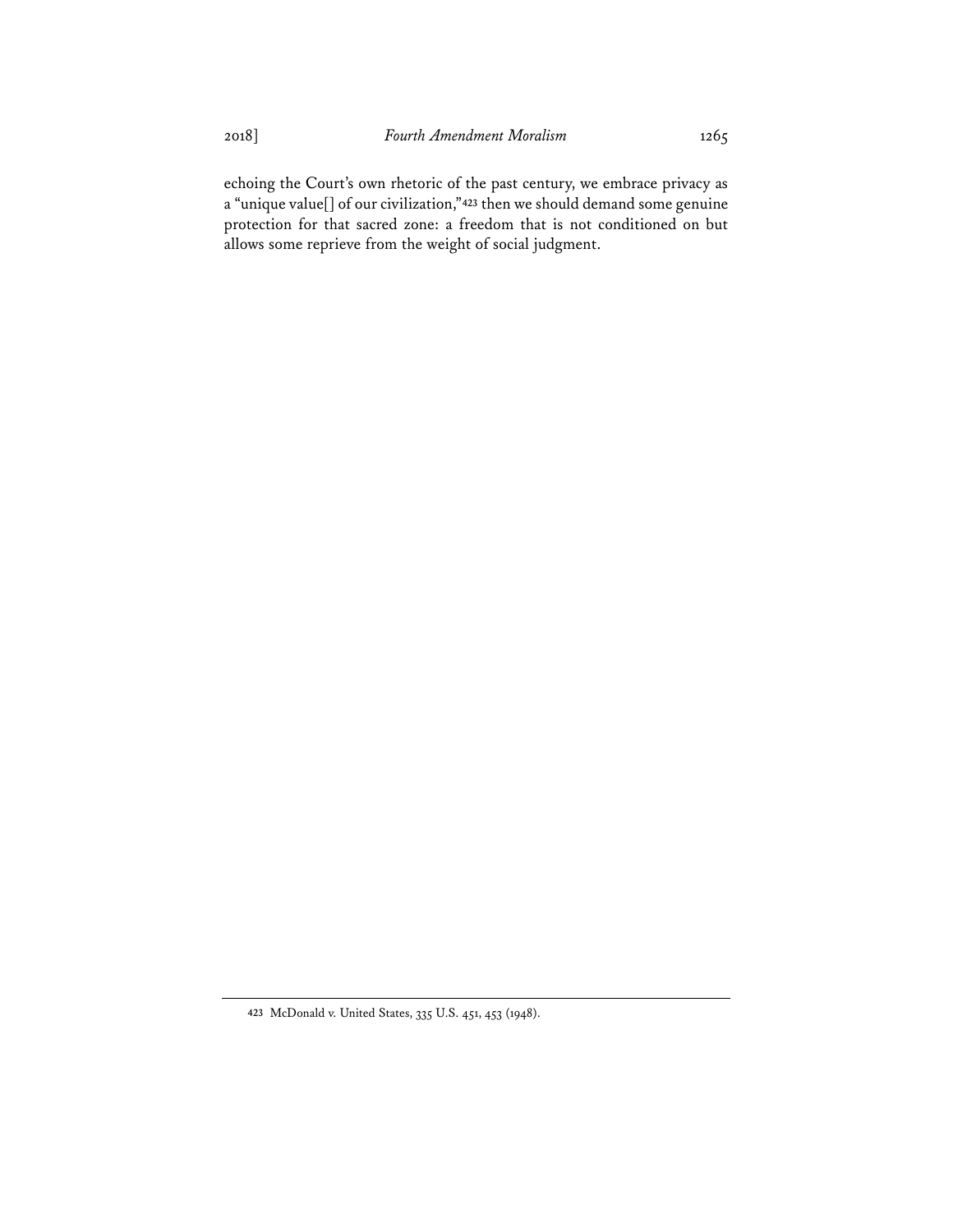echoing the Court's own rhetoric of the past century, we embrace privacy as a "unique value[] of our civilization,"[423] then we should demand some genuine protection for that sacred zone: a freedom that is not conditioned on but allows some reprieve from the weight of social judgment.

---

423 McDonald v. United States, 335 U.S. 451, 453 (1948).